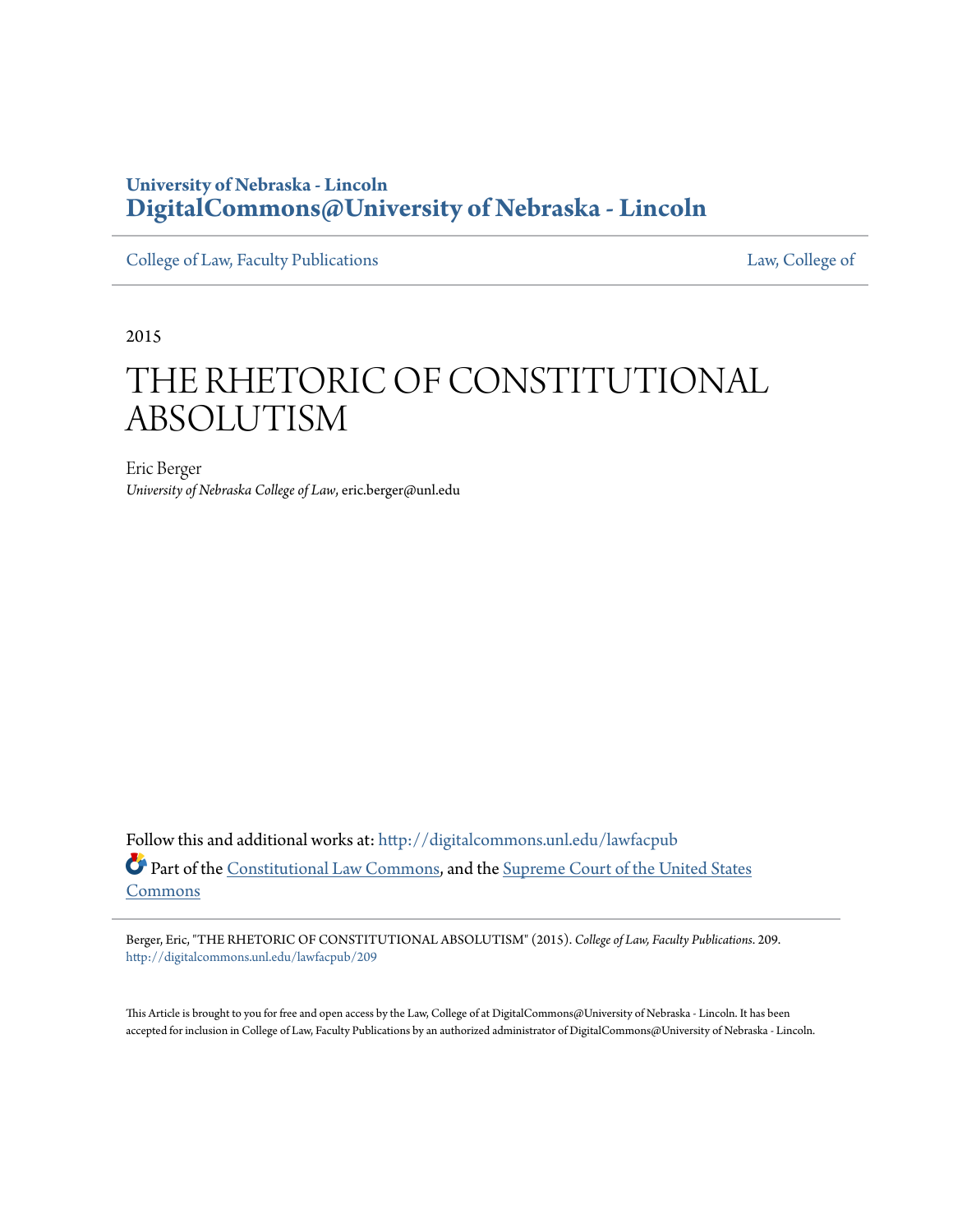**University of Nebraska - Lincoln**
**DigitalCommons@University of Nebraska - Lincoln**

College of Law, Faculty Publications | Law, College of

2015

# THE RHETORIC OF CONSTITUTIONAL ABSOLUTISM

Eric Berger
*University of Nebraska College of Law*, eric.berger@unl.edu

Follow this and additional works at: http://digitalcommons.unl.edu/lawfacpub

Part of the Constitutional Law Commons, and the Supreme Court of the United States Commons

Berger, Eric, "THE RHETORIC OF CONSTITUTIONAL ABSOLUTISM" (2015). *College of Law, Faculty Publications*. 209.
http://digitalcommons.unl.edu/lawfacpub/209

This Article is brought to you for free and open access by the Law, College of at DigitalCommons@University of Nebraska - Lincoln. It has been accepted for inclusion in College of Law, Faculty Publications by an authorized administrator of DigitalCommons@University of Nebraska - Lincoln.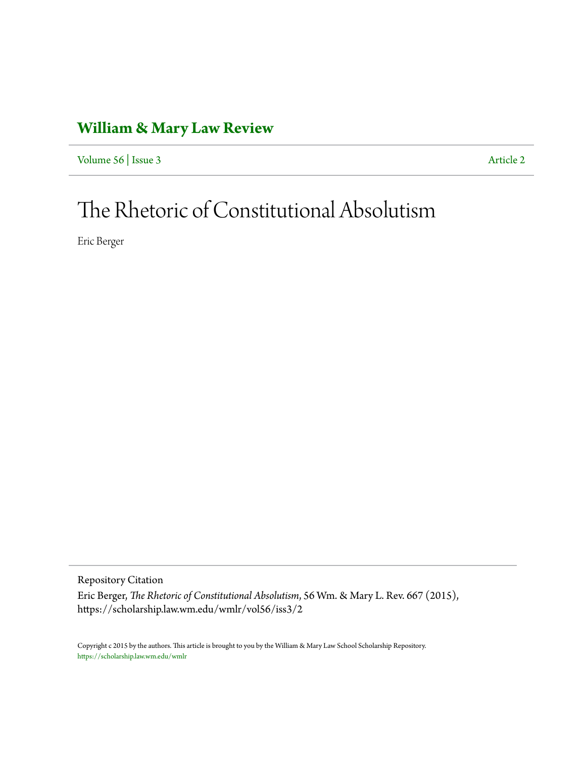# William & Mary Law Review

Volume 56 | Issue 3 Article 2

# The Rhetoric of Constitutional Absolutism

Eric Berger

Repository Citation

Eric Berger, *The Rhetoric of Constitutional Absolutism*, 56 Wm. & Mary L. Rev. 667 (2015), https://scholarship.law.wm.edu/wmlr/vol56/iss3/2

Copyright c 2015 by the authors. This article is brought to you by the William & Mary Law School Scholarship Repository. https://scholarship.law.wm.edu/wmlr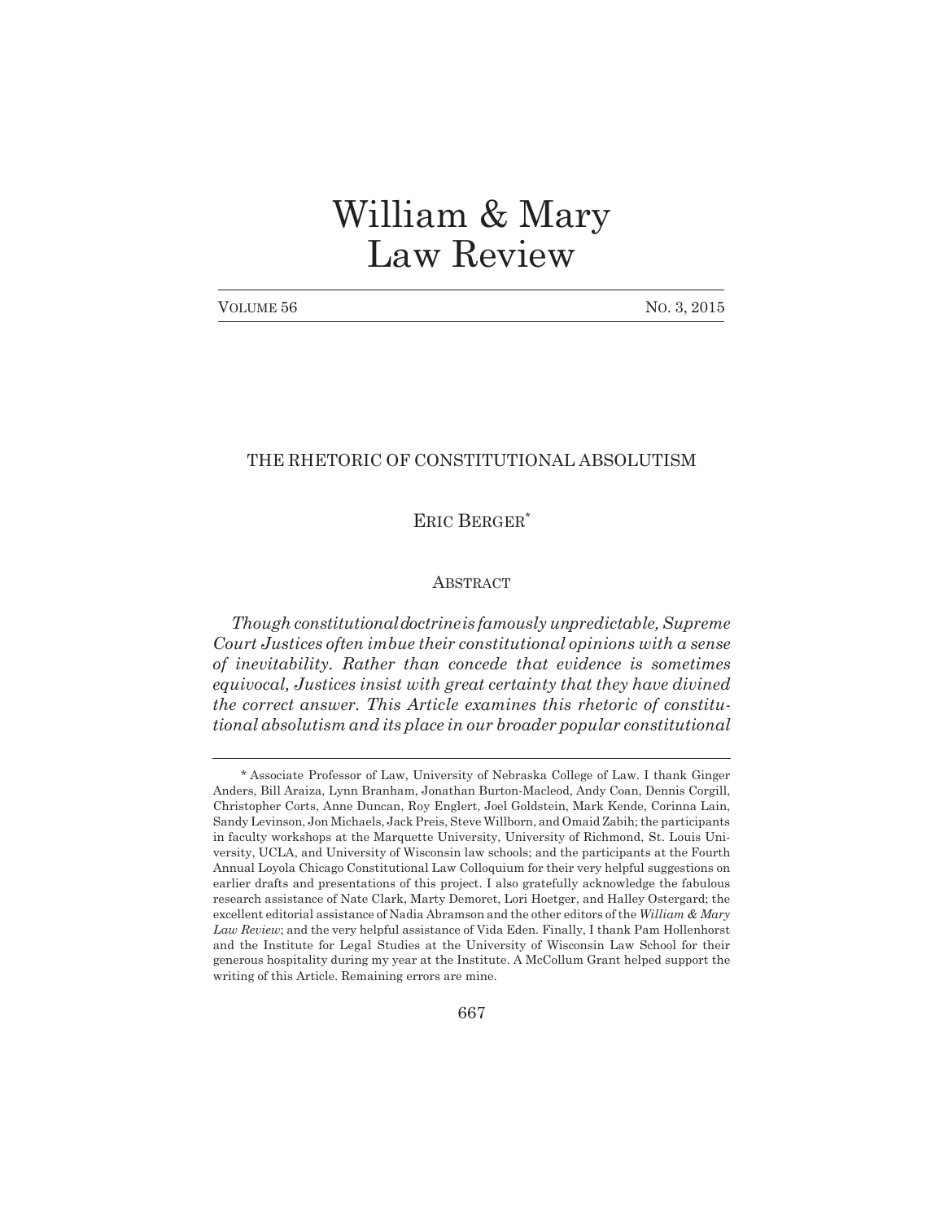# William & Mary Law Review

VOLUME 56 NO. 3, 2015

## THE RHETORIC OF CONSTITUTIONAL ABSOLUTISM

ERIC BERGER*

### ABSTRACT

*Though constitutional doctrine is famously unpredictable, Supreme Court Justices often imbue their constitutional opinions with a sense of inevitability. Rather than concede that evidence is sometimes equivocal, Justices insist with great certainty that they have divined the correct answer. This Article examines this rhetoric of constitutional absolutism and its place in our broader popular constitutional*

---

\* Associate Professor of Law, University of Nebraska College of Law. I thank Ginger Anders, Bill Araiza, Lynn Branham, Jonathan Burton-Macleod, Andy Coan, Dennis Corgill, Christopher Corts, Anne Duncan, Roy Englert, Joel Goldstein, Mark Kende, Corinna Lain, Sandy Levinson, Jon Michaels, Jack Preis, Steve Willborn, and Omaid Zabih; the participants in faculty workshops at the Marquette University, University of Richmond, St. Louis University, UCLA, and University of Wisconsin law schools; and the participants at the Fourth Annual Loyola Chicago Constitutional Law Colloquium for their very helpful suggestions on earlier drafts and presentations of this project. I also gratefully acknowledge the fabulous research assistance of Nate Clark, Marty Demoret, Lori Hoetger, and Halley Ostergard; the excellent editorial assistance of Nadia Abramson and the other editors of the *William & Mary Law Review*; and the very helpful assistance of Vida Eden. Finally, I thank Pam Hollenhorst and the Institute for Legal Studies at the University of Wisconsin Law School for their generous hospitality during my year at the Institute. A McCollum Grant helped support the writing of this Article. Remaining errors are mine.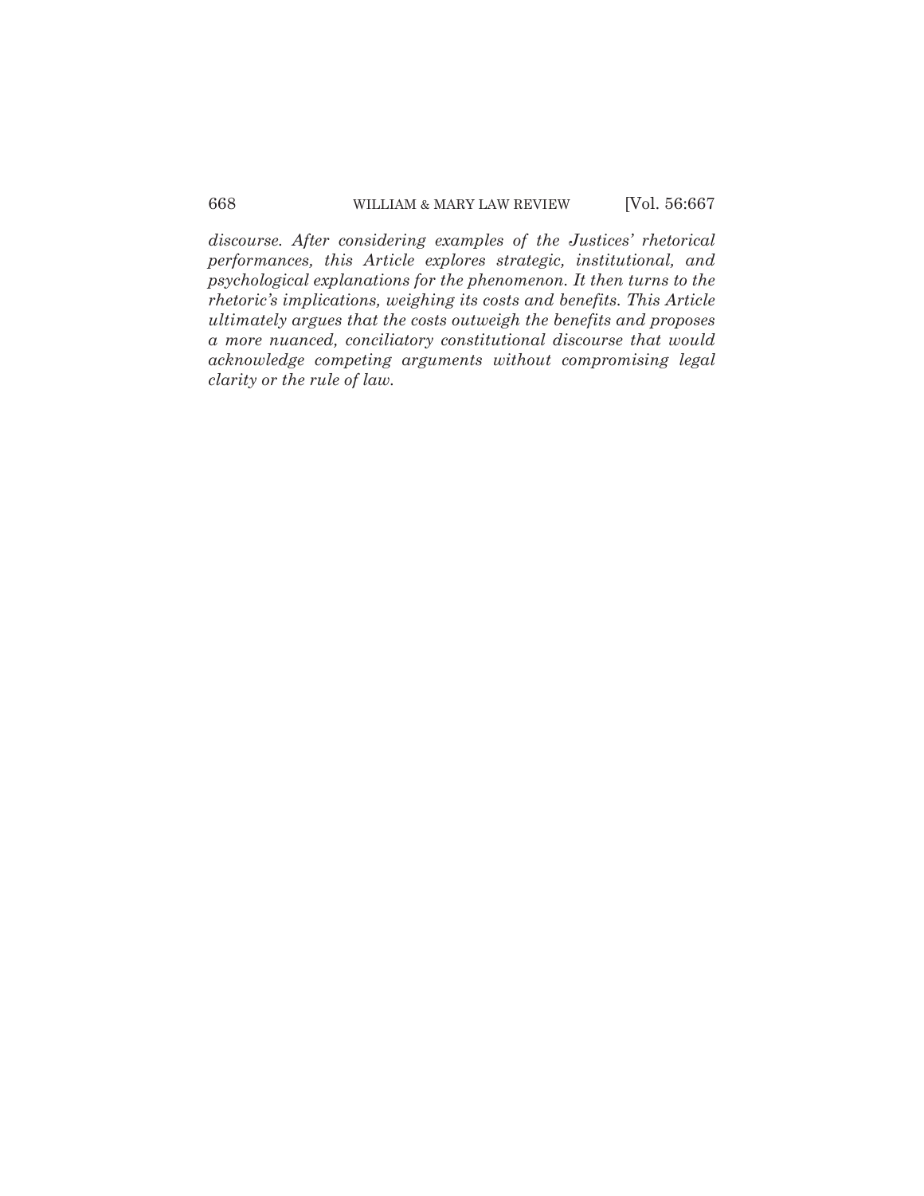*discourse. After considering examples of the Justices' rhetorical performances, this Article explores strategic, institutional, and psychological explanations for the phenomenon. It then turns to the rhetoric's implications, weighing its costs and benefits. This Article ultimately argues that the costs outweigh the benefits and proposes a more nuanced, conciliatory constitutional discourse that would acknowledge competing arguments without compromising legal clarity or the rule of law.*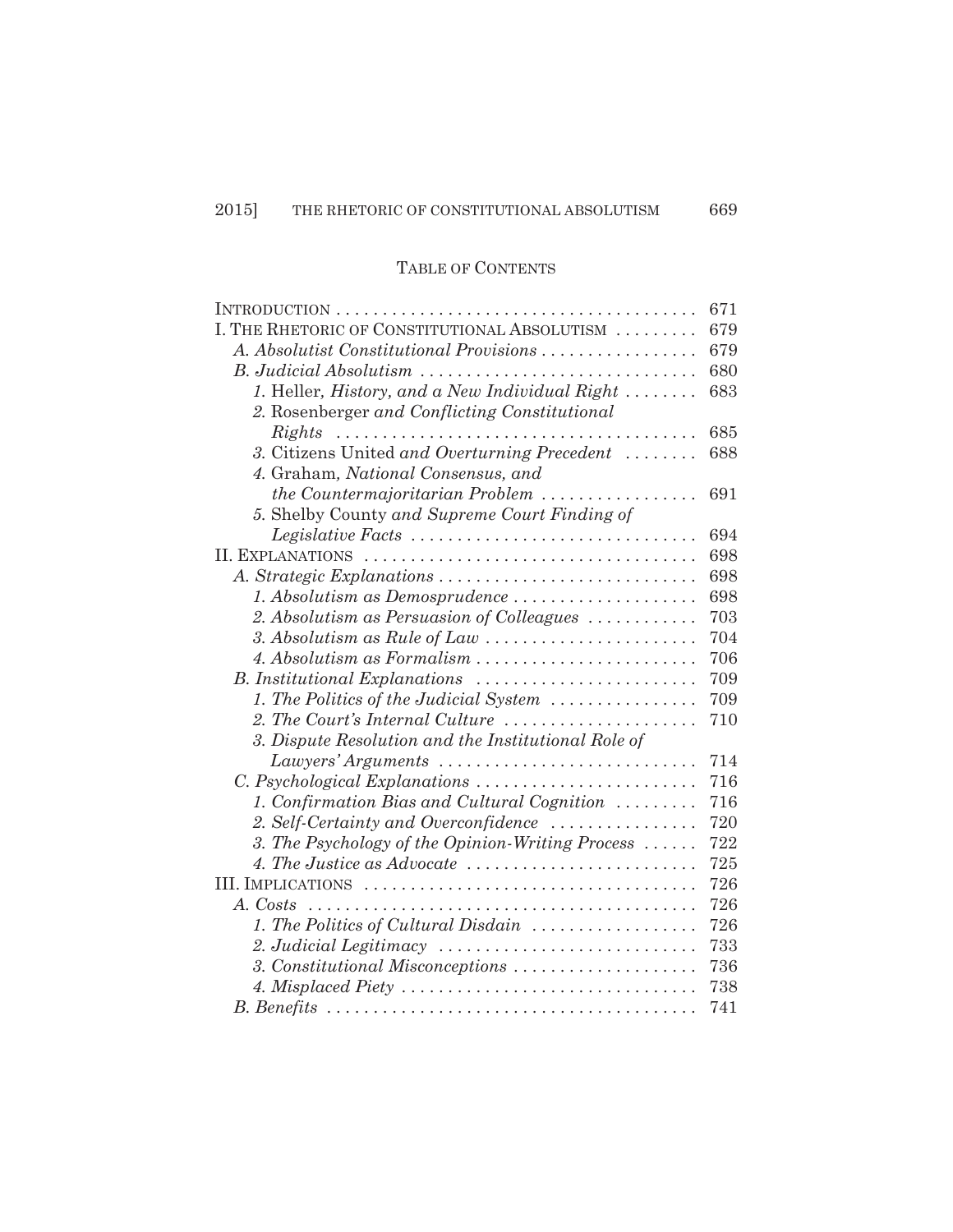## TABLE OF CONTENTS

INTRODUCTION ....................................... 671

I. THE RHETORIC OF CONSTITUTIONAL ABSOLUTISM ......... 679

*A. Absolutist Constitutional Provisions* ................. 679

*B. Judicial Absolutism* .............................. 680

*1.* Heller, *History, and a New Individual Right* ........ 683

*2.* Rosenberger *and Conflicting Constitutional Rights* ....................................... 685

*3.* Citizens United *and Overturning Precedent* ........ 688

*4.* Graham, *National Consensus, and the Countermajoritarian Problem* ................. 691

*5.* Shelby County *and Supreme Court Finding of Legislative Facts* ............................... 694

II. EXPLANATIONS .................................... 698

*A. Strategic Explanations* ............................ 698

*1. Absolutism as Demosprudence* .................... 698

*2. Absolutism as Persuasion of Colleagues* ............ 703

*3. Absolutism as Rule of Law* ....................... 704

*4. Absolutism as Formalism* ........................ 706

*B. Institutional Explanations* ........................ 709

*1. The Politics of the Judicial System* ................ 709

*2. The Court's Internal Culture* ..................... 710

*3. Dispute Resolution and the Institutional Role of Lawyers' Arguments* ........................... 714

*C. Psychological Explanations* ........................ 716

*1. Confirmation Bias and Cultural Cognition* ......... 716

*2. Self-Certainty and Overconfidence* ................ 720

*3. The Psychology of the Opinion-Writing Process* ...... 722

*4. The Justice as Advocate* ......................... 725

III. IMPLICATIONS .................................... 726

*A. Costs* .......................................... 726

*1. The Politics of Cultural Disdain* .................. 726

*2. Judicial Legitimacy* ............................ 733

*3. Constitutional Misconceptions* .................... 736

*4. Misplaced Piety* ................................ 738

*B. Benefits* ........................................ 741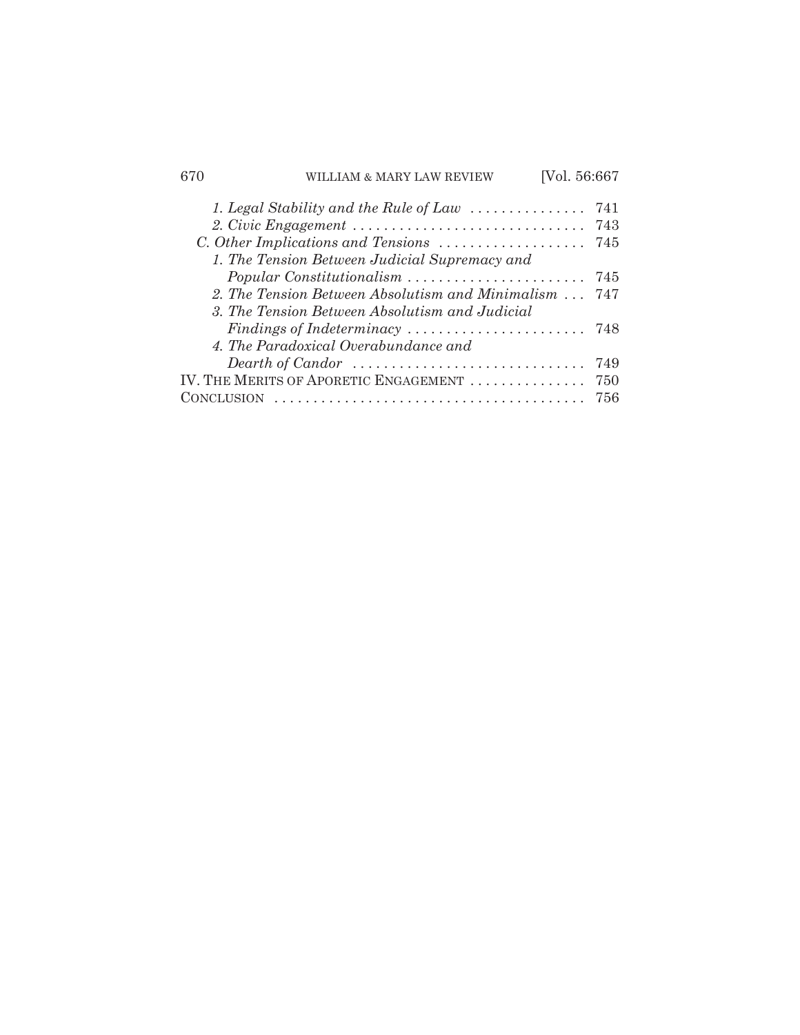1. *Legal Stability and the Rule of Law* . . . . . . . . . . . . . . . 741
2. *Civic Engagement* . . . . . . . . . . . . . . . . . . . . . . . . . . . . . . 743

C. *Other Implications and Tensions* . . . . . . . . . . . . . . . . . . . 745

1. *The Tension Between Judicial Supremacy and Popular Constitutionalism* . . . . . . . . . . . . . . . . . . . . . . . 745
2. *The Tension Between Absolutism and Minimalism* . . . 747
3. *The Tension Between Absolutism and Judicial Findings of Indeterminacy* . . . . . . . . . . . . . . . . . . . . . . . 748
4. *The Paradoxical Overabundance and Dearth of Candor* . . . . . . . . . . . . . . . . . . . . . . . . . . . . . . 749

IV. THE MERITS OF APORETIC ENGAGEMENT . . . . . . . . . . . . . . . 750

CONCLUSION . . . . . . . . . . . . . . . . . . . . . . . . . . . . . . . . . . . . . . . . 756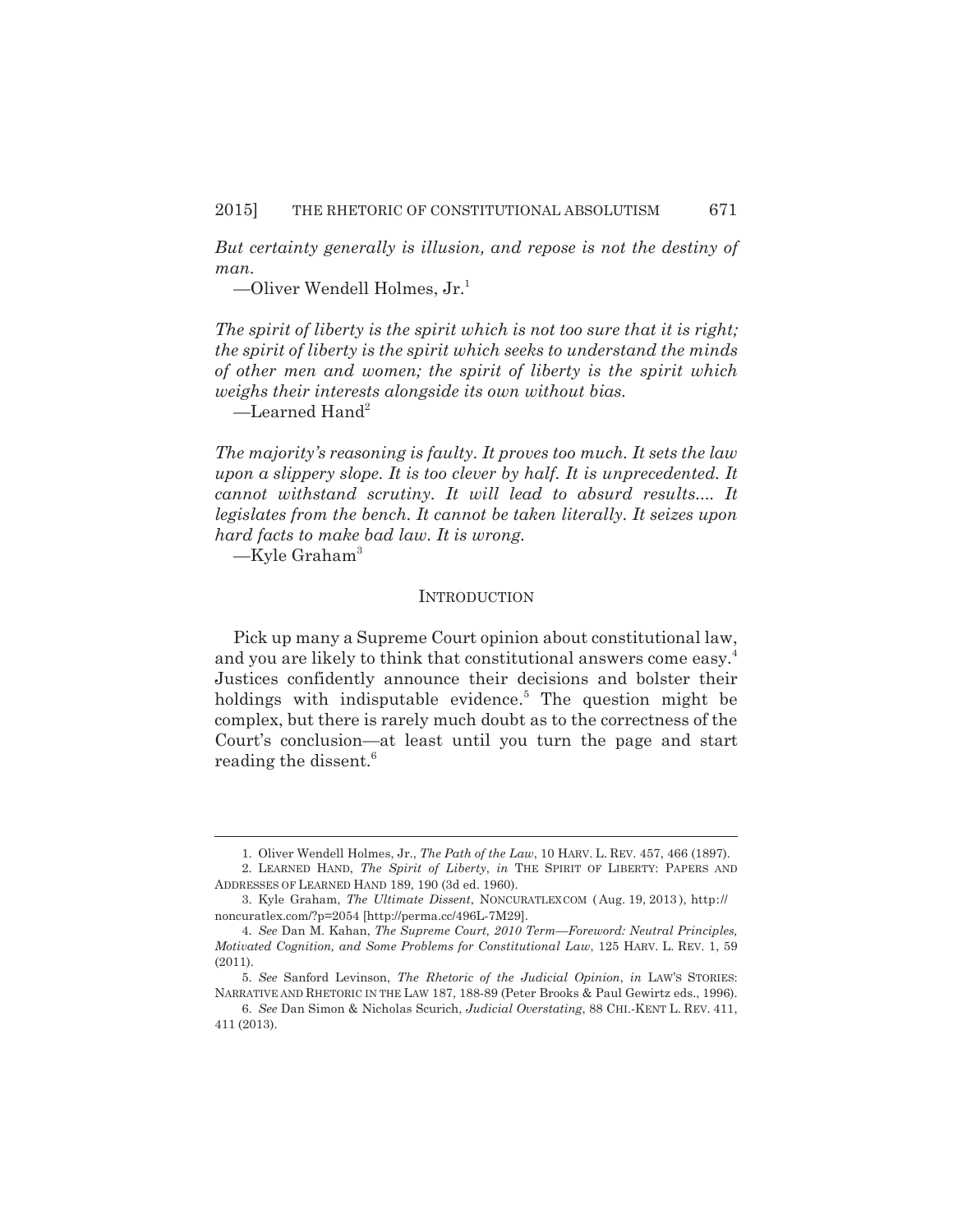*But certainty generally is illusion, and repose is not the destiny of man.*

—Oliver Wendell Holmes, Jr.[1]

*The spirit of liberty is the spirit which is not too sure that it is right; the spirit of liberty is the spirit which seeks to understand the minds of other men and women; the spirit of liberty is the spirit which weighs their interests alongside its own without bias.*

—Learned Hand[2]

*The majority's reasoning is faulty. It proves too much. It sets the law upon a slippery slope. It is too clever by half. It is unprecedented. It cannot withstand scrutiny. It will lead to absurd results.... It legislates from the bench. It cannot be taken literally. It seizes upon hard facts to make bad law. It is wrong.*

—Kyle Graham[3]

## INTRODUCTION

Pick up many a Supreme Court opinion about constitutional law, and you are likely to think that constitutional answers come easy.[4] Justices confidently announce their decisions and bolster their holdings with indisputable evidence.[5] The question might be complex, but there is rarely much doubt as to the correctness of the Court's conclusion—at least until you turn the page and start reading the dissent.[6]

---

1. Oliver Wendell Holmes, Jr., *The Path of the Law*, 10 HARV. L. REV. 457, 466 (1897).

2. LEARNED HAND, *The Spirit of Liberty*, *in* THE SPIRIT OF LIBERTY: PAPERS AND ADDRESSES OF LEARNED HAND 189, 190 (3d ed. 1960).

3. Kyle Graham, *The Ultimate Dissent*, NONCURATLEX.COM (Aug. 19, 2013), http://noncuratlex.com/?p=2054 [http://perma.cc/496L-7M29].

4. *See* Dan M. Kahan, *The Supreme Court, 2010 Term—Foreword: Neutral Principles, Motivated Cognition, and Some Problems for Constitutional Law*, 125 HARV. L. REV. 1, 59 (2011).

5. *See* Sanford Levinson, *The Rhetoric of the Judicial Opinion*, *in* LAW'S STORIES: NARRATIVE AND RHETORIC IN THE LAW 187, 188-89 (Peter Brooks & Paul Gewirtz eds., 1996).

6. *See* Dan Simon & Nicholas Scurich, *Judicial Overstating*, 88 CHI.-KENT L. REV. 411, 411 (2013).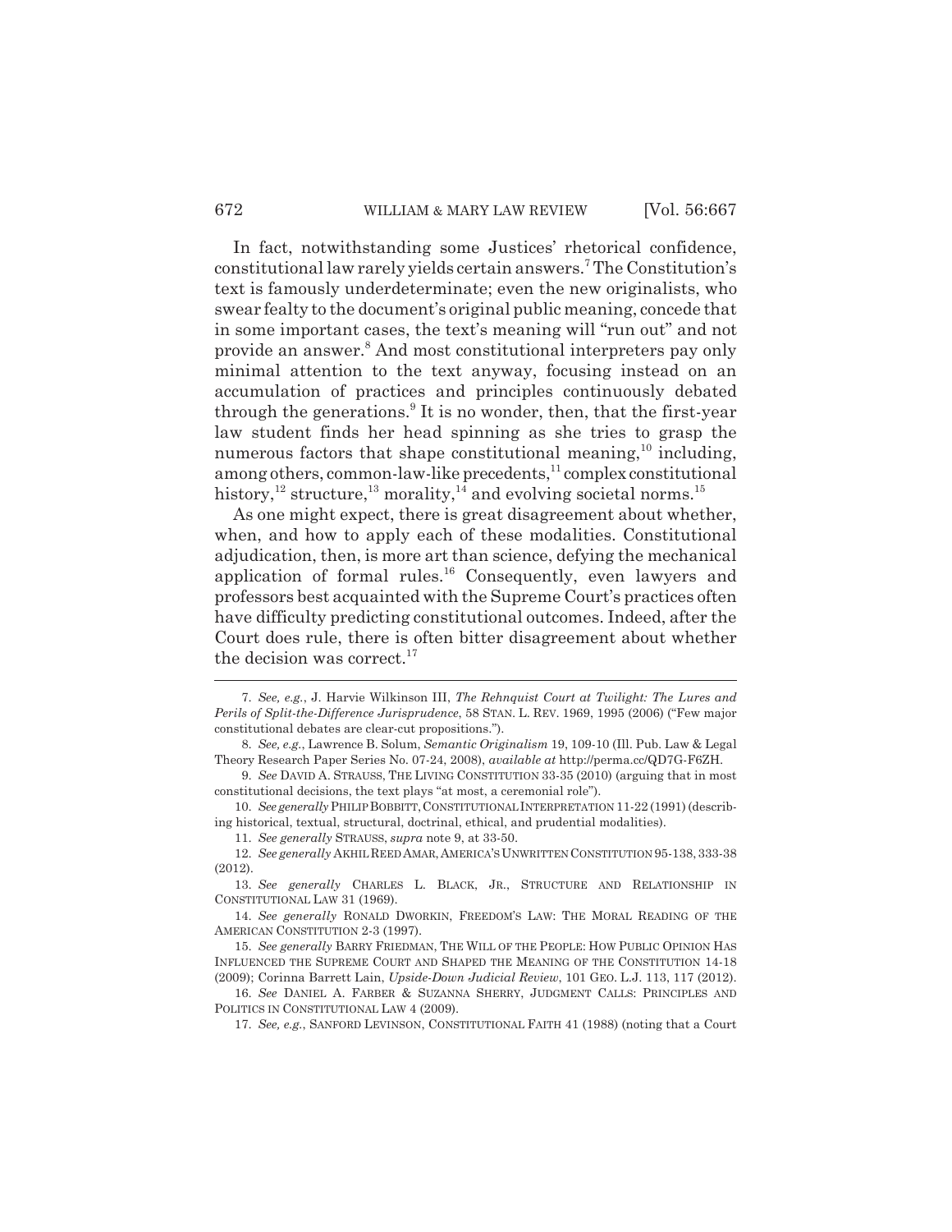In fact, notwithstanding some Justices' rhetorical confidence, constitutional law rarely yields certain answers.[7] The Constitution's text is famously underdeterminate; even the new originalists, who swear fealty to the document's original public meaning, concede that in some important cases, the text's meaning will "run out" and not provide an answer.[8] And most constitutional interpreters pay only minimal attention to the text anyway, focusing instead on an accumulation of practices and principles continuously debated through the generations.[9] It is no wonder, then, that the first-year law student finds her head spinning as she tries to grasp the numerous factors that shape constitutional meaning,[10] including, among others, common-law-like precedents,[11] complex constitutional history,[12] structure,[13] morality,[14] and evolving societal norms.[15]

As one might expect, there is great disagreement about whether, when, and how to apply each of these modalities. Constitutional adjudication, then, is more art than science, defying the mechanical application of formal rules.[16] Consequently, even lawyers and professors best acquainted with the Supreme Court's practices often have difficulty predicting constitutional outcomes. Indeed, after the Court does rule, there is often bitter disagreement about whether the decision was correct.[17]

---

7. *See, e.g.*, J. Harvie Wilkinson III, *The Rehnquist Court at Twilight: The Lures and Perils of Split-the-Difference Jurisprudence*, 58 STAN. L. REV. 1969, 1995 (2006) ("Few major constitutional debates are clear-cut propositions.").

8. *See, e.g.*, Lawrence B. Solum, *Semantic Originalism* 19, 109-10 (Ill. Pub. Law & Legal Theory Research Paper Series No. 07-24, 2008), *available at* http://perma.cc/QD7G-F6ZH.

9. *See* DAVID A. STRAUSS, THE LIVING CONSTITUTION 33-35 (2010) (arguing that in most constitutional decisions, the text plays "at most, a ceremonial role").

10. *See generally* PHILIP BOBBITT, CONSTITUTIONAL INTERPRETATION 11-22 (1991) (describing historical, textual, structural, doctrinal, ethical, and prudential modalities).

11. *See generally* STRAUSS, *supra* note 9, at 33-50.

12. *See generally* AKHIL REED AMAR, AMERICA'S UNWRITTEN CONSTITUTION 95-138, 333-38 (2012).

13. *See generally* CHARLES L. BLACK, JR., STRUCTURE AND RELATIONSHIP IN CONSTITUTIONAL LAW 31 (1969).

14. *See generally* RONALD DWORKIN, FREEDOM'S LAW: THE MORAL READING OF THE AMERICAN CONSTITUTION 2-3 (1997).

15. *See generally* BARRY FRIEDMAN, THE WILL OF THE PEOPLE: HOW PUBLIC OPINION HAS INFLUENCED THE SUPREME COURT AND SHAPED THE MEANING OF THE CONSTITUTION 14-18 (2009); Corinna Barrett Lain, *Upside-Down Judicial Review*, 101 GEO. L.J. 113, 117 (2012).

16. *See* DANIEL A. FARBER & SUZANNA SHERRY, JUDGMENT CALLS: PRINCIPLES AND POLITICS IN CONSTITUTIONAL LAW 4 (2009).

17. *See, e.g.*, SANFORD LEVINSON, CONSTITUTIONAL FAITH 41 (1988) (noting that a Court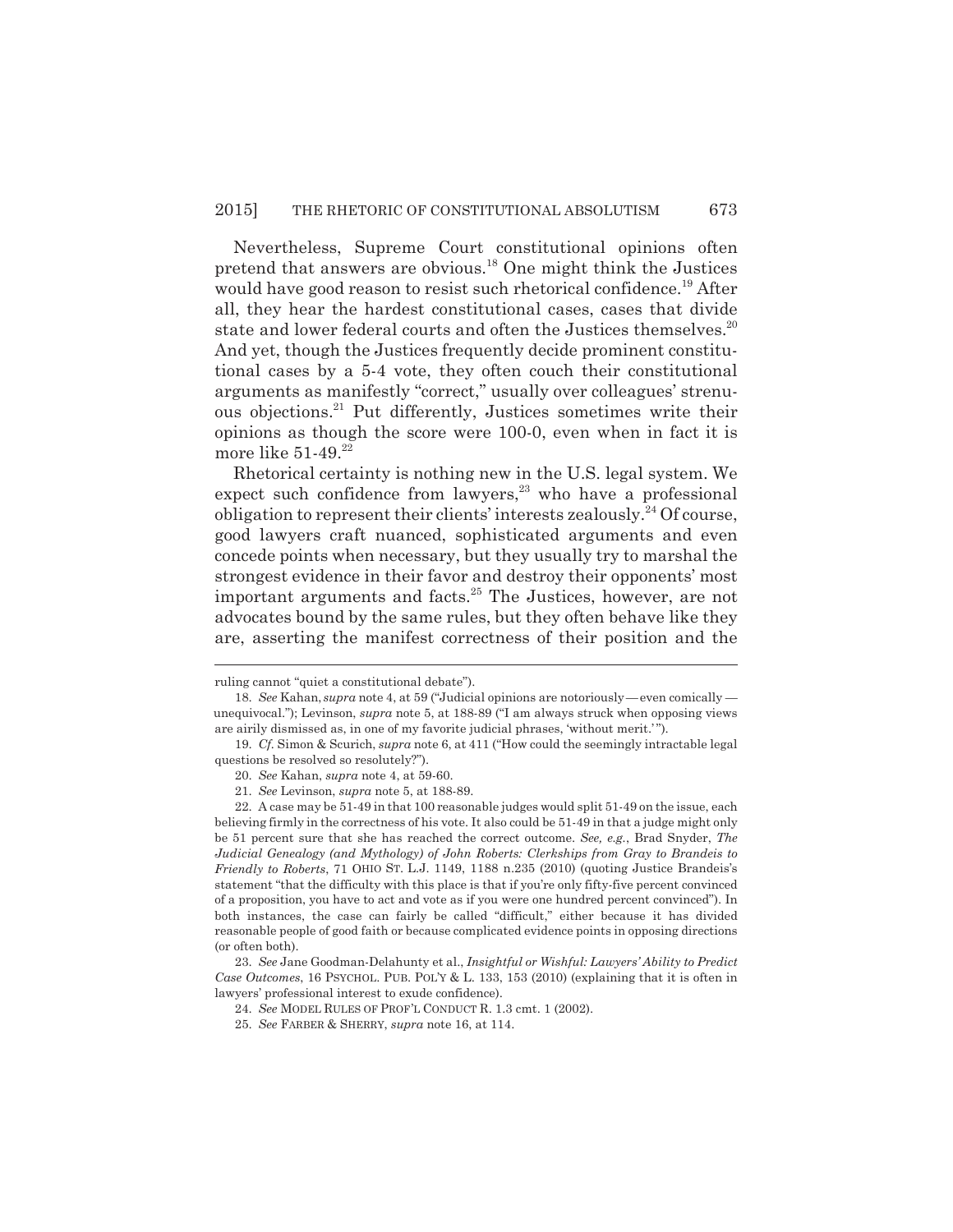Nevertheless, Supreme Court constitutional opinions often pretend that answers are obvious.[18] One might think the Justices would have good reason to resist such rhetorical confidence.[19] After all, they hear the hardest constitutional cases, cases that divide state and lower federal courts and often the Justices themselves.[20] And yet, though the Justices frequently decide prominent constitutional cases by a 5-4 vote, they often couch their constitutional arguments as manifestly "correct," usually over colleagues' strenuous objections.[21] Put differently, Justices sometimes write their opinions as though the score were 100-0, even when in fact it is more like 51-49.[22]

Rhetorical certainty is nothing new in the U.S. legal system. We expect such confidence from lawyers,[23] who have a professional obligation to represent their clients' interests zealously.[24] Of course, good lawyers craft nuanced, sophisticated arguments and even concede points when necessary, but they usually try to marshal the strongest evidence in their favor and destroy their opponents' most important arguments and facts.[25] The Justices, however, are not advocates bound by the same rules, but they often behave like they are, asserting the manifest correctness of their position and the

---

ruling cannot "quiet a constitutional debate").

18. *See* Kahan, *supra* note 4, at 59 ("Judicial opinions are notoriously — even comically — unequivocal."); Levinson, *supra* note 5, at 188-89 ("I am always struck when opposing views are airily dismissed as, in one of my favorite judicial phrases, 'without merit.'").

19. *Cf.* Simon & Scurich, *supra* note 6, at 411 ("How could the seemingly intractable legal questions be resolved so resolutely?").

20. *See* Kahan, *supra* note 4, at 59-60.

21. *See* Levinson, *supra* note 5, at 188-89.

22. A case may be 51-49 in that 100 reasonable judges would split 51-49 on the issue, each believing firmly in the correctness of his vote. It also could be 51-49 in that a judge might only be 51 percent sure that she has reached the correct outcome. *See, e.g.*, Brad Snyder, *The Judicial Genealogy (and Mythology) of John Roberts: Clerkships from Gray to Brandeis to Friendly to Roberts*, 71 OHIO ST. L.J. 1149, 1188 n.235 (2010) (quoting Justice Brandeis's statement "that the difficulty with this place is that if you're only fifty-five percent convinced of a proposition, you have to act and vote as if you were one hundred percent convinced"). In both instances, the case can fairly be called "difficult," either because it has divided reasonable people of good faith or because complicated evidence points in opposing directions (or often both).

23. *See* Jane Goodman-Delahunty et al., *Insightful or Wishful: Lawyers' Ability to Predict Case Outcomes*, 16 PSYCHOL. PUB. POL'Y & L. 133, 153 (2010) (explaining that it is often in lawyers' professional interest to exude confidence).

24. *See* MODEL RULES OF PROF'L CONDUCT R. 1.3 cmt. 1 (2002).

25. *See* FARBER & SHERRY, *supra* note 16, at 114.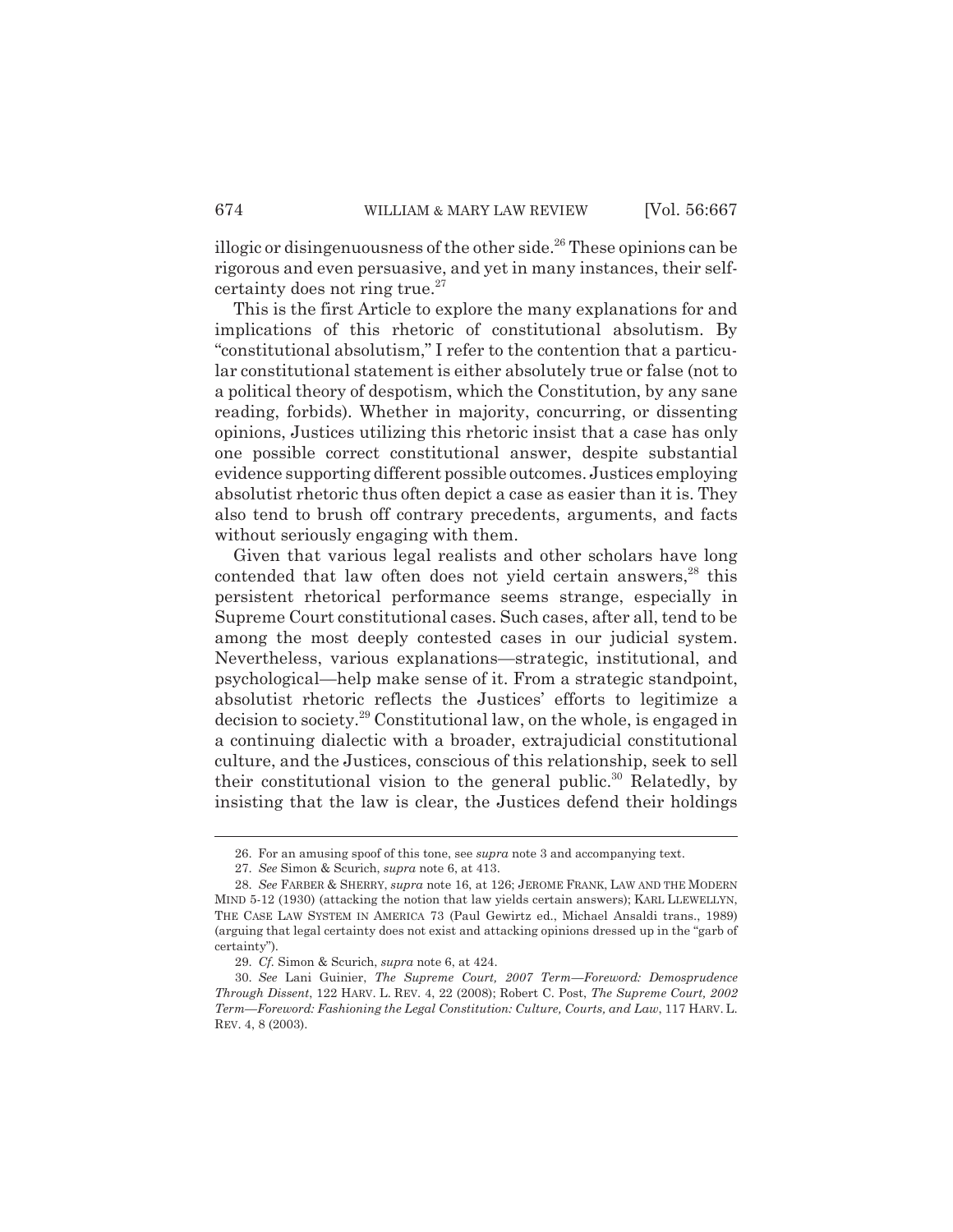illogic or disingenuousness of the other side.[26] These opinions can be rigorous and even persuasive, and yet in many instances, their self-certainty does not ring true.[27]

This is the first Article to explore the many explanations for and implications of this rhetoric of constitutional absolutism. By "constitutional absolutism," I refer to the contention that a particular constitutional statement is either absolutely true or false (not to a political theory of despotism, which the Constitution, by any sane reading, forbids). Whether in majority, concurring, or dissenting opinions, Justices utilizing this rhetoric insist that a case has only one possible correct constitutional answer, despite substantial evidence supporting different possible outcomes. Justices employing absolutist rhetoric thus often depict a case as easier than it is. They also tend to brush off contrary precedents, arguments, and facts without seriously engaging with them.

Given that various legal realists and other scholars have long contended that law often does not yield certain answers,[28] this persistent rhetorical performance seems strange, especially in Supreme Court constitutional cases. Such cases, after all, tend to be among the most deeply contested cases in our judicial system. Nevertheless, various explanations—strategic, institutional, and psychological—help make sense of it. From a strategic standpoint, absolutist rhetoric reflects the Justices' efforts to legitimize a decision to society.[29] Constitutional law, on the whole, is engaged in a continuing dialectic with a broader, extrajudicial constitutional culture, and the Justices, conscious of this relationship, seek to sell their constitutional vision to the general public.[30] Relatedly, by insisting that the law is clear, the Justices defend their holdings

---

26. For an amusing spoof of this tone, see *supra* note 3 and accompanying text.

27. *See* Simon & Scurich, *supra* note 6, at 413.

28. *See* FARBER & SHERRY, *supra* note 16, at 126; JEROME FRANK, LAW AND THE MODERN MIND 5-12 (1930) (attacking the notion that law yields certain answers); KARL LLEWELLYN, THE CASE LAW SYSTEM IN AMERICA 73 (Paul Gewirtz ed., Michael Ansaldi trans., 1989) (arguing that legal certainty does not exist and attacking opinions dressed up in the "garb of certainty").

29. *Cf.* Simon & Scurich, *supra* note 6, at 424.

30. *See* Lani Guinier, *The Supreme Court, 2007 Term—Foreword: Demosprudence Through Dissent*, 122 HARV. L. REV. 4, 22 (2008); Robert C. Post, *The Supreme Court, 2002 Term—Foreword: Fashioning the Legal Constitution: Culture, Courts, and Law*, 117 HARV. L. REV. 4, 8 (2003).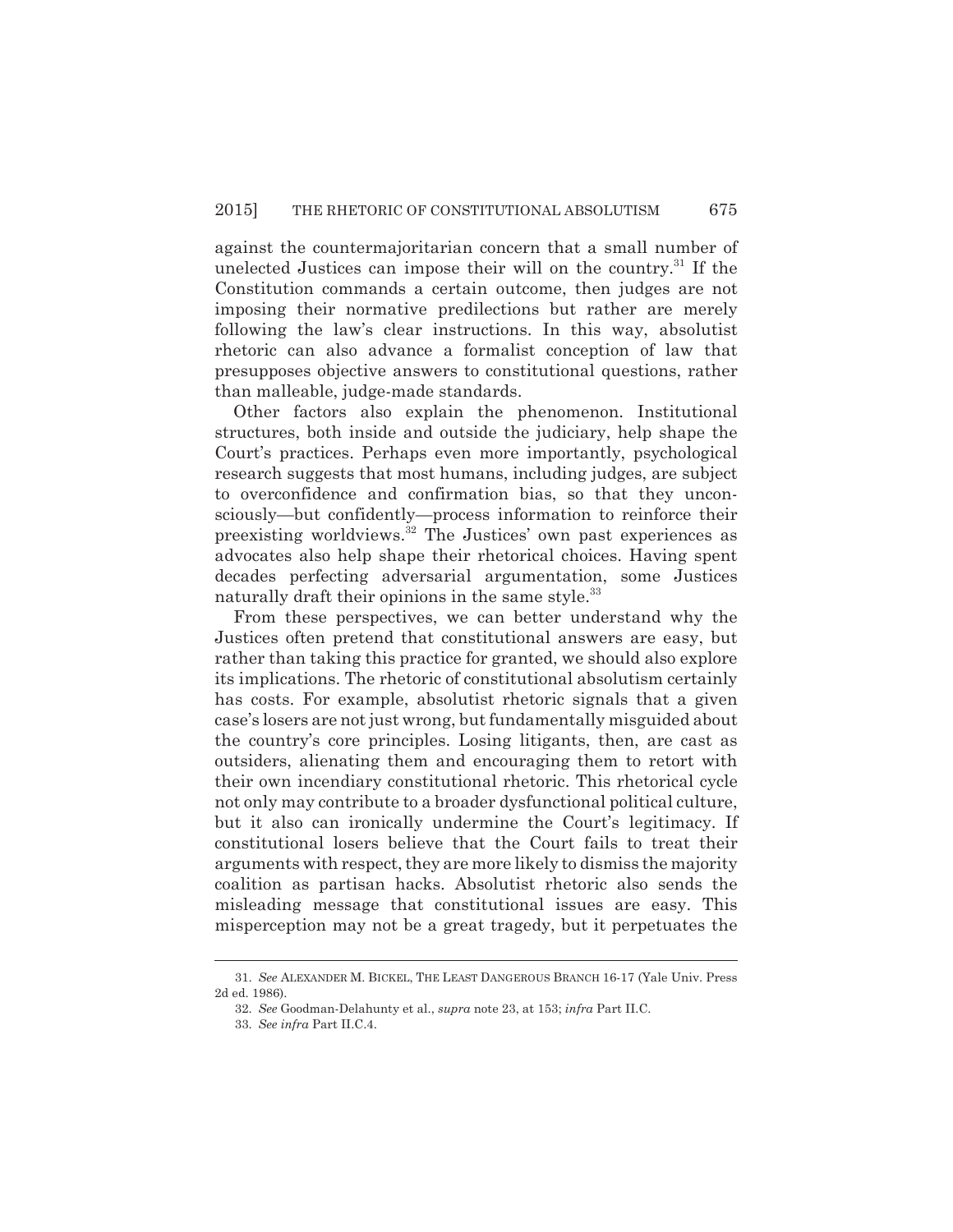against the countermajoritarian concern that a small number of unelected Justices can impose their will on the country.[31] If the Constitution commands a certain outcome, then judges are not imposing their normative predilections but rather are merely following the law's clear instructions. In this way, absolutist rhetoric can also advance a formalist conception of law that presupposes objective answers to constitutional questions, rather than malleable, judge-made standards.

Other factors also explain the phenomenon. Institutional structures, both inside and outside the judiciary, help shape the Court's practices. Perhaps even more importantly, psychological research suggests that most humans, including judges, are subject to overconfidence and confirmation bias, so that they unconsciously—but confidently—process information to reinforce their preexisting worldviews.[32] The Justices' own past experiences as advocates also help shape their rhetorical choices. Having spent decades perfecting adversarial argumentation, some Justices naturally draft their opinions in the same style.[33]

From these perspectives, we can better understand why the Justices often pretend that constitutional answers are easy, but rather than taking this practice for granted, we should also explore its implications. The rhetoric of constitutional absolutism certainly has costs. For example, absolutist rhetoric signals that a given case's losers are not just wrong, but fundamentally misguided about the country's core principles. Losing litigants, then, are cast as outsiders, alienating them and encouraging them to retort with their own incendiary constitutional rhetoric. This rhetorical cycle not only may contribute to a broader dysfunctional political culture, but it also can ironically undermine the Court's legitimacy. If constitutional losers believe that the Court fails to treat their arguments with respect, they are more likely to dismiss the majority coalition as partisan hacks. Absolutist rhetoric also sends the misleading message that constitutional issues are easy. This misperception may not be a great tragedy, but it perpetuates the

---

31. *See* ALEXANDER M. BICKEL, THE LEAST DANGEROUS BRANCH 16-17 (Yale Univ. Press 2d ed. 1986).

32. *See* Goodman-Delahunty et al., *supra* note 23, at 153; *infra* Part II.C.

33. *See infra* Part II.C.4.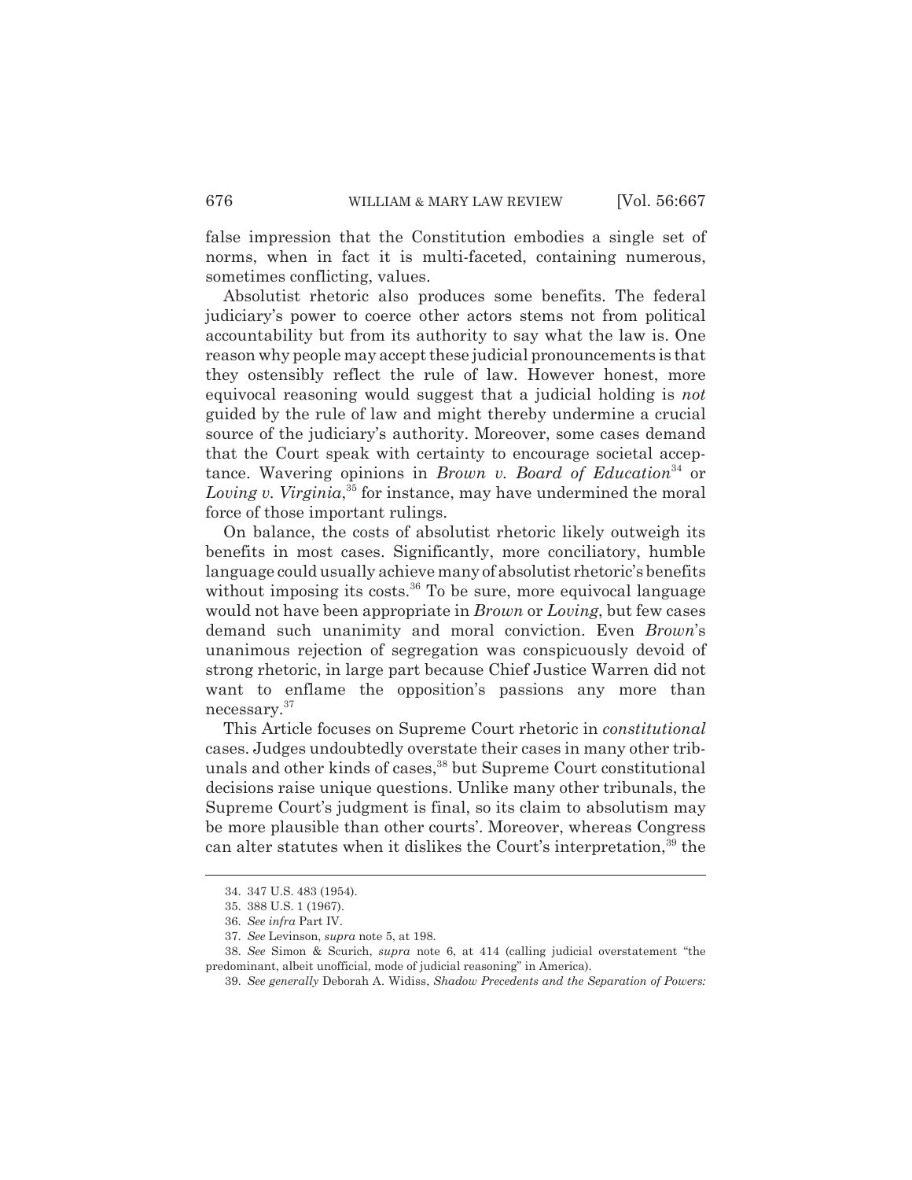false impression that the Constitution embodies a single set of norms, when in fact it is multi-faceted, containing numerous, sometimes conflicting, values.

Absolutist rhetoric also produces some benefits. The federal judiciary's power to coerce other actors stems not from political accountability but from its authority to say what the law is. One reason why people may accept these judicial pronouncements is that they ostensibly reflect the rule of law. However honest, more equivocal reasoning would suggest that a judicial holding is *not* guided by the rule of law and might thereby undermine a crucial source of the judiciary's authority. Moreover, some cases demand that the Court speak with certainty to encourage societal acceptance. Wavering opinions in *Brown v. Board of Education*[34] or *Loving v. Virginia*,[35] for instance, may have undermined the moral force of those important rulings.

On balance, the costs of absolutist rhetoric likely outweigh its benefits in most cases. Significantly, more conciliatory, humble language could usually achieve many of absolutist rhetoric's benefits without imposing its costs.[36] To be sure, more equivocal language would not have been appropriate in *Brown* or *Loving*, but few cases demand such unanimity and moral conviction. Even *Brown*'s unanimous rejection of segregation was conspicuously devoid of strong rhetoric, in large part because Chief Justice Warren did not want to enflame the opposition's passions any more than necessary.[37]

This Article focuses on Supreme Court rhetoric in *constitutional* cases. Judges undoubtedly overstate their cases in many other tribunals and other kinds of cases,[38] but Supreme Court constitutional decisions raise unique questions. Unlike many other tribunals, the Supreme Court's judgment is final, so its claim to absolutism may be more plausible than other courts'. Moreover, whereas Congress can alter statutes when it dislikes the Court's interpretation,[39] the

34. 347 U.S. 483 (1954).

35. 388 U.S. 1 (1967).

36. *See infra* Part IV.

37. *See* Levinson, *supra* note 5, at 198.

38. *See* Simon & Scurich, *supra* note 6, at 414 (calling judicial overstatement "the predominant, albeit unofficial, mode of judicial reasoning" in America).

39. *See generally* Deborah A. Widiss, *Shadow Precedents and the Separation of Powers:*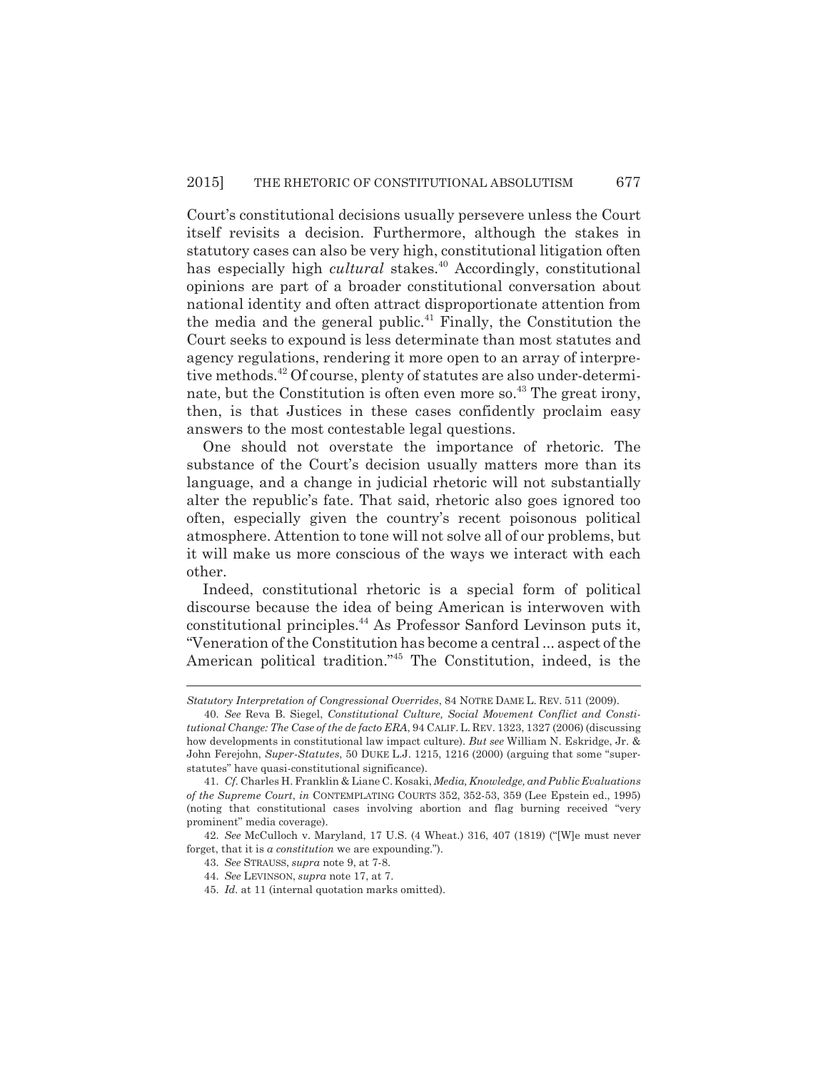Court's constitutional decisions usually persevere unless the Court itself revisits a decision. Furthermore, although the stakes in statutory cases can also be very high, constitutional litigation often has especially high *cultural* stakes.[40] Accordingly, constitutional opinions are part of a broader constitutional conversation about national identity and often attract disproportionate attention from the media and the general public.[41] Finally, the Constitution the Court seeks to expound is less determinate than most statutes and agency regulations, rendering it more open to an array of interpretive methods.[42] Of course, plenty of statutes are also under-determinate, but the Constitution is often even more so.[43] The great irony, then, is that Justices in these cases confidently proclaim easy answers to the most contestable legal questions.

One should not overstate the importance of rhetoric. The substance of the Court's decision usually matters more than its language, and a change in judicial rhetoric will not substantially alter the republic's fate. That said, rhetoric also goes ignored too often, especially given the country's recent poisonous political atmosphere. Attention to tone will not solve all of our problems, but it will make us more conscious of the ways we interact with each other.

Indeed, constitutional rhetoric is a special form of political discourse because the idea of being American is interwoven with constitutional principles.[44] As Professor Sanford Levinson puts it, "Veneration of the Constitution has become a central ... aspect of the American political tradition."[45] The Constitution, indeed, is the

---

*Statutory Interpretation of Congressional Overrides*, 84 NOTRE DAME L. REV. 511 (2009).

40. *See* Reva B. Siegel, *Constitutional Culture, Social Movement Conflict and Constitutional Change: The Case of the de facto ERA*, 94 CALIF. L. REV. 1323, 1327 (2006) (discussing how developments in constitutional law impact culture). *But see* William N. Eskridge, Jr. & John Ferejohn, *Super-Statutes*, 50 DUKE L.J. 1215, 1216 (2000) (arguing that some "super-statutes" have quasi-constitutional significance).

41. *Cf.* Charles H. Franklin & Liane C. Kosaki, *Media, Knowledge, and Public Evaluations of the Supreme Court*, *in* CONTEMPLATING COURTS 352, 352-53, 359 (Lee Epstein ed., 1995) (noting that constitutional cases involving abortion and flag burning received "very prominent" media coverage).

42. *See* McCulloch v. Maryland, 17 U.S. (4 Wheat.) 316, 407 (1819) ("[W]e must never forget, that it is *a constitution* we are expounding.").

43. *See* STRAUSS, *supra* note 9, at 7-8.

44. *See* LEVINSON, *supra* note 17, at 7.

45. *Id.* at 11 (internal quotation marks omitted).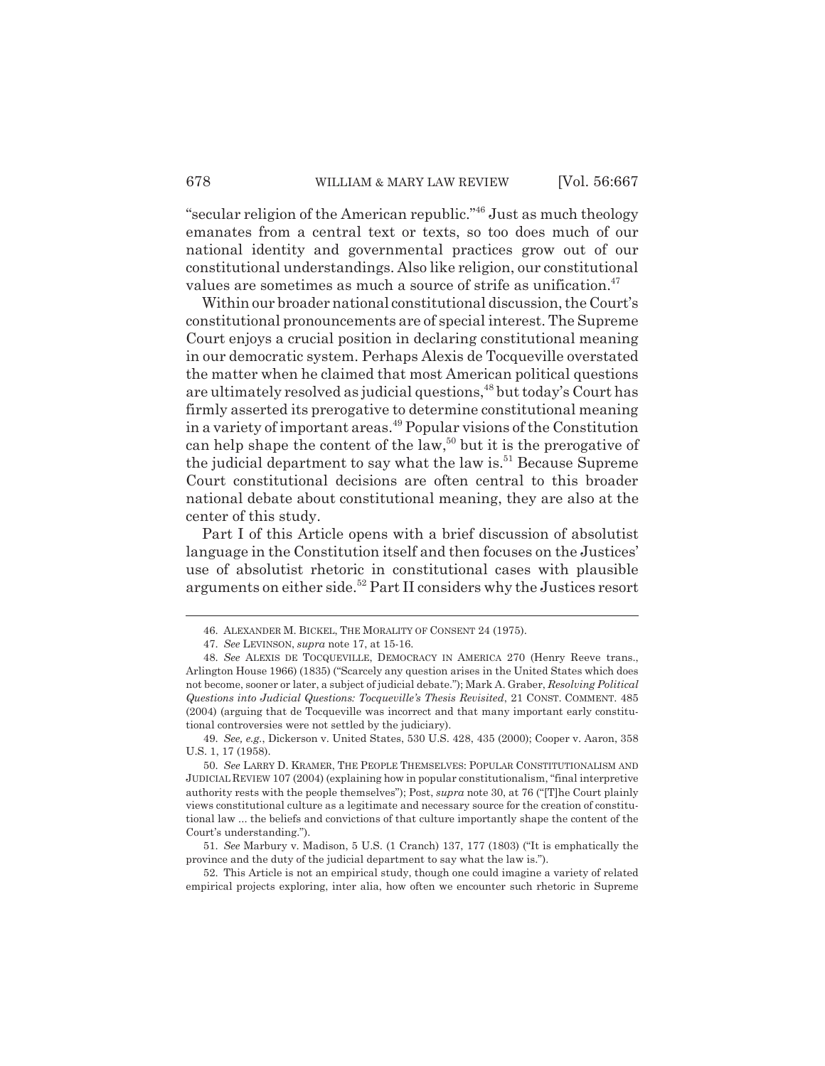"secular religion of the American republic."[46] Just as much theology emanates from a central text or texts, so too does much of our national identity and governmental practices grow out of our constitutional understandings. Also like religion, our constitutional values are sometimes as much a source of strife as unification.[47]

Within our broader national constitutional discussion, the Court's constitutional pronouncements are of special interest. The Supreme Court enjoys a crucial position in declaring constitutional meaning in our democratic system. Perhaps Alexis de Tocqueville overstated the matter when he claimed that most American political questions are ultimately resolved as judicial questions,[48] but today's Court has firmly asserted its prerogative to determine constitutional meaning in a variety of important areas.[49] Popular visions of the Constitution can help shape the content of the law,[50] but it is the prerogative of the judicial department to say what the law is.[51] Because Supreme Court constitutional decisions are often central to this broader national debate about constitutional meaning, they are also at the center of this study.

Part I of this Article opens with a brief discussion of absolutist language in the Constitution itself and then focuses on the Justices' use of absolutist rhetoric in constitutional cases with plausible arguments on either side.[52] Part II considers why the Justices resort

---

46. ALEXANDER M. BICKEL, THE MORALITY OF CONSENT 24 (1975).

47. *See* LEVINSON, *supra* note 17, at 15-16.

48. *See* ALEXIS DE TOCQUEVILLE, DEMOCRACY IN AMERICA 270 (Henry Reeve trans., Arlington House 1966) (1835) ("Scarcely any question arises in the United States which does not become, sooner or later, a subject of judicial debate."); Mark A. Graber, *Resolving Political Questions into Judicial Questions: Tocqueville's Thesis Revisited*, 21 CONST. COMMENT. 485 (2004) (arguing that de Tocqueville was incorrect and that many important early constitutional controversies were not settled by the judiciary).

49. *See, e.g.*, Dickerson v. United States, 530 U.S. 428, 435 (2000); Cooper v. Aaron, 358 U.S. 1, 17 (1958).

50. *See* LARRY D. KRAMER, THE PEOPLE THEMSELVES: POPULAR CONSTITUTIONALISM AND JUDICIAL REVIEW 107 (2004) (explaining how in popular constitutionalism, "final interpretive authority rests with the people themselves"); Post, *supra* note 30, at 76 ("[T]he Court plainly views constitutional culture as a legitimate and necessary source for the creation of constitutional law ... the beliefs and convictions of that culture importantly shape the content of the Court's understanding.").

51. *See* Marbury v. Madison, 5 U.S. (1 Cranch) 137, 177 (1803) ("It is emphatically the province and the duty of the judicial department to say what the law is.").

52. This Article is not an empirical study, though one could imagine a variety of related empirical projects exploring, inter alia, how often we encounter such rhetoric in Supreme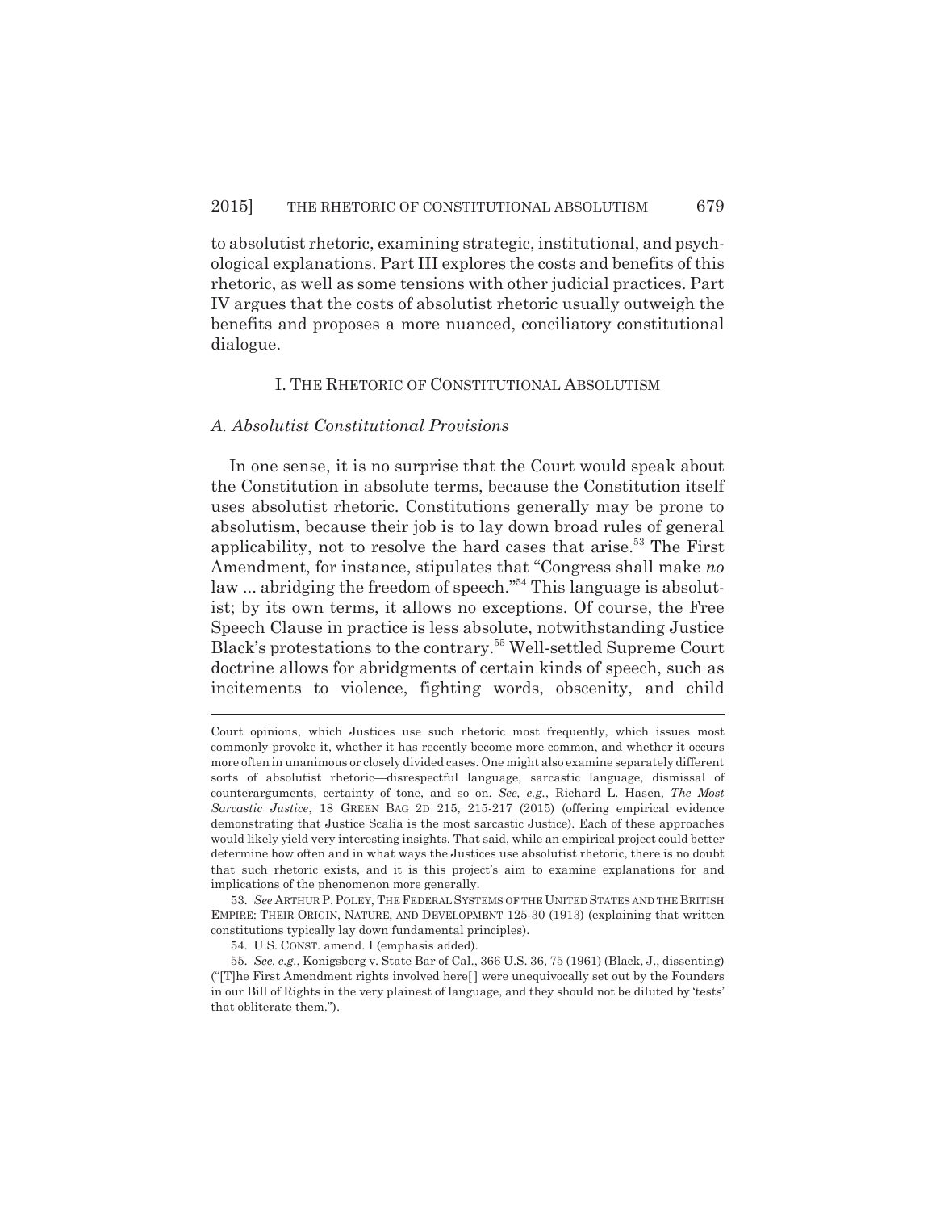to absolutist rhetoric, examining strategic, institutional, and psychological explanations. Part III explores the costs and benefits of this rhetoric, as well as some tensions with other judicial practices. Part IV argues that the costs of absolutist rhetoric usually outweigh the benefits and proposes a more nuanced, conciliatory constitutional dialogue.

## I. THE RHETORIC OF CONSTITUTIONAL ABSOLUTISM

### *A. Absolutist Constitutional Provisions*

In one sense, it is no surprise that the Court would speak about the Constitution in absolute terms, because the Constitution itself uses absolutist rhetoric. Constitutions generally may be prone to absolutism, because their job is to lay down broad rules of general applicability, not to resolve the hard cases that arise.[53] The First Amendment, for instance, stipulates that "Congress shall make *no* law ... abridging the freedom of speech."[54] This language is absolutist; by its own terms, it allows no exceptions. Of course, the Free Speech Clause in practice is less absolute, notwithstanding Justice Black's protestations to the contrary.[55] Well-settled Supreme Court doctrine allows for abridgments of certain kinds of speech, such as incitements to violence, fighting words, obscenity, and child

---

Court opinions, which Justices use such rhetoric most frequently, which issues most commonly provoke it, whether it has recently become more common, and whether it occurs more often in unanimous or closely divided cases. One might also examine separately different sorts of absolutist rhetoric—disrespectful language, sarcastic language, dismissal of counterarguments, certainty of tone, and so on. *See, e.g.*, Richard L. Hasen, *The Most Sarcastic Justice*, 18 GREEN BAG 2D 215, 215-217 (2015) (offering empirical evidence demonstrating that Justice Scalia is the most sarcastic Justice). Each of these approaches would likely yield very interesting insights. That said, while an empirical project could better determine how often and in what ways the Justices use absolutist rhetoric, there is no doubt that such rhetoric exists, and it is this project's aim to examine explanations for and implications of the phenomenon more generally.

53. *See* ARTHUR P. POLEY, THE FEDERAL SYSTEMS OF THE UNITED STATES AND THE BRITISH EMPIRE: THEIR ORIGIN, NATURE, AND DEVELOPMENT 125-30 (1913) (explaining that written constitutions typically lay down fundamental principles).

54. U.S. CONST. amend. I (emphasis added).

55. *See, e.g.*, Konigsberg v. State Bar of Cal., 366 U.S. 36, 75 (1961) (Black, J., dissenting) ("[T]he First Amendment rights involved here[] were unequivocally set out by the Founders in our Bill of Rights in the very plainest of language, and they should not be diluted by 'tests' that obliterate them.").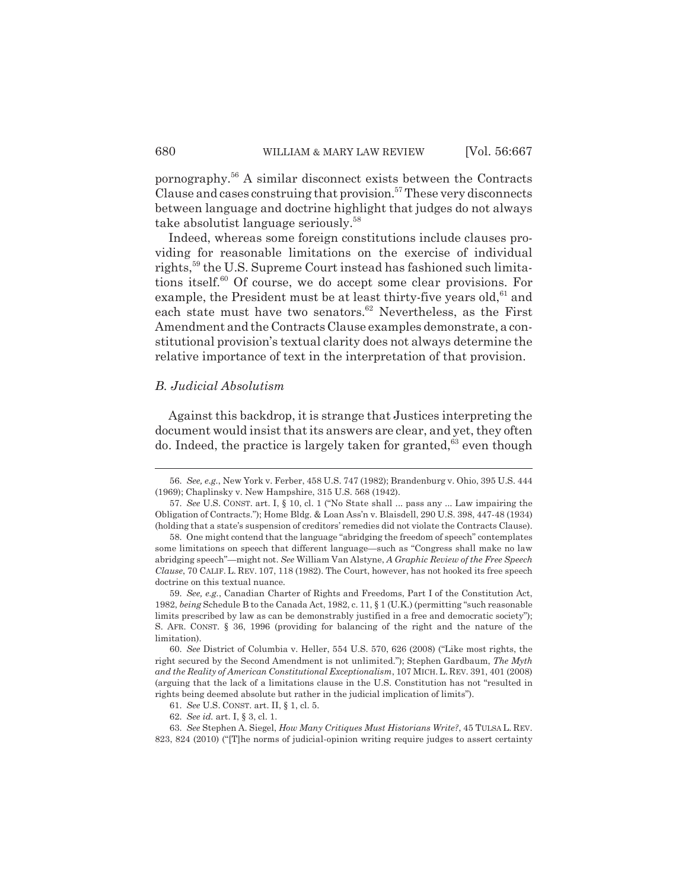pornography.[56] A similar disconnect exists between the Contracts Clause and cases construing that provision.[57] These very disconnects between language and doctrine highlight that judges do not always take absolutist language seriously.[58]

Indeed, whereas some foreign constitutions include clauses providing for reasonable limitations on the exercise of individual rights,[59] the U.S. Supreme Court instead has fashioned such limitations itself.[60] Of course, we do accept some clear provisions. For example, the President must be at least thirty-five years old,[61] and each state must have two senators.[62] Nevertheless, as the First Amendment and the Contracts Clause examples demonstrate, a constitutional provision's textual clarity does not always determine the relative importance of text in the interpretation of that provision.

### *B. Judicial Absolutism*

Against this backdrop, it is strange that Justices interpreting the document would insist that its answers are clear, and yet, they often do. Indeed, the practice is largely taken for granted,[63] even though

---

56. *See, e.g.*, New York v. Ferber, 458 U.S. 747 (1982); Brandenburg v. Ohio, 395 U.S. 444 (1969); Chaplinsky v. New Hampshire, 315 U.S. 568 (1942).

57. *See* U.S. CONST. art. I, § 10, cl. 1 ("No State shall ... pass any ... Law impairing the Obligation of Contracts."); Home Bldg. & Loan Ass'n v. Blaisdell, 290 U.S. 398, 447-48 (1934) (holding that a state's suspension of creditors' remedies did not violate the Contracts Clause).

58. One might contend that the language "abridging the freedom of speech" contemplates some limitations on speech that different language—such as "Congress shall make no law abridging speech"—might not. *See* William Van Alstyne, *A Graphic Review of the Free Speech Clause*, 70 CALIF. L. REV. 107, 118 (1982). The Court, however, has not hooked its free speech doctrine on this textual nuance.

59. *See, e.g.*, Canadian Charter of Rights and Freedoms, Part I of the Constitution Act, 1982, *being* Schedule B to the Canada Act, 1982, c. 11, § 1 (U.K.) (permitting "such reasonable limits prescribed by law as can be demonstrably justified in a free and democratic society"); S. AFR. CONST. § 36, 1996 (providing for balancing of the right and the nature of the limitation).

60. *See* District of Columbia v. Heller, 554 U.S. 570, 626 (2008) ("Like most rights, the right secured by the Second Amendment is not unlimited."); Stephen Gardbaum, *The Myth and the Reality of American Constitutional Exceptionalism*, 107 MICH. L. REV. 391, 401 (2008) (arguing that the lack of a limitations clause in the U.S. Constitution has not "resulted in rights being deemed absolute but rather in the judicial implication of limits").

61. *See* U.S. CONST. art. II, § 1, cl. 5.

62. *See id.* art. I, § 3, cl. 1.

63. *See* Stephen A. Siegel, *How Many Critiques Must Historians Write?*, 45 TULSA L. REV. 823, 824 (2010) ("[T]he norms of judicial-opinion writing require judges to assert certainty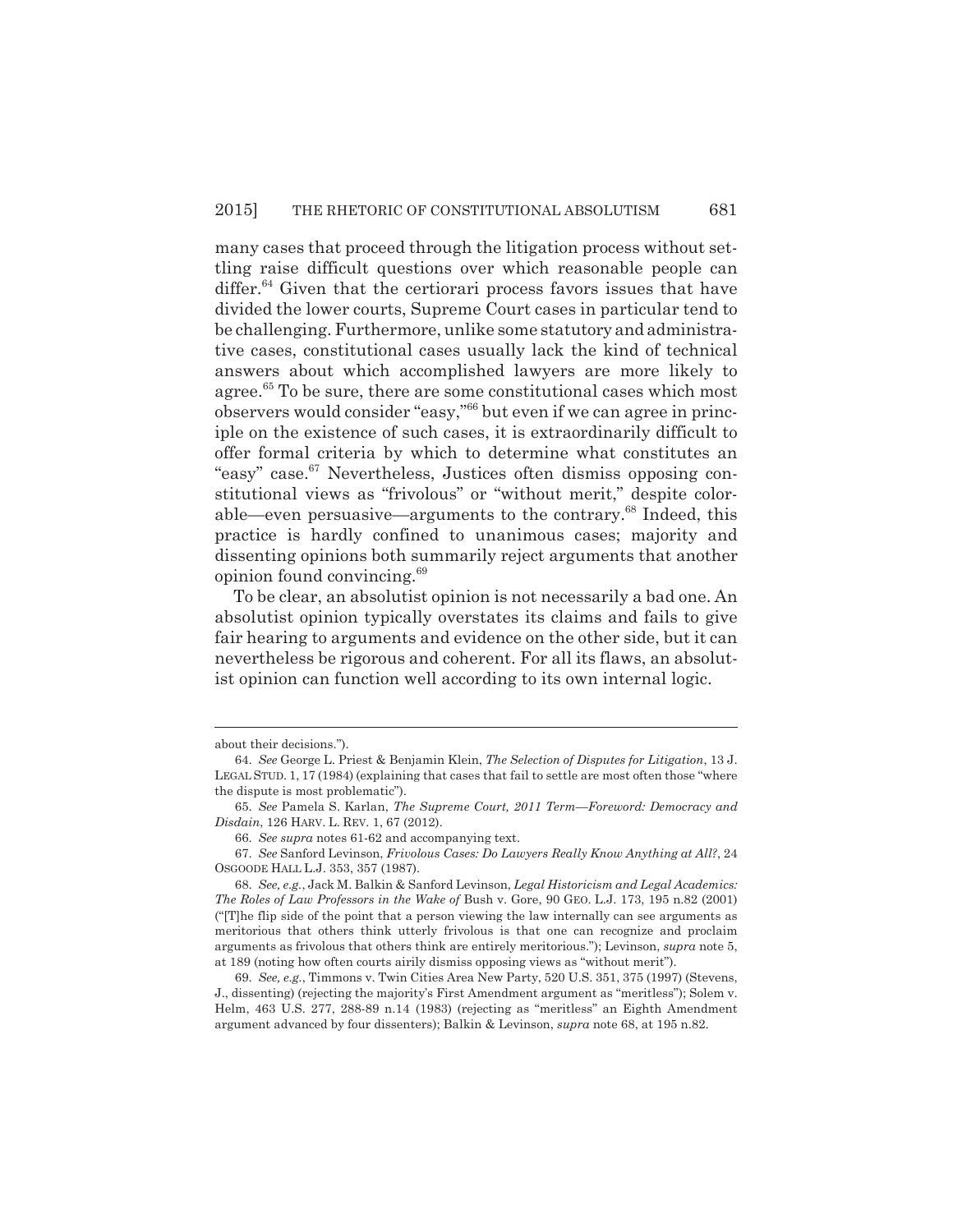many cases that proceed through the litigation process without settling raise difficult questions over which reasonable people can differ.[64] Given that the certiorari process favors issues that have divided the lower courts, Supreme Court cases in particular tend to be challenging. Furthermore, unlike some statutory and administrative cases, constitutional cases usually lack the kind of technical answers about which accomplished lawyers are more likely to agree.[65] To be sure, there are some constitutional cases which most observers would consider "easy,"[66] but even if we can agree in principle on the existence of such cases, it is extraordinarily difficult to offer formal criteria by which to determine what constitutes an "easy" case.[67] Nevertheless, Justices often dismiss opposing constitutional views as "frivolous" or "without merit," despite colorable—even persuasive—arguments to the contrary.[68] Indeed, this practice is hardly confined to unanimous cases; majority and dissenting opinions both summarily reject arguments that another opinion found convincing.[69]

To be clear, an absolutist opinion is not necessarily a bad one. An absolutist opinion typically overstates its claims and fails to give fair hearing to arguments and evidence on the other side, but it can nevertheless be rigorous and coherent. For all its flaws, an absolutist opinion can function well according to its own internal logic.

---

about their decisions.").

64. *See* George L. Priest & Benjamin Klein, *The Selection of Disputes for Litigation*, 13 J. LEGAL STUD. 1, 17 (1984) (explaining that cases that fail to settle are most often those "where the dispute is most problematic").

65. *See* Pamela S. Karlan, *The Supreme Court, 2011 Term—Foreword: Democracy and Disdain*, 126 HARV. L. REV. 1, 67 (2012).

66. *See supra* notes 61-62 and accompanying text.

67. *See* Sanford Levinson, *Frivolous Cases: Do Lawyers Really Know Anything at All?*, 24 OSGOODE HALL L.J. 353, 357 (1987).

68. *See, e.g.*, Jack M. Balkin & Sanford Levinson, *Legal Historicism and Legal Academics: The Roles of Law Professors in the Wake of* Bush v. Gore, 90 GEO. L.J. 173, 195 n.82 (2001) ("[T]he flip side of the point that a person viewing the law internally can see arguments as meritorious that others think utterly frivolous is that one can recognize and proclaim arguments as frivolous that others think are entirely meritorious."); Levinson, *supra* note 5, at 189 (noting how often courts airily dismiss opposing views as "without merit").

69. *See, e.g.*, Timmons v. Twin Cities Area New Party, 520 U.S. 351, 375 (1997) (Stevens, J., dissenting) (rejecting the majority's First Amendment argument as "meritless"); Solem v. Helm, 463 U.S. 277, 288-89 n.14 (1983) (rejecting as "meritless" an Eighth Amendment argument advanced by four dissenters); Balkin & Levinson, *supra* note 68, at 195 n.82.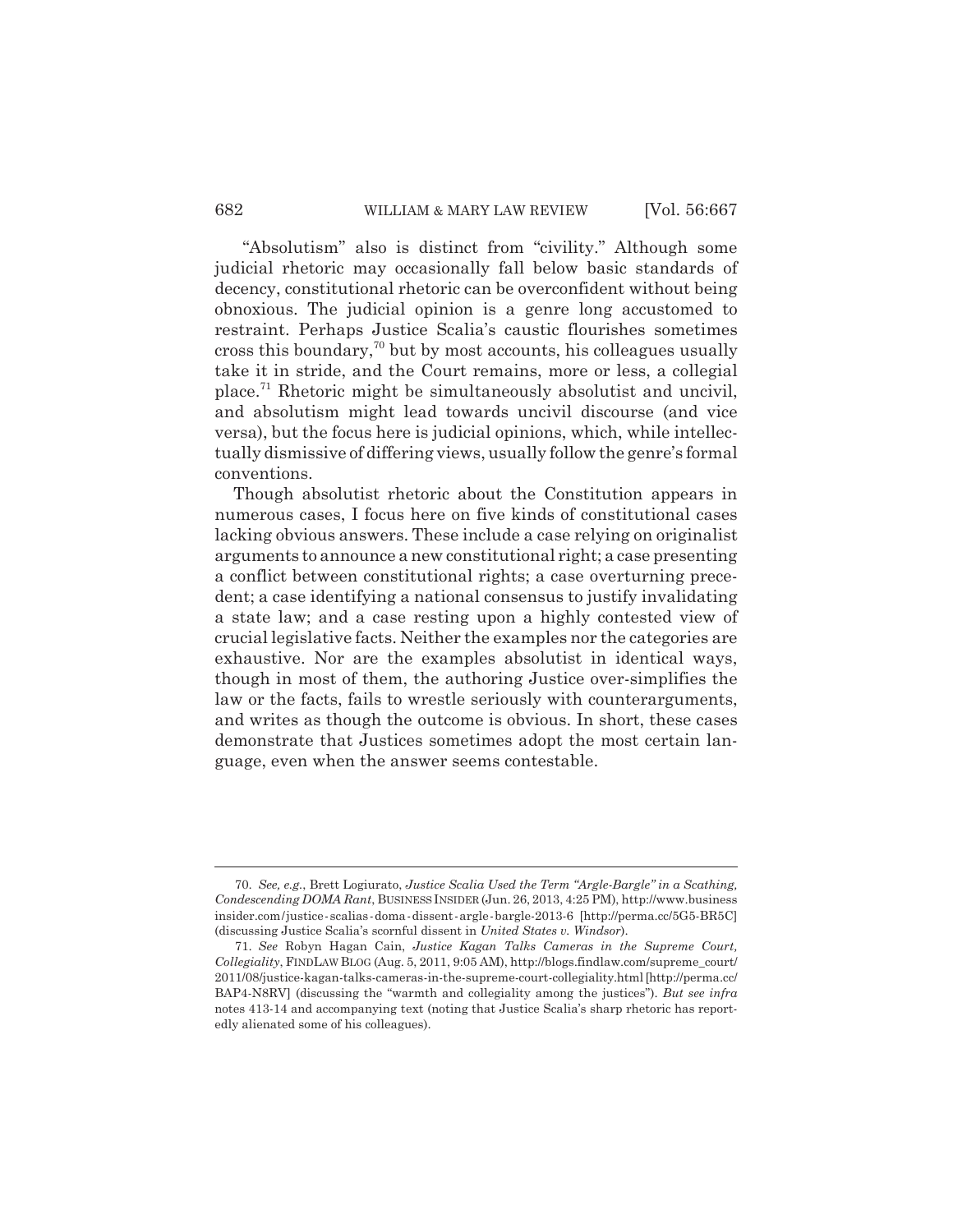"Absolutism" also is distinct from "civility." Although some judicial rhetoric may occasionally fall below basic standards of decency, constitutional rhetoric can be overconfident without being obnoxious. The judicial opinion is a genre long accustomed to restraint. Perhaps Justice Scalia's caustic flourishes sometimes cross this boundary,[70] but by most accounts, his colleagues usually take it in stride, and the Court remains, more or less, a collegial place.[71] Rhetoric might be simultaneously absolutist and uncivil, and absolutism might lead towards uncivil discourse (and vice versa), but the focus here is judicial opinions, which, while intellectually dismissive of differing views, usually follow the genre's formal conventions.

Though absolutist rhetoric about the Constitution appears in numerous cases, I focus here on five kinds of constitutional cases lacking obvious answers. These include a case relying on originalist arguments to announce a new constitutional right; a case presenting a conflict between constitutional rights; a case overturning precedent; a case identifying a national consensus to justify invalidating a state law; and a case resting upon a highly contested view of crucial legislative facts. Neither the examples nor the categories are exhaustive. Nor are the examples absolutist in identical ways, though in most of them, the authoring Justice over-simplifies the law or the facts, fails to wrestle seriously with counterarguments, and writes as though the outcome is obvious. In short, these cases demonstrate that Justices sometimes adopt the most certain language, even when the answer seems contestable.

---

70. *See, e.g.*, Brett Logiurato, *Justice Scalia Used the Term "Argle-Bargle" in a Scathing, Condescending DOMA Rant*, BUSINESS INSIDER (Jun. 26, 2013, 4:25 PM), http://www.businessinsider.com/justice-scalias-doma-dissent-argle-bargle-2013-6 [http://perma.cc/5G5-BR5C] (discussing Justice Scalia's scornful dissent in *United States v. Windsor*).

71. *See* Robyn Hagan Cain, *Justice Kagan Talks Cameras in the Supreme Court, Collegiality*, FINDLAW BLOG (Aug. 5, 2011, 9:05 AM), http://blogs.findlaw.com/supreme_court/2011/08/justice-kagan-talks-cameras-in-the-supreme-court-collegiality.html [http://perma.cc/BAP4-N8RV] (discussing the "warmth and collegiality among the justices"). *But see infra* notes 413-14 and accompanying text (noting that Justice Scalia's sharp rhetoric has reportedly alienated some of his colleagues).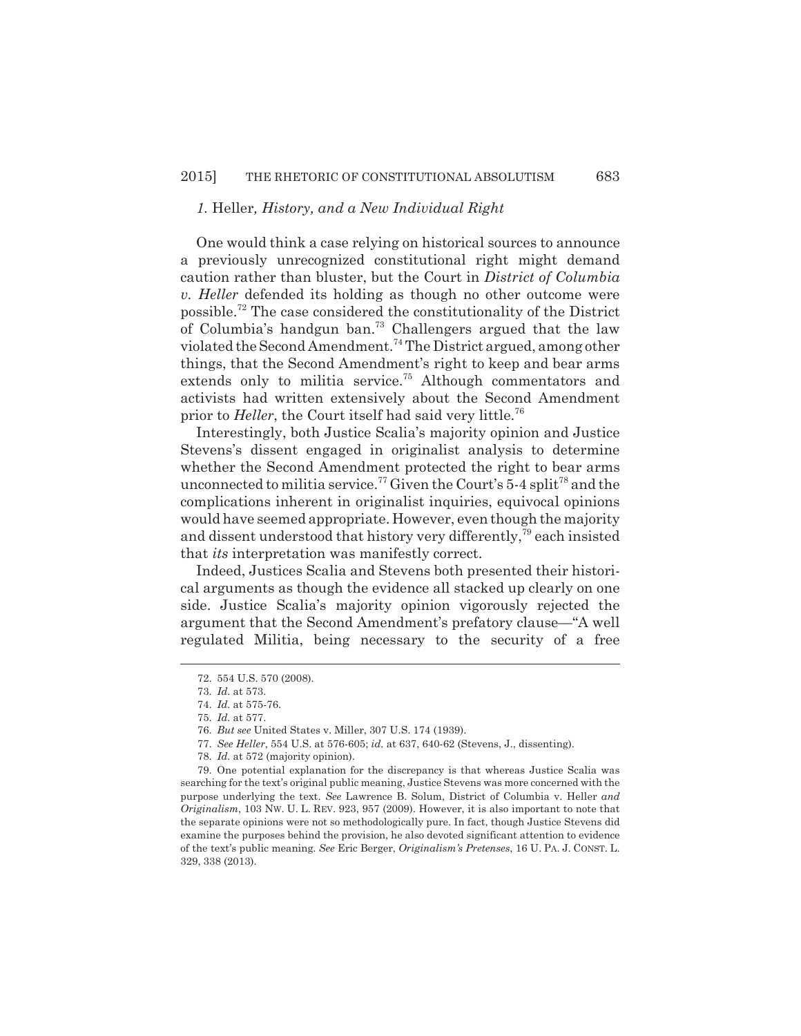### *1.* Heller*, History, and a New Individual Right*

One would think a case relying on historical sources to announce a previously unrecognized constitutional right might demand caution rather than bluster, but the Court in *District of Columbia v. Heller* defended its holding as though no other outcome were possible.[72] The case considered the constitutionality of the District of Columbia's handgun ban.[73] Challengers argued that the law violated the Second Amendment.[74] The District argued, among other things, that the Second Amendment's right to keep and bear arms extends only to militia service.[75] Although commentators and activists had written extensively about the Second Amendment prior to *Heller*, the Court itself had said very little.[76]

Interestingly, both Justice Scalia's majority opinion and Justice Stevens's dissent engaged in originalist analysis to determine whether the Second Amendment protected the right to bear arms unconnected to militia service.[77] Given the Court's 5-4 split[78] and the complications inherent in originalist inquiries, equivocal opinions would have seemed appropriate. However, even though the majority and dissent understood that history very differently,[79] each insisted that *its* interpretation was manifestly correct.

Indeed, Justices Scalia and Stevens both presented their historical arguments as though the evidence all stacked up clearly on one side. Justice Scalia's majority opinion vigorously rejected the argument that the Second Amendment's prefatory clause—"A well regulated Militia, being necessary to the security of a free

---

72. 554 U.S. 570 (2008).

73. *Id.* at 573.

74. *Id.* at 575-76.

75. *Id.* at 577.

76. *But see* United States v. Miller, 307 U.S. 174 (1939).

77. *See Heller*, 554 U.S. at 576-605; *id.* at 637, 640-62 (Stevens, J., dissenting).

78. *Id.* at 572 (majority opinion).

79. One potential explanation for the discrepancy is that whereas Justice Scalia was searching for the text's original public meaning, Justice Stevens was more concerned with the purpose underlying the text. *See* Lawrence B. Solum, District of Columbia v. Heller *and Originalism*, 103 NW. U. L. REV. 923, 957 (2009). However, it is also important to note that the separate opinions were not so methodologically pure. In fact, though Justice Stevens did examine the purposes behind the provision, he also devoted significant attention to evidence of the text's public meaning. *See* Eric Berger, *Originalism's Pretenses*, 16 U. PA. J. CONST. L. 329, 338 (2013).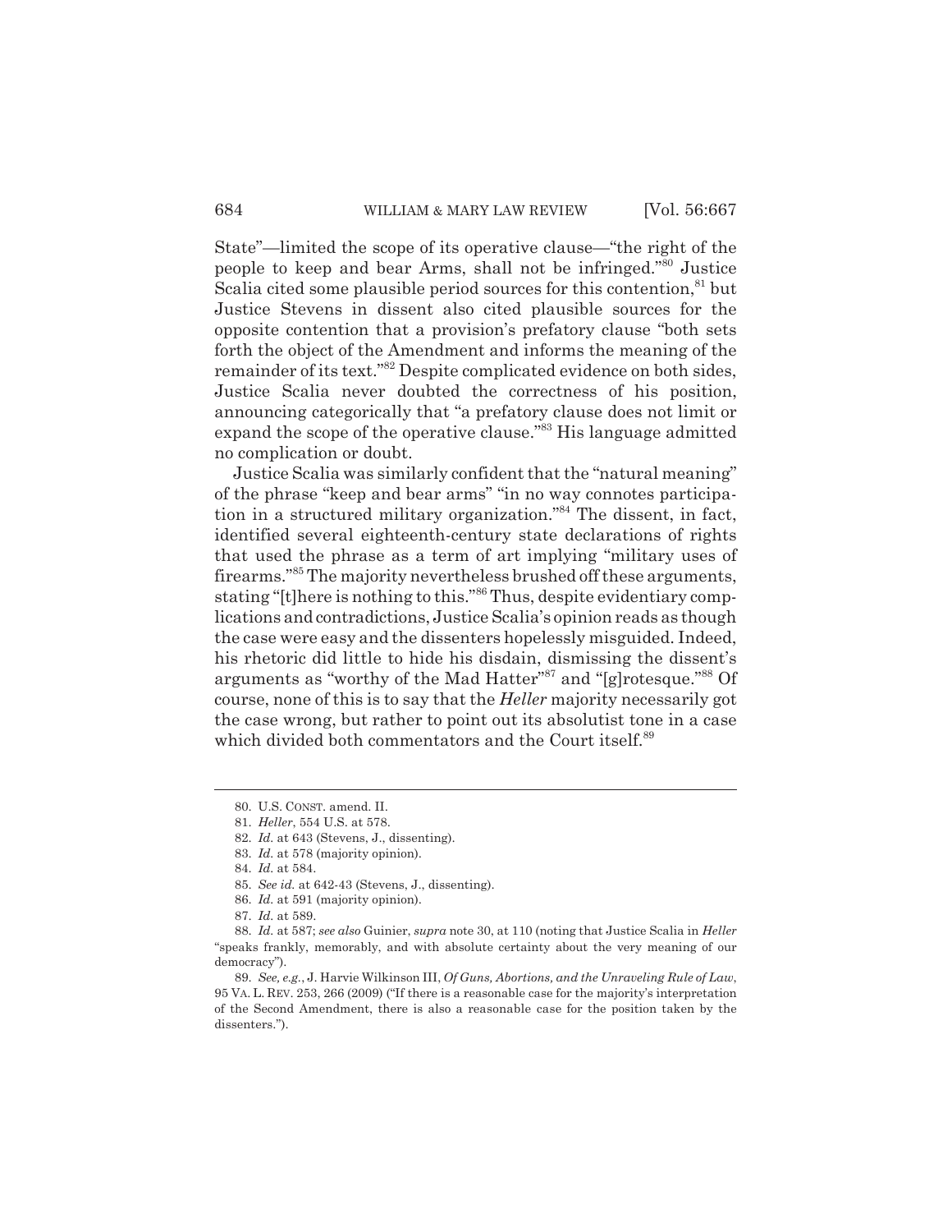State"—limited the scope of its operative clause—"the right of the people to keep and bear Arms, shall not be infringed."[80] Justice Scalia cited some plausible period sources for this contention,[81] but Justice Stevens in dissent also cited plausible sources for the opposite contention that a provision's prefatory clause "both sets forth the object of the Amendment and informs the meaning of the remainder of its text."[82] Despite complicated evidence on both sides, Justice Scalia never doubted the correctness of his position, announcing categorically that "a prefatory clause does not limit or expand the scope of the operative clause."[83] His language admitted no complication or doubt.

Justice Scalia was similarly confident that the "natural meaning" of the phrase "keep and bear arms" "in no way connotes participation in a structured military organization."[84] The dissent, in fact, identified several eighteenth-century state declarations of rights that used the phrase as a term of art implying "military uses of firearms."[85] The majority nevertheless brushed off these arguments, stating "[t]here is nothing to this."[86] Thus, despite evidentiary complications and contradictions, Justice Scalia's opinion reads as though the case were easy and the dissenters hopelessly misguided. Indeed, his rhetoric did little to hide his disdain, dismissing the dissent's arguments as "worthy of the Mad Hatter"[87] and "[g]rotesque."[88] Of course, none of this is to say that the *Heller* majority necessarily got the case wrong, but rather to point out its absolutist tone in a case which divided both commentators and the Court itself.[89]

---

80. U.S. CONST. amend. II.

81. *Heller*, 554 U.S. at 578.

82. *Id.* at 643 (Stevens, J., dissenting).

83. *Id.* at 578 (majority opinion).

84. *Id.* at 584.

85. *See id.* at 642-43 (Stevens, J., dissenting).

86. *Id.* at 591 (majority opinion).

87. *Id.* at 589.

88. *Id.* at 587; *see also* Guinier, *supra* note 30, at 110 (noting that Justice Scalia in *Heller* "speaks frankly, memorably, and with absolute certainty about the very meaning of our democracy").

89. *See, e.g.*, J. Harvie Wilkinson III, *Of Guns, Abortions, and the Unraveling Rule of Law*, 95 VA. L. REV. 253, 266 (2009) ("If there is a reasonable case for the majority's interpretation of the Second Amendment, there is also a reasonable case for the position taken by the dissenters.").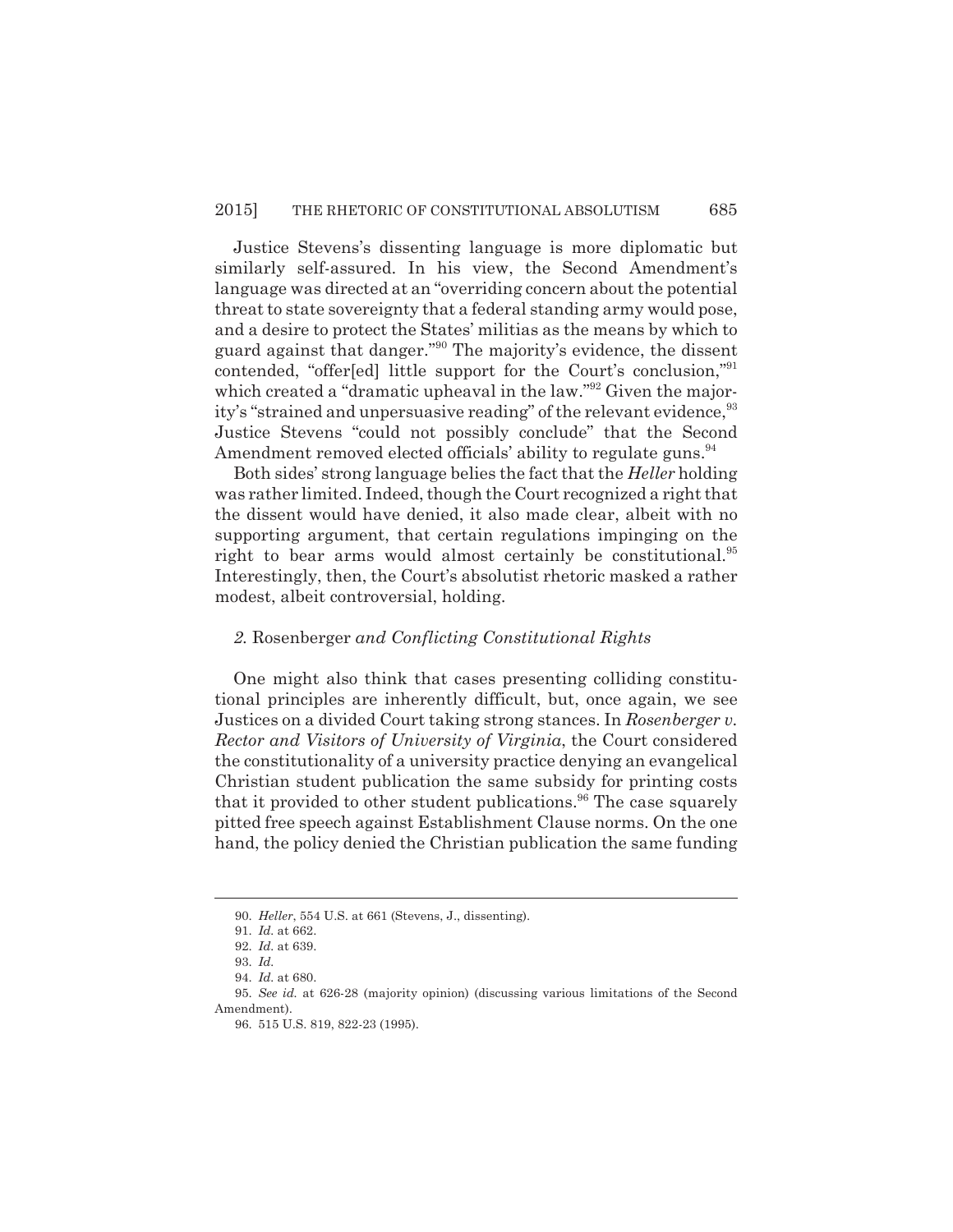Justice Stevens's dissenting language is more diplomatic but similarly self-assured. In his view, the Second Amendment's language was directed at an "overriding concern about the potential threat to state sovereignty that a federal standing army would pose, and a desire to protect the States' militias as the means by which to guard against that danger."[90] The majority's evidence, the dissent contended, "offer[ed] little support for the Court's conclusion,"[91] which created a "dramatic upheaval in the law."[92] Given the majority's "strained and unpersuasive reading" of the relevant evidence,[93] Justice Stevens "could not possibly conclude" that the Second Amendment removed elected officials' ability to regulate guns.[94]

Both sides' strong language belies the fact that the *Heller* holding was rather limited. Indeed, though the Court recognized a right that the dissent would have denied, it also made clear, albeit with no supporting argument, that certain regulations impinging on the right to bear arms would almost certainly be constitutional.[95] Interestingly, then, the Court's absolutist rhetoric masked a rather modest, albeit controversial, holding.

### *2.* Rosenberger *and Conflicting Constitutional Rights*

One might also think that cases presenting colliding constitutional principles are inherently difficult, but, once again, we see Justices on a divided Court taking strong stances. In *Rosenberger v. Rector and Visitors of University of Virginia*, the Court considered the constitutionality of a university practice denying an evangelical Christian student publication the same subsidy for printing costs that it provided to other student publications.[96] The case squarely pitted free speech against Establishment Clause norms. On the one hand, the policy denied the Christian publication the same funding

---

90. *Heller*, 554 U.S. at 661 (Stevens, J., dissenting).

91. *Id.* at 662.

92. *Id.* at 639.

93. *Id.*

94. *Id.* at 680.

95. *See id.* at 626-28 (majority opinion) (discussing various limitations of the Second Amendment).

96. 515 U.S. 819, 822-23 (1995).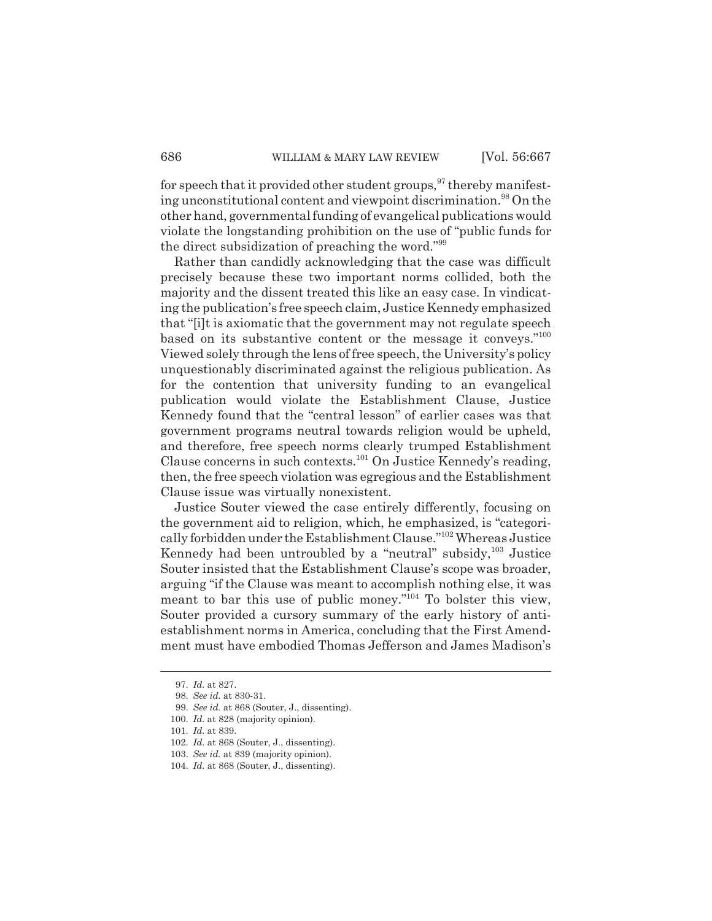for speech that it provided other student groups,[97] thereby manifesting unconstitutional content and viewpoint discrimination.[98] On the other hand, governmental funding of evangelical publications would violate the longstanding prohibition on the use of "public funds for the direct subsidization of preaching the word."[99]

Rather than candidly acknowledging that the case was difficult precisely because these two important norms collided, both the majority and the dissent treated this like an easy case. In vindicating the publication's free speech claim, Justice Kennedy emphasized that "[i]t is axiomatic that the government may not regulate speech based on its substantive content or the message it conveys."[100] Viewed solely through the lens of free speech, the University's policy unquestionably discriminated against the religious publication. As for the contention that university funding to an evangelical publication would violate the Establishment Clause, Justice Kennedy found that the "central lesson" of earlier cases was that government programs neutral towards religion would be upheld, and therefore, free speech norms clearly trumped Establishment Clause concerns in such contexts.[101] On Justice Kennedy's reading, then, the free speech violation was egregious and the Establishment Clause issue was virtually nonexistent.

Justice Souter viewed the case entirely differently, focusing on the government aid to religion, which, he emphasized, is "categorically forbidden under the Establishment Clause."[102] Whereas Justice Kennedy had been untroubled by a "neutral" subsidy,[103] Justice Souter insisted that the Establishment Clause's scope was broader, arguing "if the Clause was meant to accomplish nothing else, it was meant to bar this use of public money."[104] To bolster this view, Souter provided a cursory summary of the early history of anti-establishment norms in America, concluding that the First Amendment must have embodied Thomas Jefferson and James Madison's

---

97. *Id.* at 827.

98. *See id.* at 830-31.

99. *See id.* at 868 (Souter, J., dissenting).

100. *Id.* at 828 (majority opinion).

101. *Id.* at 839.

102. *Id.* at 868 (Souter, J., dissenting).

103. *See id.* at 839 (majority opinion).

104. *Id.* at 868 (Souter, J., dissenting).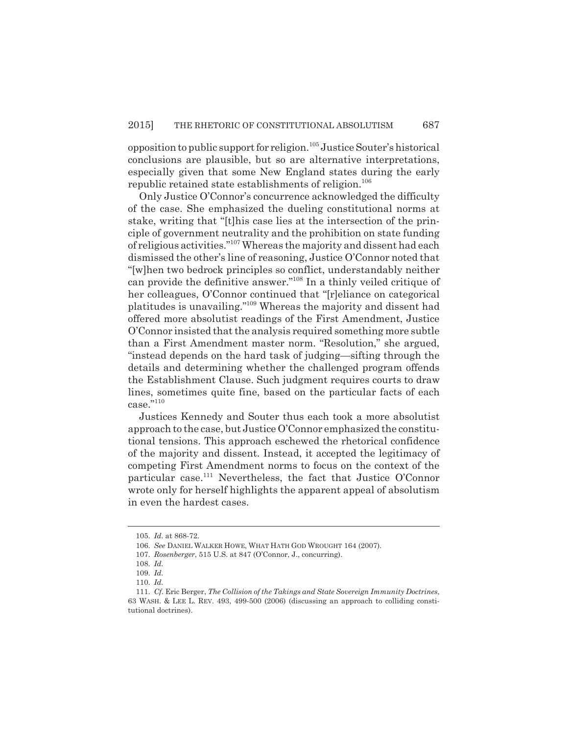opposition to public support for religion.[105] Justice Souter's historical conclusions are plausible, but so are alternative interpretations, especially given that some New England states during the early republic retained state establishments of religion.[106]

Only Justice O'Connor's concurrence acknowledged the difficulty of the case. She emphasized the dueling constitutional norms at stake, writing that "[t]his case lies at the intersection of the principle of government neutrality and the prohibition on state funding of religious activities."[107] Whereas the majority and dissent had each dismissed the other's line of reasoning, Justice O'Connor noted that "[w]hen two bedrock principles so conflict, understandably neither can provide the definitive answer."[108] In a thinly veiled critique of her colleagues, O'Connor continued that "[r]eliance on categorical platitudes is unavailing."[109] Whereas the majority and dissent had offered more absolutist readings of the First Amendment, Justice O'Connor insisted that the analysis required something more subtle than a First Amendment master norm. "Resolution," she argued, "instead depends on the hard task of judging—sifting through the details and determining whether the challenged program offends the Establishment Clause. Such judgment requires courts to draw lines, sometimes quite fine, based on the particular facts of each case."[110]

Justices Kennedy and Souter thus each took a more absolutist approach to the case, but Justice O'Connor emphasized the constitutional tensions. This approach eschewed the rhetorical confidence of the majority and dissent. Instead, it accepted the legitimacy of competing First Amendment norms to focus on the context of the particular case.[111] Nevertheless, the fact that Justice O'Connor wrote only for herself highlights the apparent appeal of absolutism in even the hardest cases.

---

105. *Id.* at 868-72.

106. *See* DANIEL WALKER HOWE, WHAT HATH GOD WROUGHT 164 (2007).

107. *Rosenberger*, 515 U.S. at 847 (O'Connor, J., concurring).

108. *Id.*

109. *Id.*

110. *Id.*

111. *Cf.* Eric Berger, *The Collision of the Takings and State Sovereign Immunity Doctrines*, 63 WASH. & LEE L. REV. 493, 499-500 (2006) (discussing an approach to colliding constitutional doctrines).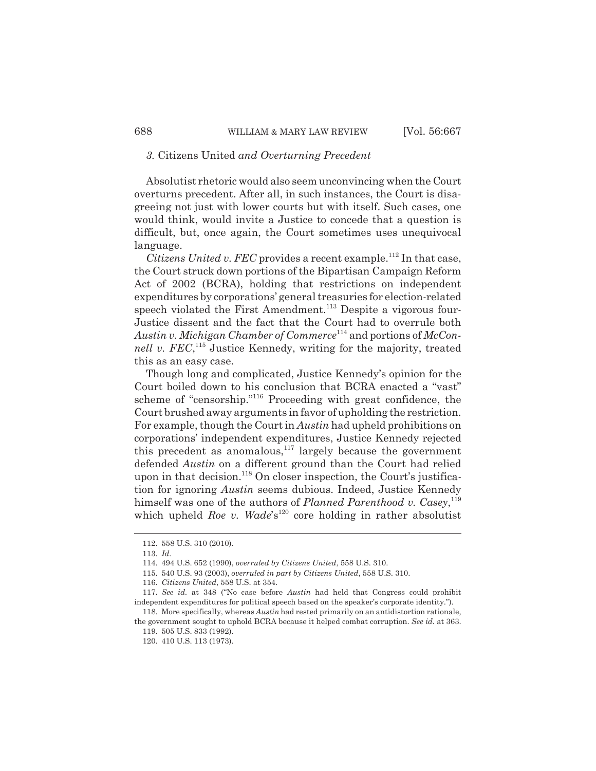### *3.* Citizens United *and Overturning Precedent*

Absolutist rhetoric would also seem unconvincing when the Court overturns precedent. After all, in such instances, the Court is disagreeing not just with lower courts but with itself. Such cases, one would think, would invite a Justice to concede that a question is difficult, but, once again, the Court sometimes uses unequivocal language.

*Citizens United v. FEC* provides a recent example.[112] In that case, the Court struck down portions of the Bipartisan Campaign Reform Act of 2002 (BCRA), holding that restrictions on independent expenditures by corporations' general treasuries for election-related speech violated the First Amendment.[113] Despite a vigorous four-Justice dissent and the fact that the Court had to overrule both *Austin v. Michigan Chamber of Commerce*[114] and portions of *McConnell v. FEC*,[115] Justice Kennedy, writing for the majority, treated this as an easy case.

Though long and complicated, Justice Kennedy's opinion for the Court boiled down to his conclusion that BCRA enacted a "vast" scheme of "censorship."[116] Proceeding with great confidence, the Court brushed away arguments in favor of upholding the restriction. For example, though the Court in *Austin* had upheld prohibitions on corporations' independent expenditures, Justice Kennedy rejected this precedent as anomalous,[117] largely because the government defended *Austin* on a different ground than the Court had relied upon in that decision.[118] On closer inspection, the Court's justification for ignoring *Austin* seems dubious. Indeed, Justice Kennedy himself was one of the authors of *Planned Parenthood v. Casey*,[119] which upheld *Roe v. Wade*'s[120] core holding in rather absolutist

---

112. 558 U.S. 310 (2010).

113. *Id.*

114. 494 U.S. 652 (1990), *overruled by Citizens United*, 558 U.S. 310.

115. 540 U.S. 93 (2003), *overruled in part by Citizens United*, 558 U.S. 310.

116. *Citizens United*, 558 U.S. at 354.

117. *See id.* at 348 ("No case before *Austin* had held that Congress could prohibit independent expenditures for political speech based on the speaker's corporate identity.").

118. More specifically, whereas *Austin* had rested primarily on an antidistortion rationale, the government sought to uphold BCRA because it helped combat corruption. *See id.* at 363.

119. 505 U.S. 833 (1992).

120. 410 U.S. 113 (1973).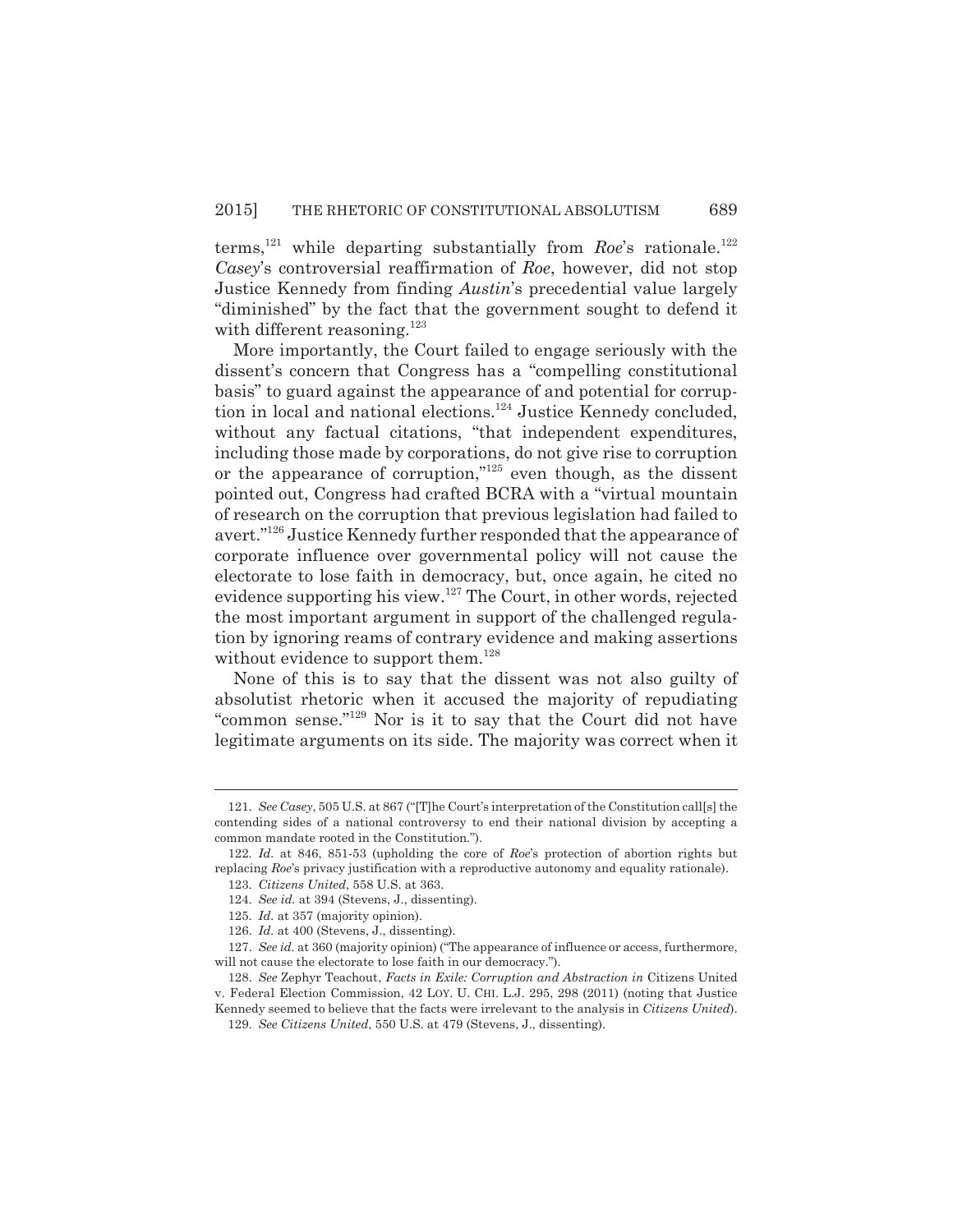terms,[121] while departing substantially from *Roe*'s rationale.[122] *Casey*'s controversial reaffirmation of *Roe*, however, did not stop Justice Kennedy from finding *Austin*'s precedential value largely "diminished" by the fact that the government sought to defend it with different reasoning.[123]

More importantly, the Court failed to engage seriously with the dissent's concern that Congress has a "compelling constitutional basis" to guard against the appearance of and potential for corruption in local and national elections.[124] Justice Kennedy concluded, without any factual citations, "that independent expenditures, including those made by corporations, do not give rise to corruption or the appearance of corruption,"[125] even though, as the dissent pointed out, Congress had crafted BCRA with a "virtual mountain of research on the corruption that previous legislation had failed to avert."[126] Justice Kennedy further responded that the appearance of corporate influence over governmental policy will not cause the electorate to lose faith in democracy, but, once again, he cited no evidence supporting his view.[127] The Court, in other words, rejected the most important argument in support of the challenged regulation by ignoring reams of contrary evidence and making assertions without evidence to support them.[128]

None of this is to say that the dissent was not also guilty of absolutist rhetoric when it accused the majority of repudiating "common sense."[129] Nor is it to say that the Court did not have legitimate arguments on its side. The majority was correct when it

---

121. *See Casey*, 505 U.S. at 867 ("[T]he Court's interpretation of the Constitution call[s] the contending sides of a national controversy to end their national division by accepting a common mandate rooted in the Constitution.").

122. *Id.* at 846, 851-53 (upholding the core of *Roe*'s protection of abortion rights but replacing *Roe*'s privacy justification with a reproductive autonomy and equality rationale).

123. *Citizens United*, 558 U.S. at 363.

124. *See id.* at 394 (Stevens, J., dissenting).

125. *Id.* at 357 (majority opinion).

126. *Id.* at 400 (Stevens, J., dissenting).

127. *See id.* at 360 (majority opinion) ("The appearance of influence or access, furthermore, will not cause the electorate to lose faith in our democracy.").

128. *See* Zephyr Teachout, *Facts in Exile: Corruption and Abstraction in* Citizens United v. Federal Election Commission, 42 LOY. U. CHI. L.J. 295, 298 (2011) (noting that Justice Kennedy seemed to believe that the facts were irrelevant to the analysis in *Citizens United*).

129. *See Citizens United*, 550 U.S. at 479 (Stevens, J., dissenting).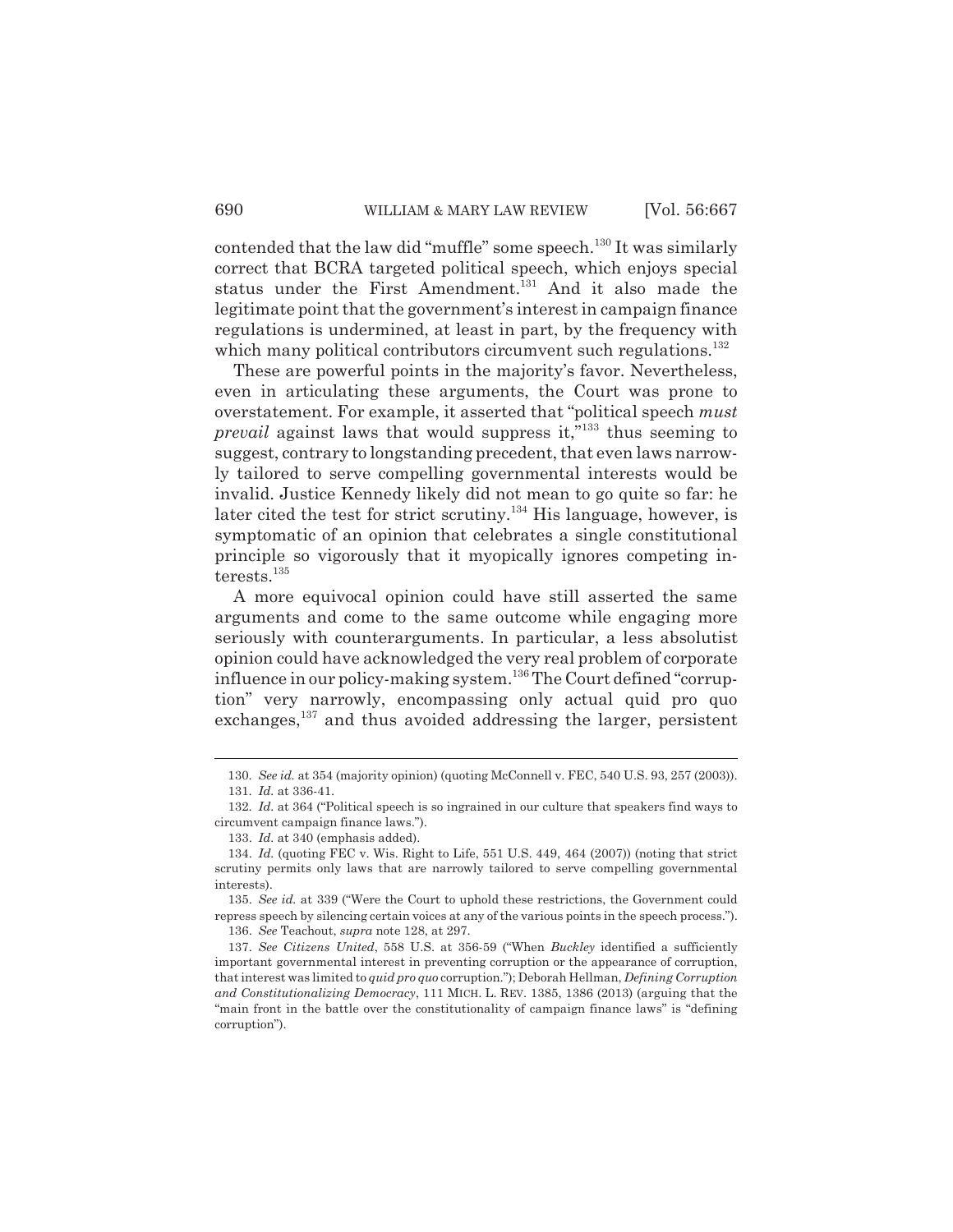contended that the law did "muffle" some speech.[130] It was similarly correct that BCRA targeted political speech, which enjoys special status under the First Amendment.[131] And it also made the legitimate point that the government's interest in campaign finance regulations is undermined, at least in part, by the frequency with which many political contributors circumvent such regulations.[132]

These are powerful points in the majority's favor. Nevertheless, even in articulating these arguments, the Court was prone to overstatement. For example, it asserted that "political speech *must prevail* against laws that would suppress it,"[133] thus seeming to suggest, contrary to longstanding precedent, that even laws narrowly tailored to serve compelling governmental interests would be invalid. Justice Kennedy likely did not mean to go quite so far: he later cited the test for strict scrutiny.[134] His language, however, is symptomatic of an opinion that celebrates a single constitutional principle so vigorously that it myopically ignores competing interests.[135]

A more equivocal opinion could have still asserted the same arguments and come to the same outcome while engaging more seriously with counterarguments. In particular, a less absolutist opinion could have acknowledged the very real problem of corporate influence in our policy-making system.[136] The Court defined "corruption" very narrowly, encompassing only actual quid pro quo exchanges,[137] and thus avoided addressing the larger, persistent

---

130. *See id.* at 354 (majority opinion) (quoting McConnell v. FEC, 540 U.S. 93, 257 (2003)).

131. *Id.* at 336-41.

132. *Id.* at 364 ("Political speech is so ingrained in our culture that speakers find ways to circumvent campaign finance laws.").

133. *Id.* at 340 (emphasis added).

134. *Id.* (quoting FEC v. Wis. Right to Life, 551 U.S. 449, 464 (2007)) (noting that strict scrutiny permits only laws that are narrowly tailored to serve compelling governmental interests).

135. *See id.* at 339 ("Were the Court to uphold these restrictions, the Government could repress speech by silencing certain voices at any of the various points in the speech process.").

136. *See* Teachout, *supra* note 128, at 297.

137. *See Citizens United*, 558 U.S. at 356-59 ("When *Buckley* identified a sufficiently important governmental interest in preventing corruption or the appearance of corruption, that interest was limited to *quid pro quo* corruption."); Deborah Hellman, *Defining Corruption and Constitutionalizing Democracy*, 111 MICH. L. REV. 1385, 1386 (2013) (arguing that the "main front in the battle over the constitutionality of campaign finance laws" is "defining corruption").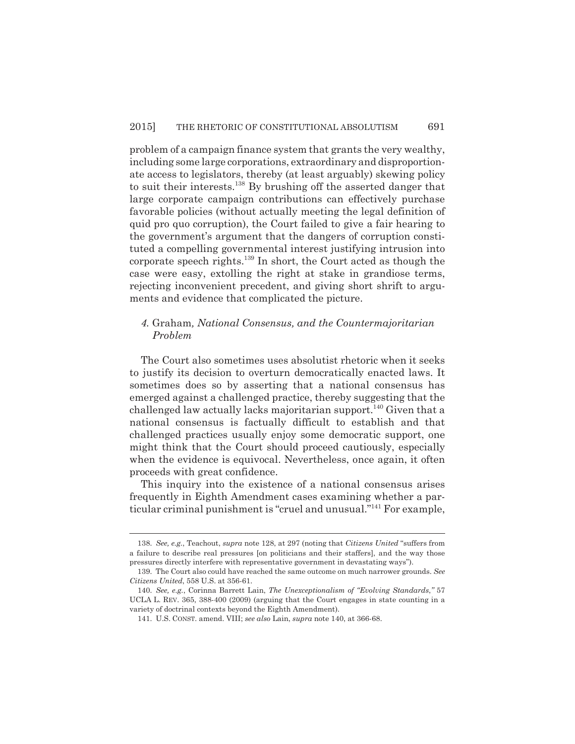problem of a campaign finance system that grants the very wealthy, including some large corporations, extraordinary and disproportionate access to legislators, thereby (at least arguably) skewing policy to suit their interests.[138] By brushing off the asserted danger that large corporate campaign contributions can effectively purchase favorable policies (without actually meeting the legal definition of quid pro quo corruption), the Court failed to give a fair hearing to the government's argument that the dangers of corruption constituted a compelling governmental interest justifying intrusion into corporate speech rights.[139] In short, the Court acted as though the case were easy, extolling the right at stake in grandiose terms, rejecting inconvenient precedent, and giving short shrift to arguments and evidence that complicated the picture.

### *4.* Graham*, National Consensus, and the Countermajoritarian Problem*

The Court also sometimes uses absolutist rhetoric when it seeks to justify its decision to overturn democratically enacted laws. It sometimes does so by asserting that a national consensus has emerged against a challenged practice, thereby suggesting that the challenged law actually lacks majoritarian support.[140] Given that a national consensus is factually difficult to establish and that challenged practices usually enjoy some democratic support, one might think that the Court should proceed cautiously, especially when the evidence is equivocal. Nevertheless, once again, it often proceeds with great confidence.

This inquiry into the existence of a national consensus arises frequently in Eighth Amendment cases examining whether a particular criminal punishment is "cruel and unusual."[141] For example,

---

138. *See, e.g.*, Teachout, *supra* note 128, at 297 (noting that *Citizens United* "suffers from a failure to describe real pressures [on politicians and their staffers], and the way those pressures directly interfere with representative government in devastating ways").

139. The Court also could have reached the same outcome on much narrower grounds. *See Citizens United*, 558 U.S. at 356-61.

140. *See, e.g.*, Corinna Barrett Lain, *The Unexceptionalism of "Evolving Standards*,*"* 57 UCLA L. REV. 365, 388-400 (2009) (arguing that the Court engages in state counting in a variety of doctrinal contexts beyond the Eighth Amendment).

141. U.S. CONST. amend. VIII; *see also* Lain, *supra* note 140, at 366-68.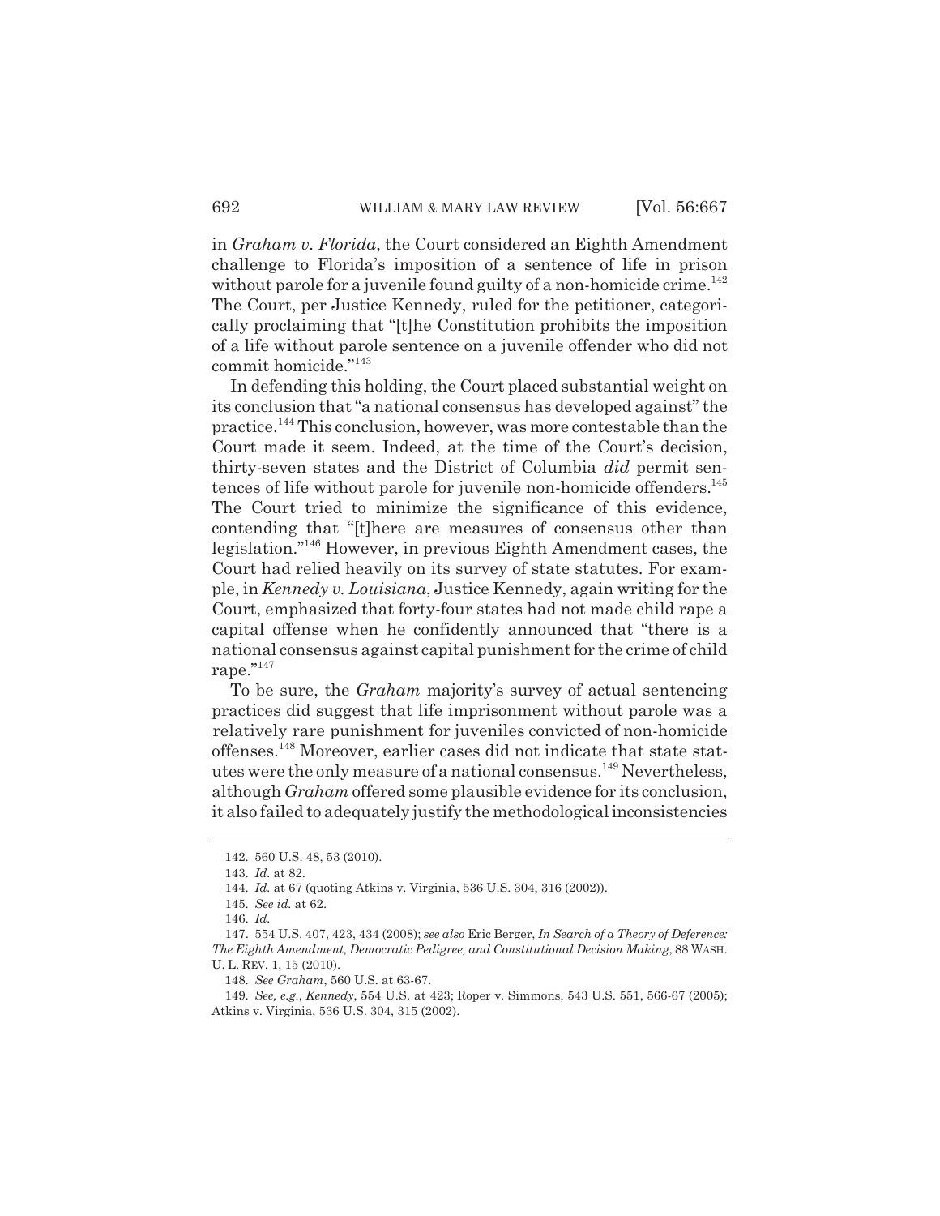in *Graham v. Florida*, the Court considered an Eighth Amendment challenge to Florida's imposition of a sentence of life in prison without parole for a juvenile found guilty of a non-homicide crime.[142] The Court, per Justice Kennedy, ruled for the petitioner, categorically proclaiming that "[t]he Constitution prohibits the imposition of a life without parole sentence on a juvenile offender who did not commit homicide."[143]

In defending this holding, the Court placed substantial weight on its conclusion that "a national consensus has developed against" the practice.[144] This conclusion, however, was more contestable than the Court made it seem. Indeed, at the time of the Court's decision, thirty-seven states and the District of Columbia *did* permit sentences of life without parole for juvenile non-homicide offenders.[145] The Court tried to minimize the significance of this evidence, contending that "[t]here are measures of consensus other than legislation."[146] However, in previous Eighth Amendment cases, the Court had relied heavily on its survey of state statutes. For example, in *Kennedy v. Louisiana*, Justice Kennedy, again writing for the Court, emphasized that forty-four states had not made child rape a capital offense when he confidently announced that "there is a national consensus against capital punishment for the crime of child rape."[147]

To be sure, the *Graham* majority's survey of actual sentencing practices did suggest that life imprisonment without parole was a relatively rare punishment for juveniles convicted of non-homicide offenses.[148] Moreover, earlier cases did not indicate that state statutes were the only measure of a national consensus.[149] Nevertheless, although *Graham* offered some plausible evidence for its conclusion, it also failed to adequately justify the methodological inconsistencies

142. 560 U.S. 48, 53 (2010).

143. *Id.* at 82.

144. *Id.* at 67 (quoting Atkins v. Virginia, 536 U.S. 304, 316 (2002)).

145. *See id.* at 62.

146. *Id.*

147. 554 U.S. 407, 423, 434 (2008); *see also* Eric Berger, *In Search of a Theory of Deference: The Eighth Amendment, Democratic Pedigree, and Constitutional Decision Making*, 88 WASH. U. L. REV. 1, 15 (2010).

148. *See Graham*, 560 U.S. at 63-67.

149. *See, e.g.*, *Kennedy*, 554 U.S. at 423; Roper v. Simmons, 543 U.S. 551, 566-67 (2005); Atkins v. Virginia, 536 U.S. 304, 315 (2002).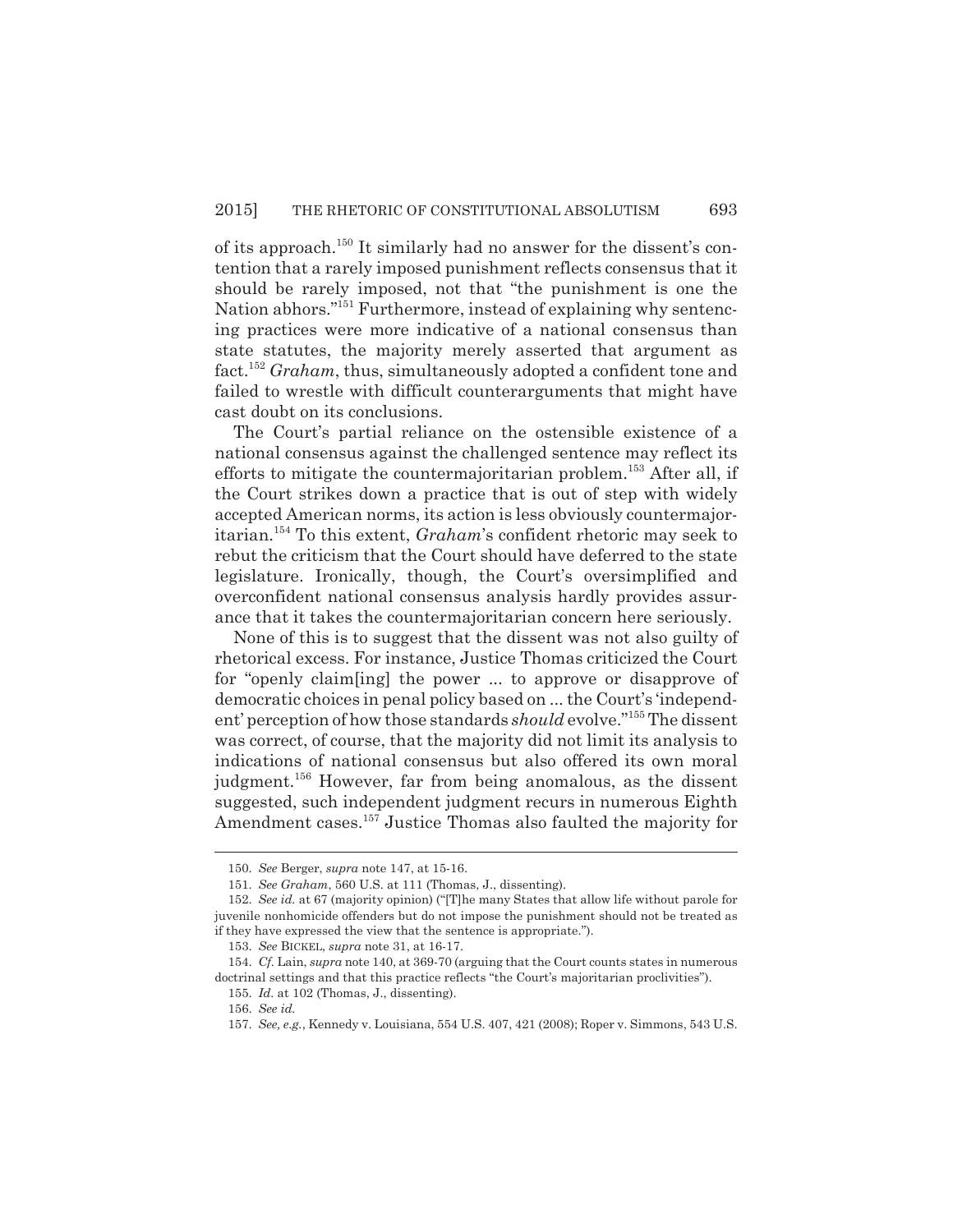of its approach.[150] It similarly had no answer for the dissent's contention that a rarely imposed punishment reflects consensus that it should be rarely imposed, not that "the punishment is one the Nation abhors."[151] Furthermore, instead of explaining why sentencing practices were more indicative of a national consensus than state statutes, the majority merely asserted that argument as fact.[152] *Graham*, thus, simultaneously adopted a confident tone and failed to wrestle with difficult counterarguments that might have cast doubt on its conclusions.

The Court's partial reliance on the ostensible existence of a national consensus against the challenged sentence may reflect its efforts to mitigate the countermajoritarian problem.[153] After all, if the Court strikes down a practice that is out of step with widely accepted American norms, its action is less obviously countermajoritarian.[154] To this extent, *Graham*'s confident rhetoric may seek to rebut the criticism that the Court should have deferred to the state legislature. Ironically, though, the Court's oversimplified and overconfident national consensus analysis hardly provides assurance that it takes the countermajoritarian concern here seriously.

None of this is to suggest that the dissent was not also guilty of rhetorical excess. For instance, Justice Thomas criticized the Court for "openly claim[ing] the power ... to approve or disapprove of democratic choices in penal policy based on ... the Court's 'independent' perception of how those standards *should* evolve."[155] The dissent was correct, of course, that the majority did not limit its analysis to indications of national consensus but also offered its own moral judgment.[156] However, far from being anomalous, as the dissent suggested, such independent judgment recurs in numerous Eighth Amendment cases.[157] Justice Thomas also faulted the majority for

150. *See* Berger, *supra* note 147, at 15-16.

151. *See Graham*, 560 U.S. at 111 (Thomas, J., dissenting).

152. *See id.* at 67 (majority opinion) ("[T]he many States that allow life without parole for juvenile nonhomicide offenders but do not impose the punishment should not be treated as if they have expressed the view that the sentence is appropriate.").

153. *See* BICKEL, *supra* note 31, at 16-17.

154. *Cf.* Lain, *supra* note 140, at 369-70 (arguing that the Court counts states in numerous doctrinal settings and that this practice reflects "the Court's majoritarian proclivities").

155. *Id.* at 102 (Thomas, J., dissenting).

156. *See id.*

157. *See, e.g.*, Kennedy v. Louisiana, 554 U.S. 407, 421 (2008); Roper v. Simmons, 543 U.S.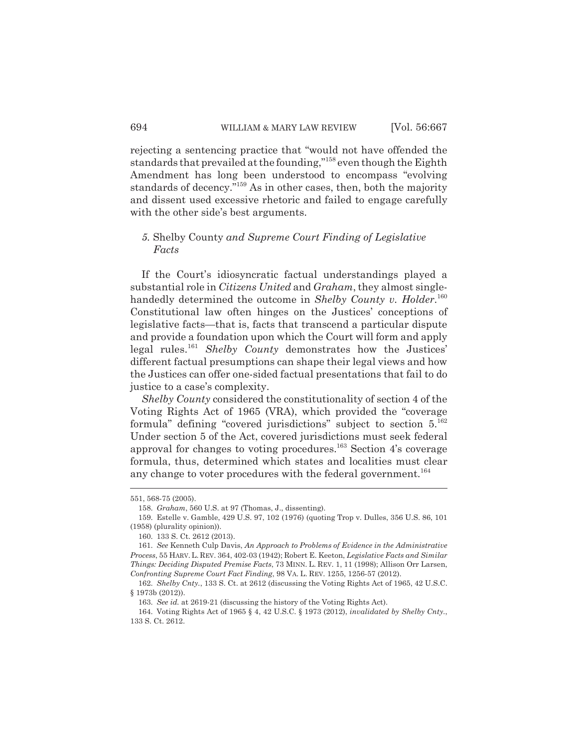rejecting a sentencing practice that "would not have offended the standards that prevailed at the founding,"[158] even though the Eighth Amendment has long been understood to encompass "evolving standards of decency."[159] As in other cases, then, both the majority and dissent used excessive rhetoric and failed to engage carefully with the other side's best arguments.

### *5.* Shelby County *and Supreme Court Finding of Legislative Facts*

If the Court's idiosyncratic factual understandings played a substantial role in *Citizens United* and *Graham*, they almost single-handedly determined the outcome in *Shelby County v. Holder*.[160] Constitutional law often hinges on the Justices' conceptions of legislative facts—that is, facts that transcend a particular dispute and provide a foundation upon which the Court will form and apply legal rules.[161] *Shelby County* demonstrates how the Justices' different factual presumptions can shape their legal views and how the Justices can offer one-sided factual presentations that fail to do justice to a case's complexity.

*Shelby County* considered the constitutionality of section 4 of the Voting Rights Act of 1965 (VRA), which provided the "coverage formula" defining "covered jurisdictions" subject to section 5.[162] Under section 5 of the Act, covered jurisdictions must seek federal approval for changes to voting procedures.[163] Section 4's coverage formula, thus, determined which states and localities must clear any change to voter procedures with the federal government.[164]

---

551, 568-75 (2005).

158. *Graham*, 560 U.S. at 97 (Thomas, J., dissenting).

159. Estelle v. Gamble, 429 U.S. 97, 102 (1976) (quoting Trop v. Dulles, 356 U.S. 86, 101 (1958) (plurality opinion)).

160. 133 S. Ct. 2612 (2013).

161. *See* Kenneth Culp Davis, *An Approach to Problems of Evidence in the Administrative Process*, 55 HARV. L. REV. 364, 402-03 (1942); Robert E. Keeton, *Legislative Facts and Similar Things: Deciding Disputed Premise Facts*, 73 MINN. L. REV. 1, 11 (1998); Allison Orr Larsen, *Confronting Supreme Court Fact Finding*, 98 VA. L. REV. 1255, 1256-57 (2012).

162. *Shelby Cnty.*, 133 S. Ct. at 2612 (discussing the Voting Rights Act of 1965, 42 U.S.C. § 1973b (2012)).

163. *See id.* at 2619-21 (discussing the history of the Voting Rights Act).

164. Voting Rights Act of 1965 § 4, 42 U.S.C. § 1973 (2012), *invalidated by Shelby Cnty.*, 133 S. Ct. 2612.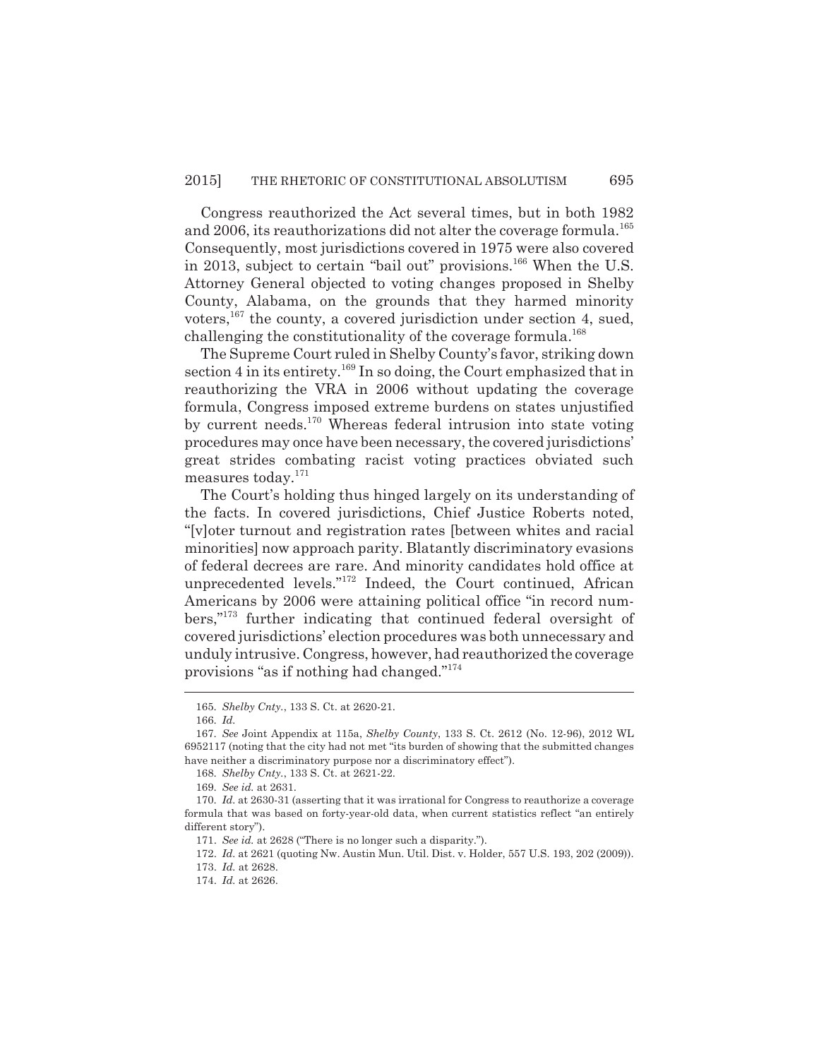Congress reauthorized the Act several times, but in both 1982 and 2006, its reauthorizations did not alter the coverage formula.[165] Consequently, most jurisdictions covered in 1975 were also covered in 2013, subject to certain "bail out" provisions.[166] When the U.S. Attorney General objected to voting changes proposed in Shelby County, Alabama, on the grounds that they harmed minority voters,[167] the county, a covered jurisdiction under section 4, sued, challenging the constitutionality of the coverage formula.[168]

The Supreme Court ruled in Shelby County's favor, striking down section 4 in its entirety.[169] In so doing, the Court emphasized that in reauthorizing the VRA in 2006 without updating the coverage formula, Congress imposed extreme burdens on states unjustified by current needs.[170] Whereas federal intrusion into state voting procedures may once have been necessary, the covered jurisdictions' great strides combating racist voting practices obviated such measures today.[171]

The Court's holding thus hinged largely on its understanding of the facts. In covered jurisdictions, Chief Justice Roberts noted, "[v]oter turnout and registration rates [between whites and racial minorities] now approach parity. Blatantly discriminatory evasions of federal decrees are rare. And minority candidates hold office at unprecedented levels."[172] Indeed, the Court continued, African Americans by 2006 were attaining political office "in record numbers,"[173] further indicating that continued federal oversight of covered jurisdictions' election procedures was both unnecessary and unduly intrusive. Congress, however, had reauthorized the coverage provisions "as if nothing had changed."[174]

---

165. *Shelby Cnty.*, 133 S. Ct. at 2620-21.

166. *Id.*

167. *See* Joint Appendix at 115a, *Shelby County*, 133 S. Ct. 2612 (No. 12-96), 2012 WL 6952117 (noting that the city had not met "its burden of showing that the submitted changes have neither a discriminatory purpose nor a discriminatory effect").

168. *Shelby Cnty.*, 133 S. Ct. at 2621-22.

169. *See id.* at 2631.

170. *Id.* at 2630-31 (asserting that it was irrational for Congress to reauthorize a coverage formula that was based on forty-year-old data, when current statistics reflect "an entirely different story").

171. *See id.* at 2628 ("There is no longer such a disparity.").

172. *Id.* at 2621 (quoting Nw. Austin Mun. Util. Dist. v. Holder, 557 U.S. 193, 202 (2009)).

173. *Id.* at 2628.

174. *Id.* at 2626.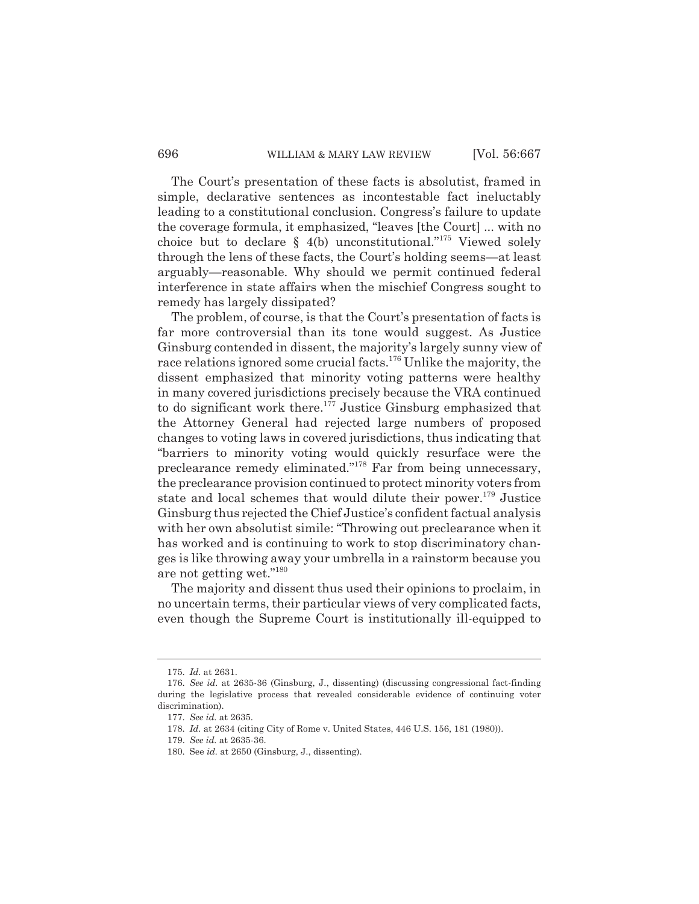The Court's presentation of these facts is absolutist, framed in simple, declarative sentences as incontestable fact ineluctably leading to a constitutional conclusion. Congress's failure to update the coverage formula, it emphasized, "leaves [the Court] ... with no choice but to declare § 4(b) unconstitutional."[175] Viewed solely through the lens of these facts, the Court's holding seems—at least arguably—reasonable. Why should we permit continued federal interference in state affairs when the mischief Congress sought to remedy has largely dissipated?

The problem, of course, is that the Court's presentation of facts is far more controversial than its tone would suggest. As Justice Ginsburg contended in dissent, the majority's largely sunny view of race relations ignored some crucial facts.[176] Unlike the majority, the dissent emphasized that minority voting patterns were healthy in many covered jurisdictions precisely because the VRA continued to do significant work there.[177] Justice Ginsburg emphasized that the Attorney General had rejected large numbers of proposed changes to voting laws in covered jurisdictions, thus indicating that "barriers to minority voting would quickly resurface were the preclearance remedy eliminated."[178] Far from being unnecessary, the preclearance provision continued to protect minority voters from state and local schemes that would dilute their power.[179] Justice Ginsburg thus rejected the Chief Justice's confident factual analysis with her own absolutist simile: "Throwing out preclearance when it has worked and is continuing to work to stop discriminatory changes is like throwing away your umbrella in a rainstorm because you are not getting wet."[180]

The majority and dissent thus used their opinions to proclaim, in no uncertain terms, their particular views of very complicated facts, even though the Supreme Court is institutionally ill-equipped to

---

175. *Id.* at 2631.

176. *See id.* at 2635-36 (Ginsburg, J., dissenting) (discussing congressional fact-finding during the legislative process that revealed considerable evidence of continuing voter discrimination).

177. *See id.* at 2635.

178. *Id.* at 2634 (citing City of Rome v. United States, 446 U.S. 156, 181 (1980)).

179. *See id.* at 2635-36.

180. See *id.* at 2650 (Ginsburg, J., dissenting).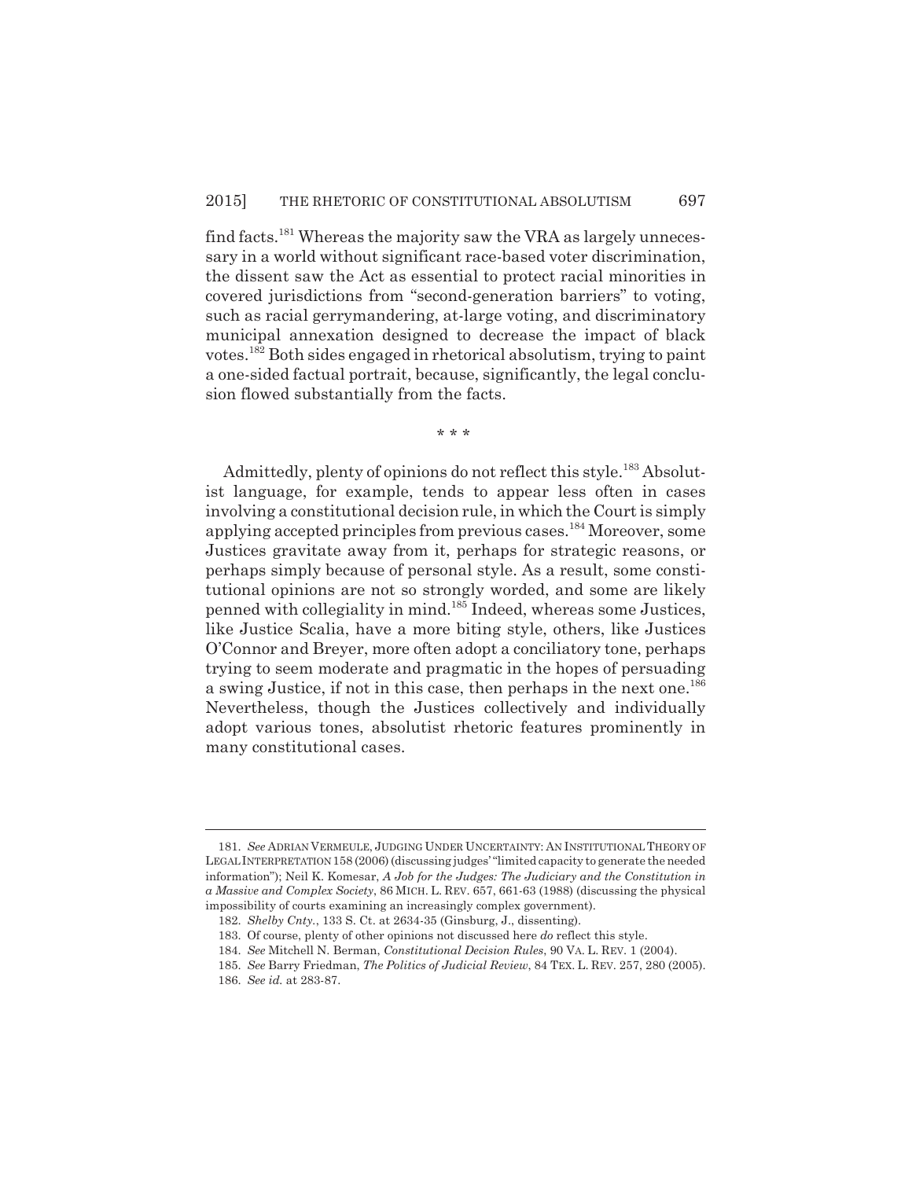find facts.[181] Whereas the majority saw the VRA as largely unnecessary in a world without significant race-based voter discrimination, the dissent saw the Act as essential to protect racial minorities in covered jurisdictions from "second-generation barriers" to voting, such as racial gerrymandering, at-large voting, and discriminatory municipal annexation designed to decrease the impact of black votes.[182] Both sides engaged in rhetorical absolutism, trying to paint a one-sided factual portrait, because, significantly, the legal conclusion flowed substantially from the facts.

\* \* \*

Admittedly, plenty of opinions do not reflect this style.[183] Absolutist language, for example, tends to appear less often in cases involving a constitutional decision rule, in which the Court is simply applying accepted principles from previous cases.[184] Moreover, some Justices gravitate away from it, perhaps for strategic reasons, or perhaps simply because of personal style. As a result, some constitutional opinions are not so strongly worded, and some are likely penned with collegiality in mind.[185] Indeed, whereas some Justices, like Justice Scalia, have a more biting style, others, like Justices O'Connor and Breyer, more often adopt a conciliatory tone, perhaps trying to seem moderate and pragmatic in the hopes of persuading a swing Justice, if not in this case, then perhaps in the next one.[186] Nevertheless, though the Justices collectively and individually adopt various tones, absolutist rhetoric features prominently in many constitutional cases.

---

181. *See* ADRIAN VERMEULE, JUDGING UNDER UNCERTAINTY: AN INSTITUTIONAL THEORY OF LEGAL INTERPRETATION 158 (2006) (discussing judges' "limited capacity to generate the needed information"); Neil K. Komesar, *A Job for the Judges: The Judiciary and the Constitution in a Massive and Complex Society*, 86 MICH. L. REV. 657, 661-63 (1988) (discussing the physical impossibility of courts examining an increasingly complex government).

182. *Shelby Cnty.*, 133 S. Ct. at 2634-35 (Ginsburg, J., dissenting).

183. Of course, plenty of other opinions not discussed here *do* reflect this style.

184. *See* Mitchell N. Berman, *Constitutional Decision Rules*, 90 VA. L. REV. 1 (2004).

185. *See* Barry Friedman, *The Politics of Judicial Review*, 84 TEX. L. REV. 257, 280 (2005).

186. *See id.* at 283-87.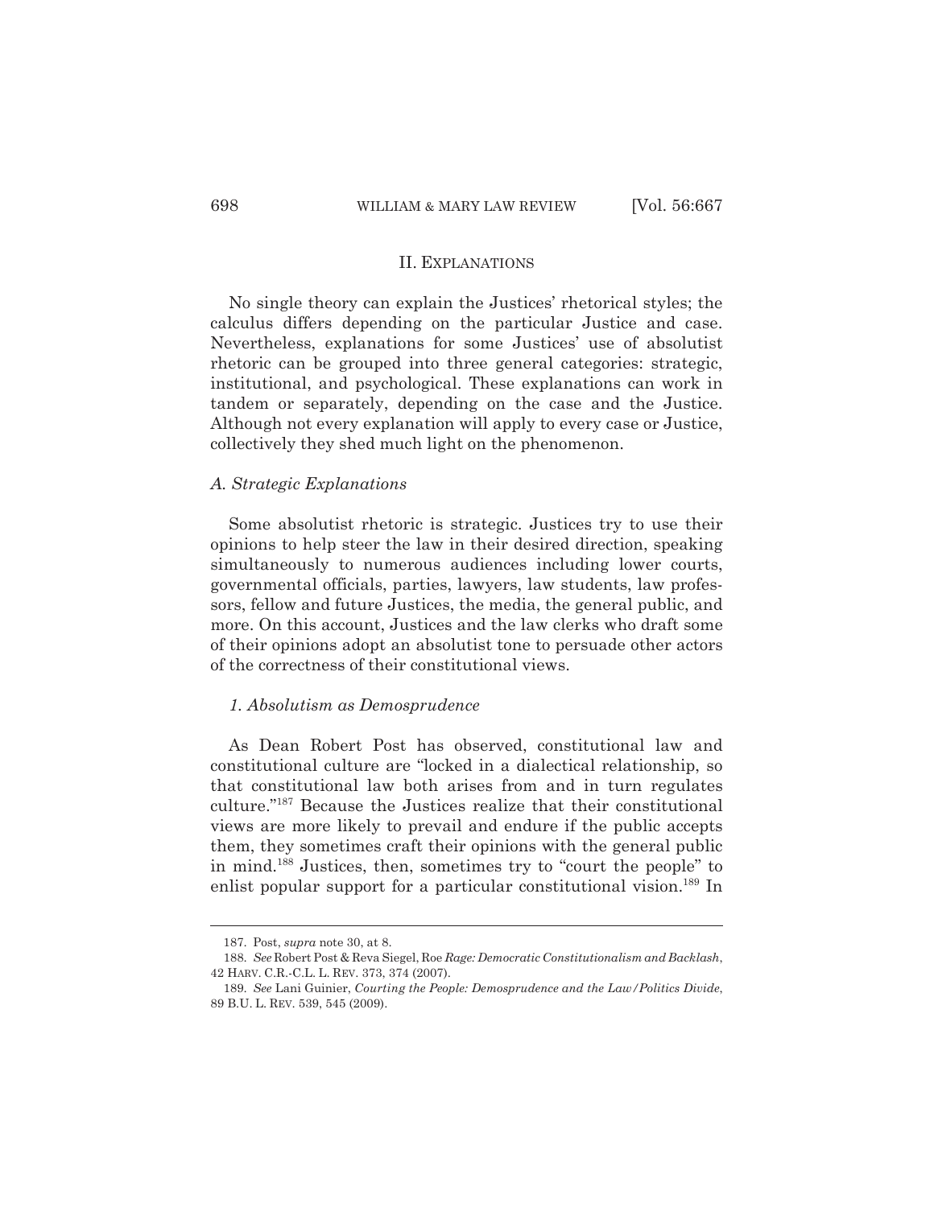## II. EXPLANATIONS

No single theory can explain the Justices' rhetorical styles; the calculus differs depending on the particular Justice and case. Nevertheless, explanations for some Justices' use of absolutist rhetoric can be grouped into three general categories: strategic, institutional, and psychological. These explanations can work in tandem or separately, depending on the case and the Justice. Although not every explanation will apply to every case or Justice, collectively they shed much light on the phenomenon.

### *A. Strategic Explanations*

Some absolutist rhetoric is strategic. Justices try to use their opinions to help steer the law in their desired direction, speaking simultaneously to numerous audiences including lower courts, governmental officials, parties, lawyers, law students, law professors, fellow and future Justices, the media, the general public, and more. On this account, Justices and the law clerks who draft some of their opinions adopt an absolutist tone to persuade other actors of the correctness of their constitutional views.

#### *1. Absolutism as Demosprudence*

As Dean Robert Post has observed, constitutional law and constitutional culture are "locked in a dialectical relationship, so that constitutional law both arises from and in turn regulates culture."[187] Because the Justices realize that their constitutional views are more likely to prevail and endure if the public accepts them, they sometimes craft their opinions with the general public in mind.[188] Justices, then, sometimes try to "court the people" to enlist popular support for a particular constitutional vision.[189] In

---

187. Post, *supra* note 30, at 8.

188. *See* Robert Post & Reva Siegel, Roe *Rage: Democratic Constitutionalism and Backlash*, 42 HARV. C.R.-C.L. L. REV. 373, 374 (2007).

189. *See* Lani Guinier, *Courting the People: Demosprudence and the Law/Politics Divide*, 89 B.U. L. REV. 539, 545 (2009).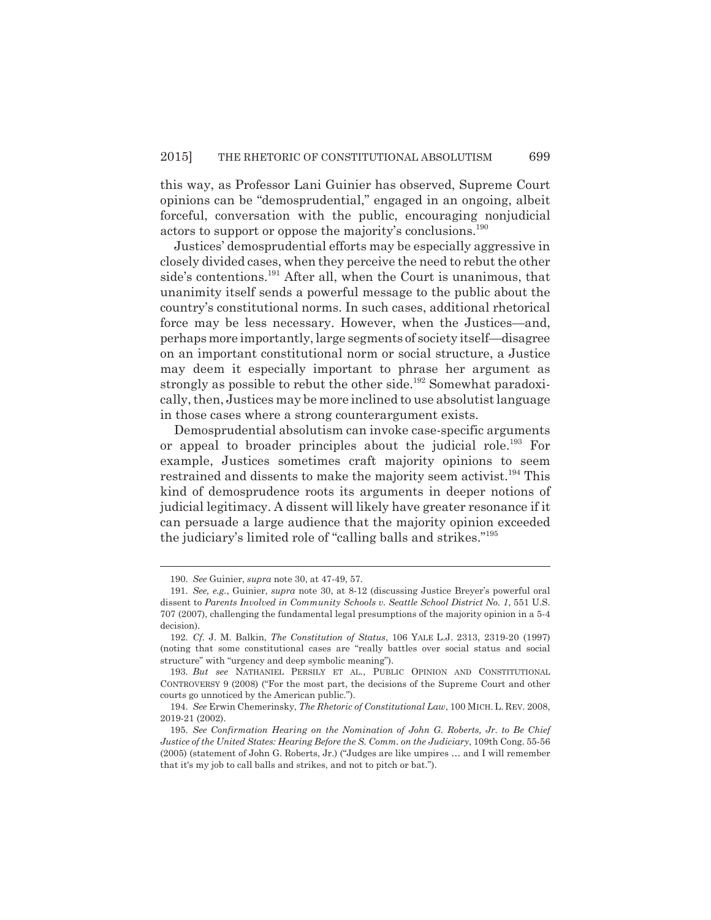this way, as Professor Lani Guinier has observed, Supreme Court opinions can be "demosprudential," engaged in an ongoing, albeit forceful, conversation with the public, encouraging nonjudicial actors to support or oppose the majority's conclusions.[190]

Justices' demosprudential efforts may be especially aggressive in closely divided cases, when they perceive the need to rebut the other side's contentions.[191] After all, when the Court is unanimous, that unanimity itself sends a powerful message to the public about the country's constitutional norms. In such cases, additional rhetorical force may be less necessary. However, when the Justices—and, perhaps more importantly, large segments of society itself—disagree on an important constitutional norm or social structure, a Justice may deem it especially important to phrase her argument as strongly as possible to rebut the other side.[192] Somewhat paradoxically, then, Justices may be more inclined to use absolutist language in those cases where a strong counterargument exists.

Demosprudential absolutism can invoke case-specific arguments or appeal to broader principles about the judicial role.[193] For example, Justices sometimes craft majority opinions to seem restrained and dissents to make the majority seem activist.[194] This kind of demosprudence roots its arguments in deeper notions of judicial legitimacy. A dissent will likely have greater resonance if it can persuade a large audience that the majority opinion exceeded the judiciary's limited role of "calling balls and strikes."[195]

---

190. *See* Guinier, *supra* note 30, at 47-49, 57.

191. *See, e.g.*, Guinier, *supra* note 30, at 8-12 (discussing Justice Breyer's powerful oral dissent to *Parents Involved in Community Schools v. Seattle School District No. 1*, 551 U.S. 707 (2007), challenging the fundamental legal presumptions of the majority opinion in a 5-4 decision).

192. *Cf.* J. M. Balkin, *The Constitution of Status*, 106 YALE L.J. 2313, 2319-20 (1997) (noting that some constitutional cases are "really battles over social status and social structure" with "urgency and deep symbolic meaning").

193. *But see* NATHANIEL PERSILY ET AL., PUBLIC OPINION AND CONSTITUTIONAL CONTROVERSY 9 (2008) ("For the most part, the decisions of the Supreme Court and other courts go unnoticed by the American public.").

194. *See* Erwin Chemerinsky, *The Rhetoric of Constitutional Law*, 100 MICH. L. REV. 2008, 2019-21 (2002).

195. *See Confirmation Hearing on the Nomination of John G. Roberts, Jr. to Be Chief Justice of the United States: Hearing Before the S. Comm. on the Judiciary*, 109th Cong. 55-56 (2005) (statement of John G. Roberts, Jr.) ("Judges are like umpires … and I will remember that it's my job to call balls and strikes, and not to pitch or bat.").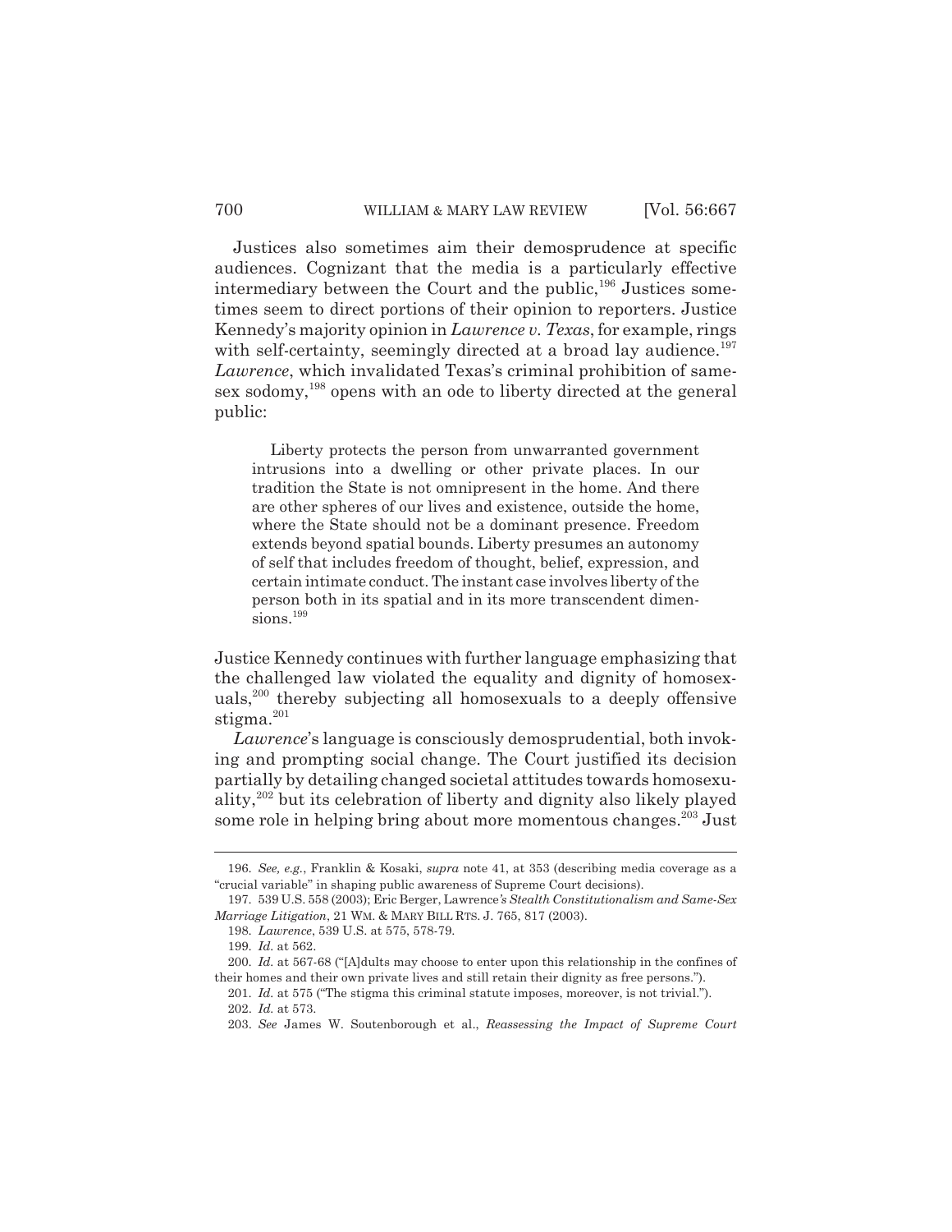Justices also sometimes aim their demosprudence at specific audiences. Cognizant that the media is a particularly effective intermediary between the Court and the public,[196] Justices sometimes seem to direct portions of their opinion to reporters. Justice Kennedy's majority opinion in *Lawrence v. Texas*, for example, rings with self-certainty, seemingly directed at a broad lay audience.[197] *Lawrence*, which invalidated Texas's criminal prohibition of same-sex sodomy,[198] opens with an ode to liberty directed at the general public:

> Liberty protects the person from unwarranted government intrusions into a dwelling or other private places. In our tradition the State is not omnipresent in the home. And there are other spheres of our lives and existence, outside the home, where the State should not be a dominant presence. Freedom extends beyond spatial bounds. Liberty presumes an autonomy of self that includes freedom of thought, belief, expression, and certain intimate conduct. The instant case involves liberty of the person both in its spatial and in its more transcendent dimensions.[199]

Justice Kennedy continues with further language emphasizing that the challenged law violated the equality and dignity of homosexuals,[200] thereby subjecting all homosexuals to a deeply offensive stigma.[201]

*Lawrence*'s language is consciously demosprudential, both invoking and prompting social change. The Court justified its decision partially by detailing changed societal attitudes towards homosexuality,[202] but its celebration of liberty and dignity also likely played some role in helping bring about more momentous changes.[203] Just

---

196. *See, e.g.*, Franklin & Kosaki, *supra* note 41, at 353 (describing media coverage as a "crucial variable" in shaping public awareness of Supreme Court decisions).

197. 539 U.S. 558 (2003); Eric Berger, Lawrence*'s Stealth Constitutionalism and Same-Sex Marriage Litigation*, 21 WM. & MARY BILL RTS. J. 765, 817 (2003).

198. *Lawrence*, 539 U.S. at 575, 578-79.

199. *Id.* at 562.

200. *Id.* at 567-68 ("[A]dults may choose to enter upon this relationship in the confines of their homes and their own private lives and still retain their dignity as free persons.").

201. *Id.* at 575 ("The stigma this criminal statute imposes, moreover, is not trivial.").

202. *Id.* at 573.

203. *See* James W. Soutenborough et al., *Reassessing the Impact of Supreme Court*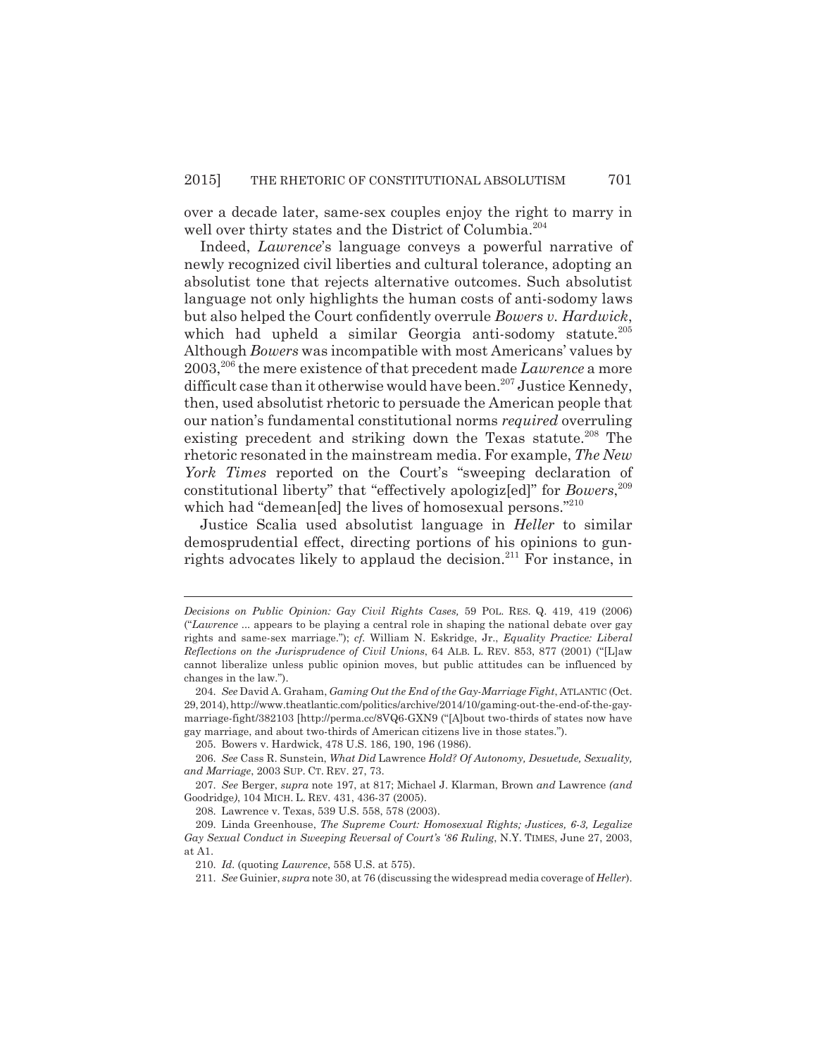over a decade later, same-sex couples enjoy the right to marry in well over thirty states and the District of Columbia.[204]

Indeed, *Lawrence*'s language conveys a powerful narrative of newly recognized civil liberties and cultural tolerance, adopting an absolutist tone that rejects alternative outcomes. Such absolutist language not only highlights the human costs of anti-sodomy laws but also helped the Court confidently overrule *Bowers v. Hardwick*, which had upheld a similar Georgia anti-sodomy statute.[205] Although *Bowers* was incompatible with most Americans' values by 2003,[206] the mere existence of that precedent made *Lawrence* a more difficult case than it otherwise would have been.[207] Justice Kennedy, then, used absolutist rhetoric to persuade the American people that our nation's fundamental constitutional norms *required* overruling existing precedent and striking down the Texas statute.[208] The rhetoric resonated in the mainstream media. For example, *The New York Times* reported on the Court's "sweeping declaration of constitutional liberty" that "effectively apologiz[ed]" for *Bowers*,[209] which had "demean[ed] the lives of homosexual persons."[210]

Justice Scalia used absolutist language in *Heller* to similar demosprudential effect, directing portions of his opinions to gun-rights advocates likely to applaud the decision.[211] For instance, in

---

*Decisions on Public Opinion: Gay Civil Rights Cases,* 59 POL. RES. Q. 419, 419 (2006) ("*Lawrence* ... appears to be playing a central role in shaping the national debate over gay rights and same-sex marriage."); *cf.* William N. Eskridge, Jr., *Equality Practice: Liberal Reflections on the Jurisprudence of Civil Unions*, 64 ALB. L. REV. 853, 877 (2001) ("[L]aw cannot liberalize unless public opinion moves, but public attitudes can be influenced by changes in the law.").

204. *See* David A. Graham, *Gaming Out the End of the Gay-Marriage Fight*, ATLANTIC (Oct. 29, 2014), http://www.theatlantic.com/politics/archive/2014/10/gaming-out-the-end-of-the-gay-marriage-fight/382103 [http://perma.cc/8VQ6-GXN9 ("[A]bout two-thirds of states now have gay marriage, and about two-thirds of American citizens live in those states.").

205. Bowers v. Hardwick, 478 U.S. 186, 190, 196 (1986).

206. *See* Cass R. Sunstein, *What Did* Lawrence *Hold? Of Autonomy, Desuetude, Sexuality, and Marriage*, 2003 SUP. CT. REV. 27, 73.

207. *See* Berger, *supra* note 197, at 817; Michael J. Klarman, Brown *and* Lawrence *(and* Goodridge*)*, 104 MICH. L. REV. 431, 436-37 (2005).

208. Lawrence v. Texas, 539 U.S. 558, 578 (2003).

209. Linda Greenhouse, *The Supreme Court: Homosexual Rights; Justices, 6-3, Legalize Gay Sexual Conduct in Sweeping Reversal of Court's '86 Ruling*, N.Y. TIMES, June 27, 2003, at A1.

210. *Id.* (quoting *Lawrence*, 558 U.S. at 575).

211. *See* Guinier, *supra* note 30, at 76 (discussing the widespread media coverage of *Heller*).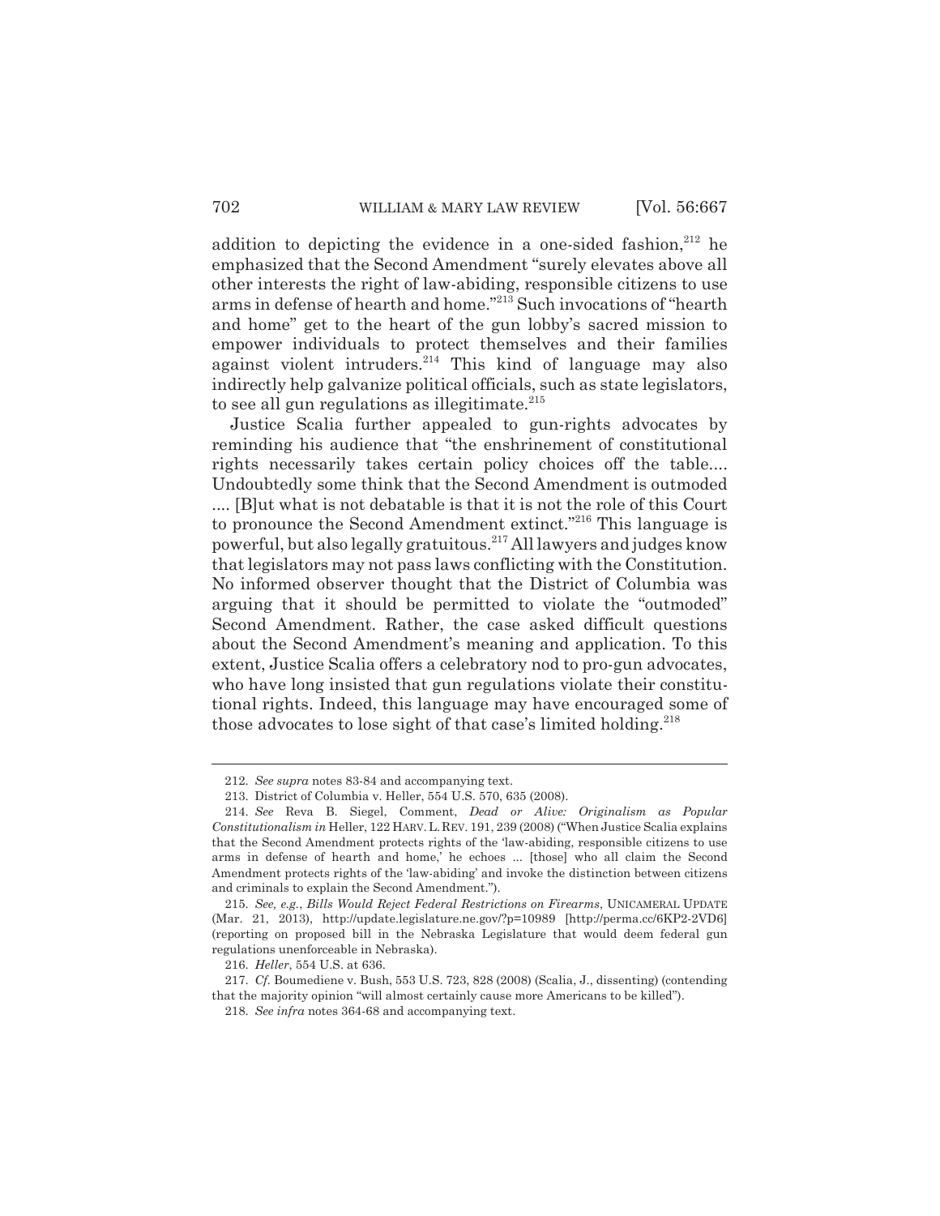addition to depicting the evidence in a one-sided fashion,[212] he emphasized that the Second Amendment "surely elevates above all other interests the right of law-abiding, responsible citizens to use arms in defense of hearth and home."[213] Such invocations of "hearth and home" get to the heart of the gun lobby's sacred mission to empower individuals to protect themselves and their families against violent intruders.[214] This kind of language may also indirectly help galvanize political officials, such as state legislators, to see all gun regulations as illegitimate.[215]

Justice Scalia further appealed to gun-rights advocates by reminding his audience that "the enshrinement of constitutional rights necessarily takes certain policy choices off the table.... Undoubtedly some think that the Second Amendment is outmoded .... [B]ut what is not debatable is that it is not the role of this Court to pronounce the Second Amendment extinct."[216] This language is powerful, but also legally gratuitous.[217] All lawyers and judges know that legislators may not pass laws conflicting with the Constitution. No informed observer thought that the District of Columbia was arguing that it should be permitted to violate the "outmoded" Second Amendment. Rather, the case asked difficult questions about the Second Amendment's meaning and application. To this extent, Justice Scalia offers a celebratory nod to pro-gun advocates, who have long insisted that gun regulations violate their constitutional rights. Indeed, this language may have encouraged some of those advocates to lose sight of that case's limited holding.[218]

---

212. *See supra* notes 83-84 and accompanying text.

213. District of Columbia v. Heller, 554 U.S. 570, 635 (2008).

214. *See* Reva B. Siegel, Comment, *Dead or Alive: Originalism as Popular Constitutionalism in* Heller, 122 HARV. L. REV. 191, 239 (2008) ("When Justice Scalia explains that the Second Amendment protects rights of the 'law-abiding, responsible citizens to use arms in defense of hearth and home,' he echoes ... [those] who all claim the Second Amendment protects rights of the 'law-abiding' and invoke the distinction between citizens and criminals to explain the Second Amendment.").

215. *See, e.g.*, *Bills Would Reject Federal Restrictions on Firearms*, UNICAMERAL UPDATE (Mar. 21, 2013), http://update.legislature.ne.gov/?p=10989 [http://perma.cc/6KP2-2VD6] (reporting on proposed bill in the Nebraska Legislature that would deem federal gun regulations unenforceable in Nebraska).

216. *Heller*, 554 U.S. at 636.

217. *Cf.* Boumediene v. Bush, 553 U.S. 723, 828 (2008) (Scalia, J., dissenting) (contending that the majority opinion "will almost certainly cause more Americans to be killed").

218. *See infra* notes 364-68 and accompanying text.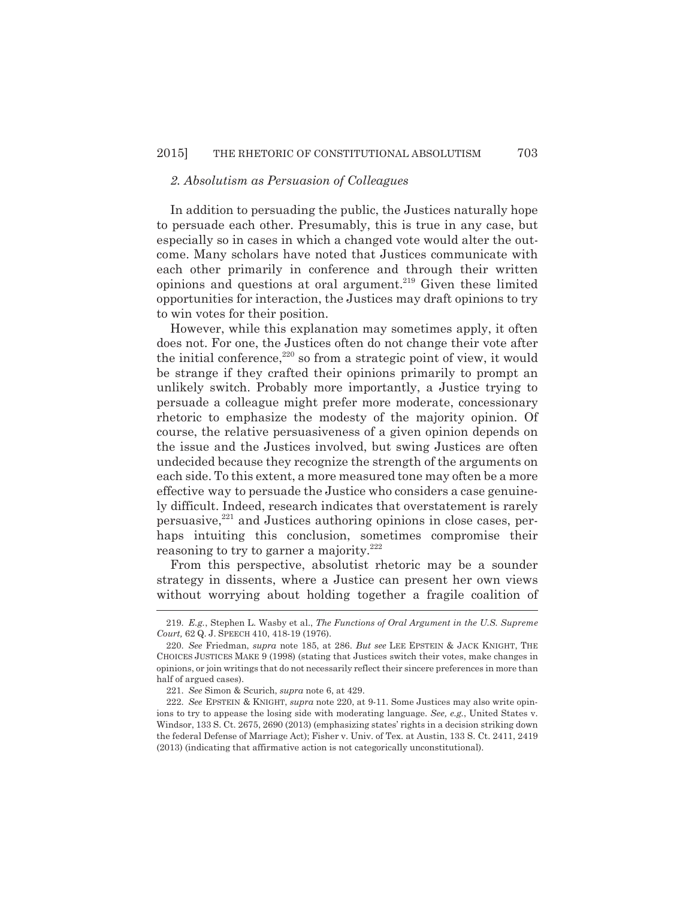### *2. Absolutism as Persuasion of Colleagues*

In addition to persuading the public, the Justices naturally hope to persuade each other. Presumably, this is true in any case, but especially so in cases in which a changed vote would alter the outcome. Many scholars have noted that Justices communicate with each other primarily in conference and through their written opinions and questions at oral argument.[219] Given these limited opportunities for interaction, the Justices may draft opinions to try to win votes for their position.

However, while this explanation may sometimes apply, it often does not. For one, the Justices often do not change their vote after the initial conference,[220] so from a strategic point of view, it would be strange if they crafted their opinions primarily to prompt an unlikely switch. Probably more importantly, a Justice trying to persuade a colleague might prefer more moderate, concessionary rhetoric to emphasize the modesty of the majority opinion. Of course, the relative persuasiveness of a given opinion depends on the issue and the Justices involved, but swing Justices are often undecided because they recognize the strength of the arguments on each side. To this extent, a more measured tone may often be a more effective way to persuade the Justice who considers a case genuinely difficult. Indeed, research indicates that overstatement is rarely persuasive,[221] and Justices authoring opinions in close cases, perhaps intuiting this conclusion, sometimes compromise their reasoning to try to garner a majority.[222]

From this perspective, absolutist rhetoric may be a sounder strategy in dissents, where a Justice can present her own views without worrying about holding together a fragile coalition of

---

219. *E.g.*, Stephen L. Wasby et al., *The Functions of Oral Argument in the U.S. Supreme Court,* 62 Q. J. SPEECH 410, 418-19 (1976).

220. *See* Friedman, *supra* note 185, at 286. *But see* LEE EPSTEIN & JACK KNIGHT, THE CHOICES JUSTICES MAKE 9 (1998) (stating that Justices switch their votes, make changes in opinions, or join writings that do not necessarily reflect their sincere preferences in more than half of argued cases).

221. *See* Simon & Scurich, *supra* note 6, at 429.

222. *See* EPSTEIN & KNIGHT, *supra* note 220, at 9-11. Some Justices may also write opinions to try to appease the losing side with moderating language. *See, e.g.*, United States v. Windsor, 133 S. Ct. 2675, 2690 (2013) (emphasizing states' rights in a decision striking down the federal Defense of Marriage Act); Fisher v. Univ. of Tex. at Austin, 133 S. Ct. 2411, 2419 (2013) (indicating that affirmative action is not categorically unconstitutional).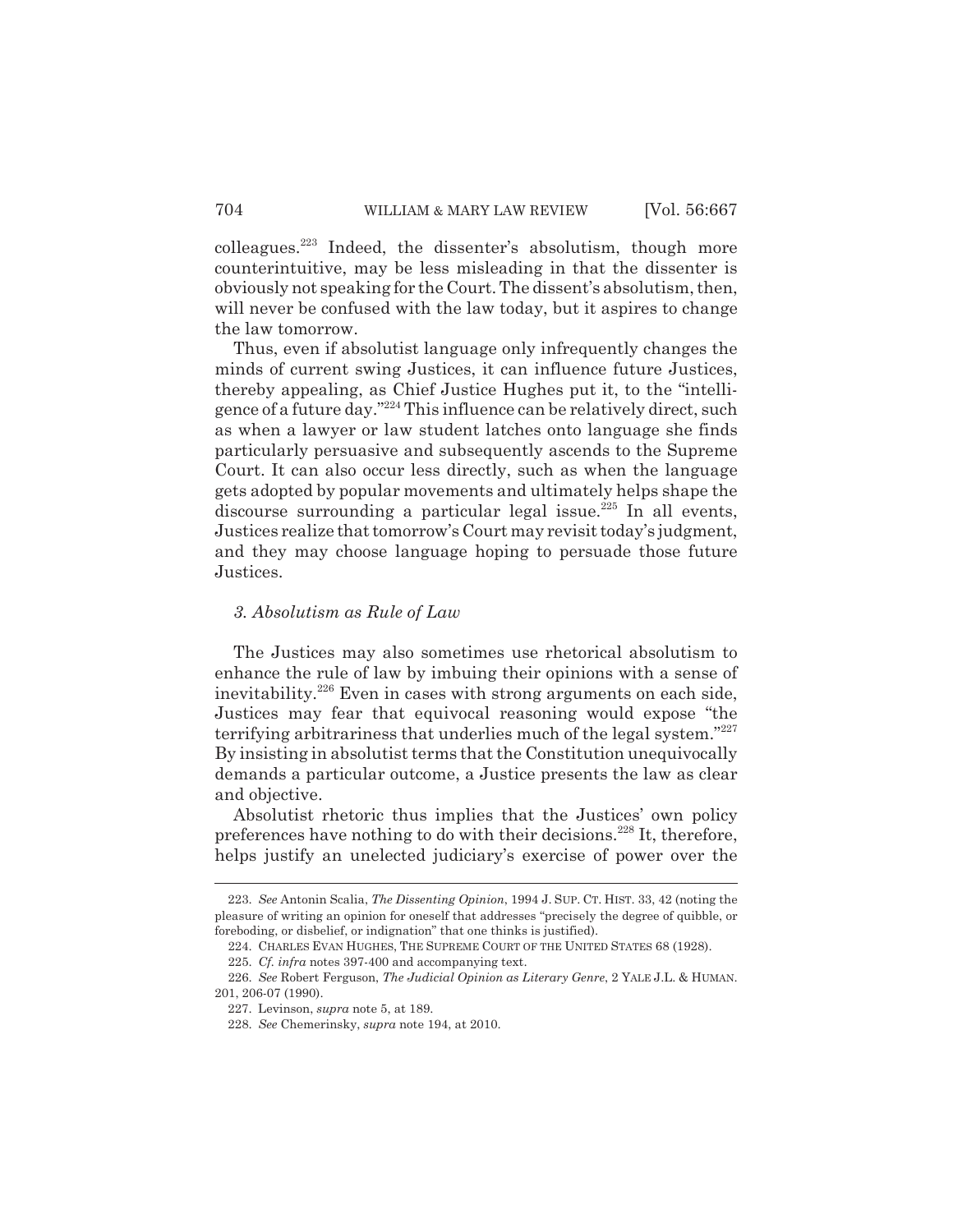colleagues.[223] Indeed, the dissenter's absolutism, though more counterintuitive, may be less misleading in that the dissenter is obviously not speaking for the Court. The dissent's absolutism, then, will never be confused with the law today, but it aspires to change the law tomorrow.

Thus, even if absolutist language only infrequently changes the minds of current swing Justices, it can influence future Justices, thereby appealing, as Chief Justice Hughes put it, to the "intelligence of a future day."[224] This influence can be relatively direct, such as when a lawyer or law student latches onto language she finds particularly persuasive and subsequently ascends to the Supreme Court. It can also occur less directly, such as when the language gets adopted by popular movements and ultimately helps shape the discourse surrounding a particular legal issue.[225] In all events, Justices realize that tomorrow's Court may revisit today's judgment, and they may choose language hoping to persuade those future Justices.

### *3. Absolutism as Rule of Law*

The Justices may also sometimes use rhetorical absolutism to enhance the rule of law by imbuing their opinions with a sense of inevitability.[226] Even in cases with strong arguments on each side, Justices may fear that equivocal reasoning would expose "the terrifying arbitrariness that underlies much of the legal system."[227] By insisting in absolutist terms that the Constitution unequivocally demands a particular outcome, a Justice presents the law as clear and objective.

Absolutist rhetoric thus implies that the Justices' own policy preferences have nothing to do with their decisions.[228] It, therefore, helps justify an unelected judiciary's exercise of power over the

---

223. *See* Antonin Scalia, *The Dissenting Opinion*, 1994 J. SUP. CT. HIST. 33, 42 (noting the pleasure of writing an opinion for oneself that addresses "precisely the degree of quibble, or foreboding, or disbelief, or indignation" that one thinks is justified).

224. CHARLES EVAN HUGHES, THE SUPREME COURT OF THE UNITED STATES 68 (1928).

225. *Cf. infra* notes 397-400 and accompanying text.

226. *See* Robert Ferguson, *The Judicial Opinion as Literary Genre*, 2 YALE J.L. & HUMAN. 201, 206-07 (1990).

227. Levinson, *supra* note 5, at 189.

228. *See* Chemerinsky, *supra* note 194, at 2010.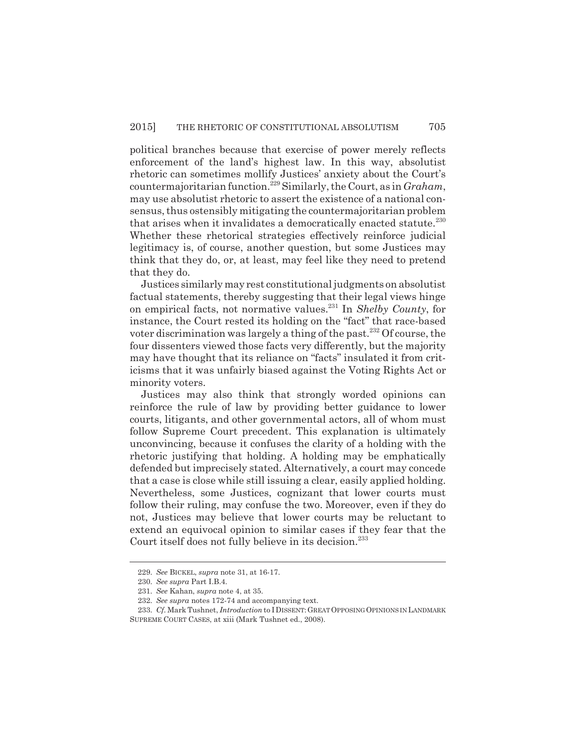political branches because that exercise of power merely reflects enforcement of the land's highest law. In this way, absolutist rhetoric can sometimes mollify Justices' anxiety about the Court's countermajoritarian function.[229] Similarly, the Court, as in *Graham*, may use absolutist rhetoric to assert the existence of a national consensus, thus ostensibly mitigating the countermajoritarian problem that arises when it invalidates a democratically enacted statute.[230] Whether these rhetorical strategies effectively reinforce judicial legitimacy is, of course, another question, but some Justices may think that they do, or, at least, may feel like they need to pretend that they do.

Justices similarly may rest constitutional judgments on absolutist factual statements, thereby suggesting that their legal views hinge on empirical facts, not normative values.[231] In *Shelby County*, for instance, the Court rested its holding on the "fact" that race-based voter discrimination was largely a thing of the past.[232] Of course, the four dissenters viewed those facts very differently, but the majority may have thought that its reliance on "facts" insulated it from criticisms that it was unfairly biased against the Voting Rights Act or minority voters.

Justices may also think that strongly worded opinions can reinforce the rule of law by providing better guidance to lower courts, litigants, and other governmental actors, all of whom must follow Supreme Court precedent. This explanation is ultimately unconvincing, because it confuses the clarity of a holding with the rhetoric justifying that holding. A holding may be emphatically defended but imprecisely stated. Alternatively, a court may concede that a case is close while still issuing a clear, easily applied holding. Nevertheless, some Justices, cognizant that lower courts must follow their ruling, may confuse the two. Moreover, even if they do not, Justices may believe that lower courts may be reluctant to extend an equivocal opinion to similar cases if they fear that the Court itself does not fully believe in its decision.[233]

---

229. *See* BICKEL, *supra* note 31, at 16-17.

230. *See supra* Part I.B.4.

231. *See* Kahan, *supra* note 4, at 35.

232. *See supra* notes 172-74 and accompanying text.

233. *Cf.* Mark Tushnet, *Introduction* to I DISSENT: GREAT OPPOSING OPINIONS IN LANDMARK SUPREME COURT CASES, at xiii (Mark Tushnet ed., 2008).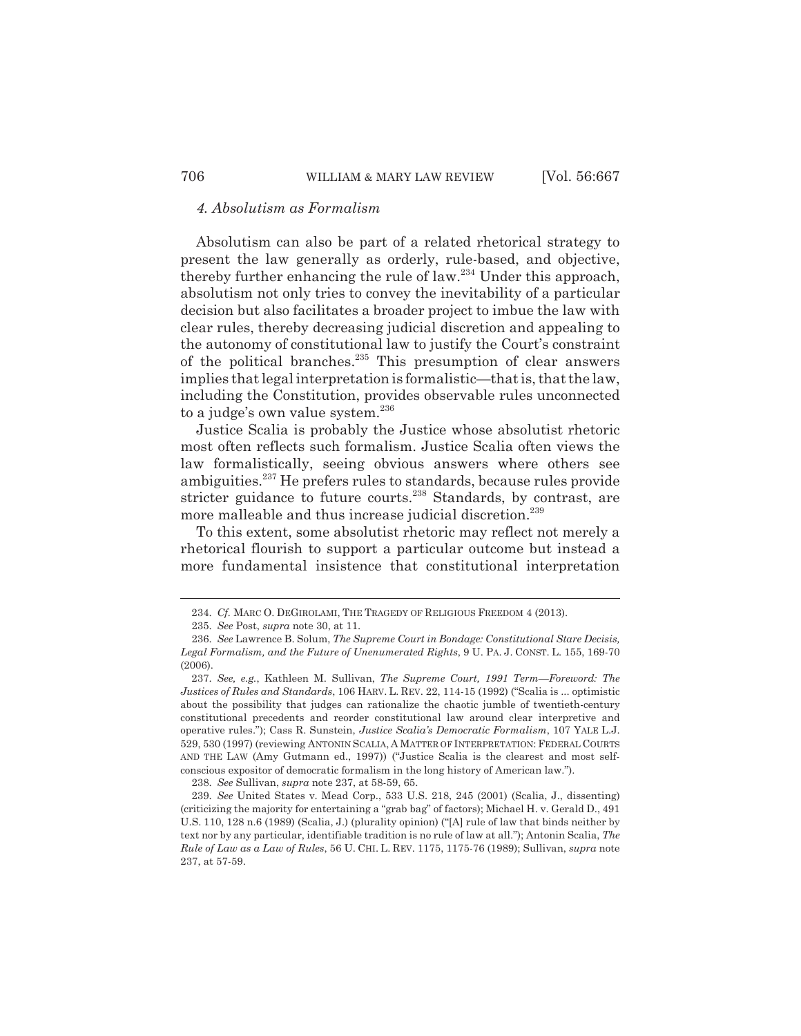#### *4. Absolutism as Formalism*

Absolutism can also be part of a related rhetorical strategy to present the law generally as orderly, rule-based, and objective, thereby further enhancing the rule of law.[234] Under this approach, absolutism not only tries to convey the inevitability of a particular decision but also facilitates a broader project to imbue the law with clear rules, thereby decreasing judicial discretion and appealing to the autonomy of constitutional law to justify the Court's constraint of the political branches.[235] This presumption of clear answers implies that legal interpretation is formalistic—that is, that the law, including the Constitution, provides observable rules unconnected to a judge's own value system.[236]

Justice Scalia is probably the Justice whose absolutist rhetoric most often reflects such formalism. Justice Scalia often views the law formalistically, seeing obvious answers where others see ambiguities.[237] He prefers rules to standards, because rules provide stricter guidance to future courts.[238] Standards, by contrast, are more malleable and thus increase judicial discretion.[239]

To this extent, some absolutist rhetoric may reflect not merely a rhetorical flourish to support a particular outcome but instead a more fundamental insistence that constitutional interpretation

---

234. *Cf.* MARC O. DEGIROLAMI, THE TRAGEDY OF RELIGIOUS FREEDOM 4 (2013).

235. *See* Post, *supra* note 30, at 11.

236. *See* Lawrence B. Solum, *The Supreme Court in Bondage: Constitutional Stare Decisis, Legal Formalism, and the Future of Unenumerated Rights*, 9 U. PA. J. CONST. L. 155, 169-70 (2006).

237. *See, e.g.*, Kathleen M. Sullivan, *The Supreme Court, 1991 Term—Foreword: The Justices of Rules and Standards*, 106 HARV. L. REV. 22, 114-15 (1992) ("Scalia is ... optimistic about the possibility that judges can rationalize the chaotic jumble of twentieth-century constitutional precedents and reorder constitutional law around clear interpretive and operative rules."); Cass R. Sunstein, *Justice Scalia's Democratic Formalism*, 107 YALE L.J. 529, 530 (1997) (reviewing ANTONIN SCALIA, A MATTER OF INTERPRETATION: FEDERAL COURTS AND THE LAW (Amy Gutmann ed., 1997)) ("Justice Scalia is the clearest and most self-conscious expositor of democratic formalism in the long history of American law.").

238. *See* Sullivan, *supra* note 237, at 58-59, 65.

239. *See* United States v. Mead Corp., 533 U.S. 218, 245 (2001) (Scalia, J., dissenting) (criticizing the majority for entertaining a "grab bag" of factors); Michael H. v. Gerald D., 491 U.S. 110, 128 n.6 (1989) (Scalia, J.) (plurality opinion) ("[A] rule of law that binds neither by text nor by any particular, identifiable tradition is no rule of law at all."); Antonin Scalia, *The Rule of Law as a Law of Rules*, 56 U. CHI. L. REV. 1175, 1175-76 (1989); Sullivan, *supra* note 237, at 57-59.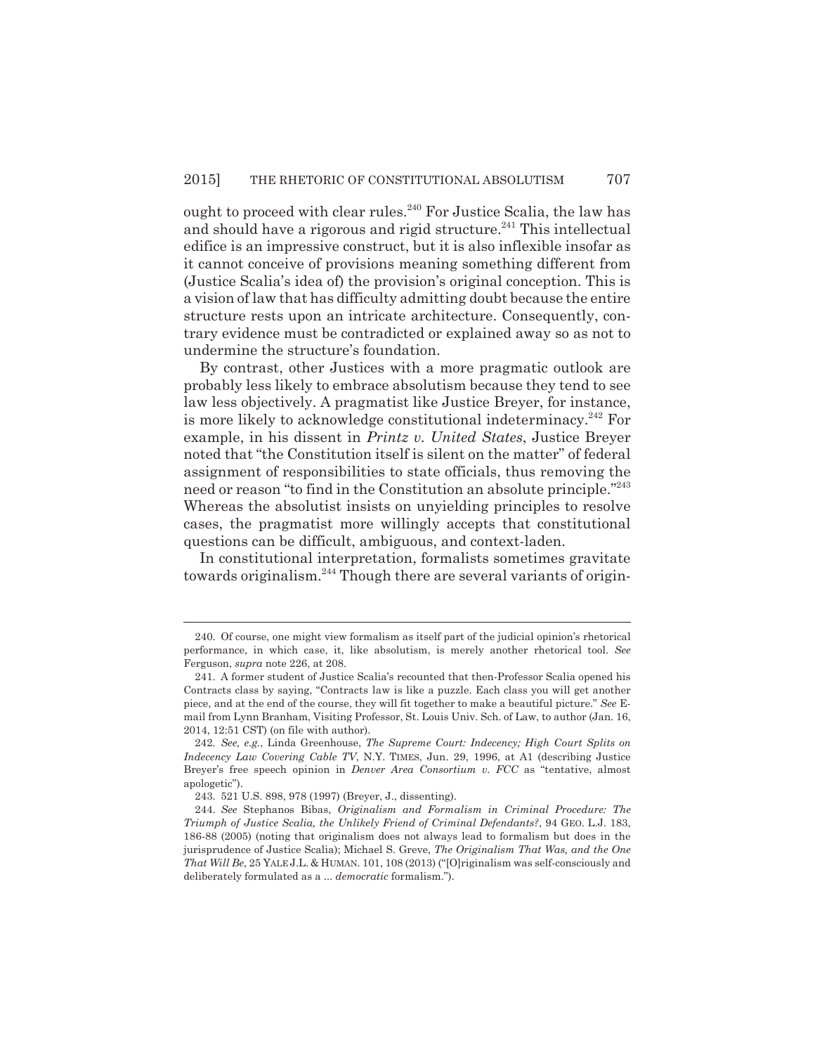ought to proceed with clear rules.[240] For Justice Scalia, the law has and should have a rigorous and rigid structure.[241] This intellectual edifice is an impressive construct, but it is also inflexible insofar as it cannot conceive of provisions meaning something different from (Justice Scalia's idea of) the provision's original conception. This is a vision of law that has difficulty admitting doubt because the entire structure rests upon an intricate architecture. Consequently, contrary evidence must be contradicted or explained away so as not to undermine the structure's foundation.

By contrast, other Justices with a more pragmatic outlook are probably less likely to embrace absolutism because they tend to see law less objectively. A pragmatist like Justice Breyer, for instance, is more likely to acknowledge constitutional indeterminacy.[242] For example, in his dissent in *Printz v. United States*, Justice Breyer noted that "the Constitution itself is silent on the matter" of federal assignment of responsibilities to state officials, thus removing the need or reason "to find in the Constitution an absolute principle."[243] Whereas the absolutist insists on unyielding principles to resolve cases, the pragmatist more willingly accepts that constitutional questions can be difficult, ambiguous, and context-laden.

In constitutional interpretation, formalists sometimes gravitate towards originalism.[244] Though there are several variants of origin-

---

240. Of course, one might view formalism as itself part of the judicial opinion's rhetorical performance, in which case, it, like absolutism, is merely another rhetorical tool. *See* Ferguson, *supra* note 226, at 208.

241. A former student of Justice Scalia's recounted that then-Professor Scalia opened his Contracts class by saying, "Contracts law is like a puzzle. Each class you will get another piece, and at the end of the course, they will fit together to make a beautiful picture." *See* E-mail from Lynn Branham, Visiting Professor, St. Louis Univ. Sch. of Law, to author (Jan. 16, 2014, 12:51 CST) (on file with author).

242. *See, e.g.*, Linda Greenhouse, *The Supreme Court: Indecency; High Court Splits on Indecency Law Covering Cable TV*, N.Y. TIMES, Jun. 29, 1996, at A1 (describing Justice Breyer's free speech opinion in *Denver Area Consortium v. FCC* as "tentative, almost apologetic").

243. 521 U.S. 898, 978 (1997) (Breyer, J., dissenting).

244. *See* Stephanos Bibas, *Originalism and Formalism in Criminal Procedure: The Triumph of Justice Scalia, the Unlikely Friend of Criminal Defendants?*, 94 GEO. L.J. 183, 186-88 (2005) (noting that originalism does not always lead to formalism but does in the jurisprudence of Justice Scalia); Michael S. Greve, *The Originalism That Was, and the One That Will Be*, 25 YALE J.L. & HUMAN. 101, 108 (2013) ("[O]riginalism was self-consciously and deliberately formulated as a ... *democratic* formalism.").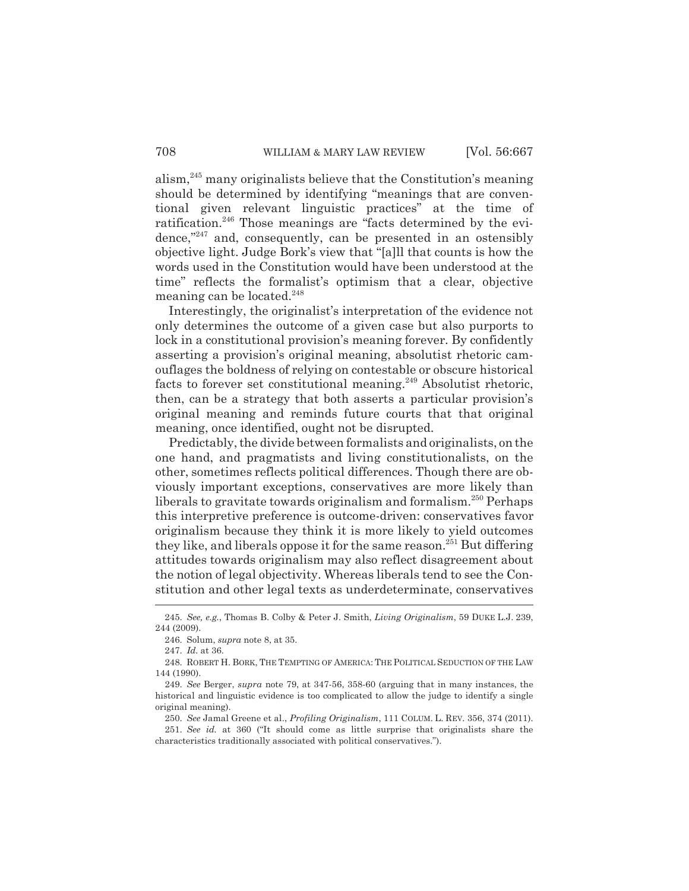alism,[245] many originalists believe that the Constitution's meaning should be determined by identifying "meanings that are conventional given relevant linguistic practices" at the time of ratification.[246] Those meanings are "facts determined by the evidence,"[247] and, consequently, can be presented in an ostensibly objective light. Judge Bork's view that "[a]ll that counts is how the words used in the Constitution would have been understood at the time" reflects the formalist's optimism that a clear, objective meaning can be located.[248]

Interestingly, the originalist's interpretation of the evidence not only determines the outcome of a given case but also purports to lock in a constitutional provision's meaning forever. By confidently asserting a provision's original meaning, absolutist rhetoric camouflages the boldness of relying on contestable or obscure historical facts to forever set constitutional meaning.[249] Absolutist rhetoric, then, can be a strategy that both asserts a particular provision's original meaning and reminds future courts that that original meaning, once identified, ought not be disrupted.

Predictably, the divide between formalists and originalists, on the one hand, and pragmatists and living constitutionalists, on the other, sometimes reflects political differences. Though there are obviously important exceptions, conservatives are more likely than liberals to gravitate towards originalism and formalism.[250] Perhaps this interpretive preference is outcome-driven: conservatives favor originalism because they think it is more likely to yield outcomes they like, and liberals oppose it for the same reason.[251] But differing attitudes towards originalism may also reflect disagreement about the notion of legal objectivity. Whereas liberals tend to see the Constitution and other legal texts as underdeterminate, conservatives

---

245. *See, e.g.*, Thomas B. Colby & Peter J. Smith, *Living Originalism*, 59 DUKE L.J. 239, 244 (2009).

246. Solum, *supra* note 8, at 35.

247. *Id.* at 36.

248. ROBERT H. BORK, THE TEMPTING OF AMERICA: THE POLITICAL SEDUCTION OF THE LAW 144 (1990).

249. *See* Berger, *supra* note 79, at 347-56, 358-60 (arguing that in many instances, the historical and linguistic evidence is too complicated to allow the judge to identify a single original meaning).

250. *See* Jamal Greene et al., *Profiling Originalism*, 111 COLUM. L. REV. 356, 374 (2011).

251. *See id.* at 360 ("It should come as little surprise that originalists share the characteristics traditionally associated with political conservatives.").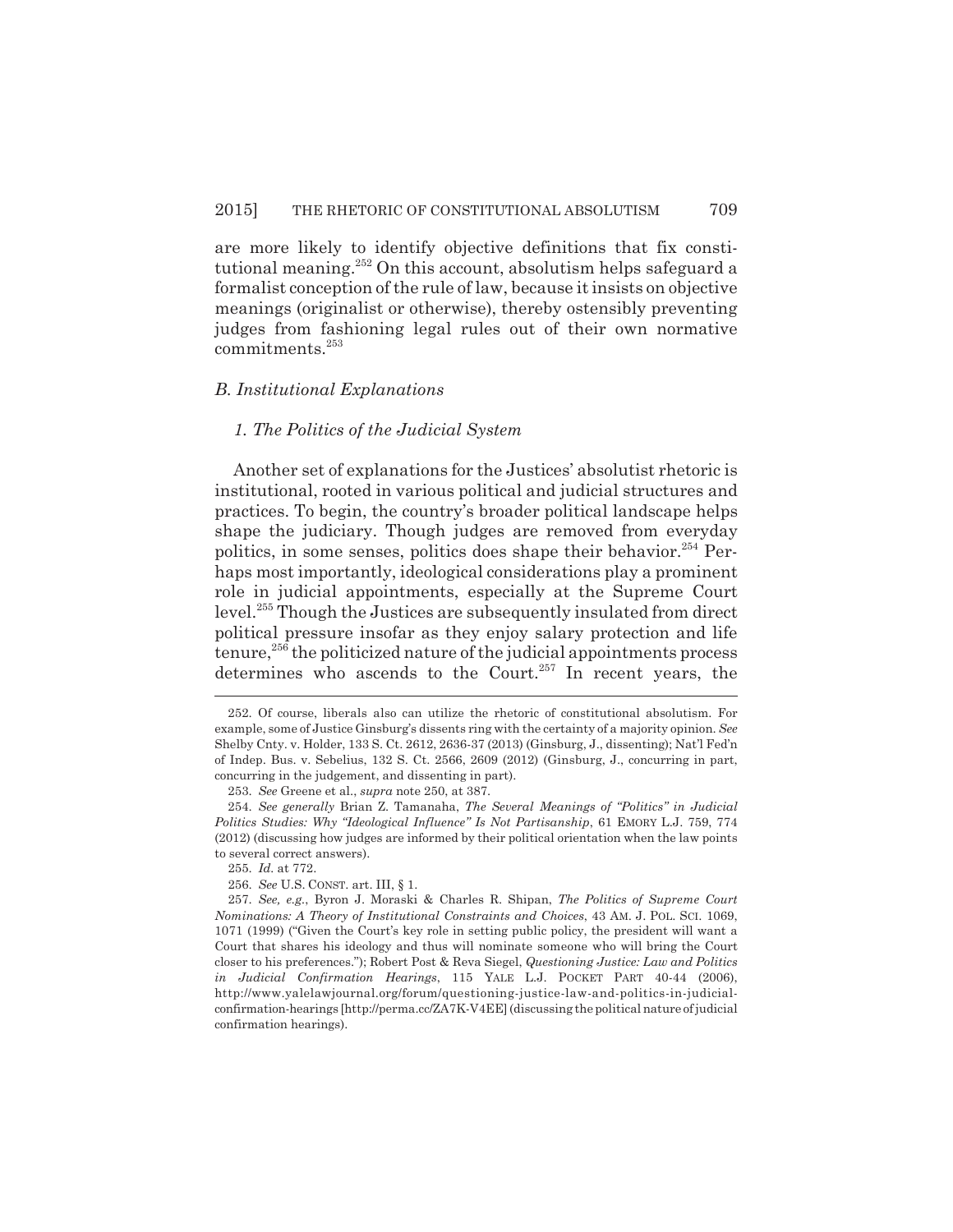are more likely to identify objective definitions that fix constitutional meaning.[252] On this account, absolutism helps safeguard a formalist conception of the rule of law, because it insists on objective meanings (originalist or otherwise), thereby ostensibly preventing judges from fashioning legal rules out of their own normative commitments.[253]

### *B. Institutional Explanations*

#### *1. The Politics of the Judicial System*

Another set of explanations for the Justices' absolutist rhetoric is institutional, rooted in various political and judicial structures and practices. To begin, the country's broader political landscape helps shape the judiciary. Though judges are removed from everyday politics, in some senses, politics does shape their behavior.[254] Perhaps most importantly, ideological considerations play a prominent role in judicial appointments, especially at the Supreme Court level.[255] Though the Justices are subsequently insulated from direct political pressure insofar as they enjoy salary protection and life tenure,[256] the politicized nature of the judicial appointments process determines who ascends to the Court.[257] In recent years, the

---

252. Of course, liberals also can utilize the rhetoric of constitutional absolutism. For example, some of Justice Ginsburg's dissents ring with the certainty of a majority opinion. *See* Shelby Cnty. v. Holder, 133 S. Ct. 2612, 2636-37 (2013) (Ginsburg, J., dissenting); Nat'l Fed'n of Indep. Bus. v. Sebelius, 132 S. Ct. 2566, 2609 (2012) (Ginsburg, J., concurring in part, concurring in the judgement, and dissenting in part).

253. *See* Greene et al., *supra* note 250, at 387.

254. *See generally* Brian Z. Tamanaha, *The Several Meanings of "Politics" in Judicial Politics Studies: Why "Ideological Influence" Is Not Partisanship*, 61 EMORY L.J. 759, 774 (2012) (discussing how judges are informed by their political orientation when the law points to several correct answers).

255. *Id.* at 772.

256. *See* U.S. CONST. art. III, § 1.

257. *See, e.g.*, Byron J. Moraski & Charles R. Shipan, *The Politics of Supreme Court Nominations: A Theory of Institutional Constraints and Choices*, 43 AM. J. POL. SCI. 1069, 1071 (1999) ("Given the Court's key role in setting public policy, the president will want a Court that shares his ideology and thus will nominate someone who will bring the Court closer to his preferences."); Robert Post & Reva Siegel, *Questioning Justice: Law and Politics in Judicial Confirmation Hearings*, 115 YALE L.J. POCKET PART 40-44 (2006), http://www.yalelawjournal.org/forum/questioning-justice-law-and-politics-in-judicial-confirmation-hearings [http://perma.cc/ZA7K-V4EE] (discussing the political nature of judicial confirmation hearings).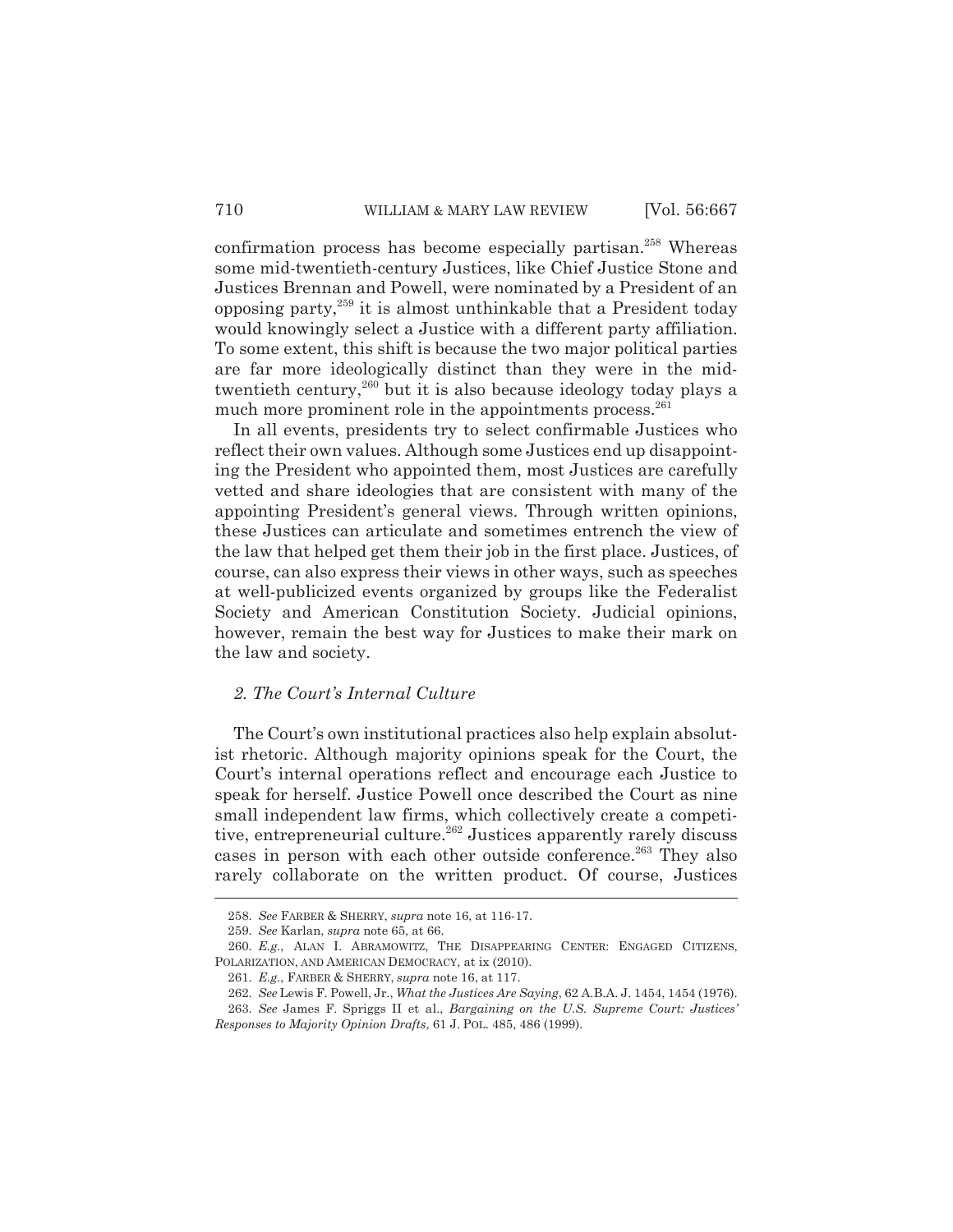confirmation process has become especially partisan.[258] Whereas some mid-twentieth-century Justices, like Chief Justice Stone and Justices Brennan and Powell, were nominated by a President of an opposing party,[259] it is almost unthinkable that a President today would knowingly select a Justice with a different party affiliation. To some extent, this shift is because the two major political parties are far more ideologically distinct than they were in the mid-twentieth century,[260] but it is also because ideology today plays a much more prominent role in the appointments process.[261]

In all events, presidents try to select confirmable Justices who reflect their own values. Although some Justices end up disappointing the President who appointed them, most Justices are carefully vetted and share ideologies that are consistent with many of the appointing President's general views. Through written opinions, these Justices can articulate and sometimes entrench the view of the law that helped get them their job in the first place. Justices, of course, can also express their views in other ways, such as speeches at well-publicized events organized by groups like the Federalist Society and American Constitution Society. Judicial opinions, however, remain the best way for Justices to make their mark on the law and society.

### *2. The Court's Internal Culture*

The Court's own institutional practices also help explain absolutist rhetoric. Although majority opinions speak for the Court, the Court's internal operations reflect and encourage each Justice to speak for herself. Justice Powell once described the Court as nine small independent law firms, which collectively create a competitive, entrepreneurial culture.[262] Justices apparently rarely discuss cases in person with each other outside conference.[263] They also rarely collaborate on the written product. Of course, Justices

---

258. *See* FARBER & SHERRY, *supra* note 16, at 116-17.

259. *See* Karlan, *supra* note 65, at 66.

260. *E.g.*, ALAN I. ABRAMOWITZ, THE DISAPPEARING CENTER: ENGAGED CITIZENS, POLARIZATION, AND AMERICAN DEMOCRACY, at ix (2010).

261. *E.g.*, FARBER & SHERRY, *supra* note 16, at 117.

262. *See* Lewis F. Powell, Jr., *What the Justices Are Saying*, 62 A.B.A. J. 1454, 1454 (1976).

263. *See* James F. Spriggs II et al., *Bargaining on the U.S. Supreme Court: Justices' Responses to Majority Opinion Drafts*, 61 J. POL. 485, 486 (1999).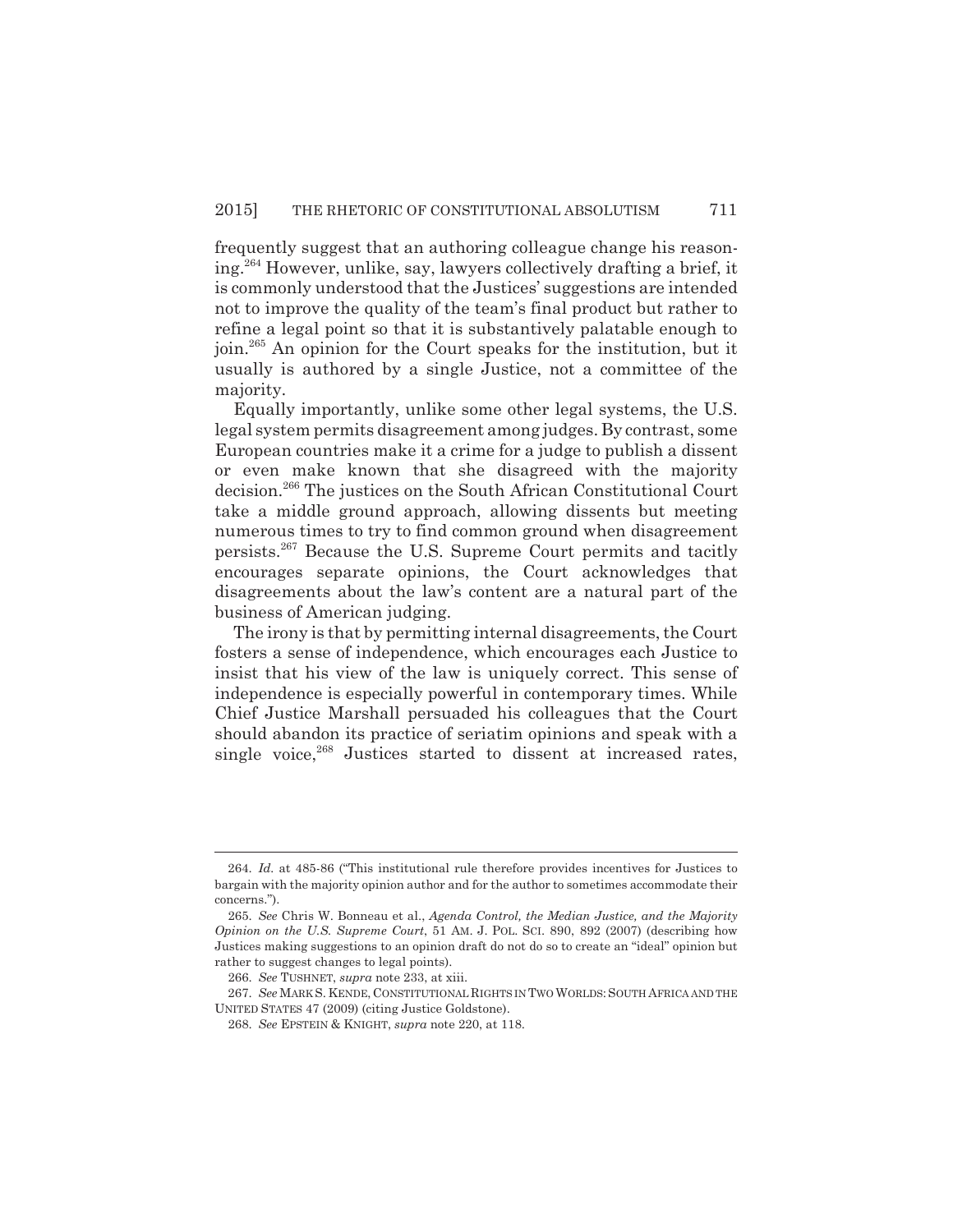frequently suggest that an authoring colleague change his reasoning.[264] However, unlike, say, lawyers collectively drafting a brief, it is commonly understood that the Justices' suggestions are intended not to improve the quality of the team's final product but rather to refine a legal point so that it is substantively palatable enough to join.[265] An opinion for the Court speaks for the institution, but it usually is authored by a single Justice, not a committee of the majority.

Equally importantly, unlike some other legal systems, the U.S. legal system permits disagreement among judges. By contrast, some European countries make it a crime for a judge to publish a dissent or even make known that she disagreed with the majority decision.[266] The justices on the South African Constitutional Court take a middle ground approach, allowing dissents but meeting numerous times to try to find common ground when disagreement persists.[267] Because the U.S. Supreme Court permits and tacitly encourages separate opinions, the Court acknowledges that disagreements about the law's content are a natural part of the business of American judging.

The irony is that by permitting internal disagreements, the Court fosters a sense of independence, which encourages each Justice to insist that his view of the law is uniquely correct. This sense of independence is especially powerful in contemporary times. While Chief Justice Marshall persuaded his colleagues that the Court should abandon its practice of seriatim opinions and speak with a single voice,[268] Justices started to dissent at increased rates,

---

264. *Id.* at 485-86 ("This institutional rule therefore provides incentives for Justices to bargain with the majority opinion author and for the author to sometimes accommodate their concerns.").

265. *See* Chris W. Bonneau et al., *Agenda Control, the Median Justice, and the Majority Opinion on the U.S. Supreme Court*, 51 AM. J. POL. SCI. 890, 892 (2007) (describing how Justices making suggestions to an opinion draft do not do so to create an "ideal" opinion but rather to suggest changes to legal points).

266. *See* TUSHNET, *supra* note 233, at xiii.

267. *See* MARK S. KENDE, CONSTITUTIONAL RIGHTS IN TWO WORLDS: SOUTH AFRICA AND THE UNITED STATES 47 (2009) (citing Justice Goldstone).

268. *See* EPSTEIN & KNIGHT, *supra* note 220, at 118.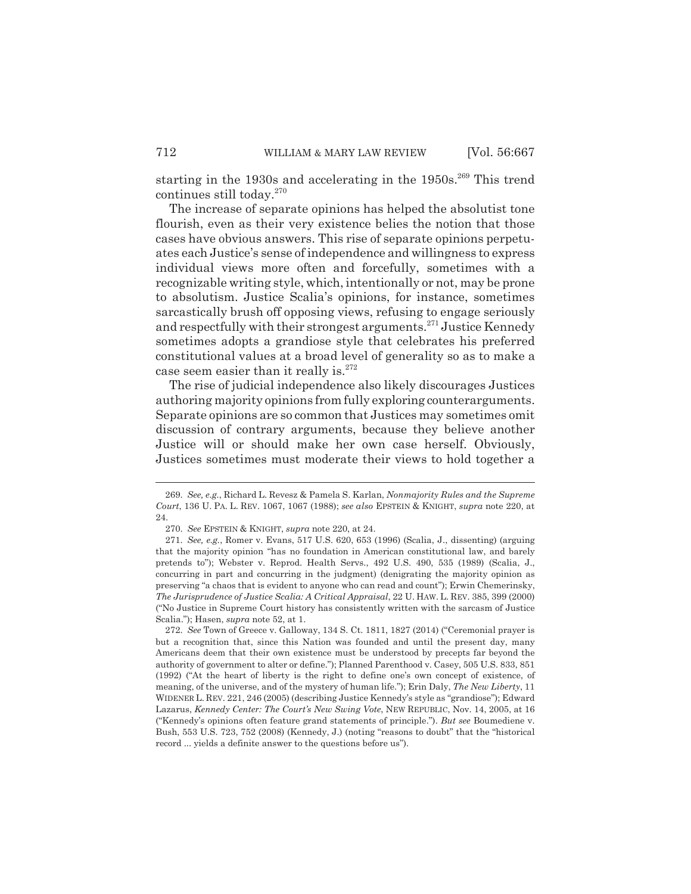starting in the 1930s and accelerating in the 1950s.[269] This trend continues still today.[270]

The increase of separate opinions has helped the absolutist tone flourish, even as their very existence belies the notion that those cases have obvious answers. This rise of separate opinions perpetuates each Justice's sense of independence and willingness to express individual views more often and forcefully, sometimes with a recognizable writing style, which, intentionally or not, may be prone to absolutism. Justice Scalia's opinions, for instance, sometimes sarcastically brush off opposing views, refusing to engage seriously and respectfully with their strongest arguments.[271] Justice Kennedy sometimes adopts a grandiose style that celebrates his preferred constitutional values at a broad level of generality so as to make a case seem easier than it really is.[272]

The rise of judicial independence also likely discourages Justices authoring majority opinions from fully exploring counterarguments. Separate opinions are so common that Justices may sometimes omit discussion of contrary arguments, because they believe another Justice will or should make her own case herself. Obviously, Justices sometimes must moderate their views to hold together a

---

269. *See, e.g.*, Richard L. Revesz & Pamela S. Karlan, *Nonmajority Rules and the Supreme Court*, 136 U. PA. L. REV. 1067, 1067 (1988); *see also* EPSTEIN & KNIGHT, *supra* note 220, at 24.

270. *See* EPSTEIN & KNIGHT, *supra* note 220, at 24.

271. *See, e.g.*, Romer v. Evans, 517 U.S. 620, 653 (1996) (Scalia, J., dissenting) (arguing that the majority opinion "has no foundation in American constitutional law, and barely pretends to"); Webster v. Reprod. Health Servs., 492 U.S. 490, 535 (1989) (Scalia, J., concurring in part and concurring in the judgment) (denigrating the majority opinion as preserving "a chaos that is evident to anyone who can read and count"); Erwin Chemerinsky, *The Jurisprudence of Justice Scalia: A Critical Appraisal*, 22 U. HAW. L. REV. 385, 399 (2000) ("No Justice in Supreme Court history has consistently written with the sarcasm of Justice Scalia."); Hasen, *supra* note 52, at 1.

272. *See* Town of Greece v. Galloway, 134 S. Ct. 1811, 1827 (2014) ("Ceremonial prayer is but a recognition that, since this Nation was founded and until the present day, many Americans deem that their own existence must be understood by precepts far beyond the authority of government to alter or define."); Planned Parenthood v. Casey, 505 U.S. 833, 851 (1992) ("At the heart of liberty is the right to define one's own concept of existence, of meaning, of the universe, and of the mystery of human life."); Erin Daly, *The New Liberty*, 11 WIDENER L. REV. 221, 246 (2005) (describing Justice Kennedy's style as "grandiose"); Edward Lazarus, *Kennedy Center: The Court's New Swing Vote*, NEW REPUBLIC, Nov. 14, 2005, at 16 ("Kennedy's opinions often feature grand statements of principle."). *But see* Boumediene v. Bush, 553 U.S. 723, 752 (2008) (Kennedy, J.) (noting "reasons to doubt" that the "historical record ... yields a definite answer to the questions before us").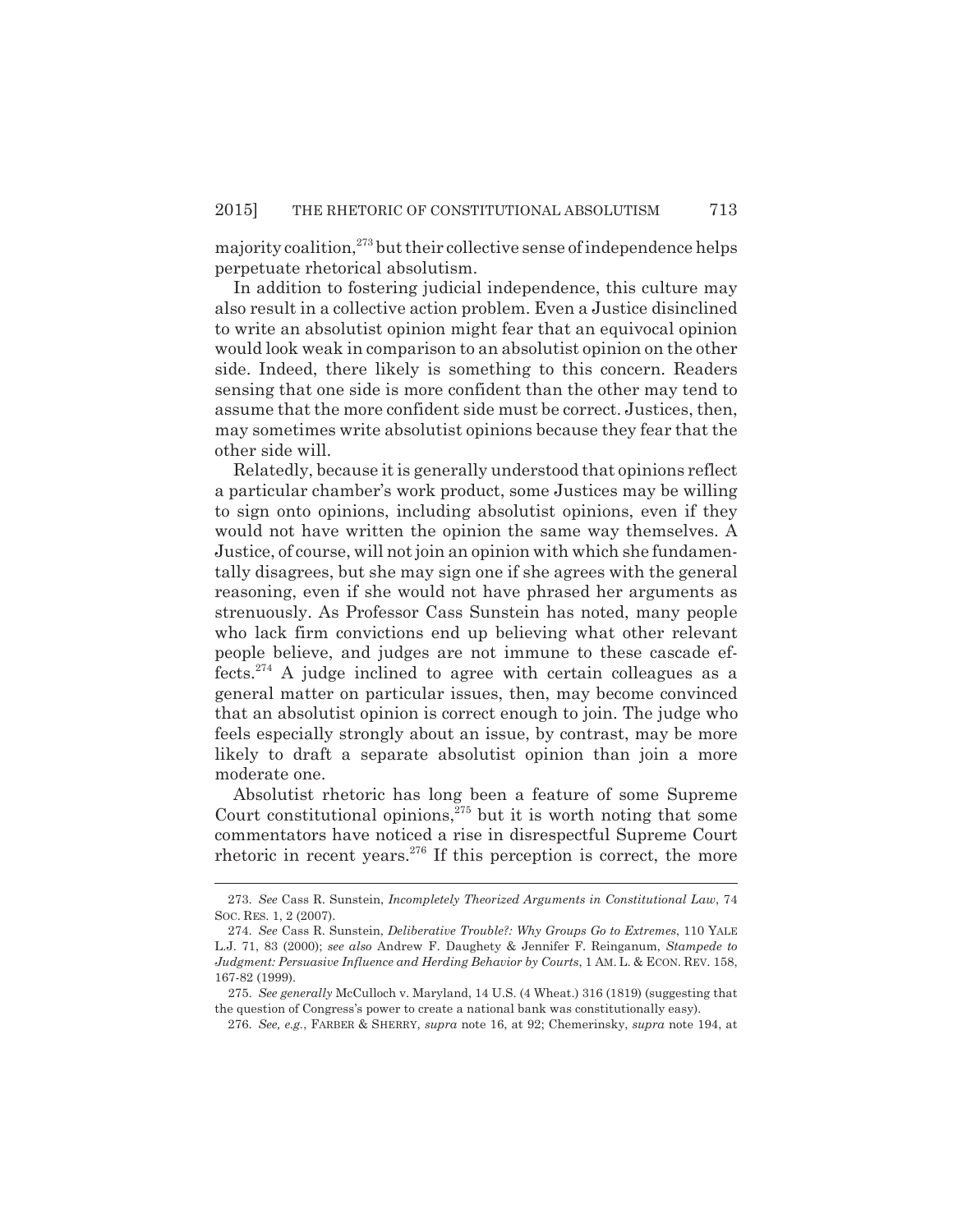majority coalition,[273] but their collective sense of independence helps perpetuate rhetorical absolutism.

In addition to fostering judicial independence, this culture may also result in a collective action problem. Even a Justice disinclined to write an absolutist opinion might fear that an equivocal opinion would look weak in comparison to an absolutist opinion on the other side. Indeed, there likely is something to this concern. Readers sensing that one side is more confident than the other may tend to assume that the more confident side must be correct. Justices, then, may sometimes write absolutist opinions because they fear that the other side will.

Relatedly, because it is generally understood that opinions reflect a particular chamber's work product, some Justices may be willing to sign onto opinions, including absolutist opinions, even if they would not have written the opinion the same way themselves. A Justice, of course, will not join an opinion with which she fundamentally disagrees, but she may sign one if she agrees with the general reasoning, even if she would not have phrased her arguments as strenuously. As Professor Cass Sunstein has noted, many people who lack firm convictions end up believing what other relevant people believe, and judges are not immune to these cascade effects.[274] A judge inclined to agree with certain colleagues as a general matter on particular issues, then, may become convinced that an absolutist opinion is correct enough to join. The judge who feels especially strongly about an issue, by contrast, may be more likely to draft a separate absolutist opinion than join a more moderate one.

Absolutist rhetoric has long been a feature of some Supreme Court constitutional opinions,[275] but it is worth noting that some commentators have noticed a rise in disrespectful Supreme Court rhetoric in recent years.[276] If this perception is correct, the more

---

273. *See* Cass R. Sunstein, *Incompletely Theorized Arguments in Constitutional Law*, 74 SOC. RES. 1, 2 (2007).

274. *See* Cass R. Sunstein, *Deliberative Trouble?: Why Groups Go to Extremes*, 110 YALE L.J. 71, 83 (2000); *see also* Andrew F. Daughety & Jennifer F. Reinganum, *Stampede to Judgment: Persuasive Influence and Herding Behavior by Courts*, 1 AM. L. & ECON. REV. 158, 167-82 (1999).

275. *See generally* McCulloch v. Maryland, 14 U.S. (4 Wheat.) 316 (1819) (suggesting that the question of Congress's power to create a national bank was constitutionally easy).

276. *See, e.g.*, FARBER & SHERRY, *supra* note 16, at 92; Chemerinsky, *supra* note 194, at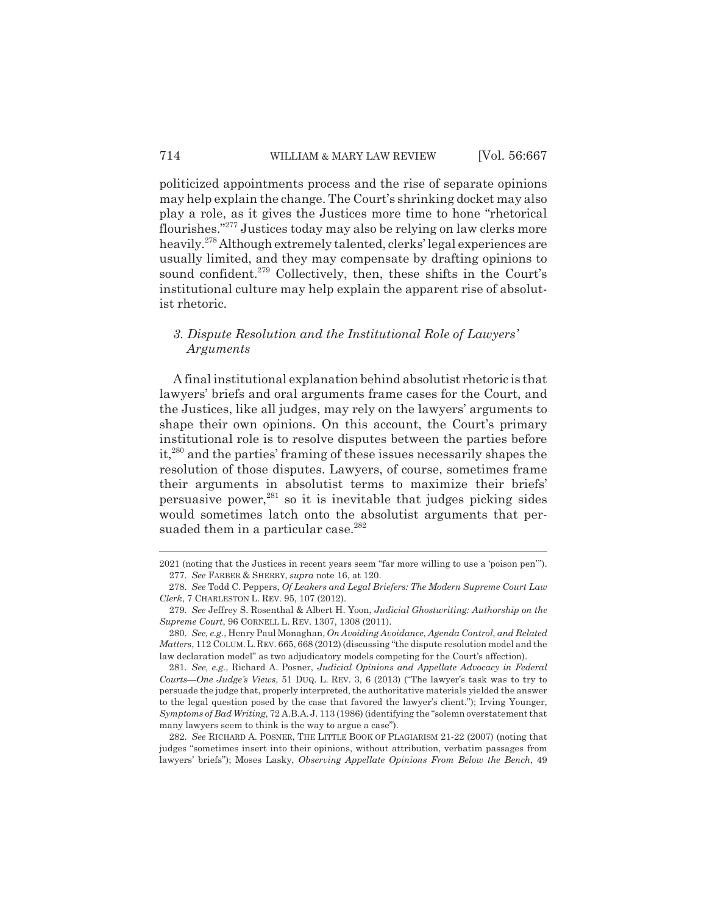politicized appointments process and the rise of separate opinions may help explain the change. The Court's shrinking docket may also play a role, as it gives the Justices more time to hone "rhetorical flourishes."[277] Justices today may also be relying on law clerks more heavily.[278] Although extremely talented, clerks' legal experiences are usually limited, and they may compensate by drafting opinions to sound confident.[279] Collectively, then, these shifts in the Court's institutional culture may help explain the apparent rise of absolutist rhetoric.

### *3. Dispute Resolution and the Institutional Role of Lawyers' Arguments*

A final institutional explanation behind absolutist rhetoric is that lawyers' briefs and oral arguments frame cases for the Court, and the Justices, like all judges, may rely on the lawyers' arguments to shape their own opinions. On this account, the Court's primary institutional role is to resolve disputes between the parties before it,[280] and the parties' framing of these issues necessarily shapes the resolution of those disputes. Lawyers, of course, sometimes frame their arguments in absolutist terms to maximize their briefs' persuasive power,[281] so it is inevitable that judges picking sides would sometimes latch onto the absolutist arguments that persuaded them in a particular case.[282]

---

2021 (noting that the Justices in recent years seem "far more willing to use a 'poison pen'").

277. *See* FARBER & SHERRY, *supra* note 16, at 120.

278. *See* Todd C. Peppers, *Of Leakers and Legal Briefers: The Modern Supreme Court Law Clerk*, 7 CHARLESTON L. REV. 95, 107 (2012).

279. *See* Jeffrey S. Rosenthal & Albert H. Yoon, *Judicial Ghostwriting: Authorship on the Supreme Court*, 96 CORNELL L. REV. 1307, 1308 (2011).

280. *See, e.g.*, Henry Paul Monaghan, *On Avoiding Avoidance, Agenda Control, and Related Matters*, 112 COLUM. L. REV. 665, 668 (2012) (discussing "the dispute resolution model and the law declaration model" as two adjudicatory models competing for the Court's affection).

281. *See, e.g.*, Richard A. Posner, *Judicial Opinions and Appellate Advocacy in Federal Courts—One Judge's Views*, 51 DUQ. L. REV. 3, 6 (2013) ("The lawyer's task was to try to persuade the judge that, properly interpreted, the authoritative materials yielded the answer to the legal question posed by the case that favored the lawyer's client."); Irving Younger, *Symptoms of Bad Writing*, 72 A.B.A. J. 113 (1986) (identifying the "solemn overstatement that many lawyers seem to think is the way to argue a case").

282. *See* RICHARD A. POSNER, THE LITTLE BOOK OF PLAGIARISM 21-22 (2007) (noting that judges "sometimes insert into their opinions, without attribution, verbatim passages from lawyers' briefs"); Moses Lasky, *Observing Appellate Opinions From Below the Bench*, 49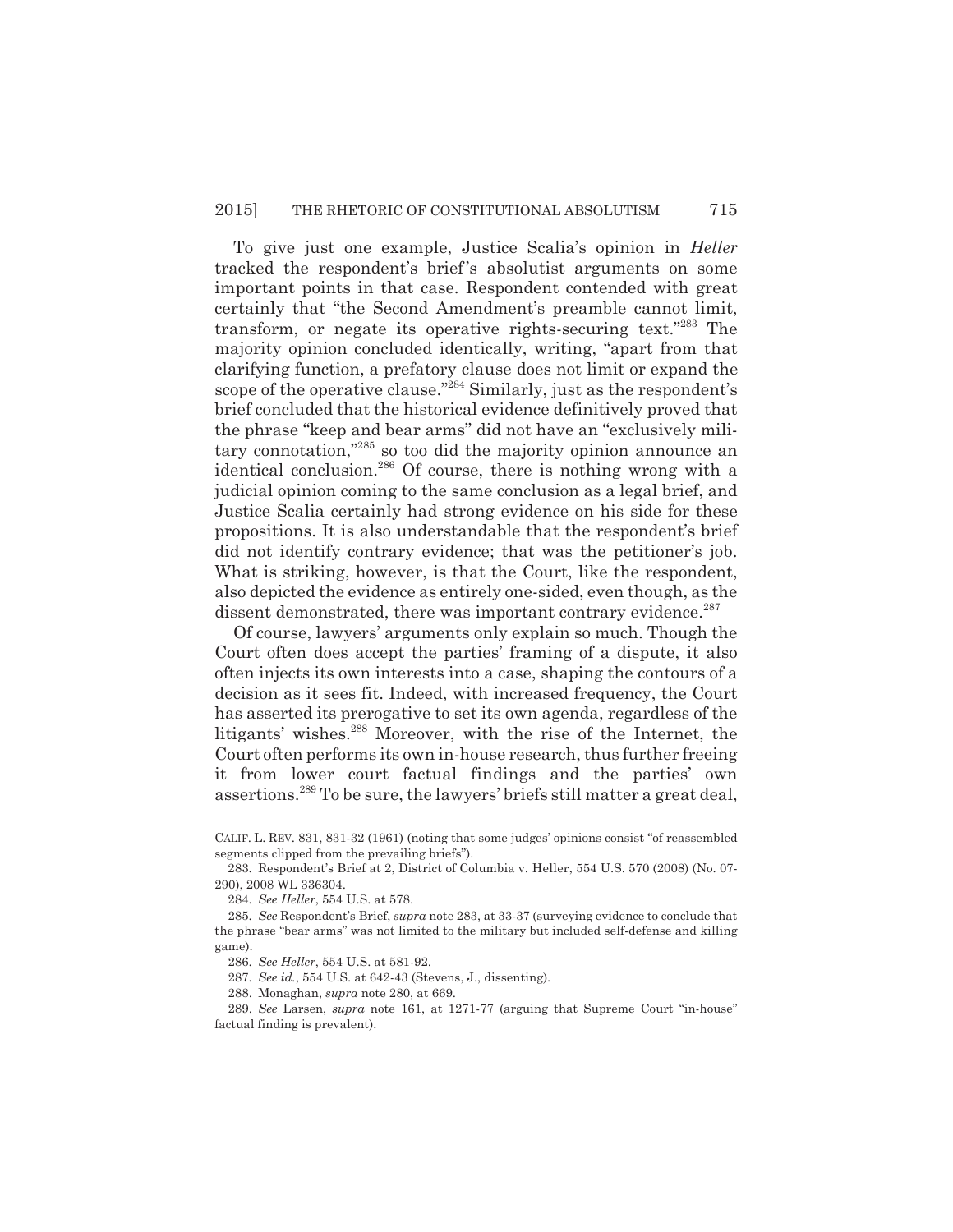To give just one example, Justice Scalia's opinion in *Heller* tracked the respondent's brief's absolutist arguments on some important points in that case. Respondent contended with great certainly that "the Second Amendment's preamble cannot limit, transform, or negate its operative rights-securing text."[283] The majority opinion concluded identically, writing, "apart from that clarifying function, a prefatory clause does not limit or expand the scope of the operative clause."[284] Similarly, just as the respondent's brief concluded that the historical evidence definitively proved that the phrase "keep and bear arms" did not have an "exclusively military connotation,"[285] so too did the majority opinion announce an identical conclusion.[286] Of course, there is nothing wrong with a judicial opinion coming to the same conclusion as a legal brief, and Justice Scalia certainly had strong evidence on his side for these propositions. It is also understandable that the respondent's brief did not identify contrary evidence; that was the petitioner's job. What is striking, however, is that the Court, like the respondent, also depicted the evidence as entirely one-sided, even though, as the dissent demonstrated, there was important contrary evidence.[287]

Of course, lawyers' arguments only explain so much. Though the Court often does accept the parties' framing of a dispute, it also often injects its own interests into a case, shaping the contours of a decision as it sees fit. Indeed, with increased frequency, the Court has asserted its prerogative to set its own agenda, regardless of the litigants' wishes.[288] Moreover, with the rise of the Internet, the Court often performs its own in-house research, thus further freeing it from lower court factual findings and the parties' own assertions.[289] To be sure, the lawyers' briefs still matter a great deal,

---

CALIF. L. REV. 831, 831-32 (1961) (noting that some judges' opinions consist "of reassembled segments clipped from the prevailing briefs").

283. Respondent's Brief at 2, District of Columbia v. Heller, 554 U.S. 570 (2008) (No. 07-290), 2008 WL 336304.

284. *See Heller*, 554 U.S. at 578.

285. *See* Respondent's Brief, *supra* note 283, at 33-37 (surveying evidence to conclude that the phrase "bear arms" was not limited to the military but included self-defense and killing game).

286. *See Heller*, 554 U.S. at 581-92.

287. *See id.*, 554 U.S. at 642-43 (Stevens, J., dissenting).

288. Monaghan, *supra* note 280, at 669.

289. *See* Larsen, *supra* note 161, at 1271-77 (arguing that Supreme Court "in-house" factual finding is prevalent).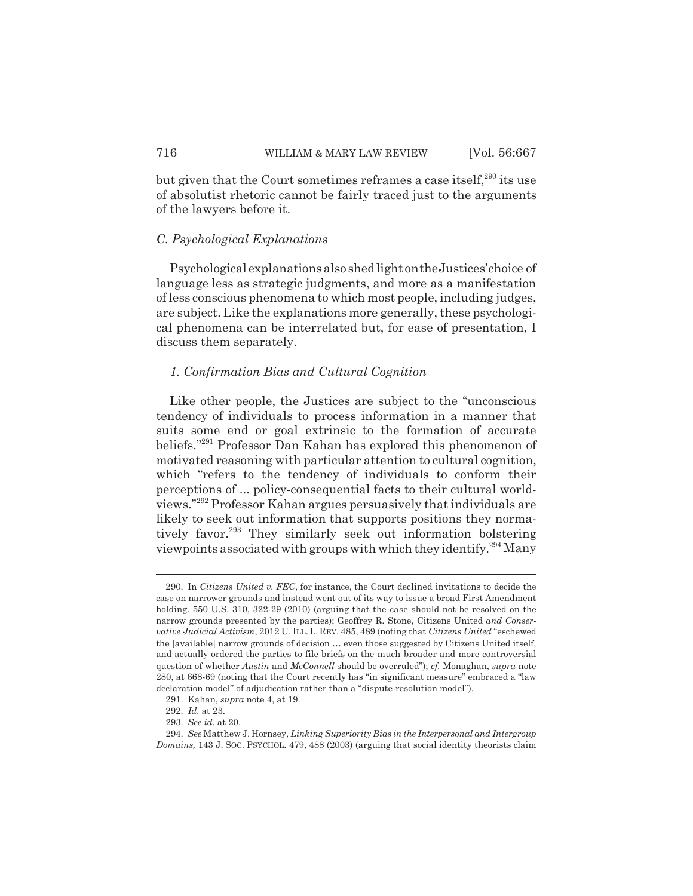but given that the Court sometimes reframes a case itself,[290] its use of absolutist rhetoric cannot be fairly traced just to the arguments of the lawyers before it.

### *C. Psychological Explanations*

Psychological explanations also shed light on the Justices' choice of language less as strategic judgments, and more as a manifestation of less conscious phenomena to which most people, including judges, are subject. Like the explanations more generally, these psychological phenomena can be interrelated but, for ease of presentation, I discuss them separately.

#### *1. Confirmation Bias and Cultural Cognition*

Like other people, the Justices are subject to the "unconscious tendency of individuals to process information in a manner that suits some end or goal extrinsic to the formation of accurate beliefs."[291] Professor Dan Kahan has explored this phenomenon of motivated reasoning with particular attention to cultural cognition, which "refers to the tendency of individuals to conform their perceptions of ... policy-consequential facts to their cultural worldviews."[292] Professor Kahan argues persuasively that individuals are likely to seek out information that supports positions they normatively favor.[293] They similarly seek out information bolstering viewpoints associated with groups with which they identify.[294] Many

---

290. In *Citizens United v. FEC*, for instance, the Court declined invitations to decide the case on narrower grounds and instead went out of its way to issue a broad First Amendment holding. 550 U.S. 310, 322-29 (2010) (arguing that the case should not be resolved on the narrow grounds presented by the parties); Geoffrey R. Stone, Citizens United *and Conservative Judicial Activism*, 2012 U. ILL. L. REV. 485, 489 (noting that *Citizens United* "eschewed the [available] narrow grounds of decision ... even those suggested by Citizens United itself, and actually ordered the parties to file briefs on the much broader and more controversial question of whether *Austin* and *McConnell* should be overruled"); *cf.* Monaghan, *supra* note 280, at 668-69 (noting that the Court recently has "in significant measure" embraced a "law declaration model" of adjudication rather than a "dispute-resolution model").

291. Kahan, *supra* note 4, at 19.

292. *Id.* at 23.

293. *See id.* at 20.

294. *See* Matthew J. Hornsey, *Linking Superiority Bias in the Interpersonal and Intergroup Domains,* 143 J. SOC. PSYCHOL. 479, 488 (2003) (arguing that social identity theorists claim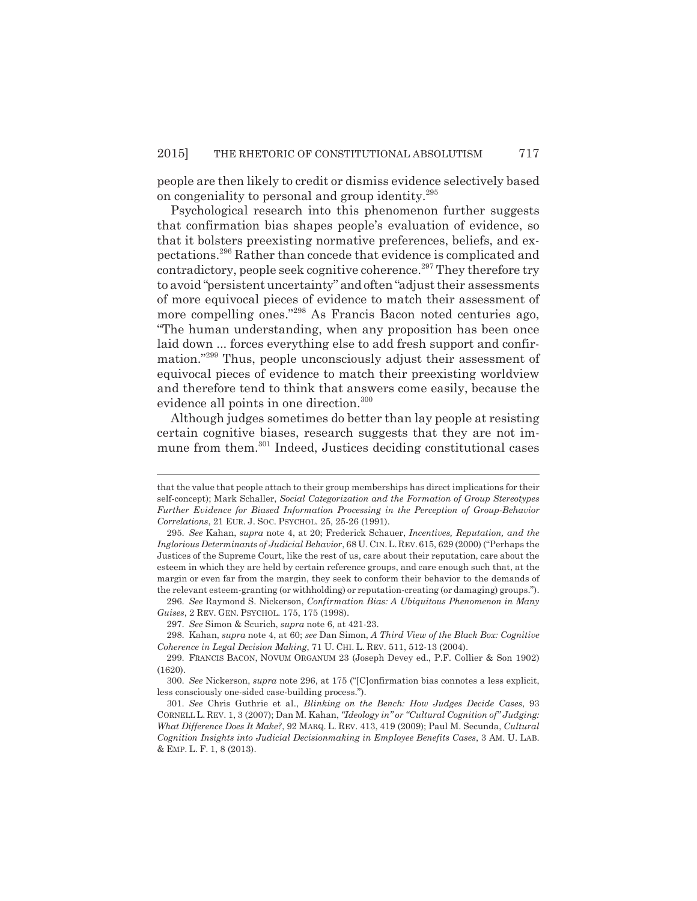people are then likely to credit or dismiss evidence selectively based on congeniality to personal and group identity.[295]

Psychological research into this phenomenon further suggests that confirmation bias shapes people's evaluation of evidence, so that it bolsters preexisting normative preferences, beliefs, and expectations.[296] Rather than concede that evidence is complicated and contradictory, people seek cognitive coherence.[297] They therefore try to avoid "persistent uncertainty" and often "adjust their assessments of more equivocal pieces of evidence to match their assessment of more compelling ones."[298] As Francis Bacon noted centuries ago, "The human understanding, when any proposition has been once laid down ... forces everything else to add fresh support and confirmation."[299] Thus, people unconsciously adjust their assessment of equivocal pieces of evidence to match their preexisting worldview and therefore tend to think that answers come easily, because the evidence all points in one direction.[300]

Although judges sometimes do better than lay people at resisting certain cognitive biases, research suggests that they are not immune from them.[301] Indeed, Justices deciding constitutional cases

---

that the value that people attach to their group memberships has direct implications for their self-concept); Mark Schaller, *Social Categorization and the Formation of Group Stereotypes Further Evidence for Biased Information Processing in the Perception of Group-Behavior Correlations*, 21 EUR. J. SOC. PSYCHOL. 25, 25-26 (1991).

295. *See* Kahan, *supra* note 4, at 20; Frederick Schauer, *Incentives, Reputation, and the Inglorious Determinants of Judicial Behavior*, 68 U. CIN. L. REV. 615, 629 (2000) ("Perhaps the Justices of the Supreme Court, like the rest of us, care about their reputation, care about the esteem in which they are held by certain reference groups, and care enough such that, at the margin or even far from the margin, they seek to conform their behavior to the demands of the relevant esteem-granting (or withholding) or reputation-creating (or damaging) groups.").

296. *See* Raymond S. Nickerson, *Confirmation Bias: A Ubiquitous Phenomenon in Many Guises*, 2 REV. GEN. PSYCHOL. 175, 175 (1998).

297. *See* Simon & Scurich, *supra* note 6, at 421-23.

298. Kahan, *supra* note 4, at 60; *see* Dan Simon, *A Third View of the Black Box: Cognitive Coherence in Legal Decision Making*, 71 U. CHI. L. REV. 511, 512-13 (2004).

299. FRANCIS BACON, NOVUM ORGANUM 23 (Joseph Devey ed., P.F. Collier & Son 1902) (1620).

300. *See* Nickerson, *supra* note 296, at 175 ("[C]onfirmation bias connotes a less explicit, less consciously one-sided case-building process.").

301. *See* Chris Guthrie et al., *Blinking on the Bench: How Judges Decide Cases*, 93 CORNELL L. REV. 1, 3 (2007); Dan M. Kahan, *"Ideology in" or "Cultural Cognition of" Judging: What Difference Does It Make?*, 92 MARQ. L. REV. 413, 419 (2009); Paul M. Secunda, *Cultural Cognition Insights into Judicial Decisionmaking in Employee Benefits Cases*, 3 AM. U. LAB. & EMP. L. F. 1, 8 (2013).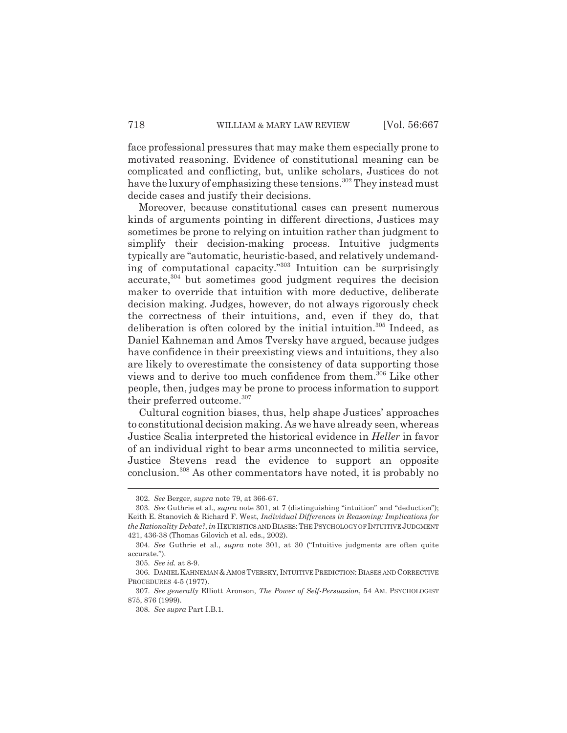face professional pressures that may make them especially prone to motivated reasoning. Evidence of constitutional meaning can be complicated and conflicting, but, unlike scholars, Justices do not have the luxury of emphasizing these tensions.[302] They instead must decide cases and justify their decisions.

Moreover, because constitutional cases can present numerous kinds of arguments pointing in different directions, Justices may sometimes be prone to relying on intuition rather than judgment to simplify their decision-making process. Intuitive judgments typically are "automatic, heuristic-based, and relatively undemanding of computational capacity."[303] Intuition can be surprisingly accurate,[304] but sometimes good judgment requires the decision maker to override that intuition with more deductive, deliberate decision making. Judges, however, do not always rigorously check the correctness of their intuitions, and, even if they do, that deliberation is often colored by the initial intuition.[305] Indeed, as Daniel Kahneman and Amos Tversky have argued, because judges have confidence in their preexisting views and intuitions, they also are likely to overestimate the consistency of data supporting those views and to derive too much confidence from them.[306] Like other people, then, judges may be prone to process information to support their preferred outcome.[307]

Cultural cognition biases, thus, help shape Justices' approaches to constitutional decision making. As we have already seen, whereas Justice Scalia interpreted the historical evidence in *Heller* in favor of an individual right to bear arms unconnected to militia service, Justice Stevens read the evidence to support an opposite conclusion.[308] As other commentators have noted, it is probably no

---

302. *See* Berger, *supra* note 79, at 366-67.

303. *See* Guthrie et al., *supra* note 301, at 7 (distinguishing "intuition" and "deduction"); Keith E. Stanovich & Richard F. West, *Individual Differences in Reasoning: Implications for the Rationality Debate?*, *in* HEURISTICS AND BIASES: THE PSYCHOLOGY OF INTUITIVE JUDGMENT 421, 436-38 (Thomas Gilovich et al. eds., 2002).

304. *See* Guthrie et al., *supra* note 301, at 30 ("Intuitive judgments are often quite accurate.").

305. *See id.* at 8-9.

306. DANIEL KAHNEMAN & AMOS TVERSKY, INTUITIVE PREDICTION: BIASES AND CORRECTIVE PROCEDURES 4-5 (1977).

307. *See generally* Elliott Aronson, *The Power of Self-Persuasion*, 54 AM. PSYCHOLOGIST 875, 876 (1999).

308. *See supra* Part I.B.1.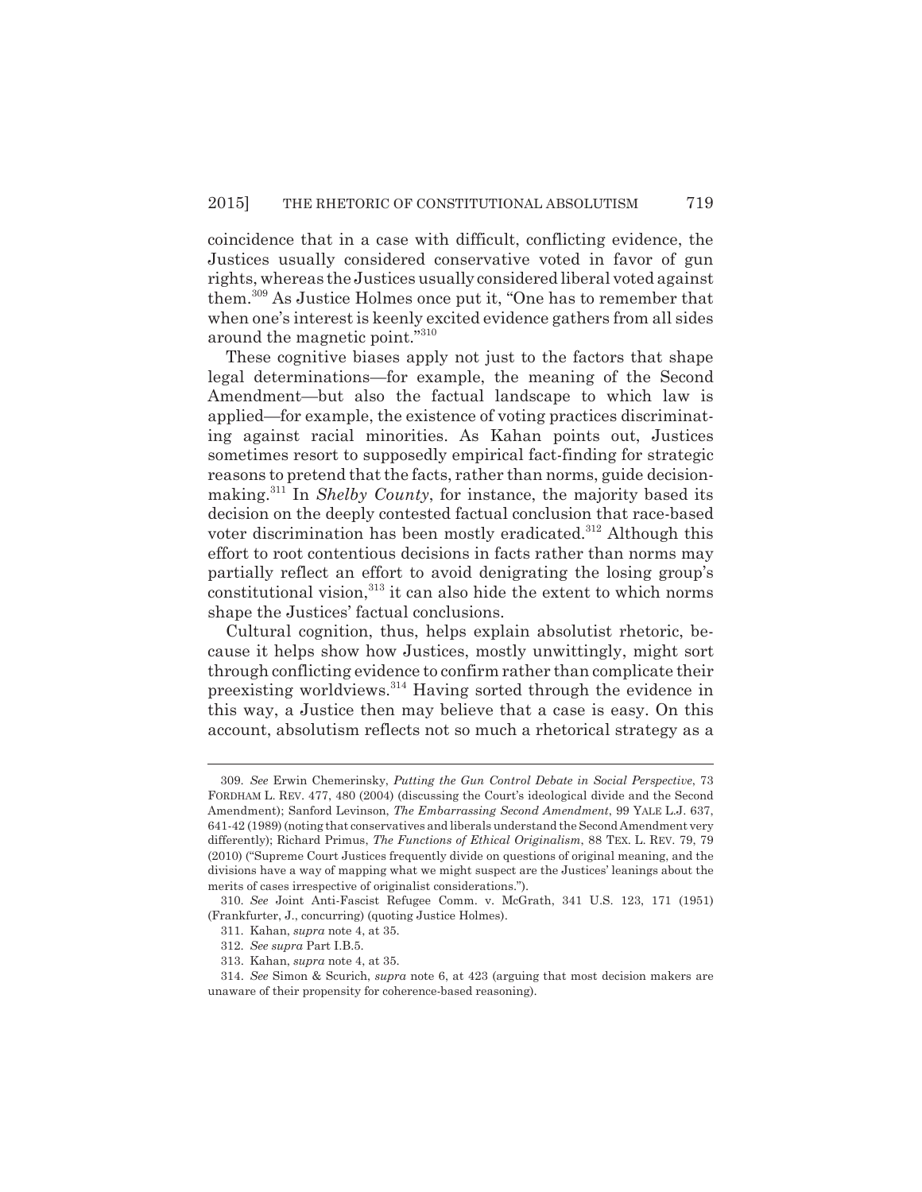coincidence that in a case with difficult, conflicting evidence, the Justices usually considered conservative voted in favor of gun rights, whereas the Justices usually considered liberal voted against them.[309] As Justice Holmes once put it, "One has to remember that when one's interest is keenly excited evidence gathers from all sides around the magnetic point."[310]

These cognitive biases apply not just to the factors that shape legal determinations—for example, the meaning of the Second Amendment—but also the factual landscape to which law is applied—for example, the existence of voting practices discriminating against racial minorities. As Kahan points out, Justices sometimes resort to supposedly empirical fact-finding for strategic reasons to pretend that the facts, rather than norms, guide decision-making.[311] In *Shelby County*, for instance, the majority based its decision on the deeply contested factual conclusion that race-based voter discrimination has been mostly eradicated.[312] Although this effort to root contentious decisions in facts rather than norms may partially reflect an effort to avoid denigrating the losing group's constitutional vision,[313] it can also hide the extent to which norms shape the Justices' factual conclusions.

Cultural cognition, thus, helps explain absolutist rhetoric, because it helps show how Justices, mostly unwittingly, might sort through conflicting evidence to confirm rather than complicate their preexisting worldviews.[314] Having sorted through the evidence in this way, a Justice then may believe that a case is easy. On this account, absolutism reflects not so much a rhetorical strategy as a

---

309. *See* Erwin Chemerinsky, *Putting the Gun Control Debate in Social Perspective*, 73 FORDHAM L. REV. 477, 480 (2004) (discussing the Court's ideological divide and the Second Amendment); Sanford Levinson, *The Embarrassing Second Amendment*, 99 YALE L.J. 637, 641-42 (1989) (noting that conservatives and liberals understand the Second Amendment very differently); Richard Primus, *The Functions of Ethical Originalism*, 88 TEX. L. REV. 79, 79 (2010) ("Supreme Court Justices frequently divide on questions of original meaning, and the divisions have a way of mapping what we might suspect are the Justices' leanings about the merits of cases irrespective of originalist considerations.").

310. *See* Joint Anti-Fascist Refugee Comm. v. McGrath, 341 U.S. 123, 171 (1951) (Frankfurter, J., concurring) (quoting Justice Holmes).

311. Kahan, *supra* note 4, at 35.

312. *See supra* Part I.B.5.

313. Kahan, *supra* note 4, at 35.

314. *See* Simon & Scurich, *supra* note 6, at 423 (arguing that most decision makers are unaware of their propensity for coherence-based reasoning).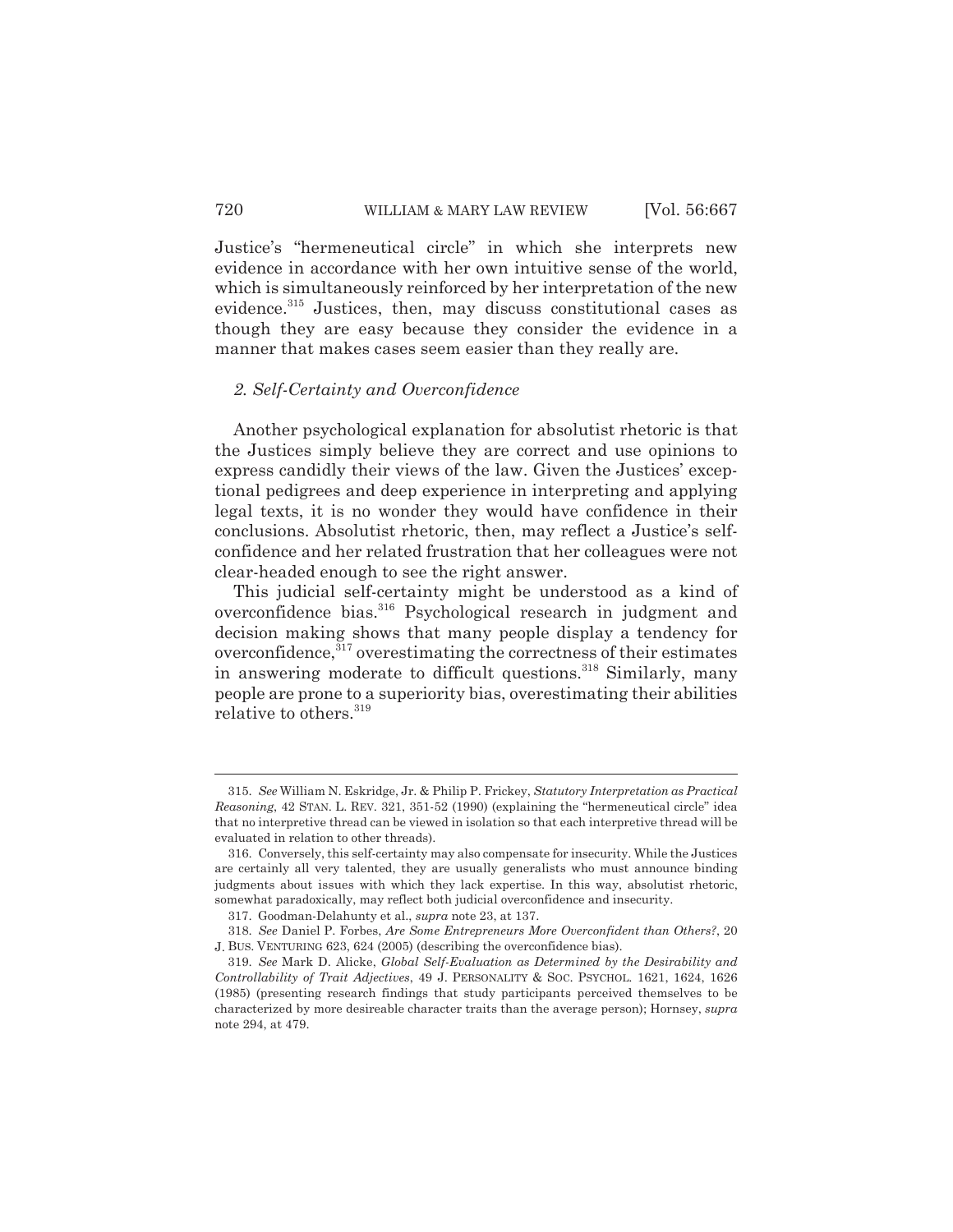Justice's "hermeneutical circle" in which she interprets new evidence in accordance with her own intuitive sense of the world, which is simultaneously reinforced by her interpretation of the new evidence.[315] Justices, then, may discuss constitutional cases as though they are easy because they consider the evidence in a manner that makes cases seem easier than they really are.

### *2. Self-Certainty and Overconfidence*

Another psychological explanation for absolutist rhetoric is that the Justices simply believe they are correct and use opinions to express candidly their views of the law. Given the Justices' exceptional pedigrees and deep experience in interpreting and applying legal texts, it is no wonder they would have confidence in their conclusions. Absolutist rhetoric, then, may reflect a Justice's self-confidence and her related frustration that her colleagues were not clear-headed enough to see the right answer.

This judicial self-certainty might be understood as a kind of overconfidence bias.[316] Psychological research in judgment and decision making shows that many people display a tendency for overconfidence,[317] overestimating the correctness of their estimates in answering moderate to difficult questions.[318] Similarly, many people are prone to a superiority bias, overestimating their abilities relative to others.[319]

---

315. *See* William N. Eskridge, Jr. & Philip P. Frickey, *Statutory Interpretation as Practical Reasoning*, 42 STAN. L. REV. 321, 351-52 (1990) (explaining the "hermeneutical circle" idea that no interpretive thread can be viewed in isolation so that each interpretive thread will be evaluated in relation to other threads).

316. Conversely, this self-certainty may also compensate for insecurity. While the Justices are certainly all very talented, they are usually generalists who must announce binding judgments about issues with which they lack expertise. In this way, absolutist rhetoric, somewhat paradoxically, may reflect both judicial overconfidence and insecurity.

317. Goodman-Delahunty et al., *supra* note 23, at 137.

318. *See* Daniel P. Forbes, *Are Some Entrepreneurs More Overconfident than Others?*, 20 J. BUS. VENTURING 623, 624 (2005) (describing the overconfidence bias).

319. *See* Mark D. Alicke, *Global Self-Evaluation as Determined by the Desirability and Controllability of Trait Adjectives*, 49 J. PERSONALITY & SOC. PSYCHOL. 1621, 1624, 1626 (1985) (presenting research findings that study participants perceived themselves to be characterized by more desireable character traits than the average person); Hornsey, *supra* note 294, at 479.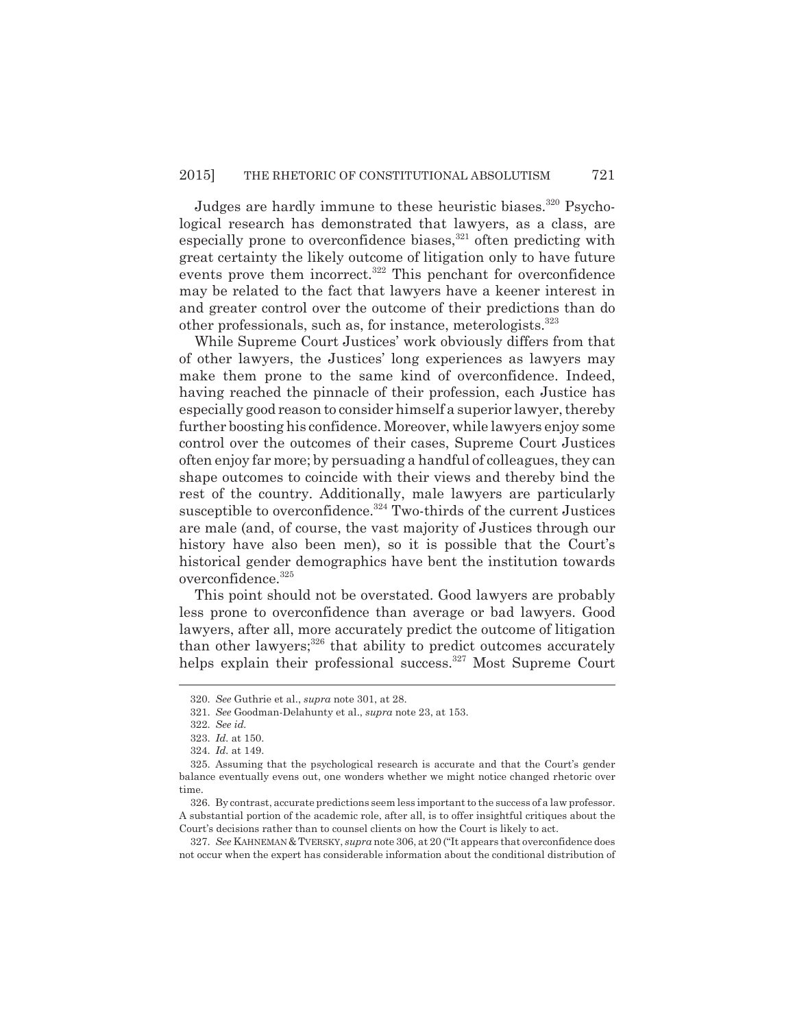Judges are hardly immune to these heuristic biases.[320] Psychological research has demonstrated that lawyers, as a class, are especially prone to overconfidence biases,[321] often predicting with great certainty the likely outcome of litigation only to have future events prove them incorrect.[322] This penchant for overconfidence may be related to the fact that lawyers have a keener interest in and greater control over the outcome of their predictions than do other professionals, such as, for instance, meterologists.[323]

While Supreme Court Justices' work obviously differs from that of other lawyers, the Justices' long experiences as lawyers may make them prone to the same kind of overconfidence. Indeed, having reached the pinnacle of their profession, each Justice has especially good reason to consider himself a superior lawyer, thereby further boosting his confidence. Moreover, while lawyers enjoy some control over the outcomes of their cases, Supreme Court Justices often enjoy far more; by persuading a handful of colleagues, they can shape outcomes to coincide with their views and thereby bind the rest of the country. Additionally, male lawyers are particularly susceptible to overconfidence.[324] Two-thirds of the current Justices are male (and, of course, the vast majority of Justices through our history have also been men), so it is possible that the Court's historical gender demographics have bent the institution towards overconfidence.[325]

This point should not be overstated. Good lawyers are probably less prone to overconfidence than average or bad lawyers. Good lawyers, after all, more accurately predict the outcome of litigation than other lawyers;[326] that ability to predict outcomes accurately helps explain their professional success.[327] Most Supreme Court

---

320. *See* Guthrie et al., *supra* note 301, at 28.

321. *See* Goodman-Delahunty et al., *supra* note 23, at 153.

322. *See id.*

323. *Id.* at 150.

324. *Id.* at 149.

325. Assuming that the psychological research is accurate and that the Court's gender balance eventually evens out, one wonders whether we might notice changed rhetoric over time.

326. By contrast, accurate predictions seem less important to the success of a law professor. A substantial portion of the academic role, after all, is to offer insightful critiques about the Court's decisions rather than to counsel clients on how the Court is likely to act.

327. *See* KAHNEMAN & TVERSKY, *supra* note 306, at 20 ("It appears that overconfidence does not occur when the expert has considerable information about the conditional distribution of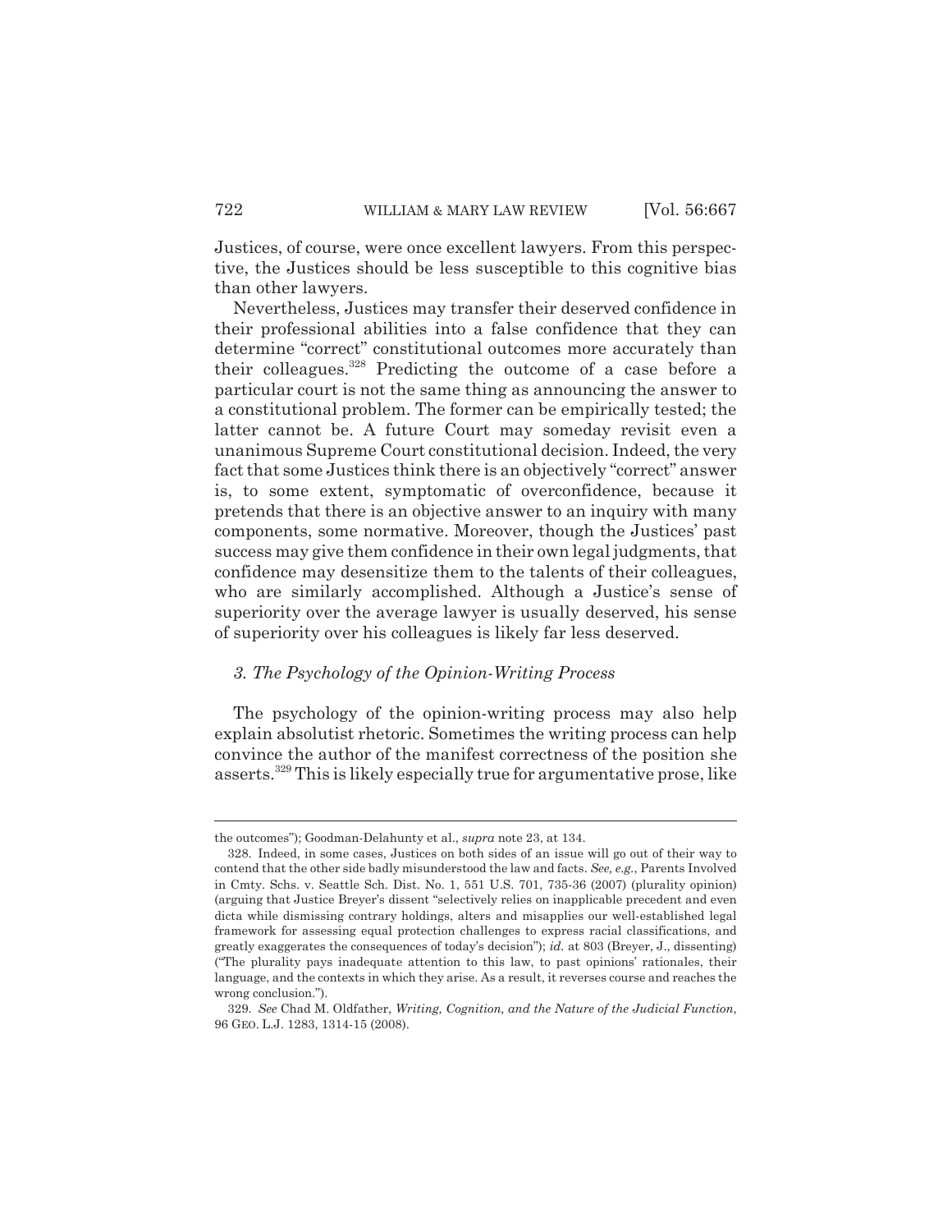Justices, of course, were once excellent lawyers. From this perspective, the Justices should be less susceptible to this cognitive bias than other lawyers.

Nevertheless, Justices may transfer their deserved confidence in their professional abilities into a false confidence that they can determine "correct" constitutional outcomes more accurately than their colleagues.[328] Predicting the outcome of a case before a particular court is not the same thing as announcing the answer to a constitutional problem. The former can be empirically tested; the latter cannot be. A future Court may someday revisit even a unanimous Supreme Court constitutional decision. Indeed, the very fact that some Justices think there is an objectively "correct" answer is, to some extent, symptomatic of overconfidence, because it pretends that there is an objective answer to an inquiry with many components, some normative. Moreover, though the Justices' past success may give them confidence in their own legal judgments, that confidence may desensitize them to the talents of their colleagues, who are similarly accomplished. Although a Justice's sense of superiority over the average lawyer is usually deserved, his sense of superiority over his colleagues is likely far less deserved.

### *3. The Psychology of the Opinion-Writing Process*

The psychology of the opinion-writing process may also help explain absolutist rhetoric. Sometimes the writing process can help convince the author of the manifest correctness of the position she asserts.[329] This is likely especially true for argumentative prose, like

---

the outcomes"); Goodman-Delahunty et al., *supra* note 23, at 134.

328. Indeed, in some cases, Justices on both sides of an issue will go out of their way to contend that the other side badly misunderstood the law and facts. *See, e.g.*, Parents Involved in Cmty. Schs. v. Seattle Sch. Dist. No. 1, 551 U.S. 701, 735-36 (2007) (plurality opinion) (arguing that Justice Breyer's dissent "selectively relies on inapplicable precedent and even dicta while dismissing contrary holdings, alters and misapplies our well-established legal framework for assessing equal protection challenges to express racial classifications, and greatly exaggerates the consequences of today's decision"); *id.* at 803 (Breyer, J., dissenting) ("The plurality pays inadequate attention to this law, to past opinions' rationales, their language, and the contexts in which they arise. As a result, it reverses course and reaches the wrong conclusion.").

329. *See* Chad M. Oldfather, *Writing, Cognition, and the Nature of the Judicial Function*, 96 GEO. L.J. 1283, 1314-15 (2008).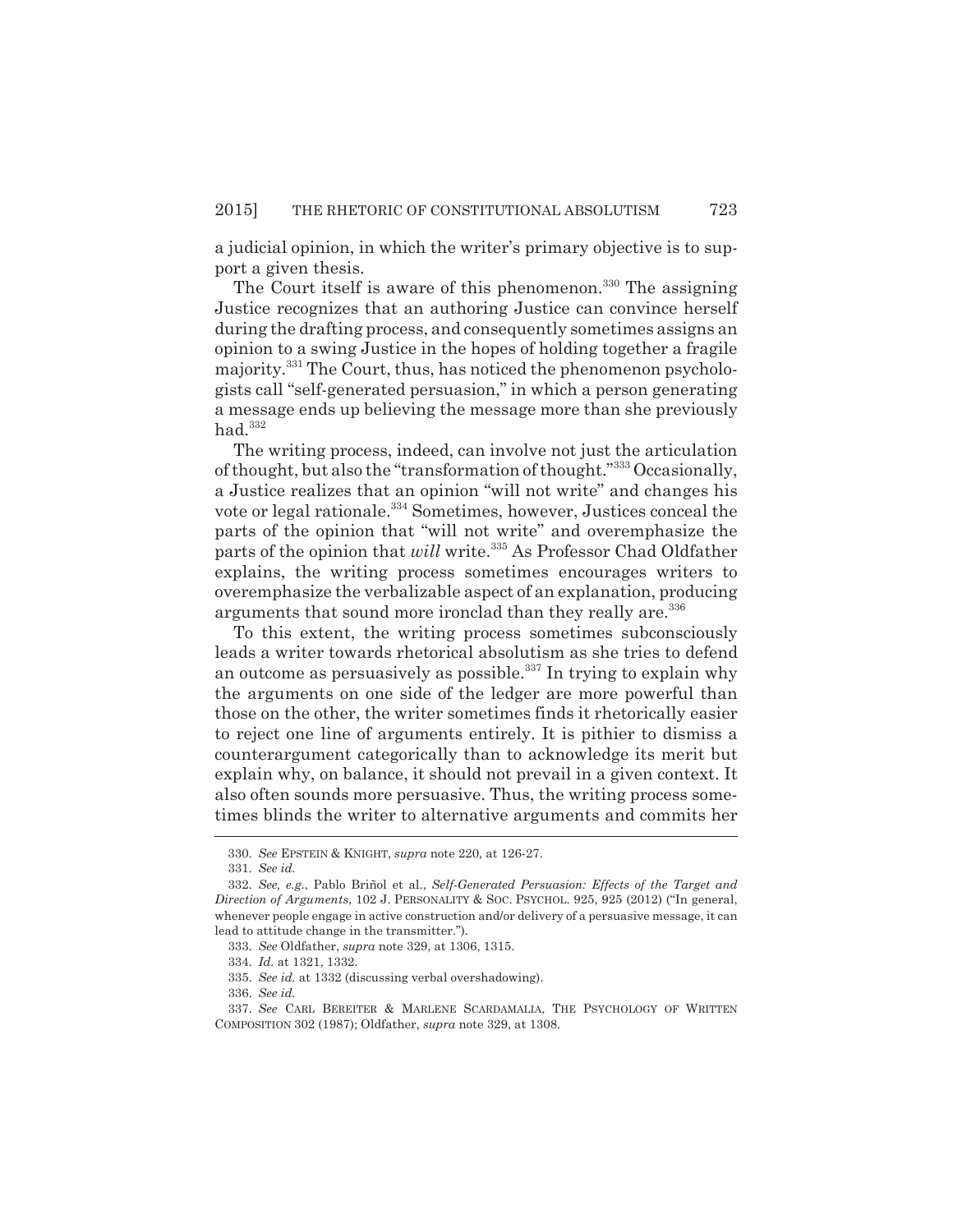a judicial opinion, in which the writer's primary objective is to support a given thesis.

The Court itself is aware of this phenomenon.[330] The assigning Justice recognizes that an authoring Justice can convince herself during the drafting process, and consequently sometimes assigns an opinion to a swing Justice in the hopes of holding together a fragile majority.[331] The Court, thus, has noticed the phenomenon psychologists call "self-generated persuasion," in which a person generating a message ends up believing the message more than she previously had.[332]

The writing process, indeed, can involve not just the articulation of thought, but also the "transformation of thought."[333] Occasionally, a Justice realizes that an opinion "will not write" and changes his vote or legal rationale.[334] Sometimes, however, Justices conceal the parts of the opinion that "will not write" and overemphasize the parts of the opinion that *will* write.[335] As Professor Chad Oldfather explains, the writing process sometimes encourages writers to overemphasize the verbalizable aspect of an explanation, producing arguments that sound more ironclad than they really are.[336]

To this extent, the writing process sometimes subconsciously leads a writer towards rhetorical absolutism as she tries to defend an outcome as persuasively as possible.[337] In trying to explain why the arguments on one side of the ledger are more powerful than those on the other, the writer sometimes finds it rhetorically easier to reject one line of arguments entirely. It is pithier to dismiss a counterargument categorically than to acknowledge its merit but explain why, on balance, it should not prevail in a given context. It also often sounds more persuasive. Thus, the writing process sometimes blinds the writer to alternative arguments and commits her

---

330. *See* EPSTEIN & KNIGHT, *supra* note 220, at 126-27.

331. *See id.*

332. *See, e.g.*, Pablo Briñol et al., *Self-Generated Persuasion: Effects of the Target and Direction of Arguments*, 102 J. PERSONALITY & SOC. PSYCHOL. 925, 925 (2012) ("In general, whenever people engage in active construction and/or delivery of a persuasive message, it can lead to attitude change in the transmitter.").

333. *See* Oldfather, *supra* note 329, at 1306, 1315.

334. *Id.* at 1321, 1332.

335. *See id.* at 1332 (discussing verbal overshadowing).

336. *See id.*

337. *See* CARL BEREITER & MARLENE SCARDAMALIA, THE PSYCHOLOGY OF WRITTEN COMPOSITION 302 (1987); Oldfather, *supra* note 329, at 1308.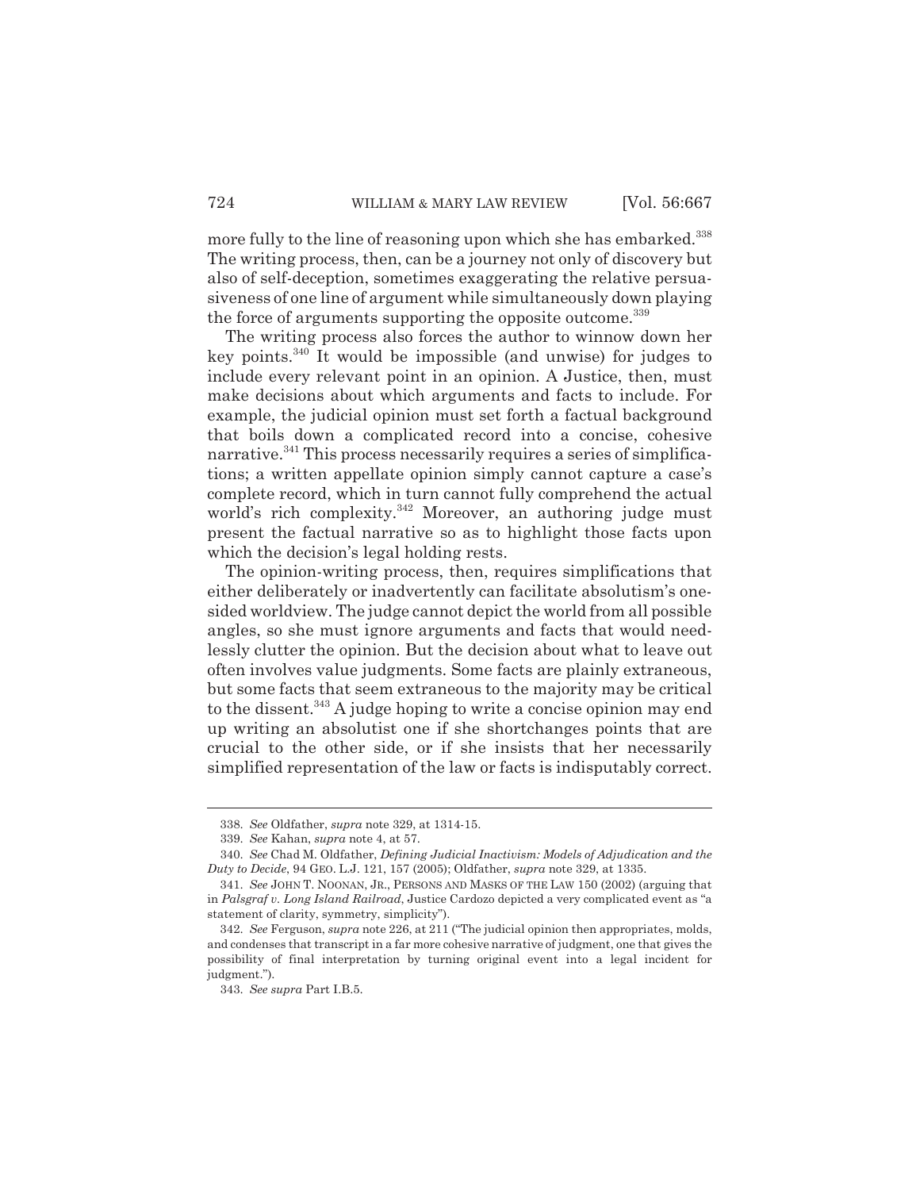more fully to the line of reasoning upon which she has embarked.[338] The writing process, then, can be a journey not only of discovery but also of self-deception, sometimes exaggerating the relative persuasiveness of one line of argument while simultaneously down playing the force of arguments supporting the opposite outcome.[339]

The writing process also forces the author to winnow down her key points.[340] It would be impossible (and unwise) for judges to include every relevant point in an opinion. A Justice, then, must make decisions about which arguments and facts to include. For example, the judicial opinion must set forth a factual background that boils down a complicated record into a concise, cohesive narrative.[341] This process necessarily requires a series of simplifications; a written appellate opinion simply cannot capture a case's complete record, which in turn cannot fully comprehend the actual world's rich complexity.[342] Moreover, an authoring judge must present the factual narrative so as to highlight those facts upon which the decision's legal holding rests.

The opinion-writing process, then, requires simplifications that either deliberately or inadvertently can facilitate absolutism's one-sided worldview. The judge cannot depict the world from all possible angles, so she must ignore arguments and facts that would needlessly clutter the opinion. But the decision about what to leave out often involves value judgments. Some facts are plainly extraneous, but some facts that seem extraneous to the majority may be critical to the dissent.[343] A judge hoping to write a concise opinion may end up writing an absolutist one if she shortchanges points that are crucial to the other side, or if she insists that her necessarily simplified representation of the law or facts is indisputably correct.

---

338. *See* Oldfather, *supra* note 329, at 1314-15.

339. *See* Kahan, *supra* note 4, at 57.

340. *See* Chad M. Oldfather, *Defining Judicial Inactivism: Models of Adjudication and the Duty to Decide*, 94 GEO. L.J. 121, 157 (2005); Oldfather, *supra* note 329, at 1335.

341. *See* JOHN T. NOONAN, JR., PERSONS AND MASKS OF THE LAW 150 (2002) (arguing that in *Palsgraf v. Long Island Railroad*, Justice Cardozo depicted a very complicated event as "a statement of clarity, symmetry, simplicity").

342. *See* Ferguson, *supra* note 226, at 211 ("The judicial opinion then appropriates, molds, and condenses that transcript in a far more cohesive narrative of judgment, one that gives the possibility of final interpretation by turning original event into a legal incident for judgment.").

343. *See supra* Part I.B.5.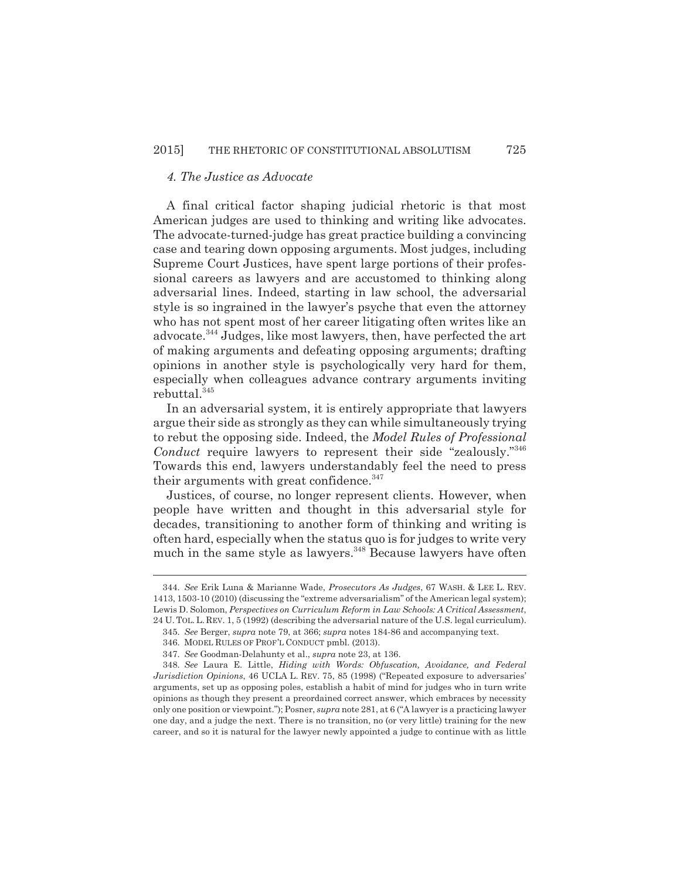#### *4. The Justice as Advocate*

A final critical factor shaping judicial rhetoric is that most American judges are used to thinking and writing like advocates. The advocate-turned-judge has great practice building a convincing case and tearing down opposing arguments. Most judges, including Supreme Court Justices, have spent large portions of their professional careers as lawyers and are accustomed to thinking along adversarial lines. Indeed, starting in law school, the adversarial style is so ingrained in the lawyer's psyche that even the attorney who has not spent most of her career litigating often writes like an advocate.[344] Judges, like most lawyers, then, have perfected the art of making arguments and defeating opposing arguments; drafting opinions in another style is psychologically very hard for them, especially when colleagues advance contrary arguments inviting rebuttal.[345]

In an adversarial system, it is entirely appropriate that lawyers argue their side as strongly as they can while simultaneously trying to rebut the opposing side. Indeed, the *Model Rules of Professional Conduct* require lawyers to represent their side "zealously."[346] Towards this end, lawyers understandably feel the need to press their arguments with great confidence.[347]

Justices, of course, no longer represent clients. However, when people have written and thought in this adversarial style for decades, transitioning to another form of thinking and writing is often hard, especially when the status quo is for judges to write very much in the same style as lawyers.[348] Because lawyers have often

---

344. *See* Erik Luna & Marianne Wade, *Prosecutors As Judges*, 67 WASH. & LEE L. REV. 1413, 1503-10 (2010) (discussing the "extreme adversarialism" of the American legal system); Lewis D. Solomon, *Perspectives on Curriculum Reform in Law Schools: A Critical Assessment*, 24 U. TOL. L. REV. 1, 5 (1992) (describing the adversarial nature of the U.S. legal curriculum).

345. *See* Berger, *supra* note 79, at 366; *supra* notes 184-86 and accompanying text.

346. MODEL RULES OF PROF'L CONDUCT pmbl. (2013).

347. *See* Goodman-Delahunty et al., *supra* note 23, at 136.

348. *See* Laura E. Little, *Hiding with Words: Obfuscation, Avoidance, and Federal Jurisdiction Opinions*, 46 UCLA L. REV. 75, 85 (1998) ("Repeated exposure to adversaries' arguments, set up as opposing poles, establish a habit of mind for judges who in turn write opinions as though they present a preordained correct answer, which embraces by necessity only one position or viewpoint."); Posner, *supra* note 281, at 6 ("A lawyer is a practicing lawyer one day, and a judge the next. There is no transition, no (or very little) training for the new career, and so it is natural for the lawyer newly appointed a judge to continue with as little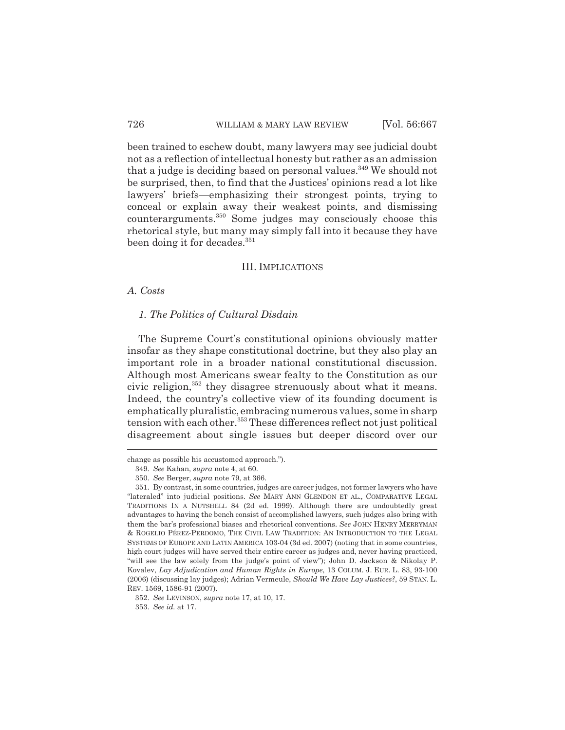been trained to eschew doubt, many lawyers may see judicial doubt not as a reflection of intellectual honesty but rather as an admission that a judge is deciding based on personal values.[349] We should not be surprised, then, to find that the Justices' opinions read a lot like lawyers' briefs—emphasizing their strongest points, trying to conceal or explain away their weakest points, and dismissing counterarguments.[350] Some judges may consciously choose this rhetorical style, but many may simply fall into it because they have been doing it for decades.[351]

## III. IMPLICATIONS

### *A. Costs*

#### *1. The Politics of Cultural Disdain*

The Supreme Court's constitutional opinions obviously matter insofar as they shape constitutional doctrine, but they also play an important role in a broader national constitutional discussion. Although most Americans swear fealty to the Constitution as our civic religion,[352] they disagree strenuously about what it means. Indeed, the country's collective view of its founding document is emphatically pluralistic, embracing numerous values, some in sharp tension with each other.[353] These differences reflect not just political disagreement about single issues but deeper discord over our

---

change as possible his accustomed approach.").

349. *See* Kahan, *supra* note 4, at 60.

350. *See* Berger, *supra* note 79, at 366.

351. By contrast, in some countries, judges are career judges, not former lawyers who have "lateraled" into judicial positions. *See* MARY ANN GLENDON ET AL., COMPARATIVE LEGAL TRADITIONS IN A NUTSHELL 84 (2d ed. 1999). Although there are undoubtedly great advantages to having the bench consist of accomplished lawyers, such judges also bring with them the bar's professional biases and rhetorical conventions. *See* JOHN HENRY MERRYMAN & ROGELIO PÉREZ-PERDOMO, THE CIVIL LAW TRADITION: AN INTRODUCTION TO THE LEGAL SYSTEMS OF EUROPE AND LATIN AMERICA 103-04 (3d ed. 2007) (noting that in some countries, high court judges will have served their entire career as judges and, never having practiced, "will see the law solely from the judge's point of view"); John D. Jackson & Nikolay P. Kovalev, *Lay Adjudication and Human Rights in Europe*, 13 COLUM. J. EUR. L. 83, 93-100 (2006) (discussing lay judges); Adrian Vermeule, *Should We Have Lay Justices?*, 59 STAN. L. REV. 1569, 1586-91 (2007).

352. *See* LEVINSON, *supra* note 17, at 10, 17.

353. *See id.* at 17.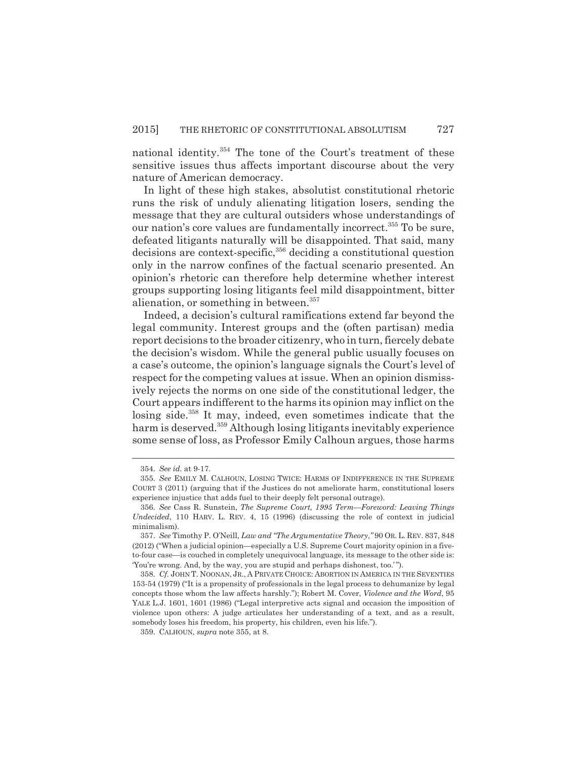national identity.[354] The tone of the Court's treatment of these sensitive issues thus affects important discourse about the very nature of American democracy.

In light of these high stakes, absolutist constitutional rhetoric runs the risk of unduly alienating litigation losers, sending the message that they are cultural outsiders whose understandings of our nation's core values are fundamentally incorrect.[355] To be sure, defeated litigants naturally will be disappointed. That said, many decisions are context-specific,[356] deciding a constitutional question only in the narrow confines of the factual scenario presented. An opinion's rhetoric can therefore help determine whether interest groups supporting losing litigants feel mild disappointment, bitter alienation, or something in between.[357]

Indeed, a decision's cultural ramifications extend far beyond the legal community. Interest groups and the (often partisan) media report decisions to the broader citizenry, who in turn, fiercely debate the decision's wisdom. While the general public usually focuses on a case's outcome, the opinion's language signals the Court's level of respect for the competing values at issue. When an opinion dismissively rejects the norms on one side of the constitutional ledger, the Court appears indifferent to the harms its opinion may inflict on the losing side.[358] It may, indeed, even sometimes indicate that the harm is deserved.[359] Although losing litigants inevitably experience some sense of loss, as Professor Emily Calhoun argues, those harms

---

354. *See id.* at 9-17.

355. *See* EMILY M. CALHOUN, LOSING TWICE: HARMS OF INDIFFERENCE IN THE SUPREME COURT 3 (2011) (arguing that if the Justices do not ameliorate harm, constitutional losers experience injustice that adds fuel to their deeply felt personal outrage).

356. *See* Cass R. Sunstein, *The Supreme Court, 1995 Term—Foreword: Leaving Things Undecided*, 110 HARV. L. REV. 4, 15 (1996) (discussing the role of context in judicial minimalism).

357. *See* Timothy P. O'Neill, *Law and "The Argumentative Theory*,*"* 90 OR. L. REV. 837, 848 (2012) ("When a judicial opinion—especially a U.S. Supreme Court majority opinion in a five-to-four case—is couched in completely unequivocal language, its message to the other side is: 'You're wrong. And, by the way, you are stupid and perhaps dishonest, too.'").

358. *Cf.* JOHN T. NOONAN, JR., A PRIVATE CHOICE: ABORTION IN AMERICA IN THE SEVENTIES 153-54 (1979) ("It is a propensity of professionals in the legal process to dehumanize by legal concepts those whom the law affects harshly."); Robert M. Cover, *Violence and the Word*, 95 YALE L.J. 1601, 1601 (1986) ("Legal interpretive acts signal and occasion the imposition of violence upon others: A judge articulates her understanding of a text, and as a result, somebody loses his freedom, his property, his children, even his life.").

359. CALHOUN, *supra* note 355, at 8.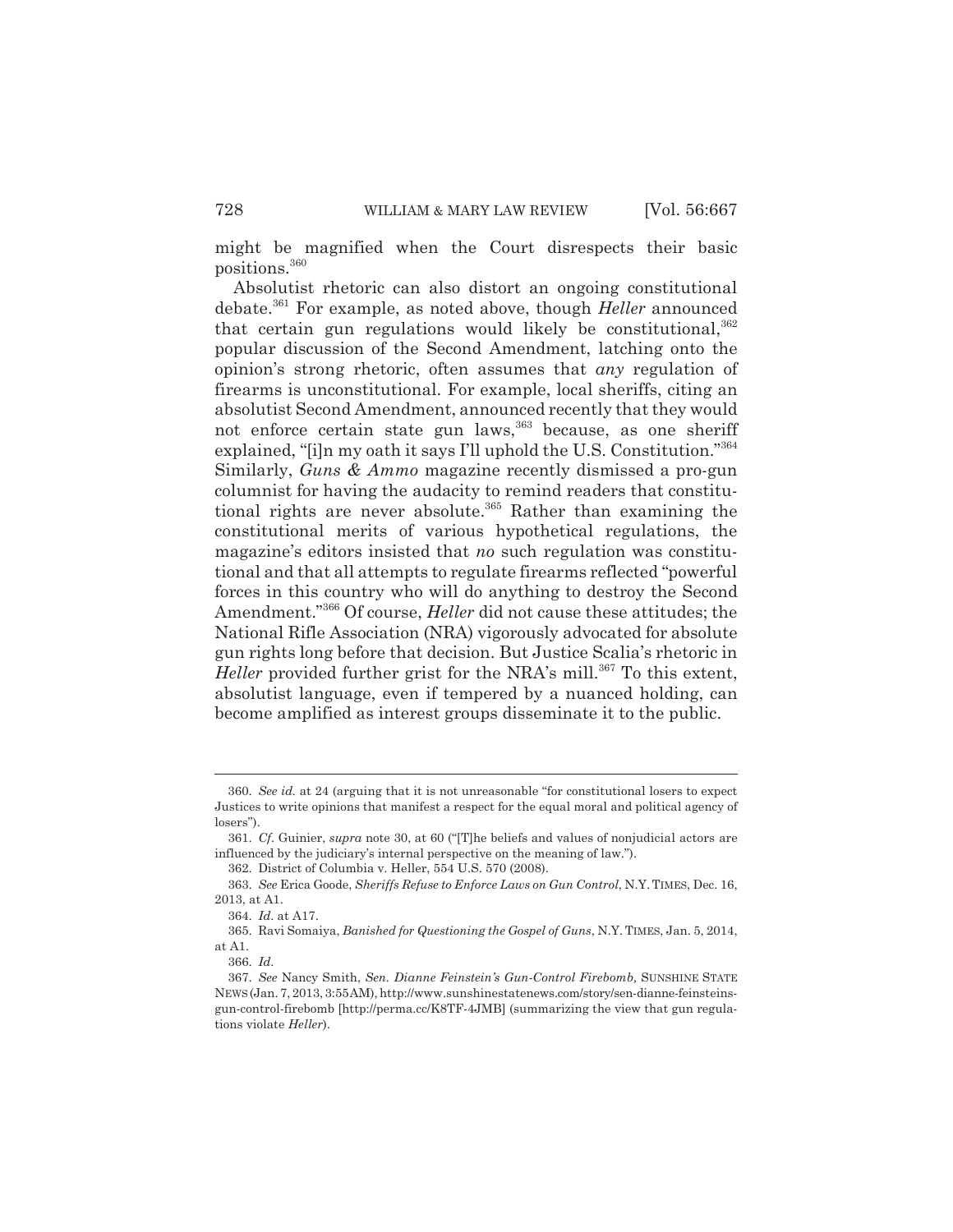might be magnified when the Court disrespects their basic positions.[360]

Absolutist rhetoric can also distort an ongoing constitutional debate.[361] For example, as noted above, though *Heller* announced that certain gun regulations would likely be constitutional,[362] popular discussion of the Second Amendment, latching onto the opinion's strong rhetoric, often assumes that *any* regulation of firearms is unconstitutional. For example, local sheriffs, citing an absolutist Second Amendment, announced recently that they would not enforce certain state gun laws,[363] because, as one sheriff explained, "[i]n my oath it says I'll uphold the U.S. Constitution."[364] Similarly, *Guns & Ammo* magazine recently dismissed a pro-gun columnist for having the audacity to remind readers that constitutional rights are never absolute.[365] Rather than examining the constitutional merits of various hypothetical regulations, the magazine's editors insisted that *no* such regulation was constitutional and that all attempts to regulate firearms reflected "powerful forces in this country who will do anything to destroy the Second Amendment."[366] Of course, *Heller* did not cause these attitudes; the National Rifle Association (NRA) vigorously advocated for absolute gun rights long before that decision. But Justice Scalia's rhetoric in *Heller* provided further grist for the NRA's mill.[367] To this extent, absolutist language, even if tempered by a nuanced holding, can become amplified as interest groups disseminate it to the public.

---

360. *See id.* at 24 (arguing that it is not unreasonable "for constitutional losers to expect Justices to write opinions that manifest a respect for the equal moral and political agency of losers").

361. *Cf.* Guinier, *supra* note 30, at 60 ("[T]he beliefs and values of nonjudicial actors are influenced by the judiciary's internal perspective on the meaning of law.").

362. District of Columbia v. Heller, 554 U.S. 570 (2008).

363. *See* Erica Goode, *Sheriffs Refuse to Enforce Laws on Gun Control*, N.Y. TIMES, Dec. 16, 2013, at A1.

364. *Id.* at A17.

365. Ravi Somaiya, *Banished for Questioning the Gospel of Guns*, N.Y. TIMES, Jan. 5, 2014, at A1.

366. *Id.*

367. *See* Nancy Smith, *Sen. Dianne Feinstein's Gun-Control Firebomb,* SUNSHINE STATE NEWS (Jan. 7, 2013, 3:55AM), http://www.sunshinestatenews.com/story/sen-dianne-feinsteins-gun-control-firebomb [http://perma.cc/K8TF-4JMB] (summarizing the view that gun regulations violate *Heller*).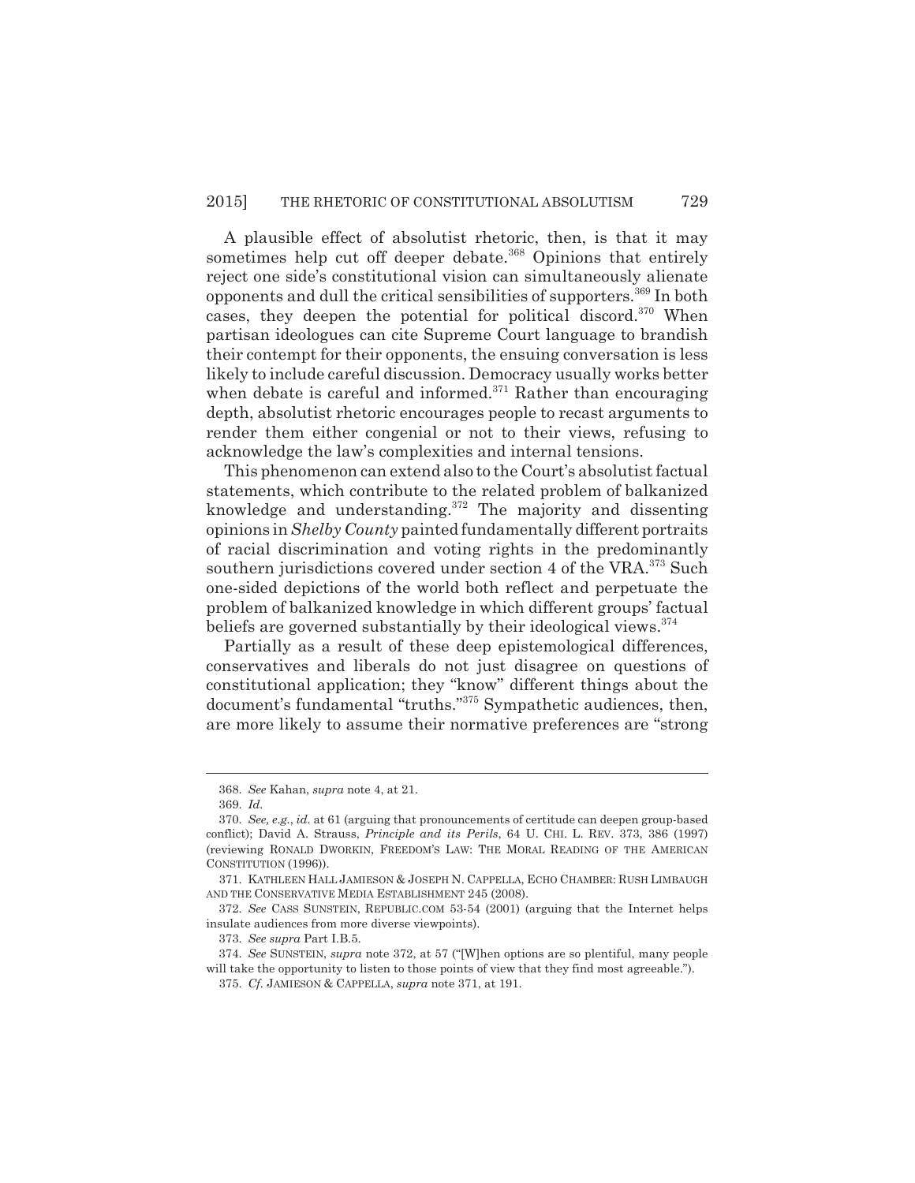A plausible effect of absolutist rhetoric, then, is that it may sometimes help cut off deeper debate.[368] Opinions that entirely reject one side's constitutional vision can simultaneously alienate opponents and dull the critical sensibilities of supporters.[369] In both cases, they deepen the potential for political discord.[370] When partisan ideologues can cite Supreme Court language to brandish their contempt for their opponents, the ensuing conversation is less likely to include careful discussion. Democracy usually works better when debate is careful and informed.[371] Rather than encouraging depth, absolutist rhetoric encourages people to recast arguments to render them either congenial or not to their views, refusing to acknowledge the law's complexities and internal tensions.

This phenomenon can extend also to the Court's absolutist factual statements, which contribute to the related problem of balkanized knowledge and understanding.[372] The majority and dissenting opinions in *Shelby County* painted fundamentally different portraits of racial discrimination and voting rights in the predominantly southern jurisdictions covered under section 4 of the VRA.[373] Such one-sided depictions of the world both reflect and perpetuate the problem of balkanized knowledge in which different groups' factual beliefs are governed substantially by their ideological views.[374]

Partially as a result of these deep epistemological differences, conservatives and liberals do not just disagree on questions of constitutional application; they "know" different things about the document's fundamental "truths."[375] Sympathetic audiences, then, are more likely to assume their normative preferences are "strong

---

368. *See* Kahan, *supra* note 4, at 21.

369. *Id.*

370. *See, e.g.*, *id.* at 61 (arguing that pronouncements of certitude can deepen group-based conflict); David A. Strauss, *Principle and its Perils*, 64 U. CHI. L. REV. 373, 386 (1997) (reviewing RONALD DWORKIN, FREEDOM'S LAW: THE MORAL READING OF THE AMERICAN CONSTITUTION (1996)).

371. KATHLEEN HALL JAMIESON & JOSEPH N. CAPPELLA, ECHO CHAMBER: RUSH LIMBAUGH AND THE CONSERVATIVE MEDIA ESTABLISHMENT 245 (2008).

372. *See* CASS SUNSTEIN, REPUBLIC.COM 53-54 (2001) (arguing that the Internet helps insulate audiences from more diverse viewpoints).

373. *See supra* Part I.B.5.

374. *See* SUNSTEIN, *supra* note 372, at 57 ("[W]hen options are so plentiful, many people will take the opportunity to listen to those points of view that they find most agreeable.").

375. *Cf.* JAMIESON & CAPPELLA, *supra* note 371, at 191.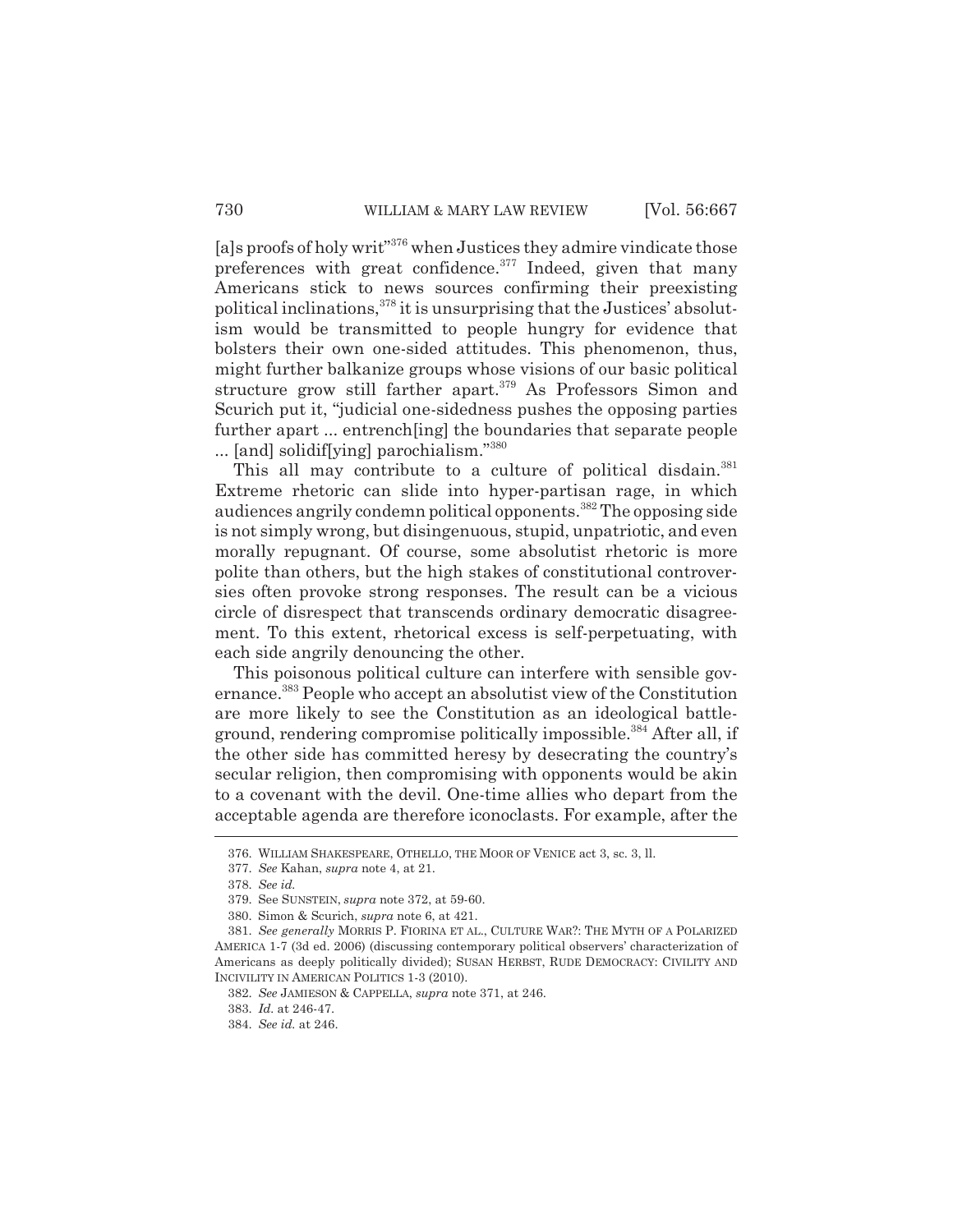[a]s proofs of holy writ"[376] when Justices they admire vindicate those preferences with great confidence.[377] Indeed, given that many Americans stick to news sources confirming their preexisting political inclinations,[378] it is unsurprising that the Justices' absolutism would be transmitted to people hungry for evidence that bolsters their own one-sided attitudes. This phenomenon, thus, might further balkanize groups whose visions of our basic political structure grow still farther apart.[379] As Professors Simon and Scurich put it, "judicial one-sidedness pushes the opposing parties further apart ... entrench[ing] the boundaries that separate people ... [and] solidif[ying] parochialism."[380]

This all may contribute to a culture of political disdain.[381] Extreme rhetoric can slide into hyper-partisan rage, in which audiences angrily condemn political opponents.[382] The opposing side is not simply wrong, but disingenuous, stupid, unpatriotic, and even morally repugnant. Of course, some absolutist rhetoric is more polite than others, but the high stakes of constitutional controversies often provoke strong responses. The result can be a vicious circle of disrespect that transcends ordinary democratic disagreement. To this extent, rhetorical excess is self-perpetuating, with each side angrily denouncing the other.

This poisonous political culture can interfere with sensible governance.[383] People who accept an absolutist view of the Constitution are more likely to see the Constitution as an ideological battleground, rendering compromise politically impossible.[384] After all, if the other side has committed heresy by desecrating the country's secular religion, then compromising with opponents would be akin to a covenant with the devil. One-time allies who depart from the acceptable agenda are therefore iconoclasts. For example, after the

---

376. WILLIAM SHAKESPEARE, OTHELLO, THE MOOR OF VENICE act 3, sc. 3, ll.

377. *See* Kahan, *supra* note 4, at 21.

378. *See id.*

379. See SUNSTEIN, *supra* note 372, at 59-60.

380. Simon & Scurich, *supra* note 6, at 421.

381. *See generally* MORRIS P. FIORINA ET AL., CULTURE WAR?: THE MYTH OF A POLARIZED AMERICA 1-7 (3d ed. 2006) (discussing contemporary political observers' characterization of Americans as deeply politically divided); SUSAN HERBST, RUDE DEMOCRACY: CIVILITY AND INCIVILITY IN AMERICAN POLITICS 1-3 (2010).

382. *See* JAMIESON & CAPPELLA, *supra* note 371, at 246.

383. *Id.* at 246-47.

384. *See id.* at 246.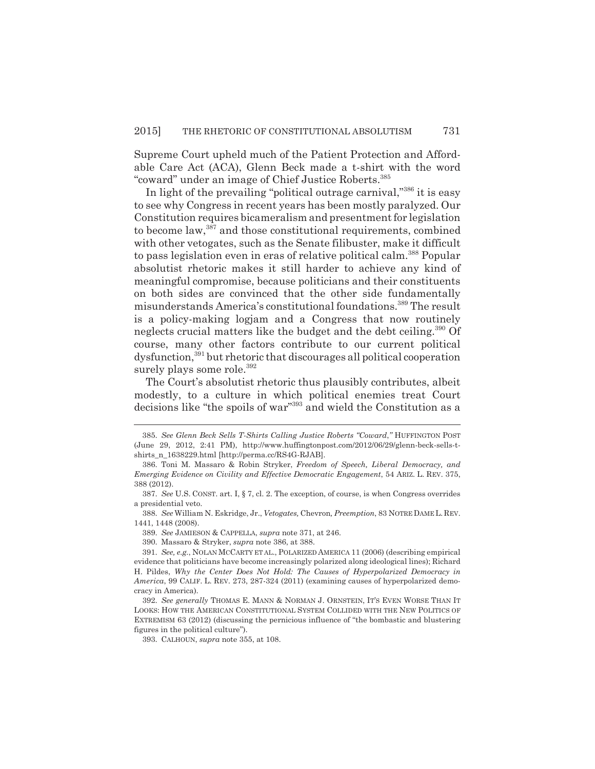Supreme Court upheld much of the Patient Protection and Affordable Care Act (ACA), Glenn Beck made a t-shirt with the word "coward" under an image of Chief Justice Roberts.[385]

In light of the prevailing "political outrage carnival,"[386] it is easy to see why Congress in recent years has been mostly paralyzed. Our Constitution requires bicameralism and presentment for legislation to become law,[387] and those constitutional requirements, combined with other vetogates, such as the Senate filibuster, make it difficult to pass legislation even in eras of relative political calm.[388] Popular absolutist rhetoric makes it still harder to achieve any kind of meaningful compromise, because politicians and their constituents on both sides are convinced that the other side fundamentally misunderstands America's constitutional foundations.[389] The result is a policy-making logjam and a Congress that now routinely neglects crucial matters like the budget and the debt ceiling.[390] Of course, many other factors contribute to our current political dysfunction,[391] but rhetoric that discourages all political cooperation surely plays some role.[392]

The Court's absolutist rhetoric thus plausibly contributes, albeit modestly, to a culture in which political enemies treat Court decisions like "the spoils of war"[393] and wield the Constitution as a

---

385. *See Glenn Beck Sells T-Shirts Calling Justice Roberts "Coward*,*"* HUFFINGTON POST (June 29, 2012, 2:41 PM), http://www.huffingtonpost.com/2012/06/29/glenn-beck-sells-t-shirts_n_1638229.html [http://perma.cc/RS4G-RJAB].

386. Toni M. Massaro & Robin Stryker, *Freedom of Speech, Liberal Democracy, and Emerging Evidence on Civility and Effective Democratic Engagement*, 54 ARIZ. L. REV. 375, 388 (2012).

387. *See* U.S. CONST. art. I, § 7, cl. 2. The exception, of course, is when Congress overrides a presidential veto.

388. *See* William N. Eskridge, Jr., *Vetogates,* Chevron*, Preemption*, 83 NOTRE DAME L. REV. 1441, 1448 (2008).

389. *See* JAMIESON & CAPPELLA, *supra* note 371, at 246.

390. Massaro & Stryker, *supra* note 386, at 388.

391. *See, e.g.*, NOLAN MCCARTY ET AL., POLARIZED AMERICA 11 (2006) (describing empirical evidence that politicians have become increasingly polarized along ideological lines); Richard H. Pildes, *Why the Center Does Not Hold: The Causes of Hyperpolarized Democracy in America*, 99 CALIF. L. REV. 273, 287-324 (2011) (examining causes of hyperpolarized democracy in America).

392. *See generally* THOMAS E. MANN & NORMAN J. ORNSTEIN, IT'S EVEN WORSE THAN IT LOOKS: HOW THE AMERICAN CONSTITUTIONAL SYSTEM COLLIDED WITH THE NEW POLITICS OF EXTREMISM 63 (2012) (discussing the pernicious influence of "the bombastic and blustering figures in the political culture").

393. CALHOUN, *supra* note 355, at 108.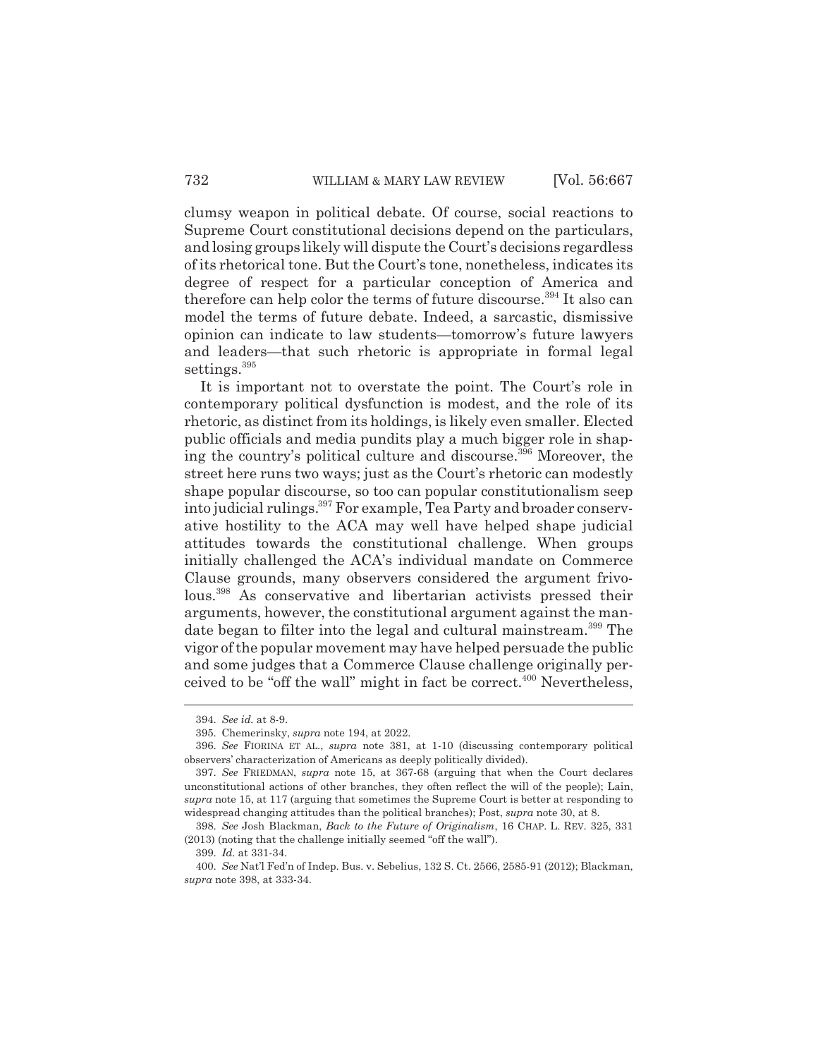clumsy weapon in political debate. Of course, social reactions to Supreme Court constitutional decisions depend on the particulars, and losing groups likely will dispute the Court's decisions regardless of its rhetorical tone. But the Court's tone, nonetheless, indicates its degree of respect for a particular conception of America and therefore can help color the terms of future discourse.[394] It also can model the terms of future debate. Indeed, a sarcastic, dismissive opinion can indicate to law students—tomorrow's future lawyers and leaders—that such rhetoric is appropriate in formal legal settings.[395]

It is important not to overstate the point. The Court's role in contemporary political dysfunction is modest, and the role of its rhetoric, as distinct from its holdings, is likely even smaller. Elected public officials and media pundits play a much bigger role in shaping the country's political culture and discourse.[396] Moreover, the street here runs two ways; just as the Court's rhetoric can modestly shape popular discourse, so too can popular constitutionalism seep into judicial rulings.[397] For example, Tea Party and broader conservative hostility to the ACA may well have helped shape judicial attitudes towards the constitutional challenge. When groups initially challenged the ACA's individual mandate on Commerce Clause grounds, many observers considered the argument frivolous.[398] As conservative and libertarian activists pressed their arguments, however, the constitutional argument against the mandate began to filter into the legal and cultural mainstream.[399] The vigor of the popular movement may have helped persuade the public and some judges that a Commerce Clause challenge originally perceived to be "off the wall" might in fact be correct.[400] Nevertheless,

---

394. *See id.* at 8-9.

395. Chemerinsky, *supra* note 194, at 2022.

396. *See* FIORINA ET AL., *supra* note 381, at 1-10 (discussing contemporary political observers' characterization of Americans as deeply politically divided).

397. *See* FRIEDMAN, *supra* note 15, at 367-68 (arguing that when the Court declares unconstitutional actions of other branches, they often reflect the will of the people); Lain, *supra* note 15, at 117 (arguing that sometimes the Supreme Court is better at responding to widespread changing attitudes than the political branches); Post, *supra* note 30, at 8.

398. *See* Josh Blackman, *Back to the Future of Originalism*, 16 CHAP. L. REV. 325, 331 (2013) (noting that the challenge initially seemed "off the wall").

399. *Id.* at 331-34.

400. *See* Nat'l Fed'n of Indep. Bus. v. Sebelius, 132 S. Ct. 2566, 2585-91 (2012); Blackman, *supra* note 398, at 333-34.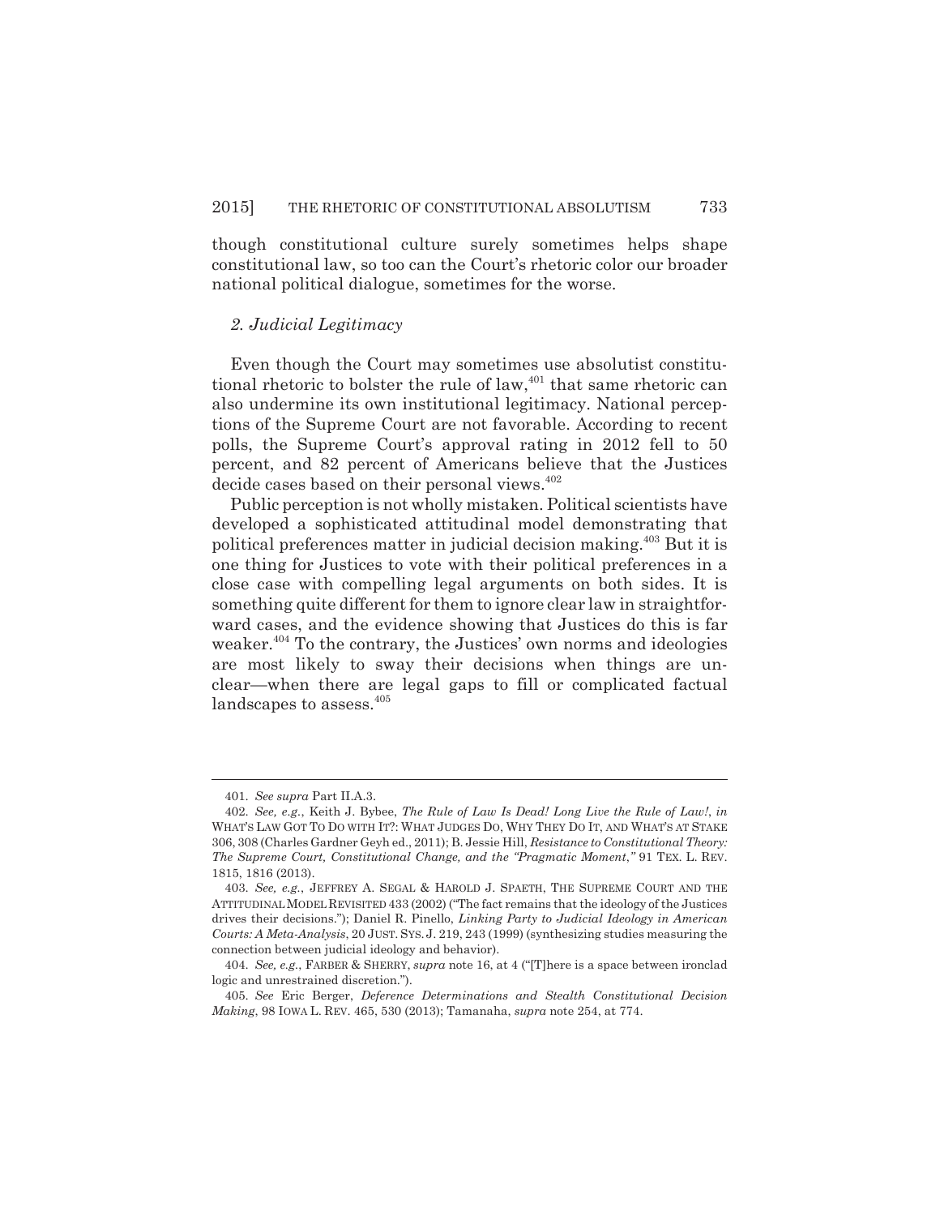though constitutional culture surely sometimes helps shape constitutional law, so too can the Court's rhetoric color our broader national political dialogue, sometimes for the worse.

### *2. Judicial Legitimacy*

Even though the Court may sometimes use absolutist constitutional rhetoric to bolster the rule of law,[401] that same rhetoric can also undermine its own institutional legitimacy. National perceptions of the Supreme Court are not favorable. According to recent polls, the Supreme Court's approval rating in 2012 fell to 50 percent, and 82 percent of Americans believe that the Justices decide cases based on their personal views.[402]

Public perception is not wholly mistaken. Political scientists have developed a sophisticated attitudinal model demonstrating that political preferences matter in judicial decision making.[403] But it is one thing for Justices to vote with their political preferences in a close case with compelling legal arguments on both sides. It is something quite different for them to ignore clear law in straightforward cases, and the evidence showing that Justices do this is far weaker.[404] To the contrary, the Justices' own norms and ideologies are most likely to sway their decisions when things are unclear—when there are legal gaps to fill or complicated factual landscapes to assess.[405]

---

401. *See supra* Part II.A.3.

402. *See, e.g.*, Keith J. Bybee, *The Rule of Law Is Dead! Long Live the Rule of Law!*, *in* WHAT'S LAW GOT TO DO WITH IT?: WHAT JUDGES DO, WHY THEY DO IT, AND WHAT'S AT STAKE 306, 308 (Charles Gardner Geyh ed., 2011); B. Jessie Hill, *Resistance to Constitutional Theory: The Supreme Court, Constitutional Change, and the "Pragmatic Moment*,*"* 91 TEX. L. REV. 1815, 1816 (2013).

403. *See, e.g.*, JEFFREY A. SEGAL & HAROLD J. SPAETH, THE SUPREME COURT AND THE ATTITUDINAL MODEL REVISITED 433 (2002) ("The fact remains that the ideology of the Justices drives their decisions."); Daniel R. Pinello, *Linking Party to Judicial Ideology in American Courts: A Meta-Analysis*, 20 JUST. SYS. J. 219, 243 (1999) (synthesizing studies measuring the connection between judicial ideology and behavior).

404. *See, e.g.*, FARBER & SHERRY, *supra* note 16, at 4 ("[T]here is a space between ironclad logic and unrestrained discretion.").

405. *See* Eric Berger, *Deference Determinations and Stealth Constitutional Decision Making*, 98 IOWA L. REV. 465, 530 (2013); Tamanaha, *supra* note 254, at 774.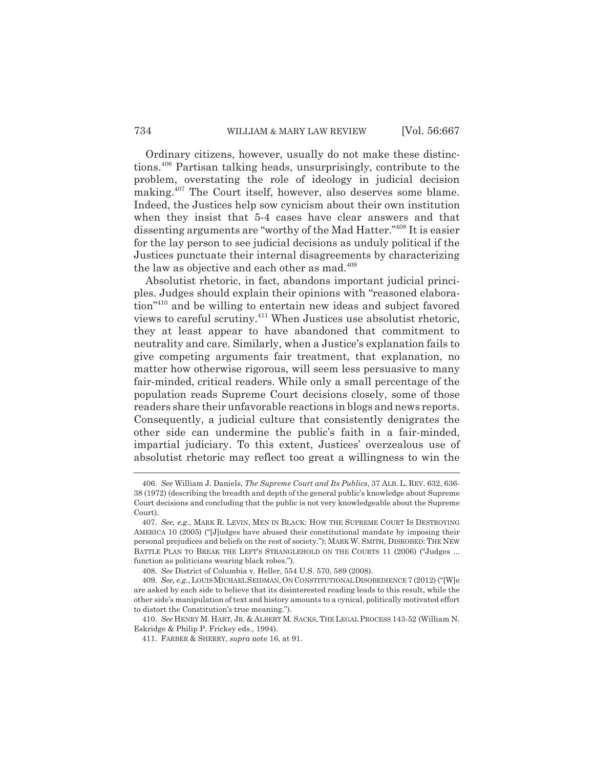Ordinary citizens, however, usually do not make these distinctions.[406] Partisan talking heads, unsurprisingly, contribute to the problem, overstating the role of ideology in judicial decision making.[407] The Court itself, however, also deserves some blame. Indeed, the Justices help sow cynicism about their own institution when they insist that 5-4 cases have clear answers and that dissenting arguments are "worthy of the Mad Hatter."[408] It is easier for the lay person to see judicial decisions as unduly political if the Justices punctuate their internal disagreements by characterizing the law as objective and each other as mad.[409]

Absolutist rhetoric, in fact, abandons important judicial principles. Judges should explain their opinions with "reasoned elaboration"[410] and be willing to entertain new ideas and subject favored views to careful scrutiny.[411] When Justices use absolutist rhetoric, they at least appear to have abandoned that commitment to neutrality and care. Similarly, when a Justice's explanation fails to give competing arguments fair treatment, that explanation, no matter how otherwise rigorous, will seem less persuasive to many fair-minded, critical readers. While only a small percentage of the population reads Supreme Court decisions closely, some of those readers share their unfavorable reactions in blogs and news reports. Consequently, a judicial culture that consistently denigrates the other side can undermine the public's faith in a fair-minded, impartial judiciary. To this extent, Justices' overzealous use of absolutist rhetoric may reflect too great a willingness to win the

---

406. *See* William J. Daniels, *The Supreme Court and Its Publics*, 37 ALB. L. REV. 632, 636-38 (1972) (describing the breadth and depth of the general public's knowledge about Supreme Court decisions and concluding that the public is not very knowledgeable about the Supreme Court).

407. *See, e.g.*, MARK R. LEVIN, MEN IN BLACK: HOW THE SUPREME COURT IS DESTROYING AMERICA 10 (2005) ("[J]udges have abused their constitutional mandate by imposing their personal prejudices and beliefs on the rest of society."); MARK W. SMITH, DISROBED: THE NEW BATTLE PLAN TO BREAK THE LEFT'S STRANGLEHOLD ON THE COURTS 11 (2006) ("Judges ... function as politicians wearing black robes.").

408. *See* District of Columbia v. Heller, 554 U.S. 570, 589 (2008).

409. *See, e.g.*, LOUIS MICHAEL SEIDMAN, ON CONSTITUTIONAL DISOBEDIENCE 7 (2012) ("[W]e are asked by each side to believe that its disinterested reading leads to this result, while the other side's manipulation of text and history amounts to a cynical, politically motivated effort to distort the Constitution's true meaning.").

410. *See* HENRY M. HART, JR. & ALBERT M. SACKS, THE LEGAL PROCESS 143-52 (William N. Eskridge & Philip P. Frickey eds., 1994).

411. FARBER & SHERRY, *supra* note 16, at 91.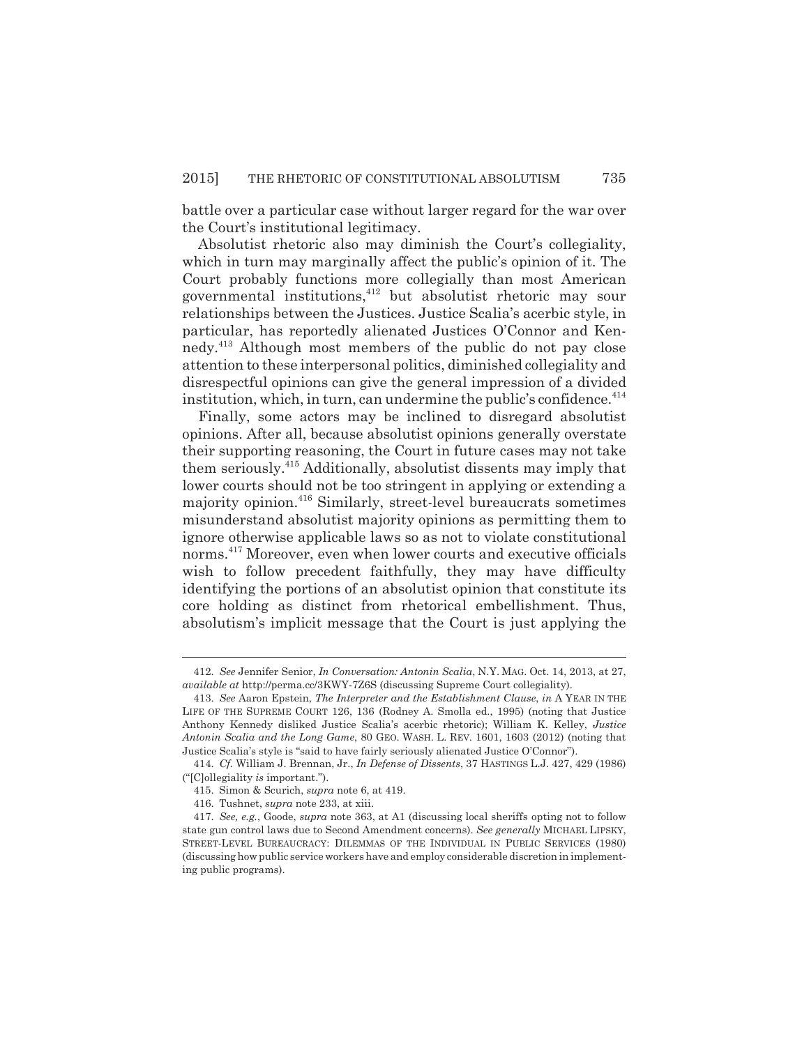battle over a particular case without larger regard for the war over the Court's institutional legitimacy.

Absolutist rhetoric also may diminish the Court's collegiality, which in turn may marginally affect the public's opinion of it. The Court probably functions more collegially than most American governmental institutions,[412] but absolutist rhetoric may sour relationships between the Justices. Justice Scalia's acerbic style, in particular, has reportedly alienated Justices O'Connor and Kennedy.[413] Although most members of the public do not pay close attention to these interpersonal politics, diminished collegiality and disrespectful opinions can give the general impression of a divided institution, which, in turn, can undermine the public's confidence.[414]

Finally, some actors may be inclined to disregard absolutist opinions. After all, because absolutist opinions generally overstate their supporting reasoning, the Court in future cases may not take them seriously.[415] Additionally, absolutist dissents may imply that lower courts should not be too stringent in applying or extending a majority opinion.[416] Similarly, street-level bureaucrats sometimes misunderstand absolutist majority opinions as permitting them to ignore otherwise applicable laws so as not to violate constitutional norms.[417] Moreover, even when lower courts and executive officials wish to follow precedent faithfully, they may have difficulty identifying the portions of an absolutist opinion that constitute its core holding as distinct from rhetorical embellishment. Thus, absolutism's implicit message that the Court is just applying the

---

412. *See* Jennifer Senior, *In Conversation: Antonin Scalia*, N.Y. MAG. Oct. 14, 2013, at 27, *available at* http://perma.cc/3KWY-7Z6S (discussing Supreme Court collegiality).

413. *See* Aaron Epstein, *The Interpreter and the Establishment Clause*, *in* A YEAR IN THE LIFE OF THE SUPREME COURT 126, 136 (Rodney A. Smolla ed., 1995) (noting that Justice Anthony Kennedy disliked Justice Scalia's acerbic rhetoric); William K. Kelley, *Justice Antonin Scalia and the Long Game*, 80 GEO. WASH. L. REV. 1601, 1603 (2012) (noting that Justice Scalia's style is "said to have fairly seriously alienated Justice O'Connor").

414. *Cf.* William J. Brennan, Jr., *In Defense of Dissents*, 37 HASTINGS L.J. 427, 429 (1986) ("[C]ollegiality *is* important.").

415. Simon & Scurich, *supra* note 6, at 419.

416. Tushnet, *supra* note 233, at xiii.

417. *See, e.g.*, Goode, *supra* note 363, at A1 (discussing local sheriffs opting not to follow state gun control laws due to Second Amendment concerns). *See generally* MICHAEL LIPSKY, STREET-LEVEL BUREAUCRACY: DILEMMAS OF THE INDIVIDUAL IN PUBLIC SERVICES (1980) (discussing how public service workers have and employ considerable discretion in implementing public programs).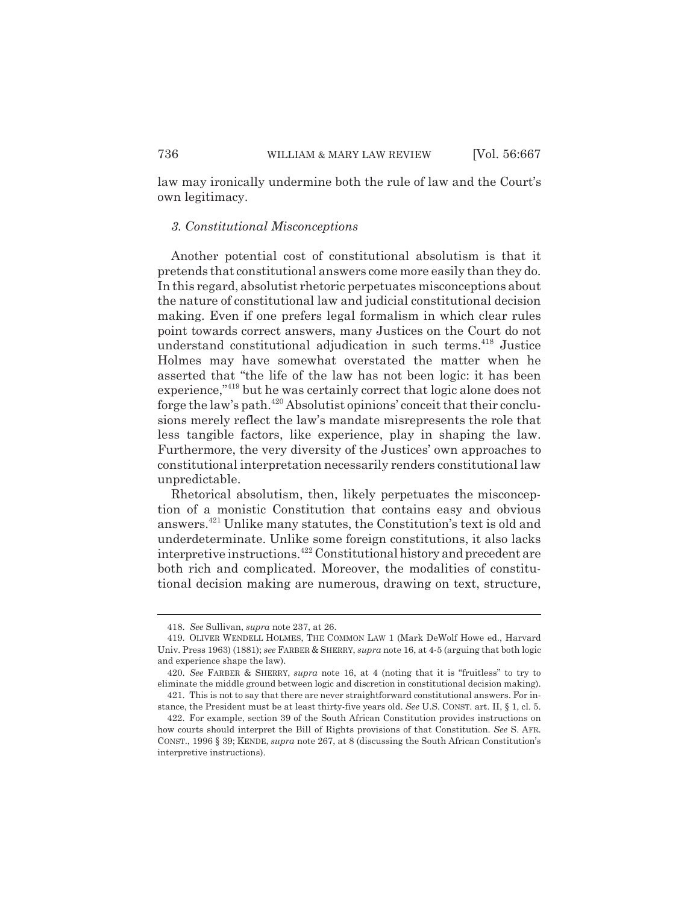law may ironically undermine both the rule of law and the Court's own legitimacy.

### *3. Constitutional Misconceptions*

Another potential cost of constitutional absolutism is that it pretends that constitutional answers come more easily than they do. In this regard, absolutist rhetoric perpetuates misconceptions about the nature of constitutional law and judicial constitutional decision making. Even if one prefers legal formalism in which clear rules point towards correct answers, many Justices on the Court do not understand constitutional adjudication in such terms.[418] Justice Holmes may have somewhat overstated the matter when he asserted that "the life of the law has not been logic: it has been experience,"[419] but he was certainly correct that logic alone does not forge the law's path.[420] Absolutist opinions' conceit that their conclusions merely reflect the law's mandate misrepresents the role that less tangible factors, like experience, play in shaping the law. Furthermore, the very diversity of the Justices' own approaches to constitutional interpretation necessarily renders constitutional law unpredictable.

Rhetorical absolutism, then, likely perpetuates the misconception of a monistic Constitution that contains easy and obvious answers.[421] Unlike many statutes, the Constitution's text is old and underdeterminate. Unlike some foreign constitutions, it also lacks interpretive instructions.[422] Constitutional history and precedent are both rich and complicated. Moreover, the modalities of constitutional decision making are numerous, drawing on text, structure,

---

418. *See* Sullivan, *supra* note 237, at 26.

419. OLIVER WENDELL HOLMES, THE COMMON LAW 1 (Mark DeWolf Howe ed., Harvard Univ. Press 1963) (1881); *see* FARBER & SHERRY, *supra* note 16, at 4-5 (arguing that both logic and experience shape the law).

420. *See* FARBER & SHERRY, *supra* note 16, at 4 (noting that it is "fruitless" to try to eliminate the middle ground between logic and discretion in constitutional decision making).

421. This is not to say that there are never straightforward constitutional answers. For instance, the President must be at least thirty-five years old. *See* U.S. CONST. art. II, § 1, cl. 5.

422. For example, section 39 of the South African Constitution provides instructions on how courts should interpret the Bill of Rights provisions of that Constitution. *See* S. AFR. CONST., 1996 § 39; KENDE, *supra* note 267, at 8 (discussing the South African Constitution's interpretive instructions).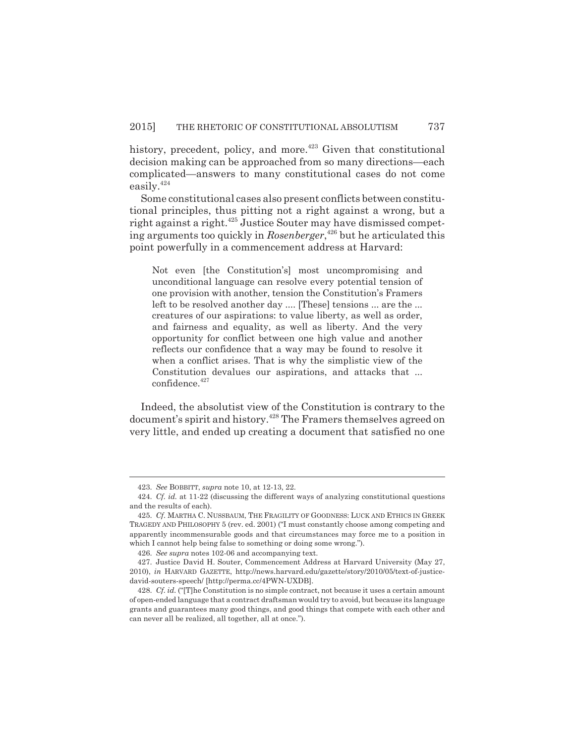history, precedent, policy, and more.[423] Given that constitutional decision making can be approached from so many directions—each complicated—answers to many constitutional cases do not come easily.[424]

Some constitutional cases also present conflicts between constitutional principles, thus pitting not a right against a wrong, but a right against a right.[425] Justice Souter may have dismissed competing arguments too quickly in *Rosenberger*,[426] but he articulated this point powerfully in a commencement address at Harvard:

> Not even [the Constitution's] most uncompromising and unconditional language can resolve every potential tension of one provision with another, tension the Constitution's Framers left to be resolved another day .... [These] tensions ... are the ... creatures of our aspirations: to value liberty, as well as order, and fairness and equality, as well as liberty. And the very opportunity for conflict between one high value and another reflects our confidence that a way may be found to resolve it when a conflict arises. That is why the simplistic view of the Constitution devalues our aspirations, and attacks that ... confidence.[427]

Indeed, the absolutist view of the Constitution is contrary to the document's spirit and history.[428] The Framers themselves agreed on very little, and ended up creating a document that satisfied no one

---

423. *See* BOBBITT, *supra* note 10, at 12-13, 22.

424. *Cf. id.* at 11-22 (discussing the different ways of analyzing constitutional questions and the results of each).

425. *Cf.* MARTHA C. NUSSBAUM, THE FRAGILITY OF GOODNESS: LUCK AND ETHICS IN GREEK TRAGEDY AND PHILOSOPHY 5 (rev. ed. 2001) ("I must constantly choose among competing and apparently incommensurable goods and that circumstances may force me to a position in which I cannot help being false to something or doing some wrong.").

426. *See supra* notes 102-06 and accompanying text.

427. Justice David H. Souter, Commencement Address at Harvard University (May 27, 2010), *in* HARVARD GAZETTE, http://news.harvard.edu/gazette/story/2010/05/text-of-justice-david-souters-speech/ [http://perma.cc/4PWN-UXDB].

428. *Cf. id.* ("[T]he Constitution is no simple contract, not because it uses a certain amount of open-ended language that a contract draftsman would try to avoid, but because its language grants and guarantees many good things, and good things that compete with each other and can never all be realized, all together, all at once.").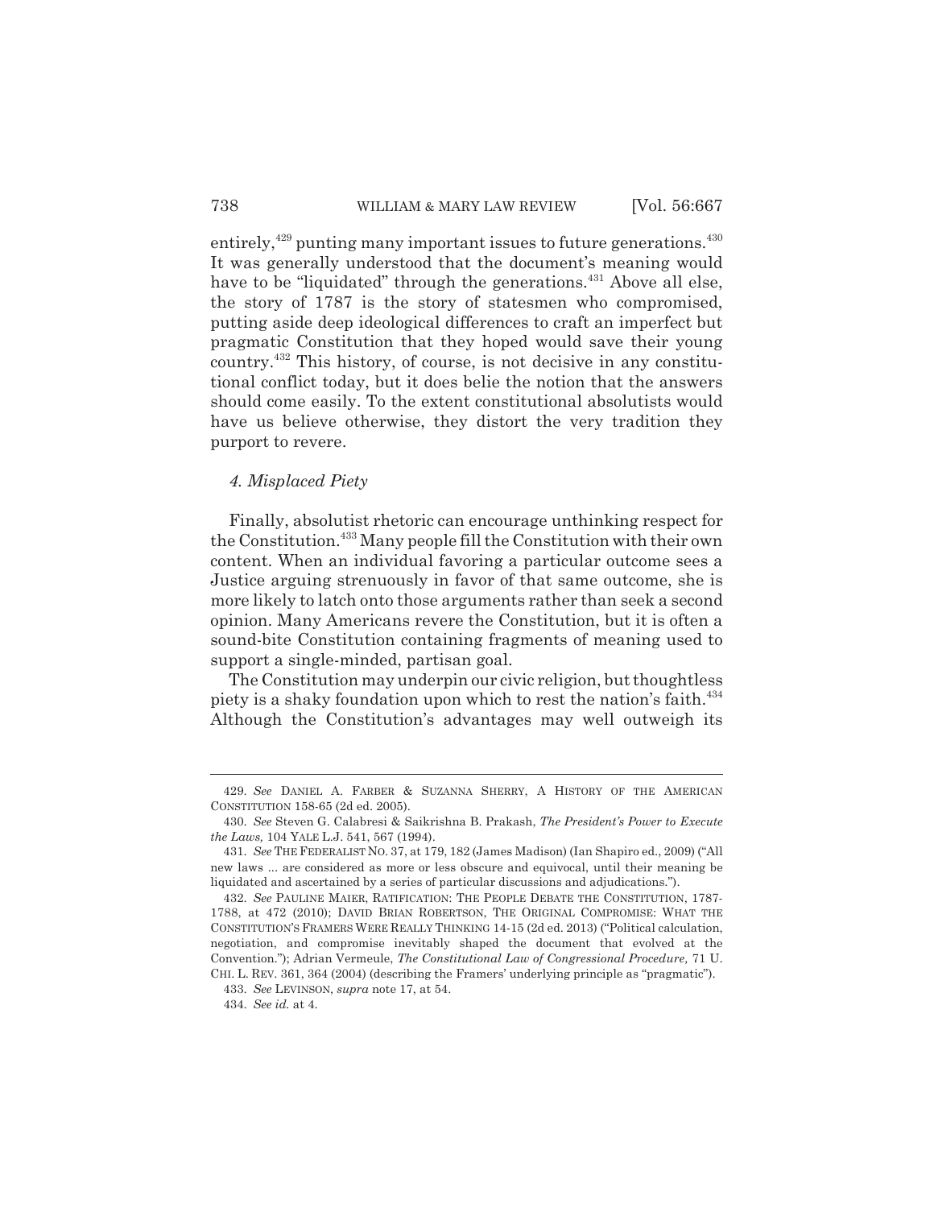entirely,[429] punting many important issues to future generations.[430] It was generally understood that the document's meaning would have to be "liquidated" through the generations.[431] Above all else, the story of 1787 is the story of statesmen who compromised, putting aside deep ideological differences to craft an imperfect but pragmatic Constitution that they hoped would save their young country.[432] This history, of course, is not decisive in any constitutional conflict today, but it does belie the notion that the answers should come easily. To the extent constitutional absolutists would have us believe otherwise, they distort the very tradition they purport to revere.

#### *4. Misplaced Piety*

Finally, absolutist rhetoric can encourage unthinking respect for the Constitution.[433] Many people fill the Constitution with their own content. When an individual favoring a particular outcome sees a Justice arguing strenuously in favor of that same outcome, she is more likely to latch onto those arguments rather than seek a second opinion. Many Americans revere the Constitution, but it is often a sound-bite Constitution containing fragments of meaning used to support a single-minded, partisan goal.

The Constitution may underpin our civic religion, but thoughtless piety is a shaky foundation upon which to rest the nation's faith.[434] Although the Constitution's advantages may well outweigh its

---

429. *See* DANIEL A. FARBER & SUZANNA SHERRY, A HISTORY OF THE AMERICAN CONSTITUTION 158-65 (2d ed. 2005).

430. *See* Steven G. Calabresi & Saikrishna B. Prakash, *The President's Power to Execute the Laws,* 104 YALE L.J. 541, 567 (1994).

431. *See* THE FEDERALIST NO. 37, at 179, 182 (James Madison) (Ian Shapiro ed., 2009) ("All new laws ... are considered as more or less obscure and equivocal, until their meaning be liquidated and ascertained by a series of particular discussions and adjudications.").

432. *See* PAULINE MAIER, RATIFICATION: THE PEOPLE DEBATE THE CONSTITUTION, 1787-1788, at 472 (2010); DAVID BRIAN ROBERTSON, THE ORIGINAL COMPROMISE: WHAT THE CONSTITUTION'S FRAMERS WERE REALLY THINKING 14-15 (2d ed. 2013) ("Political calculation, negotiation, and compromise inevitably shaped the document that evolved at the Convention."); Adrian Vermeule, *The Constitutional Law of Congressional Procedure,* 71 U. CHI. L. REV. 361, 364 (2004) (describing the Framers' underlying principle as "pragmatic").

433. *See* LEVINSON, *supra* note 17, at 54.

434. *See id.* at 4.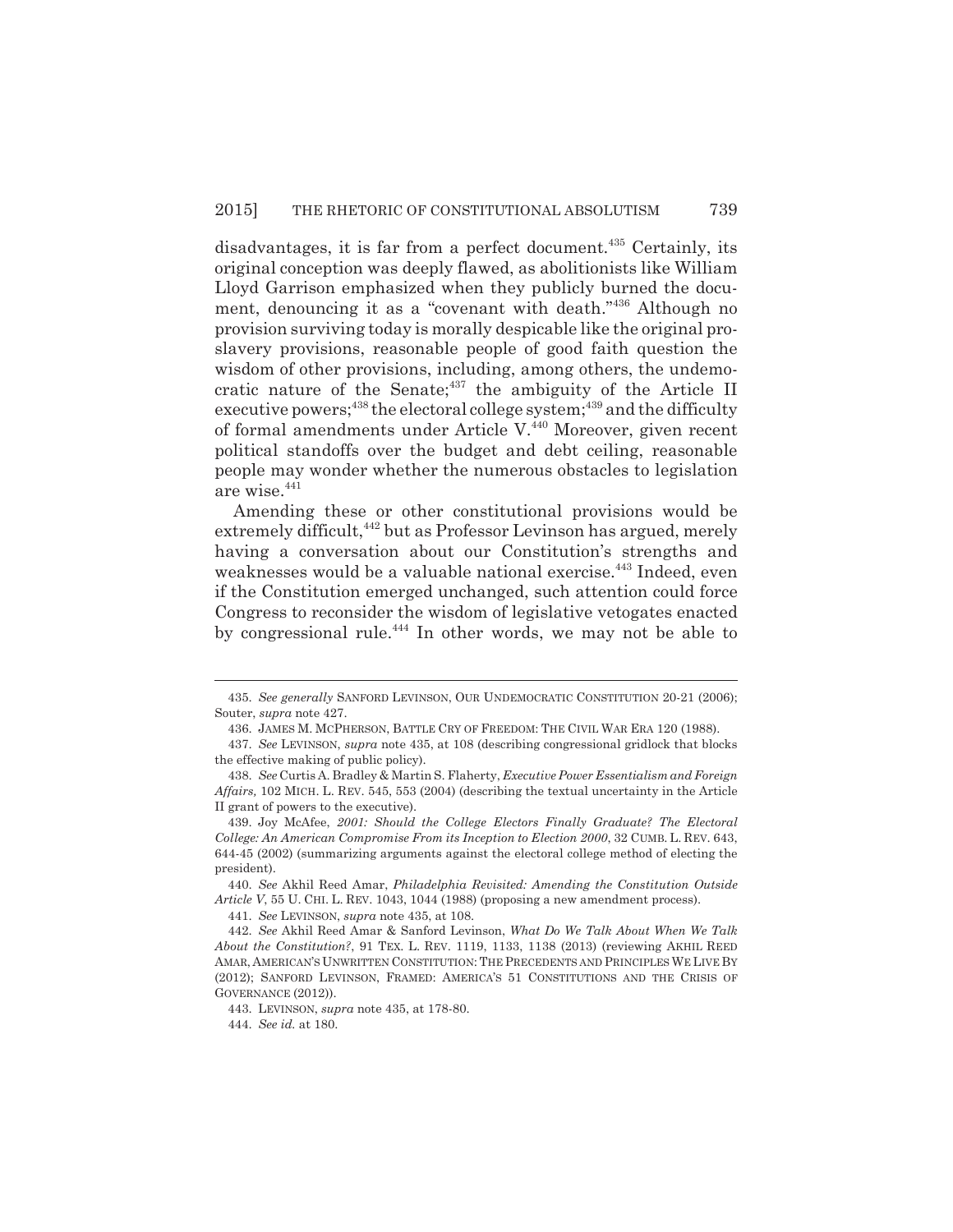disadvantages, it is far from a perfect document.[435] Certainly, its original conception was deeply flawed, as abolitionists like William Lloyd Garrison emphasized when they publicly burned the document, denouncing it as a "covenant with death."[436] Although no provision surviving today is morally despicable like the original proslavery provisions, reasonable people of good faith question the wisdom of other provisions, including, among others, the undemocratic nature of the Senate;[437] the ambiguity of the Article II executive powers;[438] the electoral college system;[439] and the difficulty of formal amendments under Article V.[440] Moreover, given recent political standoffs over the budget and debt ceiling, reasonable people may wonder whether the numerous obstacles to legislation are wise.[441]

Amending these or other constitutional provisions would be extremely difficult,[442] but as Professor Levinson has argued, merely having a conversation about our Constitution's strengths and weaknesses would be a valuable national exercise.[443] Indeed, even if the Constitution emerged unchanged, such attention could force Congress to reconsider the wisdom of legislative vetogates enacted by congressional rule.[444] In other words, we may not be able to

---

435. *See generally* SANFORD LEVINSON, OUR UNDEMOCRATIC CONSTITUTION 20-21 (2006); Souter, *supra* note 427.

436. JAMES M. MCPHERSON, BATTLE CRY OF FREEDOM: THE CIVIL WAR ERA 120 (1988).

437. *See* LEVINSON, *supra* note 435, at 108 (describing congressional gridlock that blocks the effective making of public policy).

438. *See* Curtis A. Bradley & Martin S. Flaherty, *Executive Power Essentialism and Foreign Affairs,* 102 MICH. L. REV. 545, 553 (2004) (describing the textual uncertainty in the Article II grant of powers to the executive).

439. Joy McAfee, *2001: Should the College Electors Finally Graduate? The Electoral College: An American Compromise From its Inception to Election 2000*, 32 CUMB. L. REV. 643, 644-45 (2002) (summarizing arguments against the electoral college method of electing the president).

440. *See* Akhil Reed Amar, *Philadelphia Revisited: Amending the Constitution Outside Article V*, 55 U. CHI. L. REV. 1043, 1044 (1988) (proposing a new amendment process).

441. *See* LEVINSON, *supra* note 435, at 108.

442. *See* Akhil Reed Amar & Sanford Levinson, *What Do We Talk About When We Talk About the Constitution?*, 91 TEX. L. REV. 1119, 1133, 1138 (2013) (reviewing AKHIL REED AMAR, AMERICAN'S UNWRITTEN CONSTITUTION: THE PRECEDENTS AND PRINCIPLES WE LIVE BY (2012); SANFORD LEVINSON, FRAMED: AMERICA'S 51 CONSTITUTIONS AND THE CRISIS OF GOVERNANCE (2012)).

443. LEVINSON, *supra* note 435, at 178-80.

444. *See id.* at 180.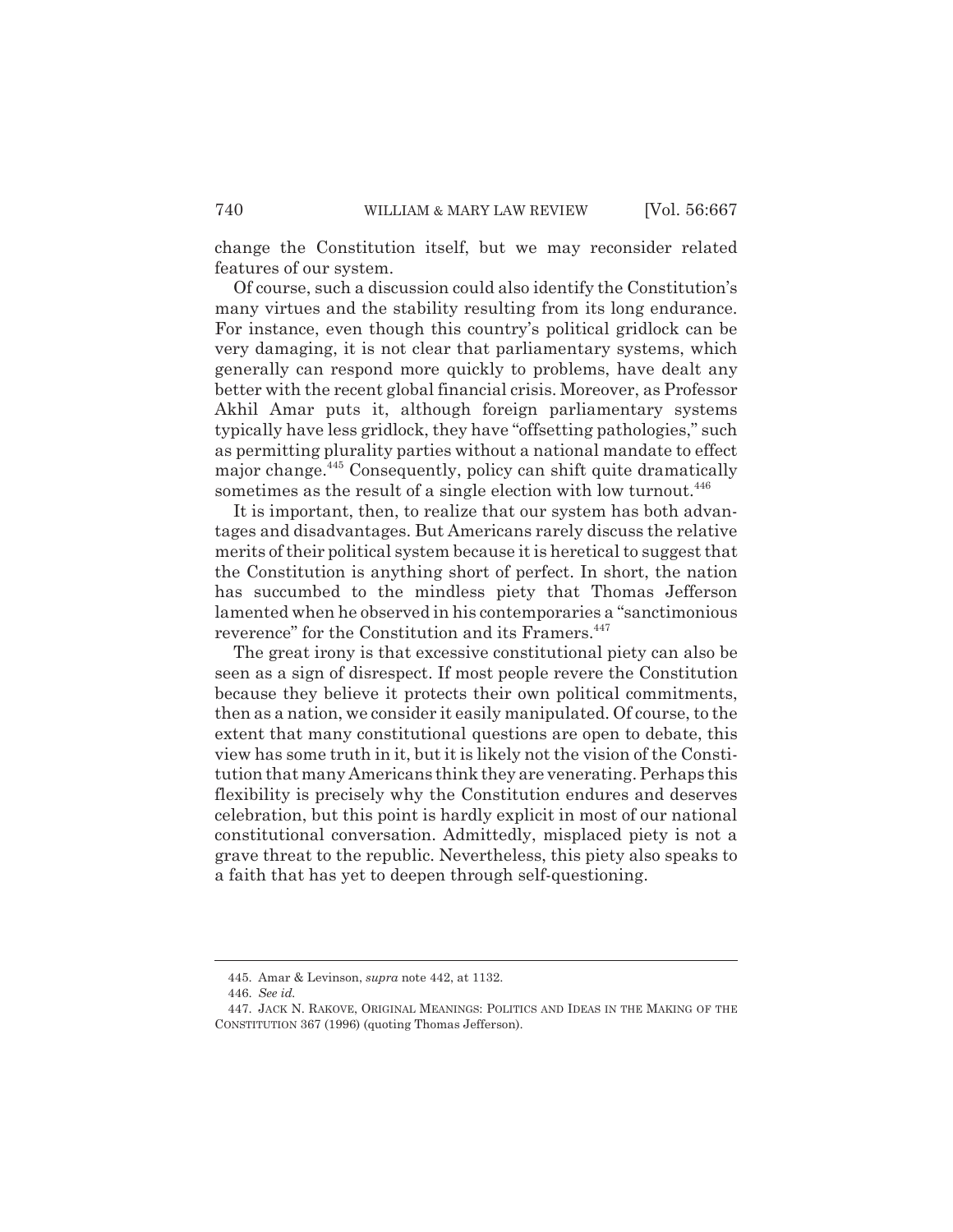change the Constitution itself, but we may reconsider related features of our system.

Of course, such a discussion could also identify the Constitution's many virtues and the stability resulting from its long endurance. For instance, even though this country's political gridlock can be very damaging, it is not clear that parliamentary systems, which generally can respond more quickly to problems, have dealt any better with the recent global financial crisis. Moreover, as Professor Akhil Amar puts it, although foreign parliamentary systems typically have less gridlock, they have "offsetting pathologies," such as permitting plurality parties without a national mandate to effect major change.[445] Consequently, policy can shift quite dramatically sometimes as the result of a single election with low turnout.[446]

It is important, then, to realize that our system has both advantages and disadvantages. But Americans rarely discuss the relative merits of their political system because it is heretical to suggest that the Constitution is anything short of perfect. In short, the nation has succumbed to the mindless piety that Thomas Jefferson lamented when he observed in his contemporaries a "sanctimonious reverence" for the Constitution and its Framers.[447]

The great irony is that excessive constitutional piety can also be seen as a sign of disrespect. If most people revere the Constitution because they believe it protects their own political commitments, then as a nation, we consider it easily manipulated. Of course, to the extent that many constitutional questions are open to debate, this view has some truth in it, but it is likely not the vision of the Constitution that many Americans think they are venerating. Perhaps this flexibility is precisely why the Constitution endures and deserves celebration, but this point is hardly explicit in most of our national constitutional conversation. Admittedly, misplaced piety is not a grave threat to the republic. Nevertheless, this piety also speaks to a faith that has yet to deepen through self-questioning.

---

445. Amar & Levinson, *supra* note 442, at 1132.

446. *See id.*

447. JACK N. RAKOVE, ORIGINAL MEANINGS: POLITICS AND IDEAS IN THE MAKING OF THE CONSTITUTION 367 (1996) (quoting Thomas Jefferson).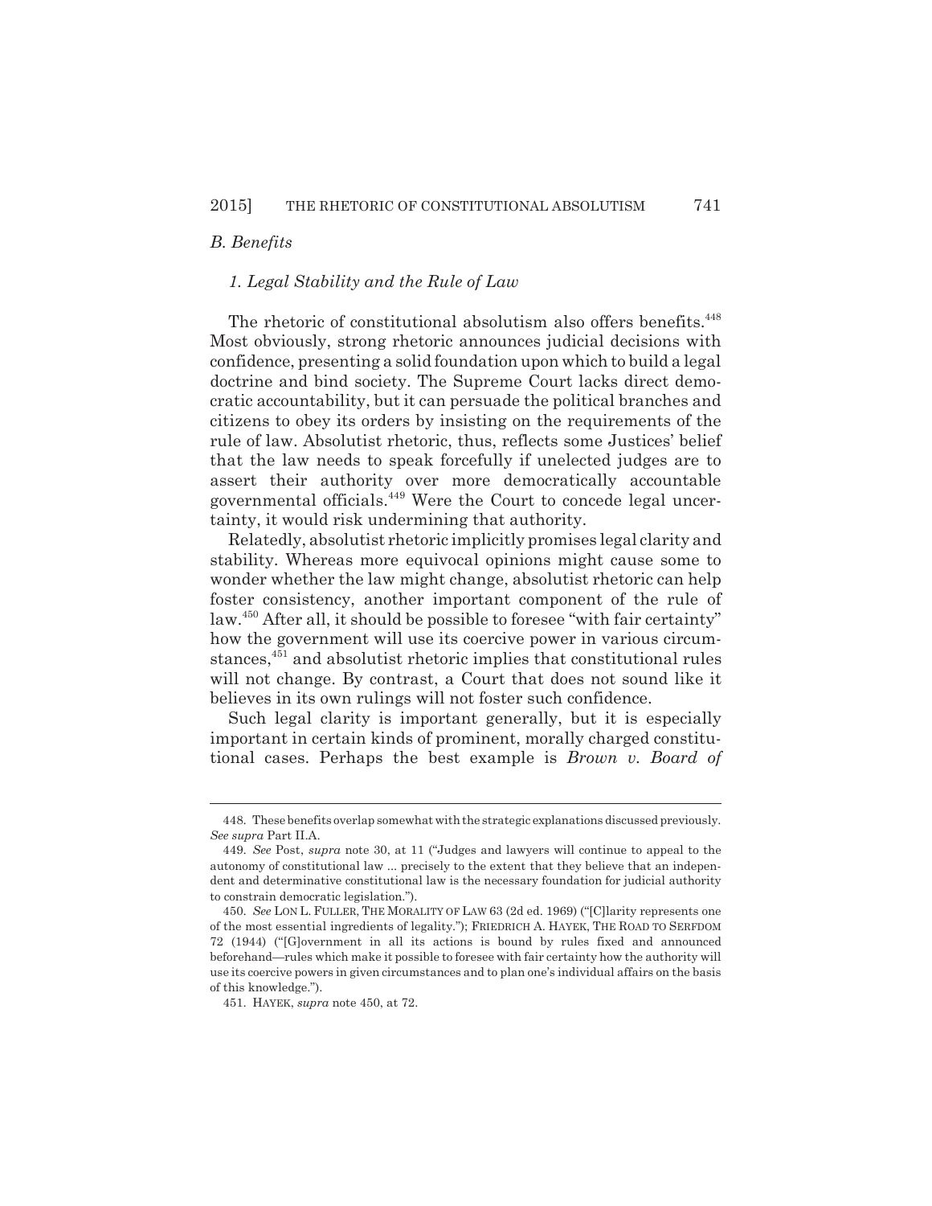### *B. Benefits*

#### *1. Legal Stability and the Rule of Law*

The rhetoric of constitutional absolutism also offers benefits.[448] Most obviously, strong rhetoric announces judicial decisions with confidence, presenting a solid foundation upon which to build a legal doctrine and bind society. The Supreme Court lacks direct democratic accountability, but it can persuade the political branches and citizens to obey its orders by insisting on the requirements of the rule of law. Absolutist rhetoric, thus, reflects some Justices' belief that the law needs to speak forcefully if unelected judges are to assert their authority over more democratically accountable governmental officials.[449] Were the Court to concede legal uncertainty, it would risk undermining that authority.

Relatedly, absolutist rhetoric implicitly promises legal clarity and stability. Whereas more equivocal opinions might cause some to wonder whether the law might change, absolutist rhetoric can help foster consistency, another important component of the rule of law.[450] After all, it should be possible to foresee "with fair certainty" how the government will use its coercive power in various circumstances,[451] and absolutist rhetoric implies that constitutional rules will not change. By contrast, a Court that does not sound like it believes in its own rulings will not foster such confidence.

Such legal clarity is important generally, but it is especially important in certain kinds of prominent, morally charged constitutional cases. Perhaps the best example is *Brown v. Board of*

---

448. These benefits overlap somewhat with the strategic explanations discussed previously. *See supra* Part II.A.

449. *See* Post, *supra* note 30, at 11 ("Judges and lawyers will continue to appeal to the autonomy of constitutional law ... precisely to the extent that they believe that an independent and determinative constitutional law is the necessary foundation for judicial authority to constrain democratic legislation.").

450. *See* LON L. FULLER, THE MORALITY OF LAW 63 (2d ed. 1969) ("[C]larity represents one of the most essential ingredients of legality."); FRIEDRICH A. HAYEK, THE ROAD TO SERFDOM 72 (1944) ("[G]overnment in all its actions is bound by rules fixed and announced beforehand—rules which make it possible to foresee with fair certainty how the authority will use its coercive powers in given circumstances and to plan one's individual affairs on the basis of this knowledge.").

451. HAYEK, *supra* note 450, at 72.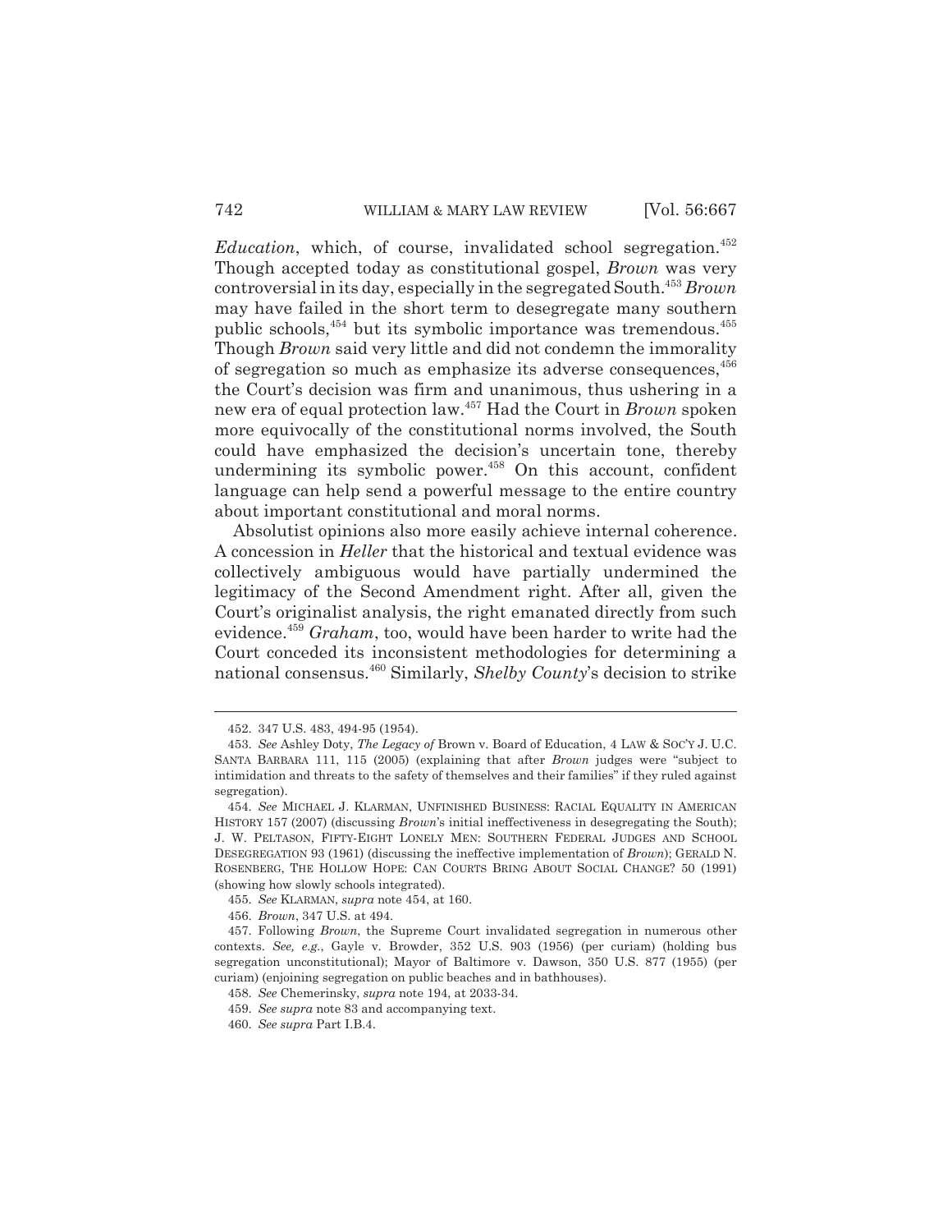*Education*, which, of course, invalidated school segregation.[452] Though accepted today as constitutional gospel, *Brown* was very controversial in its day, especially in the segregated South.[453] *Brown* may have failed in the short term to desegregate many southern public schools,[454] but its symbolic importance was tremendous.[455] Though *Brown* said very little and did not condemn the immorality of segregation so much as emphasize its adverse consequences,[456] the Court's decision was firm and unanimous, thus ushering in a new era of equal protection law.[457] Had the Court in *Brown* spoken more equivocally of the constitutional norms involved, the South could have emphasized the decision's uncertain tone, thereby undermining its symbolic power.[458] On this account, confident language can help send a powerful message to the entire country about important constitutional and moral norms.

Absolutist opinions also more easily achieve internal coherence. A concession in *Heller* that the historical and textual evidence was collectively ambiguous would have partially undermined the legitimacy of the Second Amendment right. After all, given the Court's originalist analysis, the right emanated directly from such evidence.[459] *Graham*, too, would have been harder to write had the Court conceded its inconsistent methodologies for determining a national consensus.[460] Similarly, *Shelby County*'s decision to strike

---

452. 347 U.S. 483, 494-95 (1954).

453. *See* Ashley Doty, *The Legacy of* Brown v. Board of Education, 4 LAW & SOC'Y J. U.C. SANTA BARBARA 111, 115 (2005) (explaining that after *Brown* judges were "subject to intimidation and threats to the safety of themselves and their families" if they ruled against segregation).

454. *See* MICHAEL J. KLARMAN, UNFINISHED BUSINESS: RACIAL EQUALITY IN AMERICAN HISTORY 157 (2007) (discussing *Brown*'s initial ineffectiveness in desegregating the South); J. W. PELTASON, FIFTY-EIGHT LONELY MEN: SOUTHERN FEDERAL JUDGES AND SCHOOL DESEGREGATION 93 (1961) (discussing the ineffective implementation of *Brown*); GERALD N. ROSENBERG, THE HOLLOW HOPE: CAN COURTS BRING ABOUT SOCIAL CHANGE? 50 (1991) (showing how slowly schools integrated).

455. *See* KLARMAN, *supra* note 454, at 160.

456. *Brown*, 347 U.S. at 494.

457. Following *Brown*, the Supreme Court invalidated segregation in numerous other contexts. *See, e.g.*, Gayle v. Browder, 352 U.S. 903 (1956) (per curiam) (holding bus segregation unconstitutional); Mayor of Baltimore v. Dawson, 350 U.S. 877 (1955) (per curiam) (enjoining segregation on public beaches and in bathhouses).

458. *See* Chemerinsky, *supra* note 194, at 2033-34.

459. *See supra* note 83 and accompanying text.

460. *See supra* Part I.B.4.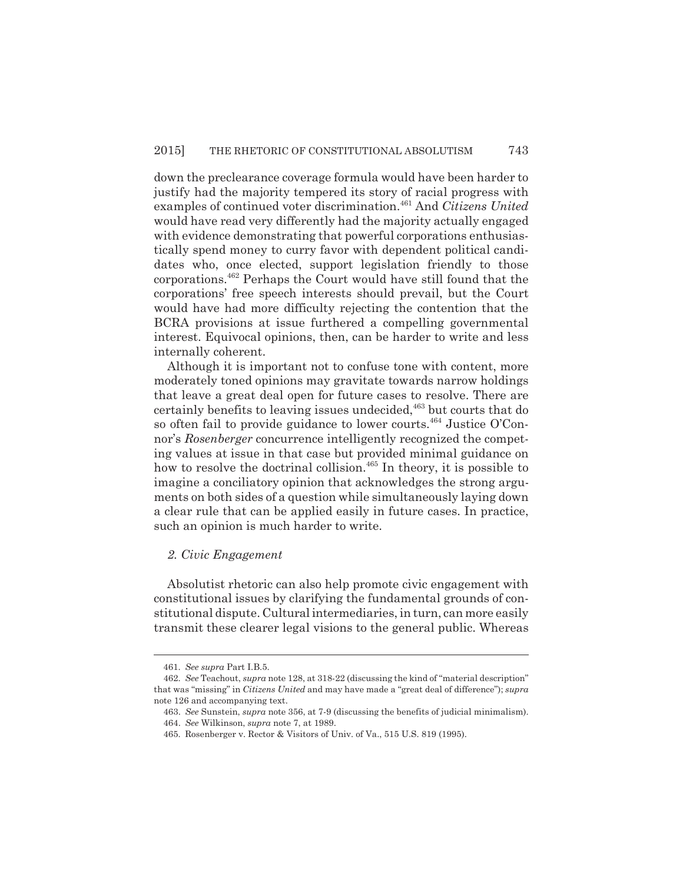down the preclearance coverage formula would have been harder to justify had the majority tempered its story of racial progress with examples of continued voter discrimination.[461] And *Citizens United* would have read very differently had the majority actually engaged with evidence demonstrating that powerful corporations enthusiastically spend money to curry favor with dependent political candidates who, once elected, support legislation friendly to those corporations.[462] Perhaps the Court would have still found that the corporations' free speech interests should prevail, but the Court would have had more difficulty rejecting the contention that the BCRA provisions at issue furthered a compelling governmental interest. Equivocal opinions, then, can be harder to write and less internally coherent.

Although it is important not to confuse tone with content, more moderately toned opinions may gravitate towards narrow holdings that leave a great deal open for future cases to resolve. There are certainly benefits to leaving issues undecided,[463] but courts that do so often fail to provide guidance to lower courts.[464] Justice O'Connor's *Rosenberger* concurrence intelligently recognized the competing values at issue in that case but provided minimal guidance on how to resolve the doctrinal collision.[465] In theory, it is possible to imagine a conciliatory opinion that acknowledges the strong arguments on both sides of a question while simultaneously laying down a clear rule that can be applied easily in future cases. In practice, such an opinion is much harder to write.

### *2. Civic Engagement*

Absolutist rhetoric can also help promote civic engagement with constitutional issues by clarifying the fundamental grounds of constitutional dispute. Cultural intermediaries, in turn, can more easily transmit these clearer legal visions to the general public. Whereas

---

461. *See supra* Part I.B.5.

462. *See* Teachout, *supra* note 128, at 318-22 (discussing the kind of "material description" that was "missing" in *Citizens United* and may have made a "great deal of difference"); *supra* note 126 and accompanying text.

463. *See* Sunstein, *supra* note 356, at 7-9 (discussing the benefits of judicial minimalism).

464. *See* Wilkinson, *supra* note 7, at 1989.

465. Rosenberger v. Rector & Visitors of Univ. of Va., 515 U.S. 819 (1995).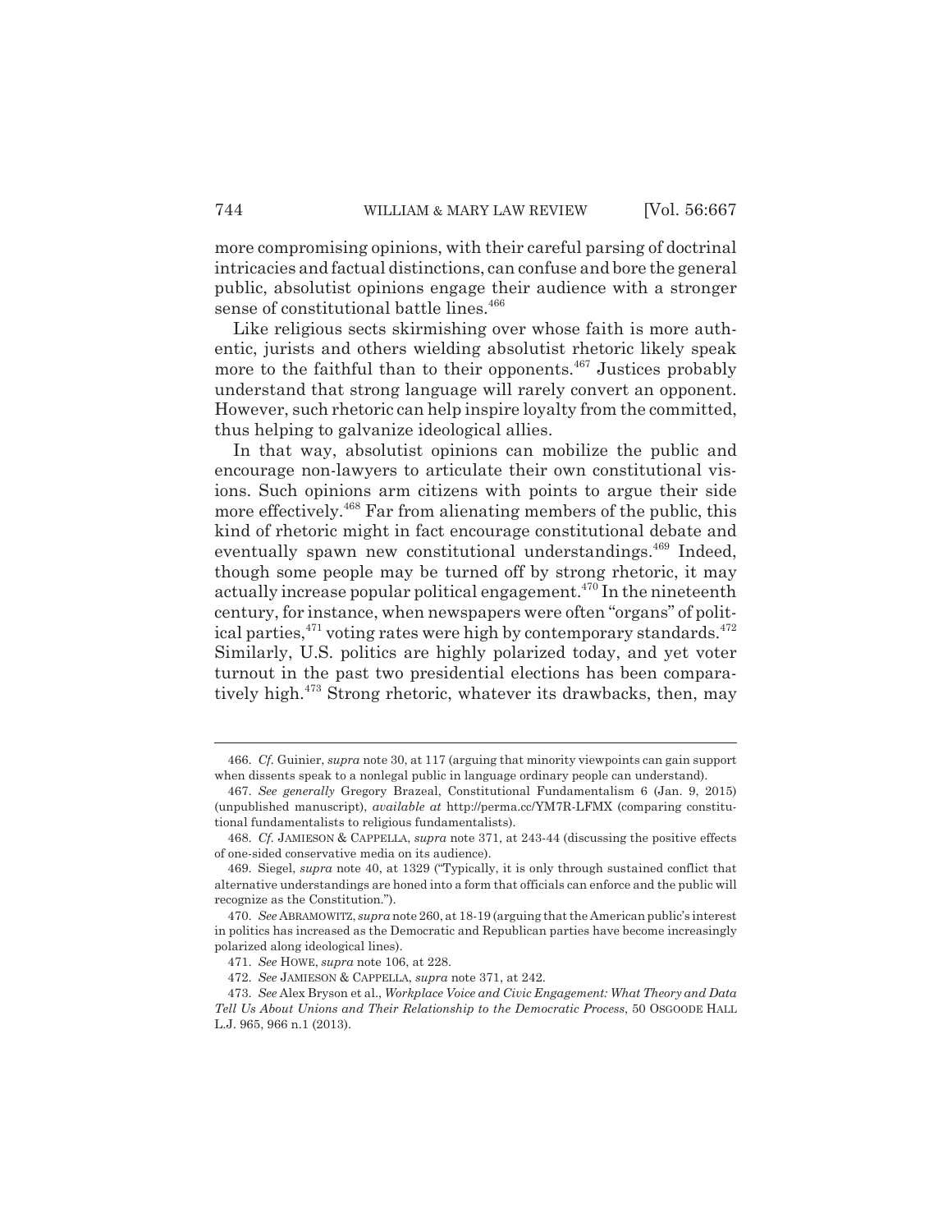more compromising opinions, with their careful parsing of doctrinal intricacies and factual distinctions, can confuse and bore the general public, absolutist opinions engage their audience with a stronger sense of constitutional battle lines.[466]

Like religious sects skirmishing over whose faith is more authentic, jurists and others wielding absolutist rhetoric likely speak more to the faithful than to their opponents.[467] Justices probably understand that strong language will rarely convert an opponent. However, such rhetoric can help inspire loyalty from the committed, thus helping to galvanize ideological allies.

In that way, absolutist opinions can mobilize the public and encourage non-lawyers to articulate their own constitutional visions. Such opinions arm citizens with points to argue their side more effectively.[468] Far from alienating members of the public, this kind of rhetoric might in fact encourage constitutional debate and eventually spawn new constitutional understandings.[469] Indeed, though some people may be turned off by strong rhetoric, it may actually increase popular political engagement.[470] In the nineteenth century, for instance, when newspapers were often "organs" of political parties,[471] voting rates were high by contemporary standards.[472] Similarly, U.S. politics are highly polarized today, and yet voter turnout in the past two presidential elections has been comparatively high.[473] Strong rhetoric, whatever its drawbacks, then, may

---

466. *Cf.* Guinier, *supra* note 30, at 117 (arguing that minority viewpoints can gain support when dissents speak to a nonlegal public in language ordinary people can understand).

467. *See generally* Gregory Brazeal, Constitutional Fundamentalism 6 (Jan. 9, 2015) (unpublished manuscript), *available at* http://perma.cc/YM7R-LFMX (comparing constitutional fundamentalists to religious fundamentalists).

468. *Cf.* JAMIESON & CAPPELLA, *supra* note 371, at 243-44 (discussing the positive effects of one-sided conservative media on its audience).

469. Siegel, *supra* note 40, at 1329 ("Typically, it is only through sustained conflict that alternative understandings are honed into a form that officials can enforce and the public will recognize as the Constitution.").

470. *See* ABRAMOWITZ, *supra* note 260, at 18-19 (arguing that the American public's interest in politics has increased as the Democratic and Republican parties have become increasingly polarized along ideological lines).

471. *See* HOWE, *supra* note 106, at 228.

472. *See* JAMIESON & CAPPELLA, *supra* note 371, at 242.

473. *See* Alex Bryson et al., *Workplace Voice and Civic Engagement: What Theory and Data Tell Us About Unions and Their Relationship to the Democratic Process*, 50 OSGOODE HALL L.J. 965, 966 n.1 (2013).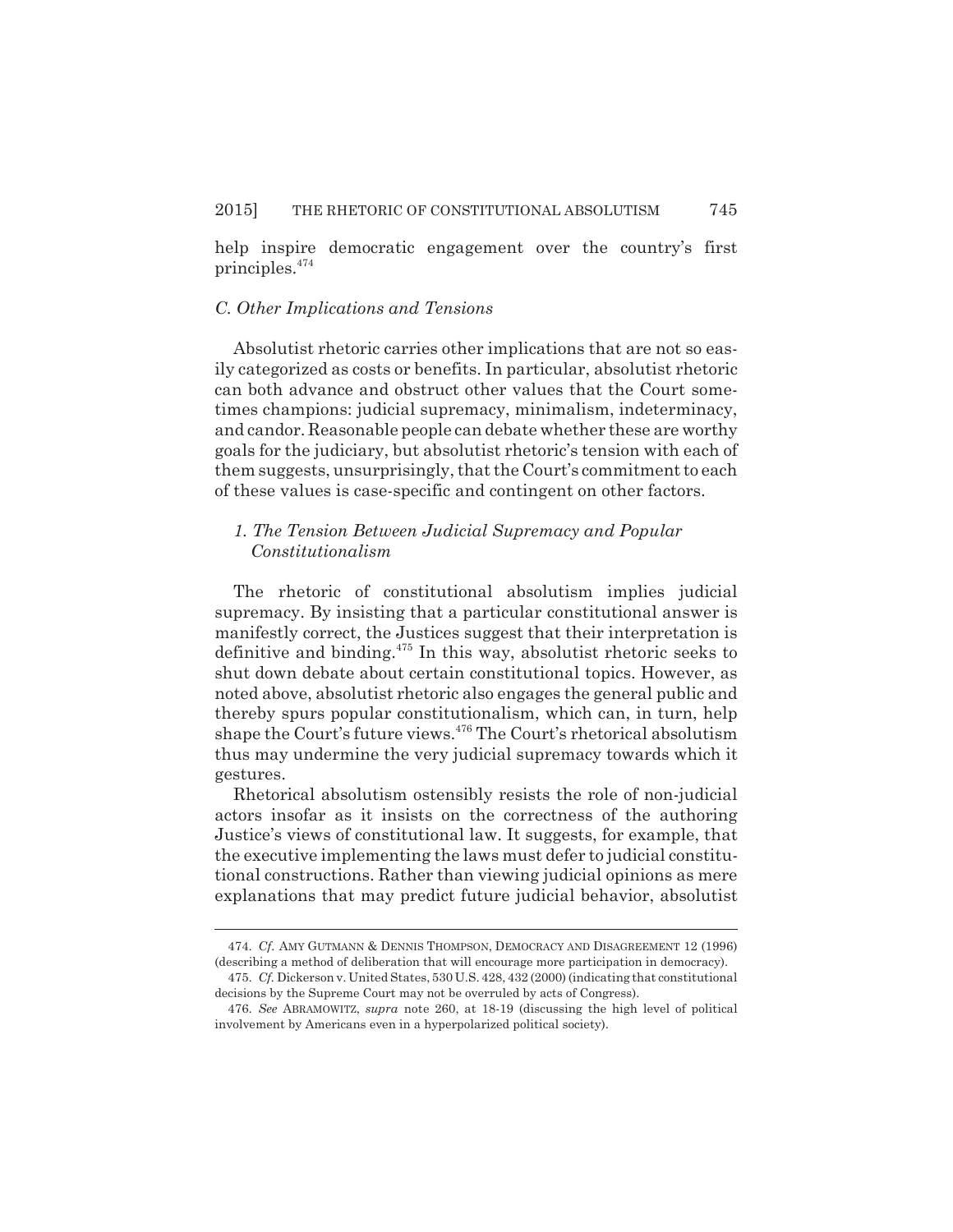help inspire democratic engagement over the country's first principles.[474]

### C. Other Implications and Tensions

Absolutist rhetoric carries other implications that are not so easily categorized as costs or benefits. In particular, absolutist rhetoric can both advance and obstruct other values that the Court sometimes champions: judicial supremacy, minimalism, indeterminacy, and candor. Reasonable people can debate whether these are worthy goals for the judiciary, but absolutist rhetoric's tension with each of them suggests, unsurprisingly, that the Court's commitment to each of these values is case-specific and contingent on other factors.

#### 1. The Tension Between Judicial Supremacy and Popular Constitutionalism

The rhetoric of constitutional absolutism implies judicial supremacy. By insisting that a particular constitutional answer is manifestly correct, the Justices suggest that their interpretation is definitive and binding.[475] In this way, absolutist rhetoric seeks to shut down debate about certain constitutional topics. However, as noted above, absolutist rhetoric also engages the general public and thereby spurs popular constitutionalism, which can, in turn, help shape the Court's future views.[476] The Court's rhetorical absolutism thus may undermine the very judicial supremacy towards which it gestures.

Rhetorical absolutism ostensibly resists the role of non-judicial actors insofar as it insists on the correctness of the authoring Justice's views of constitutional law. It suggests, for example, that the executive implementing the laws must defer to judicial constitutional constructions. Rather than viewing judicial opinions as mere explanations that may predict future judicial behavior, absolutist

---

474. *Cf.* AMY GUTMANN & DENNIS THOMPSON, DEMOCRACY AND DISAGREEMENT 12 (1996) (describing a method of deliberation that will encourage more participation in democracy).

475. *Cf.* Dickerson v. United States, 530 U.S. 428, 432 (2000) (indicating that constitutional decisions by the Supreme Court may not be overruled by acts of Congress).

476. *See* ABRAMOWITZ, *supra* note 260, at 18-19 (discussing the high level of political involvement by Americans even in a hyperpolarized political society).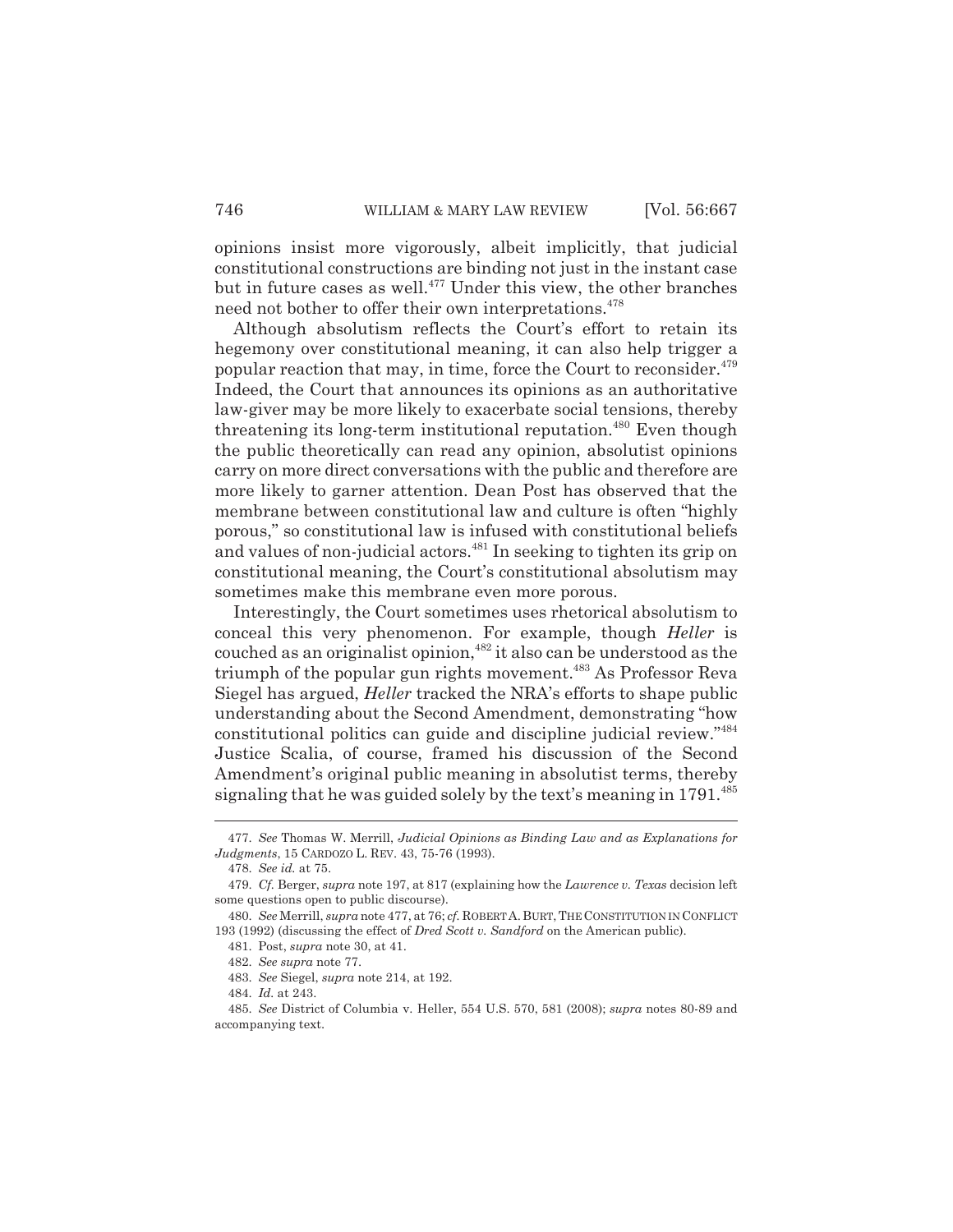opinions insist more vigorously, albeit implicitly, that judicial constitutional constructions are binding not just in the instant case but in future cases as well.[477] Under this view, the other branches need not bother to offer their own interpretations.[478]

Although absolutism reflects the Court's effort to retain its hegemony over constitutional meaning, it can also help trigger a popular reaction that may, in time, force the Court to reconsider.[479] Indeed, the Court that announces its opinions as an authoritative law-giver may be more likely to exacerbate social tensions, thereby threatening its long-term institutional reputation.[480] Even though the public theoretically can read any opinion, absolutist opinions carry on more direct conversations with the public and therefore are more likely to garner attention. Dean Post has observed that the membrane between constitutional law and culture is often "highly porous," so constitutional law is infused with constitutional beliefs and values of non-judicial actors.[481] In seeking to tighten its grip on constitutional meaning, the Court's constitutional absolutism may sometimes make this membrane even more porous.

Interestingly, the Court sometimes uses rhetorical absolutism to conceal this very phenomenon. For example, though *Heller* is couched as an originalist opinion,[482] it also can be understood as the triumph of the popular gun rights movement.[483] As Professor Reva Siegel has argued, *Heller* tracked the NRA's efforts to shape public understanding about the Second Amendment, demonstrating "how constitutional politics can guide and discipline judicial review."[484] Justice Scalia, of course, framed his discussion of the Second Amendment's original public meaning in absolutist terms, thereby signaling that he was guided solely by the text's meaning in 1791.[485]

---

477. *See* Thomas W. Merrill, *Judicial Opinions as Binding Law and as Explanations for Judgments*, 15 CARDOZO L. REV. 43, 75-76 (1993).

478. *See id.* at 75.

479. *Cf.* Berger, *supra* note 197, at 817 (explaining how the *Lawrence v. Texas* decision left some questions open to public discourse).

480. *See* Merrill, *supra* note 477, at 76; *cf.* ROBERT A. BURT, THE CONSTITUTION IN CONFLICT 193 (1992) (discussing the effect of *Dred Scott v. Sandford* on the American public).

481. Post, *supra* note 30, at 41.

482. *See supra* note 77.

483. *See* Siegel, *supra* note 214, at 192.

484. *Id.* at 243.

485. *See* District of Columbia v. Heller, 554 U.S. 570, 581 (2008); *supra* notes 80-89 and accompanying text.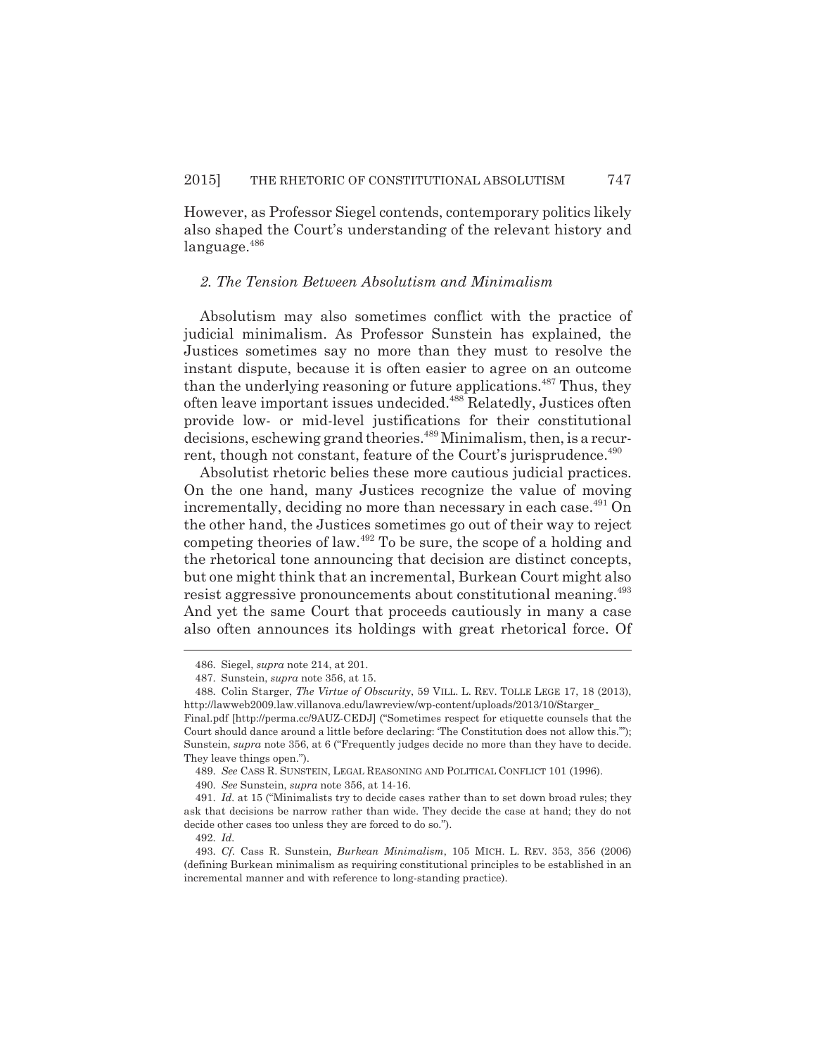However, as Professor Siegel contends, contemporary politics likely also shaped the Court's understanding of the relevant history and language.[486]

### *2. The Tension Between Absolutism and Minimalism*

Absolutism may also sometimes conflict with the practice of judicial minimalism. As Professor Sunstein has explained, the Justices sometimes say no more than they must to resolve the instant dispute, because it is often easier to agree on an outcome than the underlying reasoning or future applications.[487] Thus, they often leave important issues undecided.[488] Relatedly, Justices often provide low- or mid-level justifications for their constitutional decisions, eschewing grand theories.[489] Minimalism, then, is a recurrent, though not constant, feature of the Court's jurisprudence.[490]

Absolutist rhetoric belies these more cautious judicial practices. On the one hand, many Justices recognize the value of moving incrementally, deciding no more than necessary in each case.[491] On the other hand, the Justices sometimes go out of their way to reject competing theories of law.[492] To be sure, the scope of a holding and the rhetorical tone announcing that decision are distinct concepts, but one might think that an incremental, Burkean Court might also resist aggressive pronouncements about constitutional meaning.[493] And yet the same Court that proceeds cautiously in many a case also often announces its holdings with great rhetorical force. Of

---

486. Siegel, *supra* note 214, at 201.

487. Sunstein, *supra* note 356, at 15.

488. Colin Starger, *The Virtue of Obscurity*, 59 VILL. L. REV. TOLLE LEGE 17, 18 (2013), http://lawweb2009.law.villanova.edu/lawreview/wp-content/uploads/2013/10/Starger_Final.pdf [http://perma.cc/9AUZ-CEDJ] ("Sometimes respect for etiquette counsels that the Court should dance around a little before declaring: 'The Constitution does not allow this.'"); Sunstein, *supra* note 356, at 6 ("Frequently judges decide no more than they have to decide. They leave things open.").

489. *See* CASS R. SUNSTEIN, LEGAL REASONING AND POLITICAL CONFLICT 101 (1996).

490. *See* Sunstein, *supra* note 356, at 14-16.

491. *Id.* at 15 ("Minimalists try to decide cases rather than to set down broad rules; they ask that decisions be narrow rather than wide. They decide the case at hand; they do not decide other cases too unless they are forced to do so.").

492. *Id.*

493. *Cf.* Cass R. Sunstein, *Burkean Minimalism*, 105 MICH. L. REV. 353, 356 (2006) (defining Burkean minimalism as requiring constitutional principles to be established in an incremental manner and with reference to long-standing practice).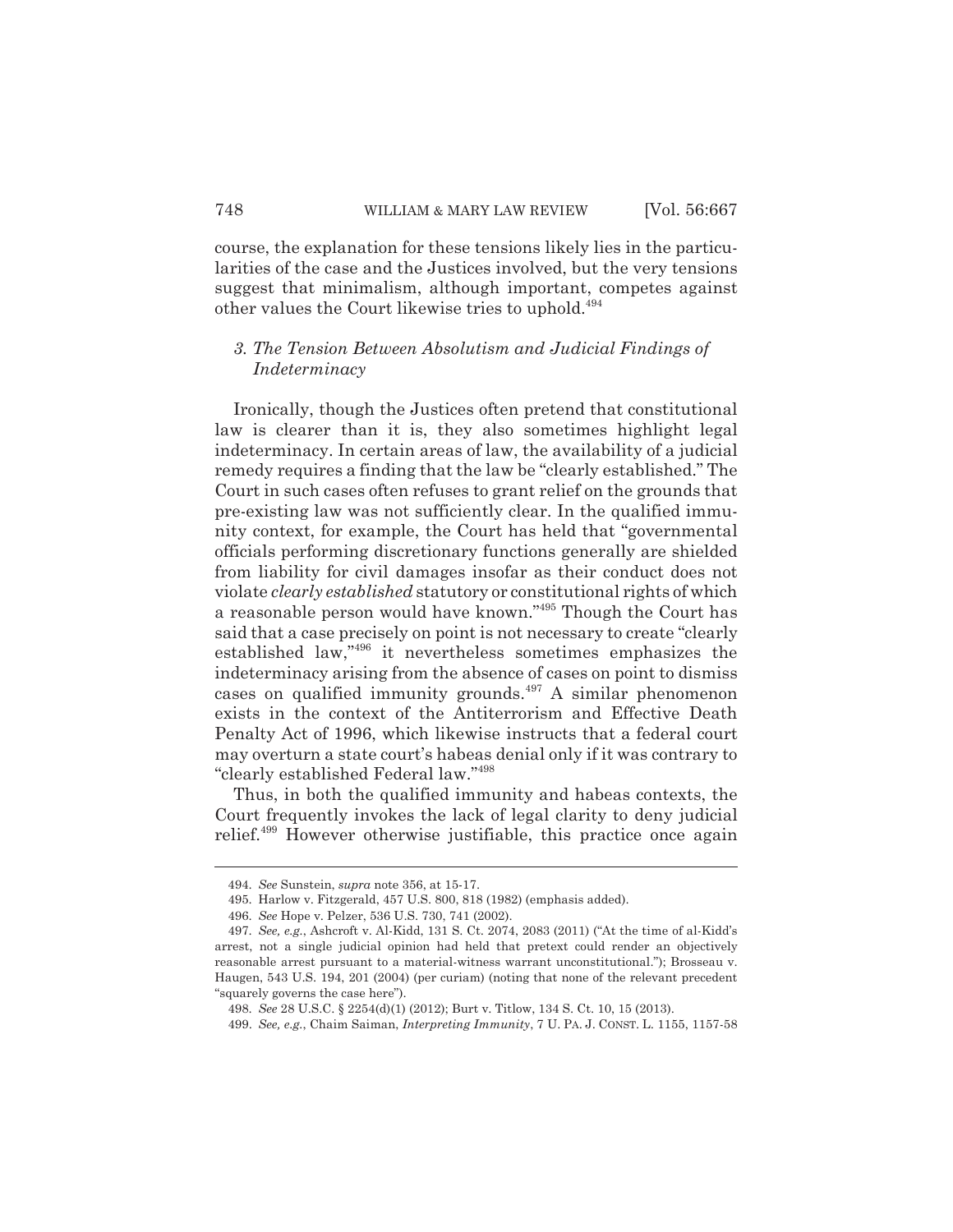course, the explanation for these tensions likely lies in the particularities of the case and the Justices involved, but the very tensions suggest that minimalism, although important, competes against other values the Court likewise tries to uphold.[494]

### *3. The Tension Between Absolutism and Judicial Findings of Indeterminacy*

Ironically, though the Justices often pretend that constitutional law is clearer than it is, they also sometimes highlight legal indeterminacy. In certain areas of law, the availability of a judicial remedy requires a finding that the law be "clearly established." The Court in such cases often refuses to grant relief on the grounds that pre-existing law was not sufficiently clear. In the qualified immunity context, for example, the Court has held that "governmental officials performing discretionary functions generally are shielded from liability for civil damages insofar as their conduct does not violate *clearly established* statutory or constitutional rights of which a reasonable person would have known."[495] Though the Court has said that a case precisely on point is not necessary to create "clearly established law,"[496] it nevertheless sometimes emphasizes the indeterminacy arising from the absence of cases on point to dismiss cases on qualified immunity grounds.[497] A similar phenomenon exists in the context of the Antiterrorism and Effective Death Penalty Act of 1996, which likewise instructs that a federal court may overturn a state court's habeas denial only if it was contrary to "clearly established Federal law."[498]

Thus, in both the qualified immunity and habeas contexts, the Court frequently invokes the lack of legal clarity to deny judicial relief.[499] However otherwise justifiable, this practice once again

---

494. *See* Sunstein, *supra* note 356, at 15-17.

495. Harlow v. Fitzgerald, 457 U.S. 800, 818 (1982) (emphasis added).

496. *See* Hope v. Pelzer, 536 U.S. 730, 741 (2002).

497. *See, e.g.*, Ashcroft v. Al-Kidd, 131 S. Ct. 2074, 2083 (2011) ("At the time of al-Kidd's arrest, not a single judicial opinion had held that pretext could render an objectively reasonable arrest pursuant to a material-witness warrant unconstitutional."); Brosseau v. Haugen, 543 U.S. 194, 201 (2004) (per curiam) (noting that none of the relevant precedent "squarely governs the case here").

498. *See* 28 U.S.C. § 2254(d)(1) (2012); Burt v. Titlow, 134 S. Ct. 10, 15 (2013).

499. *See, e.g.*, Chaim Saiman, *Interpreting Immunity*, 7 U. PA. J. CONST. L. 1155, 1157-58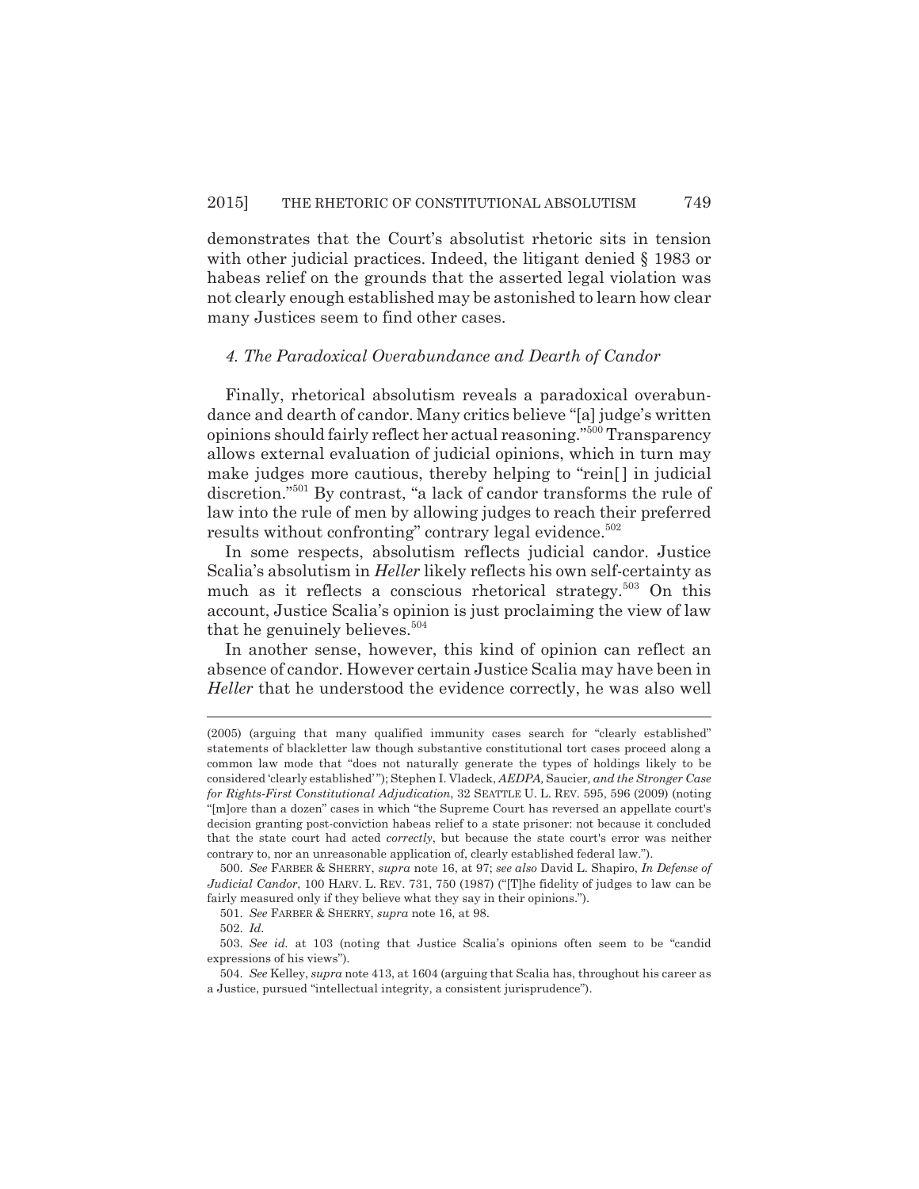demonstrates that the Court's absolutist rhetoric sits in tension with other judicial practices. Indeed, the litigant denied § 1983 or habeas relief on the grounds that the asserted legal violation was not clearly enough established may be astonished to learn how clear many Justices seem to find other cases.

### *4. The Paradoxical Overabundance and Dearth of Candor*

Finally, rhetorical absolutism reveals a paradoxical overabundance and dearth of candor. Many critics believe "[a] judge's written opinions should fairly reflect her actual reasoning."[500] Transparency allows external evaluation of judicial opinions, which in turn may make judges more cautious, thereby helping to "rein[] in judicial discretion."[501] By contrast, "a lack of candor transforms the rule of law into the rule of men by allowing judges to reach their preferred results without confronting" contrary legal evidence.[502]

In some respects, absolutism reflects judicial candor. Justice Scalia's absolutism in *Heller* likely reflects his own self-certainty as much as it reflects a conscious rhetorical strategy.[503] On this account, Justice Scalia's opinion is just proclaiming the view of law that he genuinely believes.[504]

In another sense, however, this kind of opinion can reflect an absence of candor. However certain Justice Scalia may have been in *Heller* that he understood the evidence correctly, he was also well

---

(2005) (arguing that many qualified immunity cases search for "clearly established" statements of blackletter law though substantive constitutional tort cases proceed along a common law mode that "does not naturally generate the types of holdings likely to be considered 'clearly established'"); Stephen I. Vladeck, *AEDPA,* Saucier*, and the Stronger Case for Rights-First Constitutional Adjudication*, 32 SEATTLE U. L. REV. 595, 596 (2009) (noting "[m]ore than a dozen" cases in which "the Supreme Court has reversed an appellate court's decision granting post-conviction habeas relief to a state prisoner: not because it concluded that the state court had acted *correctly*, but because the state court's error was neither contrary to, nor an unreasonable application of, clearly established federal law.").

500. *See* FARBER & SHERRY, *supra* note 16, at 97; *see also* David L. Shapiro, *In Defense of Judicial Candor*, 100 HARV. L. REV. 731, 750 (1987) ("[T]he fidelity of judges to law can be fairly measured only if they believe what they say in their opinions.").

501. *See* FARBER & SHERRY, *supra* note 16, at 98.

502. *Id.*

503. *See id.* at 103 (noting that Justice Scalia's opinions often seem to be "candid expressions of his views").

504. *See* Kelley, *supra* note 413, at 1604 (arguing that Scalia has, throughout his career as a Justice, pursued "intellectual integrity, a consistent jurisprudence").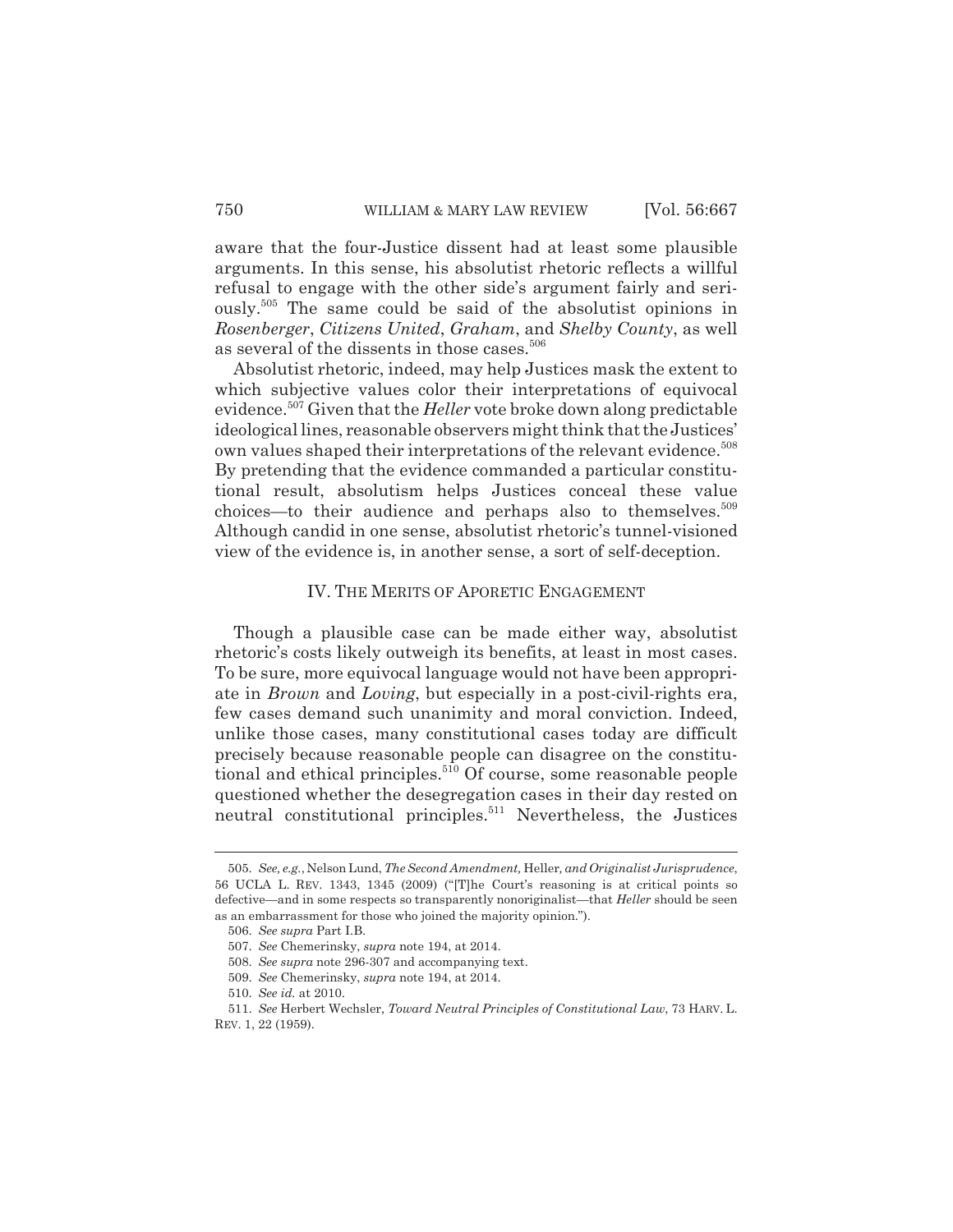aware that the four-Justice dissent had at least some plausible arguments. In this sense, his absolutist rhetoric reflects a willful refusal to engage with the other side's argument fairly and seriously.[505] The same could be said of the absolutist opinions in *Rosenberger*, *Citizens United*, *Graham*, and *Shelby County*, as well as several of the dissents in those cases.[506]

Absolutist rhetoric, indeed, may help Justices mask the extent to which subjective values color their interpretations of equivocal evidence.[507] Given that the *Heller* vote broke down along predictable ideological lines, reasonable observers might think that the Justices' own values shaped their interpretations of the relevant evidence.[508] By pretending that the evidence commanded a particular constitutional result, absolutism helps Justices conceal these value choices—to their audience and perhaps also to themselves.[509] Although candid in one sense, absolutist rhetoric's tunnel-visioned view of the evidence is, in another sense, a sort of self-deception.

## IV. THE MERITS OF APORETIC ENGAGEMENT

Though a plausible case can be made either way, absolutist rhetoric's costs likely outweigh its benefits, at least in most cases. To be sure, more equivocal language would not have been appropriate in *Brown* and *Loving*, but especially in a post-civil-rights era, few cases demand such unanimity and moral conviction. Indeed, unlike those cases, many constitutional cases today are difficult precisely because reasonable people can disagree on the constitutional and ethical principles.[510] Of course, some reasonable people questioned whether the desegregation cases in their day rested on neutral constitutional principles.[511] Nevertheless, the Justices

---

505. *See, e.g.*, Nelson Lund, *The Second Amendment,* Heller*, and Originalist Jurisprudence*, 56 UCLA L. REV. 1343, 1345 (2009) ("[T]he Court's reasoning is at critical points so defective—and in some respects so transparently nonoriginalist—that *Heller* should be seen as an embarrassment for those who joined the majority opinion.").

506. *See supra* Part I.B.

507. *See* Chemerinsky, *supra* note 194, at 2014.

508. *See supra* note 296-307 and accompanying text.

509. *See* Chemerinsky, *supra* note 194, at 2014.

510. *See id.* at 2010.

511. *See* Herbert Wechsler, *Toward Neutral Principles of Constitutional Law*, 73 HARV. L. REV. 1, 22 (1959).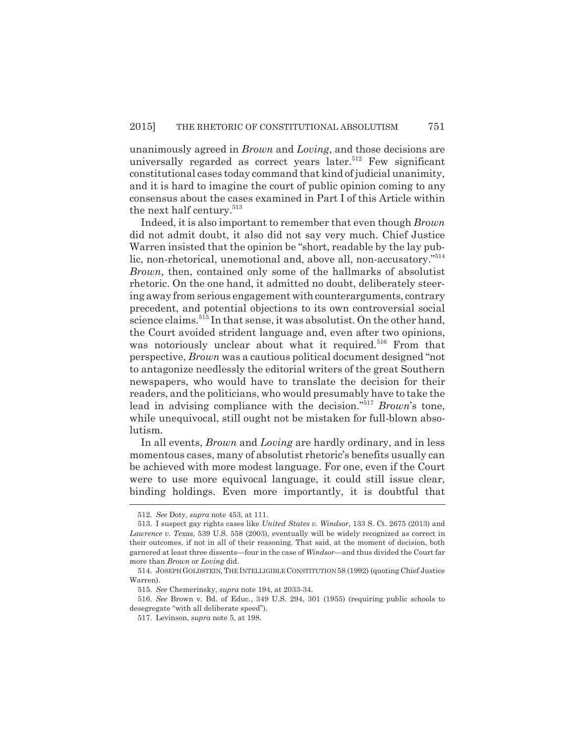unanimously agreed in *Brown* and *Loving*, and those decisions are universally regarded as correct years later.[512] Few significant constitutional cases today command that kind of judicial unanimity, and it is hard to imagine the court of public opinion coming to any consensus about the cases examined in Part I of this Article within the next half century.[513]

Indeed, it is also important to remember that even though *Brown* did not admit doubt, it also did not say very much. Chief Justice Warren insisted that the opinion be "short, readable by the lay public, non-rhetorical, unemotional and, above all, non-accusatory."[514] *Brown*, then, contained only some of the hallmarks of absolutist rhetoric. On the one hand, it admitted no doubt, deliberately steering away from serious engagement with counterarguments, contrary precedent, and potential objections to its own controversial social science claims.[515] In that sense, it was absolutist. On the other hand, the Court avoided strident language and, even after two opinions, was notoriously unclear about what it required.[516] From that perspective, *Brown* was a cautious political document designed "not to antagonize needlessly the editorial writers of the great Southern newspapers, who would have to translate the decision for their readers, and the politicians, who would presumably have to take the lead in advising compliance with the decision."[517] *Brown*'s tone, while unequivocal, still ought not be mistaken for full-blown absolutism.

In all events, *Brown* and *Loving* are hardly ordinary, and in less momentous cases, many of absolutist rhetoric's benefits usually can be achieved with more modest language. For one, even if the Court were to use more equivocal language, it could still issue clear, binding holdings. Even more importantly, it is doubtful that

---

512. *See* Doty, *supra* note 453, at 111.

513. I suspect gay rights cases like *United States v. Windsor*, 133 S. Ct. 2675 (2013) and *Lawrence v. Texas*, 539 U.S. 558 (2003), eventually will be widely recognized as correct in their outcomes, if not in all of their reasoning. That said, at the moment of decision, both garnered at least three dissents—four in the case of *Windsor*—and thus divided the Court far more than *Brown* or *Loving* did.

514. JOSEPH GOLDSTEIN, THE INTELLIGIBLE CONSTITUTION 58 (1992) (quoting Chief Justice Warren).

515. *See* Chemerinsky, *supra* note 194, at 2033-34.

516. *See* Brown v. Bd. of Educ., 349 U.S. 294, 301 (1955) (requiring public schools to desegregate "with all deliberate speed").

517. Levinson, *supra* note 5, at 198.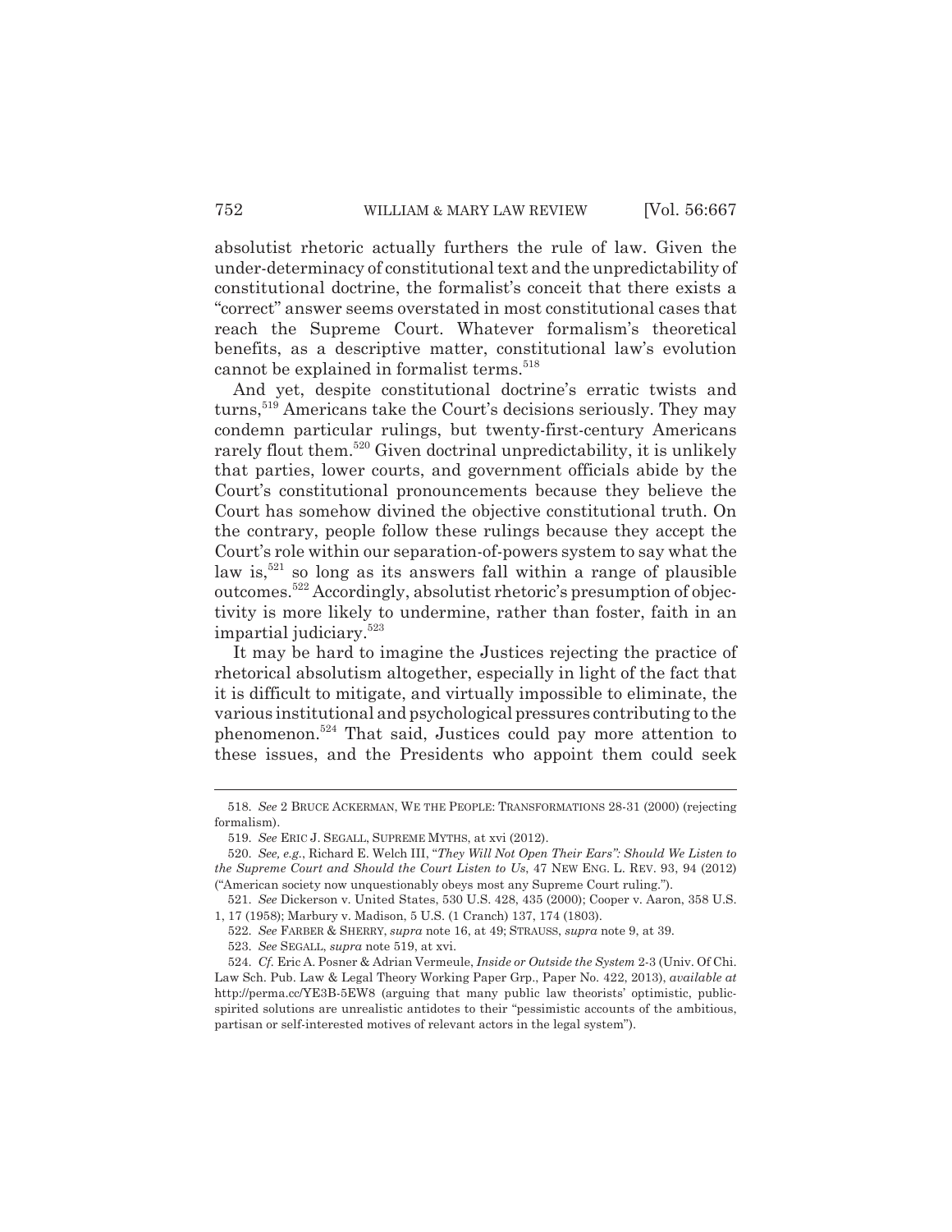absolutist rhetoric actually furthers the rule of law. Given the under-determinacy of constitutional text and the unpredictability of constitutional doctrine, the formalist's conceit that there exists a "correct" answer seems overstated in most constitutional cases that reach the Supreme Court. Whatever formalism's theoretical benefits, as a descriptive matter, constitutional law's evolution cannot be explained in formalist terms.[518]

And yet, despite constitutional doctrine's erratic twists and turns,[519] Americans take the Court's decisions seriously. They may condemn particular rulings, but twenty-first-century Americans rarely flout them.[520] Given doctrinal unpredictability, it is unlikely that parties, lower courts, and government officials abide by the Court's constitutional pronouncements because they believe the Court has somehow divined the objective constitutional truth. On the contrary, people follow these rulings because they accept the Court's role within our separation-of-powers system to say what the law is,[521] so long as its answers fall within a range of plausible outcomes.[522] Accordingly, absolutist rhetoric's presumption of objectivity is more likely to undermine, rather than foster, faith in an impartial judiciary.[523]

It may be hard to imagine the Justices rejecting the practice of rhetorical absolutism altogether, especially in light of the fact that it is difficult to mitigate, and virtually impossible to eliminate, the various institutional and psychological pressures contributing to the phenomenon.[524] That said, Justices could pay more attention to these issues, and the Presidents who appoint them could seek

---

518. *See* 2 BRUCE ACKERMAN, WE THE PEOPLE: TRANSFORMATIONS 28-31 (2000) (rejecting formalism).

519. *See* ERIC J. SEGALL, SUPREME MYTHS, at xvi (2012).

520. *See, e.g.*, Richard E. Welch III, "*They Will Not Open Their Ears": Should We Listen to the Supreme Court and Should the Court Listen to Us*, 47 NEW ENG. L. REV. 93, 94 (2012) ("American society now unquestionably obeys most any Supreme Court ruling.").

521. *See* Dickerson v. United States, 530 U.S. 428, 435 (2000); Cooper v. Aaron, 358 U.S. 1, 17 (1958); Marbury v. Madison, 5 U.S. (1 Cranch) 137, 174 (1803).

522. *See* FARBER & SHERRY, *supra* note 16, at 49; STRAUSS, *supra* note 9, at 39.

523. *See* SEGALL, *supra* note 519, at xvi.

524. *Cf.* Eric A. Posner & Adrian Vermeule, *Inside or Outside the System* 2-3 (Univ. Of Chi. Law Sch. Pub. Law & Legal Theory Working Paper Grp., Paper No. 422, 2013), *available at* http://perma.cc/YE3B-5EW8 (arguing that many public law theorists' optimistic, public-spirited solutions are unrealistic antidotes to their "pessimistic accounts of the ambitious, partisan or self-interested motives of relevant actors in the legal system").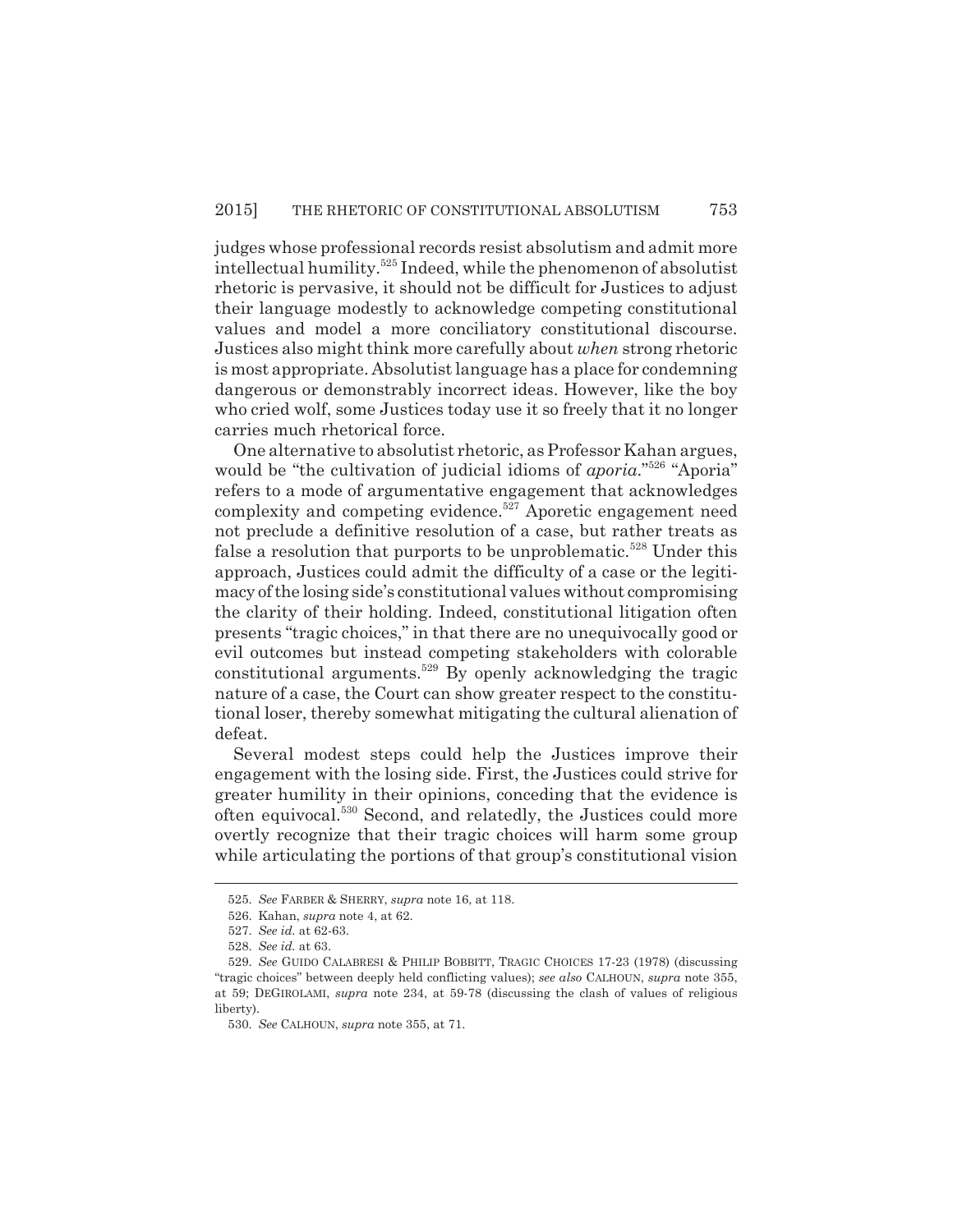judges whose professional records resist absolutism and admit more intellectual humility.[525] Indeed, while the phenomenon of absolutist rhetoric is pervasive, it should not be difficult for Justices to adjust their language modestly to acknowledge competing constitutional values and model a more conciliatory constitutional discourse. Justices also might think more carefully about *when* strong rhetoric is most appropriate. Absolutist language has a place for condemning dangerous or demonstrably incorrect ideas. However, like the boy who cried wolf, some Justices today use it so freely that it no longer carries much rhetorical force.

One alternative to absolutist rhetoric, as Professor Kahan argues, would be "the cultivation of judicial idioms of *aporia*."[526] "Aporia" refers to a mode of argumentative engagement that acknowledges complexity and competing evidence.[527] Aporetic engagement need not preclude a definitive resolution of a case, but rather treats as false a resolution that purports to be unproblematic.[528] Under this approach, Justices could admit the difficulty of a case or the legitimacy of the losing side's constitutional values without compromising the clarity of their holding. Indeed, constitutional litigation often presents "tragic choices," in that there are no unequivocally good or evil outcomes but instead competing stakeholders with colorable constitutional arguments.[529] By openly acknowledging the tragic nature of a case, the Court can show greater respect to the constitutional loser, thereby somewhat mitigating the cultural alienation of defeat.

Several modest steps could help the Justices improve their engagement with the losing side. First, the Justices could strive for greater humility in their opinions, conceding that the evidence is often equivocal.[530] Second, and relatedly, the Justices could more overtly recognize that their tragic choices will harm some group while articulating the portions of that group's constitutional vision

---

525. *See* FARBER & SHERRY, *supra* note 16, at 118.

526. Kahan, *supra* note 4, at 62.

527. *See id.* at 62-63.

528. *See id.* at 63.

529. *See* GUIDO CALABRESI & PHILIP BOBBITT, TRAGIC CHOICES 17-23 (1978) (discussing "tragic choices" between deeply held conflicting values); *see also* CALHOUN, *supra* note 355, at 59; DEGIROLAMI, *supra* note 234, at 59-78 (discussing the clash of values of religious liberty).

530. *See* CALHOUN, *supra* note 355, at 71.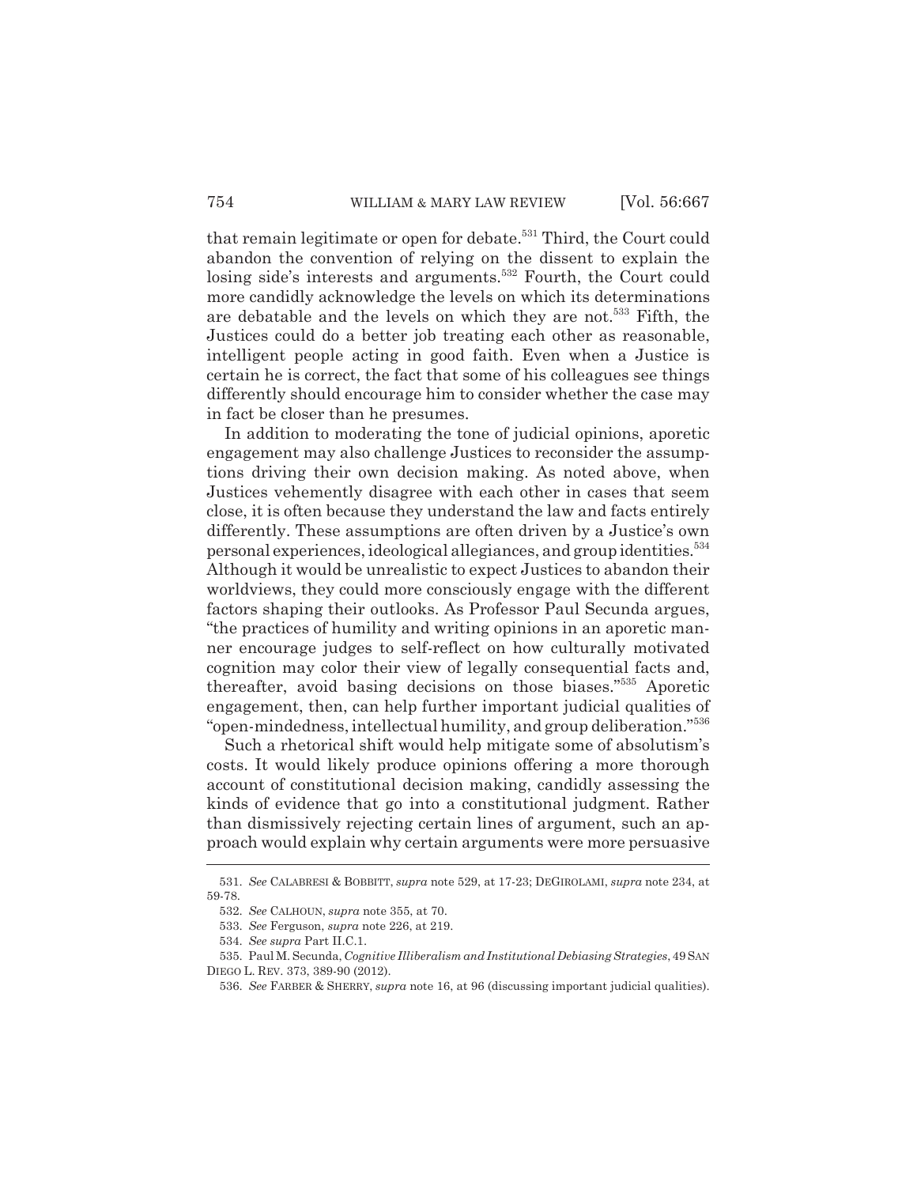that remain legitimate or open for debate.[531] Third, the Court could abandon the convention of relying on the dissent to explain the losing side's interests and arguments.[532] Fourth, the Court could more candidly acknowledge the levels on which its determinations are debatable and the levels on which they are not.[533] Fifth, the Justices could do a better job treating each other as reasonable, intelligent people acting in good faith. Even when a Justice is certain he is correct, the fact that some of his colleagues see things differently should encourage him to consider whether the case may in fact be closer than he presumes.

In addition to moderating the tone of judicial opinions, aporetic engagement may also challenge Justices to reconsider the assumptions driving their own decision making. As noted above, when Justices vehemently disagree with each other in cases that seem close, it is often because they understand the law and facts entirely differently. These assumptions are often driven by a Justice's own personal experiences, ideological allegiances, and group identities.[534] Although it would be unrealistic to expect Justices to abandon their worldviews, they could more consciously engage with the different factors shaping their outlooks. As Professor Paul Secunda argues, "the practices of humility and writing opinions in an aporetic manner encourage judges to self-reflect on how culturally motivated cognition may color their view of legally consequential facts and, thereafter, avoid basing decisions on those biases."[535] Aporetic engagement, then, can help further important judicial qualities of "open-mindedness, intellectual humility, and group deliberation."[536]

Such a rhetorical shift would help mitigate some of absolutism's costs. It would likely produce opinions offering a more thorough account of constitutional decision making, candidly assessing the kinds of evidence that go into a constitutional judgment. Rather than dismissively rejecting certain lines of argument, such an approach would explain why certain arguments were more persuasive

---

531. *See* CALABRESI & BOBBITT, *supra* note 529, at 17-23; DEGIROLAMI, *supra* note 234, at 59-78.

532. *See* CALHOUN, *supra* note 355, at 70.

533. *See* Ferguson, *supra* note 226, at 219.

534. *See supra* Part II.C.1.

535. Paul M. Secunda, *Cognitive Illiberalism and Institutional Debiasing Strategies*, 49 SAN DIEGO L. REV. 373, 389-90 (2012).

536. *See* FARBER & SHERRY, *supra* note 16, at 96 (discussing important judicial qualities).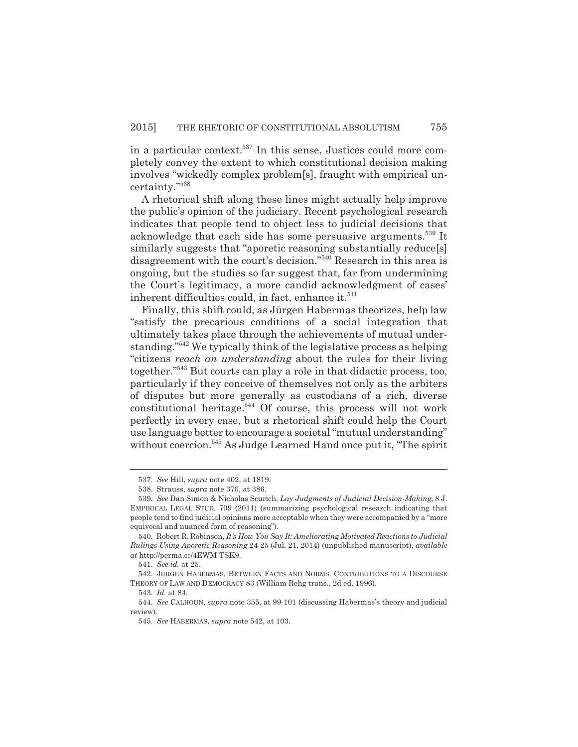in a particular context.[537] In this sense, Justices could more completely convey the extent to which constitutional decision making involves "wickedly complex problem[s], fraught with empirical uncertainty."[538]

A rhetorical shift along these lines might actually help improve the public's opinion of the judiciary. Recent psychological research indicates that people tend to object less to judicial decisions that acknowledge that each side has some persuasive arguments.[539] It similarly suggests that "aporetic reasoning substantially reduce[s] disagreement with the court's decision."[540] Research in this area is ongoing, but the studies so far suggest that, far from undermining the Court's legitimacy, a more candid acknowledgment of cases' inherent difficulties could, in fact, enhance it.[541]

Finally, this shift could, as Jürgen Habermas theorizes, help law "satisfy the precarious conditions of a social integration that ultimately takes place through the achievements of mutual understanding."[542] We typically think of the legislative process as helping "citizens *reach an understanding* about the rules for their living together."[543] But courts can play a role in that didactic process, too, particularly if they conceive of themselves not only as the arbiters of disputes but more generally as custodians of a rich, diverse constitutional heritage.[544] Of course, this process will not work perfectly in every case, but a rhetorical shift could help the Court use language better to encourage a societal "mutual understanding" without coercion.[545] As Judge Learned Hand once put it, "The spirit

---

537. *See* Hill, *supra* note 402, at 1819.

538. Strauss, *supra* note 370, at 386.

539. *See* Dan Simon & Nicholas Scurich, *Lay Judgments of Judicial Decision-Making*, 8 J. EMPIRICAL LEGAL STUD. 709 (2011) (summarizing psychological research indicating that people tend to find judicial opinions more acceptable when they were accompanied by a "more equivocal and nuanced form of reasoning").

540. Robert R. Robinson, *It's How You Say It: Ameliorating Motivated Reactions to Judicial Rulings Using Aporetic Reasoning* 24-25 (Jul. 21, 2014) (unpublished manuscript), *available at* http://perma.cc/4EWM-TSK9.

541. *See id.* at 25.

542. JÜRGEN HABERMAS, BETWEEN FACTS AND NORMS: CONTRIBUTIONS TO A DISCOURSE THEORY OF LAW AND DEMOCRACY 83 (William Rehg trans., 2d ed. 1996).

543. *Id.* at 84.

544. *See* CALHOUN, *supra* note 355, at 99-101 (discussing Habermas's theory and judicial review).

545. *See* HABERMAS, *supra* note 542, at 103.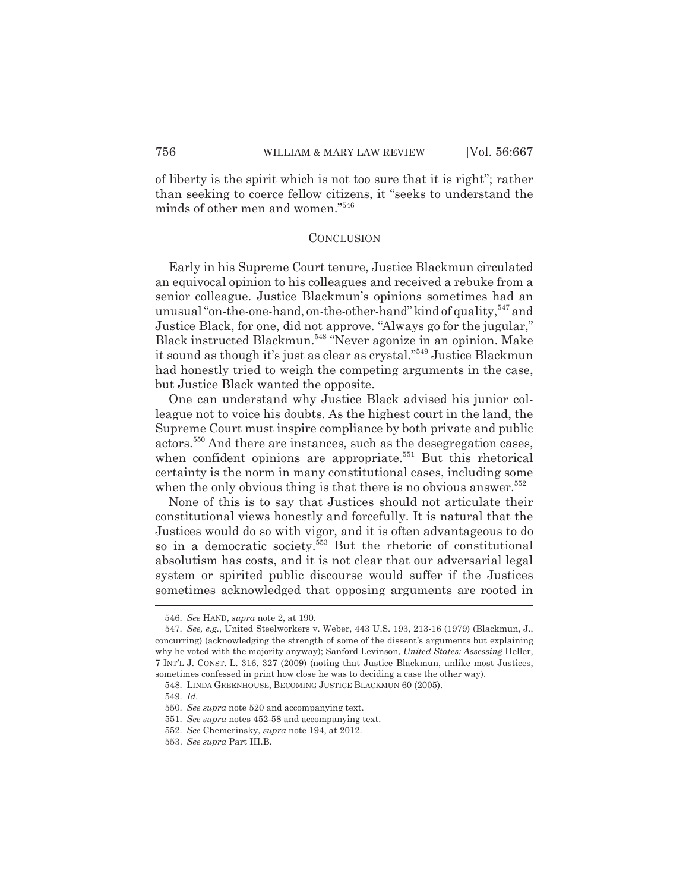of liberty is the spirit which is not too sure that it is right"; rather than seeking to coerce fellow citizens, it "seeks to understand the minds of other men and women."[546]

## CONCLUSION

Early in his Supreme Court tenure, Justice Blackmun circulated an equivocal opinion to his colleagues and received a rebuke from a senior colleague. Justice Blackmun's opinions sometimes had an unusual "on-the-one-hand, on-the-other-hand" kind of quality,[547] and Justice Black, for one, did not approve. "Always go for the jugular," Black instructed Blackmun.[548] "Never agonize in an opinion. Make it sound as though it's just as clear as crystal."[549] Justice Blackmun had honestly tried to weigh the competing arguments in the case, but Justice Black wanted the opposite.

One can understand why Justice Black advised his junior colleague not to voice his doubts. As the highest court in the land, the Supreme Court must inspire compliance by both private and public actors.[550] And there are instances, such as the desegregation cases, when confident opinions are appropriate.[551] But this rhetorical certainty is the norm in many constitutional cases, including some when the only obvious thing is that there is no obvious answer.[552]

None of this is to say that Justices should not articulate their constitutional views honestly and forcefully. It is natural that the Justices would do so with vigor, and it is often advantageous to do so in a democratic society.[553] But the rhetoric of constitutional absolutism has costs, and it is not clear that our adversarial legal system or spirited public discourse would suffer if the Justices sometimes acknowledged that opposing arguments are rooted in

---

546. *See* HAND, *supra* note 2, at 190.

547. *See, e.g.*, United Steelworkers v. Weber, 443 U.S. 193, 213-16 (1979) (Blackmun, J., concurring) (acknowledging the strength of some of the dissent's arguments but explaining why he voted with the majority anyway); Sanford Levinson, *United States: Assessing* Heller, 7 INT'L J. CONST. L. 316, 327 (2009) (noting that Justice Blackmun, unlike most Justices, sometimes confessed in print how close he was to deciding a case the other way).

548. LINDA GREENHOUSE, BECOMING JUSTICE BLACKMUN 60 (2005).

549. *Id.*

550. *See supra* note 520 and accompanying text.

551. *See supra* notes 452-58 and accompanying text.

552. *See* Chemerinsky, *supra* note 194, at 2012.

553. *See supra* Part III.B.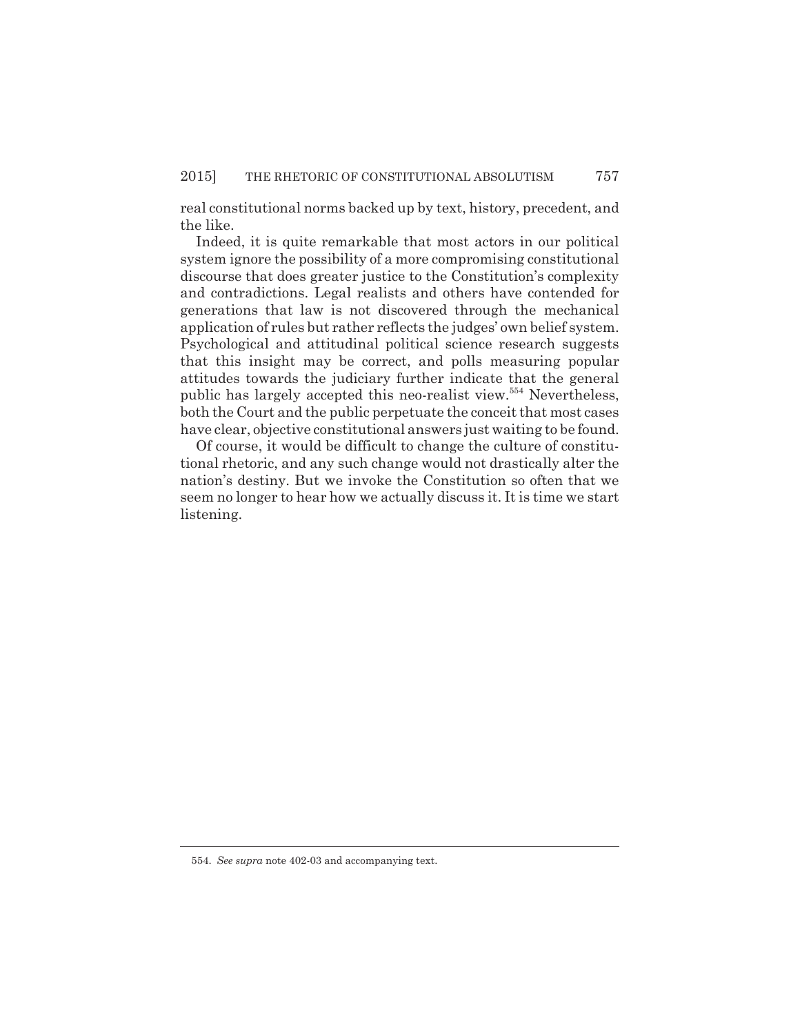real constitutional norms backed up by text, history, precedent, and the like.

Indeed, it is quite remarkable that most actors in our political system ignore the possibility of a more compromising constitutional discourse that does greater justice to the Constitution's complexity and contradictions. Legal realists and others have contended for generations that law is not discovered through the mechanical application of rules but rather reflects the judges' own belief system. Psychological and attitudinal political science research suggests that this insight may be correct, and polls measuring popular attitudes towards the judiciary further indicate that the general public has largely accepted this neo-realist view.[554] Nevertheless, both the Court and the public perpetuate the conceit that most cases have clear, objective constitutional answers just waiting to be found.

Of course, it would be difficult to change the culture of constitutional rhetoric, and any such change would not drastically alter the nation's destiny. But we invoke the Constitution so often that we seem no longer to hear how we actually discuss it. It is time we start listening.

---

554. *See supra* note 402-03 and accompanying text.